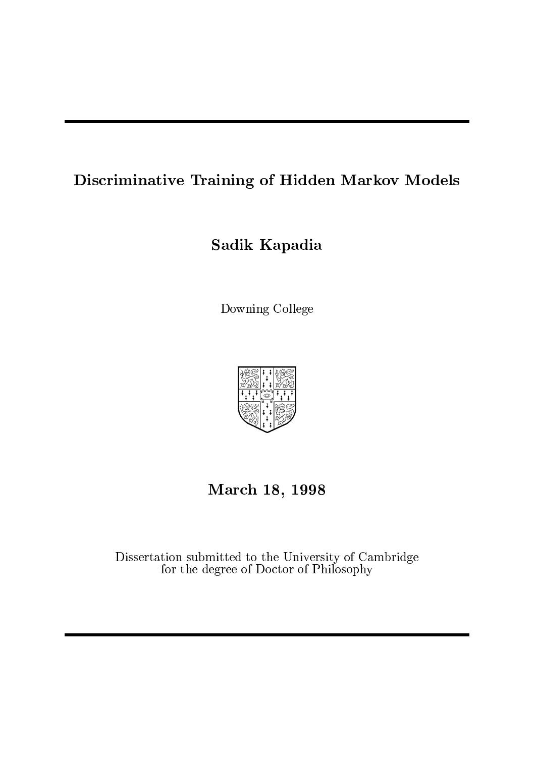# Discriminative Training of Hidden Markov Models

**Sadik Kapadia**

Downing College

**March 18, 1998**

Dissertation submitted to the University of Cambridge
for the degree of Doctor of Philosophy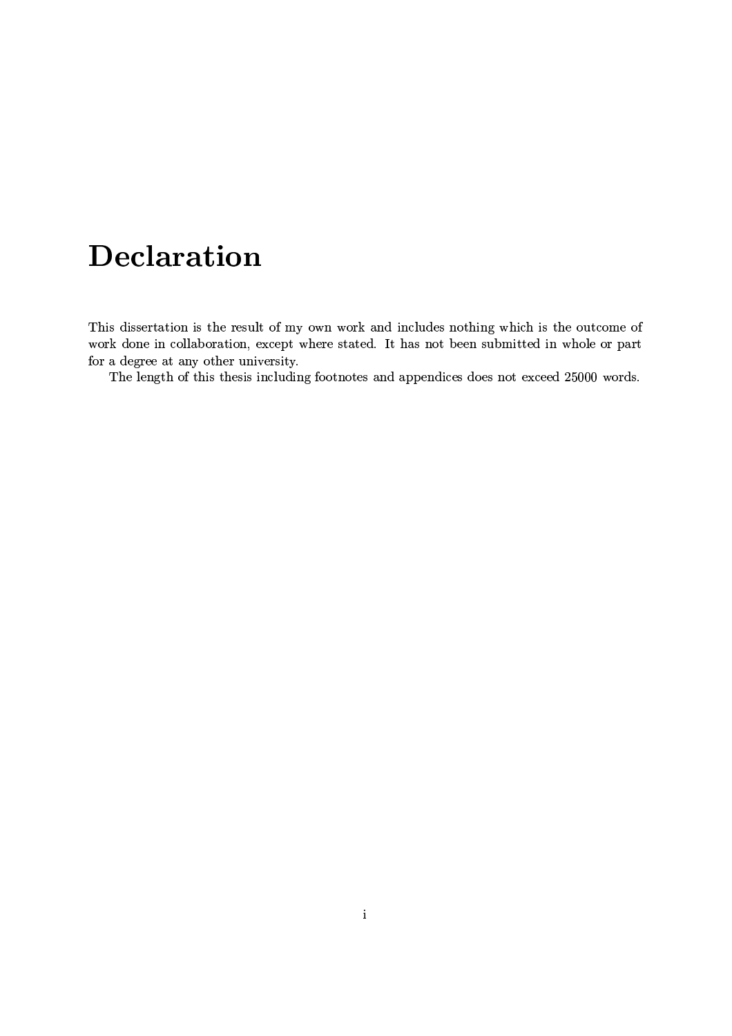# Declaration

This dissertation is the result of my own work and includes nothing which is the outcome of work done in collaboration, except where stated. It has not been submitted in whole or part for a degree at any other university.

The length of this thesis including footnotes and appendices does not exceed 25000 words.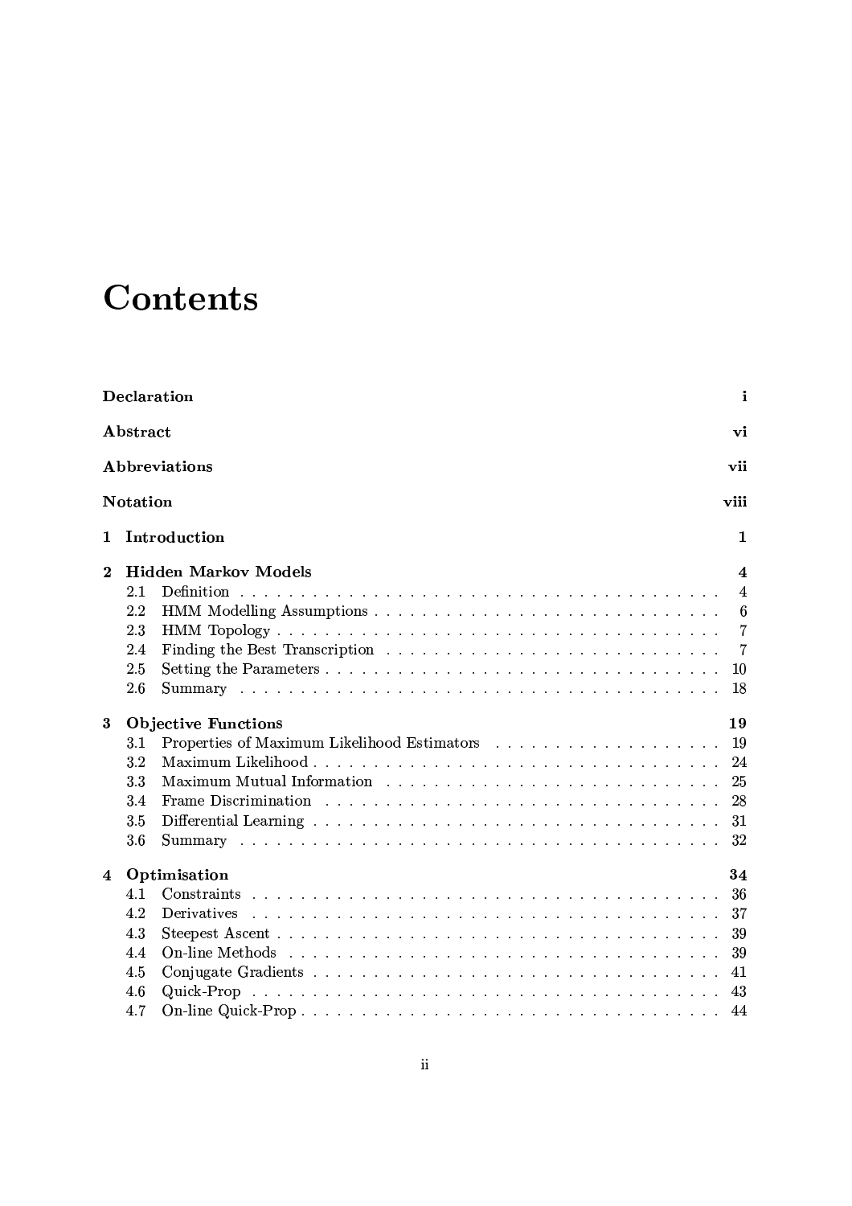# Contents

**Declaration** — i

**Abstract** — vi

**Abbreviations** — vii

**Notation** — viii

**1 Introduction** — 1

**2 Hidden Markov Models** — 4

- 2.1 Definition — 4
- 2.2 HMM Modelling Assumptions — 6
- 2.3 HMM Topology — 7
- 2.4 Finding the Best Transcription — 7
- 2.5 Setting the Parameters — 10
- 2.6 Summary — 18

**3 Objective Functions** — 19

- 3.1 Properties of Maximum Likelihood Estimators — 19
- 3.2 Maximum Likelihood — 24
- 3.3 Maximum Mutual Information — 25
- 3.4 Frame Discrimination — 28
- 3.5 Differential Learning — 31
- 3.6 Summary — 32

**4 Optimisation** — 34

- 4.1 Constraints — 36
- 4.2 Derivatives — 37
- 4.3 Steepest Ascent — 39
- 4.4 On-line Methods — 39
- 4.5 Conjugate Gradients — 41
- 4.6 Quick-Prop — 43
- 4.7 On-line Quick-Prop — 44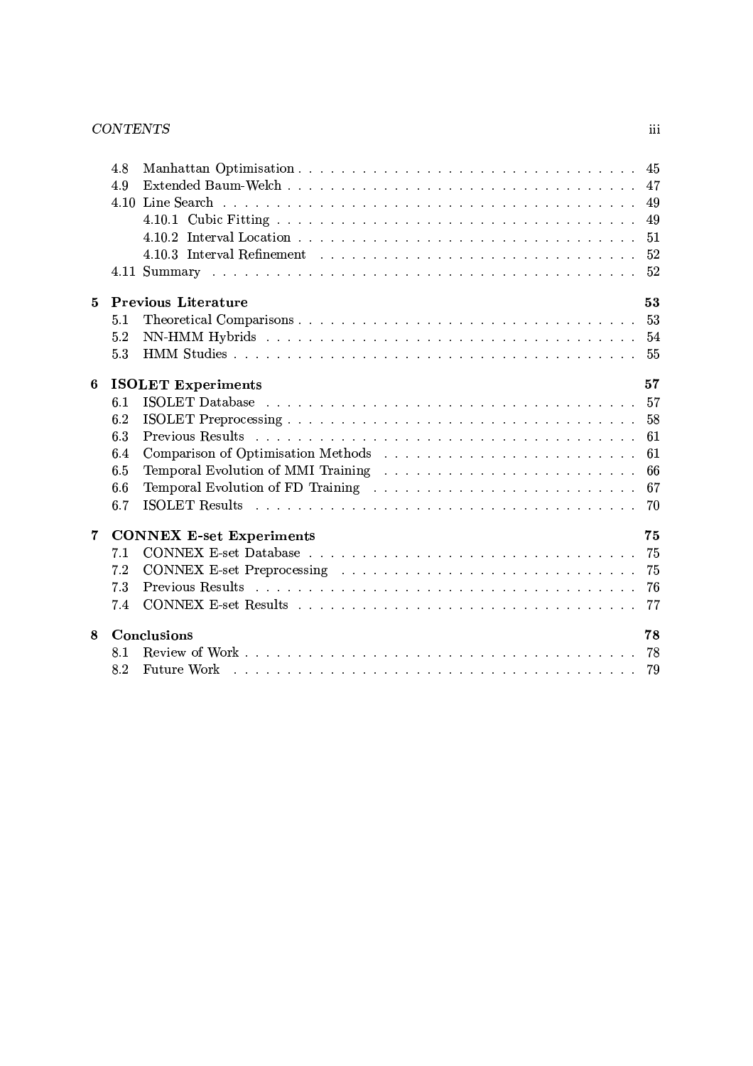- 4.8 Manhattan Optimisation . . . . . . . . . . . . . . . . . . . . . . . . . . . . . . . . 45
- 4.9 Extended Baum-Welch . . . . . . . . . . . . . . . . . . . . . . . . . . . . . . . . 47
- 4.10 Line Search . . . . . . . . . . . . . . . . . . . . . . . . . . . . . . . . . . . . 49
  - 4.10.1 Cubic Fitting . . . . . . . . . . . . . . . . . . . . . . . . . . . . . . . . 49
  - 4.10.2 Interval Location . . . . . . . . . . . . . . . . . . . . . . . . . . . . . . 51
  - 4.10.3 Interval Refinement . . . . . . . . . . . . . . . . . . . . . . . . . . . . 52
- 4.11 Summary . . . . . . . . . . . . . . . . . . . . . . . . . . . . . . . . . . . . . 52

**5 Previous Literature** **53**
- 5.1 Theoretical Comparisons . . . . . . . . . . . . . . . . . . . . . . . . . . . . . 53
- 5.2 NN-HMM Hybrids . . . . . . . . . . . . . . . . . . . . . . . . . . . . . . . . . 54
- 5.3 HMM Studies . . . . . . . . . . . . . . . . . . . . . . . . . . . . . . . . . . . 55

**6 ISOLET Experiments** **57**
- 6.1 ISOLET Database . . . . . . . . . . . . . . . . . . . . . . . . . . . . . . . . . 57
- 6.2 ISOLET Preprocessing . . . . . . . . . . . . . . . . . . . . . . . . . . . . . . . 58
- 6.3 Previous Results . . . . . . . . . . . . . . . . . . . . . . . . . . . . . . . . . 61
- 6.4 Comparison of Optimisation Methods . . . . . . . . . . . . . . . . . . . . . . . 61
- 6.5 Temporal Evolution of MMI Training . . . . . . . . . . . . . . . . . . . . . . . 66
- 6.6 Temporal Evolution of FD Training . . . . . . . . . . . . . . . . . . . . . . . . 67
- 6.7 ISOLET Results . . . . . . . . . . . . . . . . . . . . . . . . . . . . . . . . . . 70

**7 CONNEX E-set Experiments** **75**
- 7.1 CONNEX E-set Database . . . . . . . . . . . . . . . . . . . . . . . . . . . . . 75
- 7.2 CONNEX E-set Preprocessing . . . . . . . . . . . . . . . . . . . . . . . . . . 75
- 7.3 Previous Results . . . . . . . . . . . . . . . . . . . . . . . . . . . . . . . . . 76
- 7.4 CONNEX E-set Results . . . . . . . . . . . . . . . . . . . . . . . . . . . . . . 77

**8 Conclusions** **78**
- 8.1 Review of Work . . . . . . . . . . . . . . . . . . . . . . . . . . . . . . . . . . 78
- 8.2 Future Work . . . . . . . . . . . . . . . . . . . . . . . . . . . . . . . . . . . . 79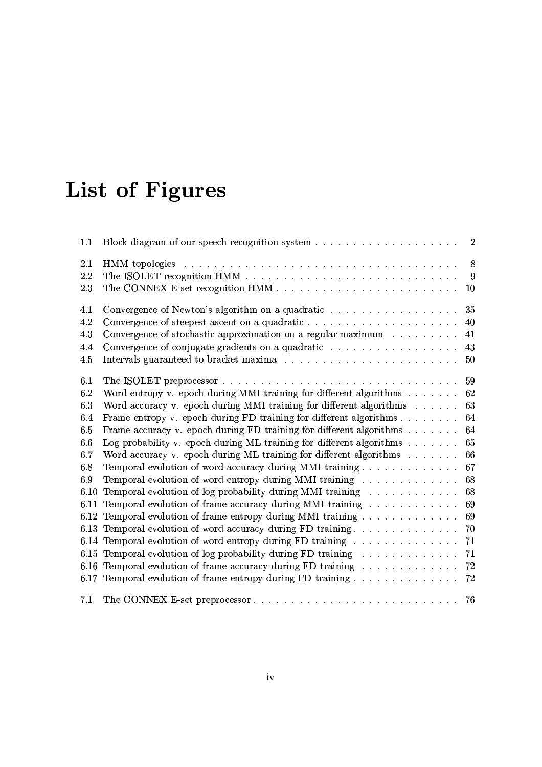# List of Figures

| | | |
|---|---|---|
| 1.1 | Block diagram of our speech recognition system | 2 |
| 2.1 | HMM topologies | 8 |
| 2.2 | The ISOLET recognition HMM | 9 |
| 2.3 | The CONNEX E-set recognition HMM | 10 |
| 4.1 | Convergence of Newton's algorithm on a quadratic | 35 |
| 4.2 | Convergence of steepest ascent on a quadratic | 40 |
| 4.3 | Convergence of stochastic approximation on a regular maximum | 41 |
| 4.4 | Convergence of conjugate gradients on a quadratic | 43 |
| 4.5 | Intervals guaranteed to bracket maxima | 50 |
| 6.1 | The ISOLET preprocessor | 59 |
| 6.2 | Word entropy v. epoch during MMI training for different algorithms | 62 |
| 6.3 | Word accuracy v. epoch during MMI training for different algorithms | 63 |
| 6.4 | Frame entropy v. epoch during FD training for different algorithms | 64 |
| 6.5 | Frame accuracy v. epoch during FD training for different algorithms | 64 |
| 6.6 | Log probability v. epoch during ML training for different algorithms | 65 |
| 6.7 | Word accuracy v. epoch during ML training for different algorithms | 66 |
| 6.8 | Temporal evolution of word accuracy during MMI training | 67 |
| 6.9 | Temporal evolution of word entropy during MMI training | 68 |
| 6.10 | Temporal evolution of log probability during MMI training | 68 |
| 6.11 | Temporal evolution of frame accuracy during MMI training | 69 |
| 6.12 | Temporal evolution of frame entropy during MMI training | 69 |
| 6.13 | Temporal evolution of word accuracy during FD training | 70 |
| 6.14 | Temporal evolution of word entropy during FD training | 71 |
| 6.15 | Temporal evolution of log probability during FD training | 71 |
| 6.16 | Temporal evolution of frame accuracy during FD training | 72 |
| 6.17 | Temporal evolution of frame entropy during FD training | 72 |
| 7.1 | The CONNEX E-set preprocessor | 76 |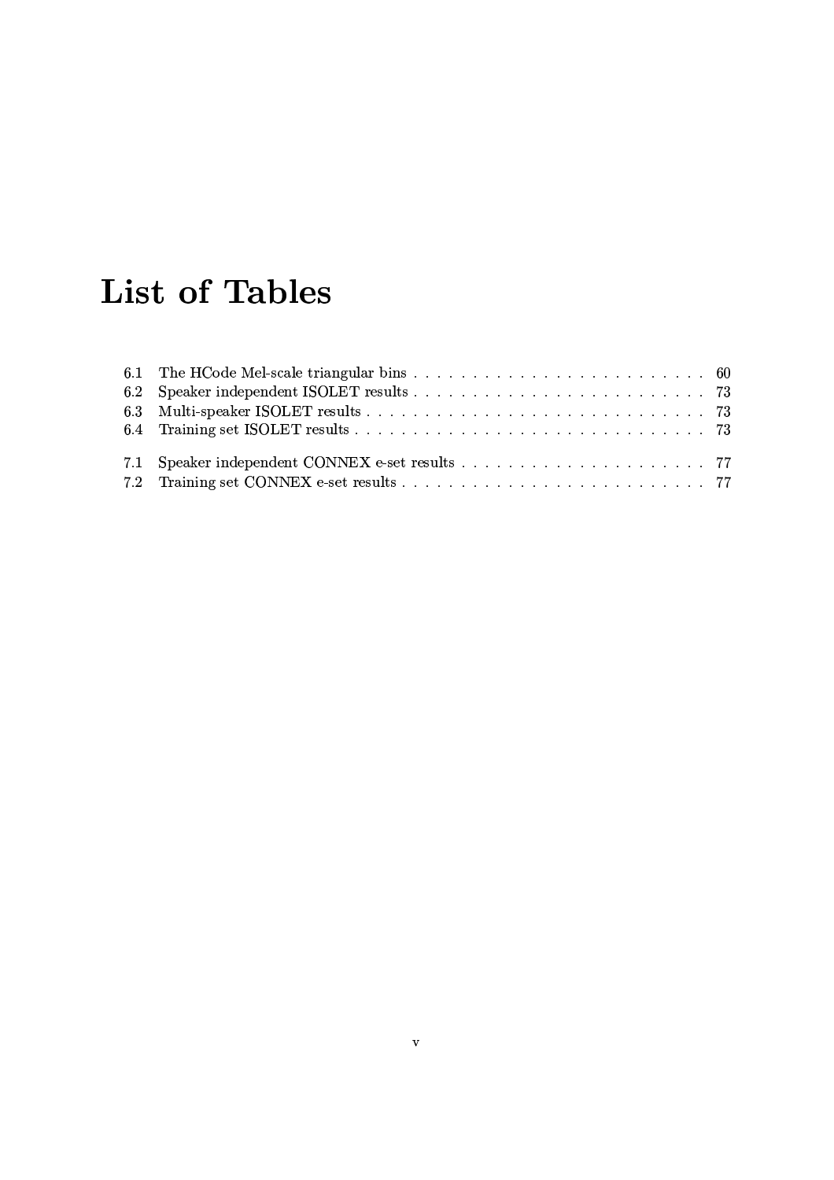# List of Tables

6.1 The HCode Mel-scale triangular bins . . . . . . . . . . . . . . . . . . . . . . . . . 60
6.2 Speaker independent ISOLET results . . . . . . . . . . . . . . . . . . . . . . . . . 73
6.3 Multi-speaker ISOLET results . . . . . . . . . . . . . . . . . . . . . . . . . . . . . 73
6.4 Training set ISOLET results . . . . . . . . . . . . . . . . . . . . . . . . . . . . . . 73

7.1 Speaker independent CONNEX e-set results . . . . . . . . . . . . . . . . . . . . . 77
7.2 Training set CONNEX e-set results . . . . . . . . . . . . . . . . . . . . . . . . . . 77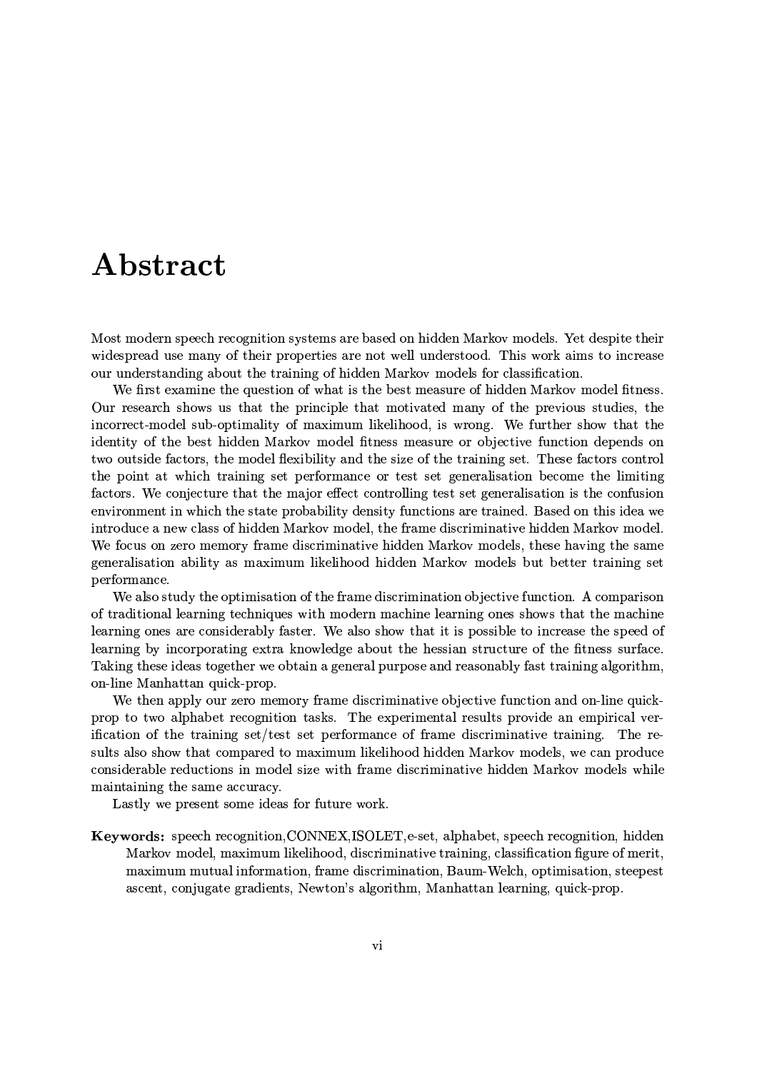# Abstract

Most modern speech recognition systems are based on hidden Markov models. Yet despite their widespread use many of their properties are not well understood. This work aims to increase our understanding about the training of hidden Markov models for classification.

We first examine the question of what is the best measure of hidden Markov model fitness. Our research shows us that the principle that motivated many of the previous studies, the incorrect-model sub-optimality of maximum likelihood, is wrong. We further show that the identity of the best hidden Markov model fitness measure or objective function depends on two outside factors, the model flexibility and the size of the training set. These factors control the point at which training set performance or test set generalisation become the limiting factors. We conjecture that the major effect controlling test set generalisation is the confusion environment in which the state probability density functions are trained. Based on this idea we introduce a new class of hidden Markov model, the frame discriminative hidden Markov model. We focus on zero memory frame discriminative hidden Markov models, these having the same generalisation ability as maximum likelihood hidden Markov models but better training set performance.

We also study the optimisation of the frame discrimination objective function. A comparison of traditional learning techniques with modern machine learning ones shows that the machine learning ones are considerably faster. We also show that it is possible to increase the speed of learning by incorporating extra knowledge about the hessian structure of the fitness surface. Taking these ideas together we obtain a general purpose and reasonably fast training algorithm, on-line Manhattan quick-prop.

We then apply our zero memory frame discriminative objective function and on-line quick-prop to two alphabet recognition tasks. The experimental results provide an empirical verification of the training set/test set performance of frame discriminative training. The results also show that compared to maximum likelihood hidden Markov models, we can produce considerable reductions in model size with frame discriminative hidden Markov models while maintaining the same accuracy.

Lastly we present some ideas for future work.

**Keywords:** speech recognition,CONNEX,ISOLET,e-set, alphabet, speech recognition, hidden Markov model, maximum likelihood, discriminative training, classification figure of merit, maximum mutual information, frame discrimination, Baum-Welch, optimisation, steepest ascent, conjugate gradients, Newton's algorithm, Manhattan learning, quick-prop.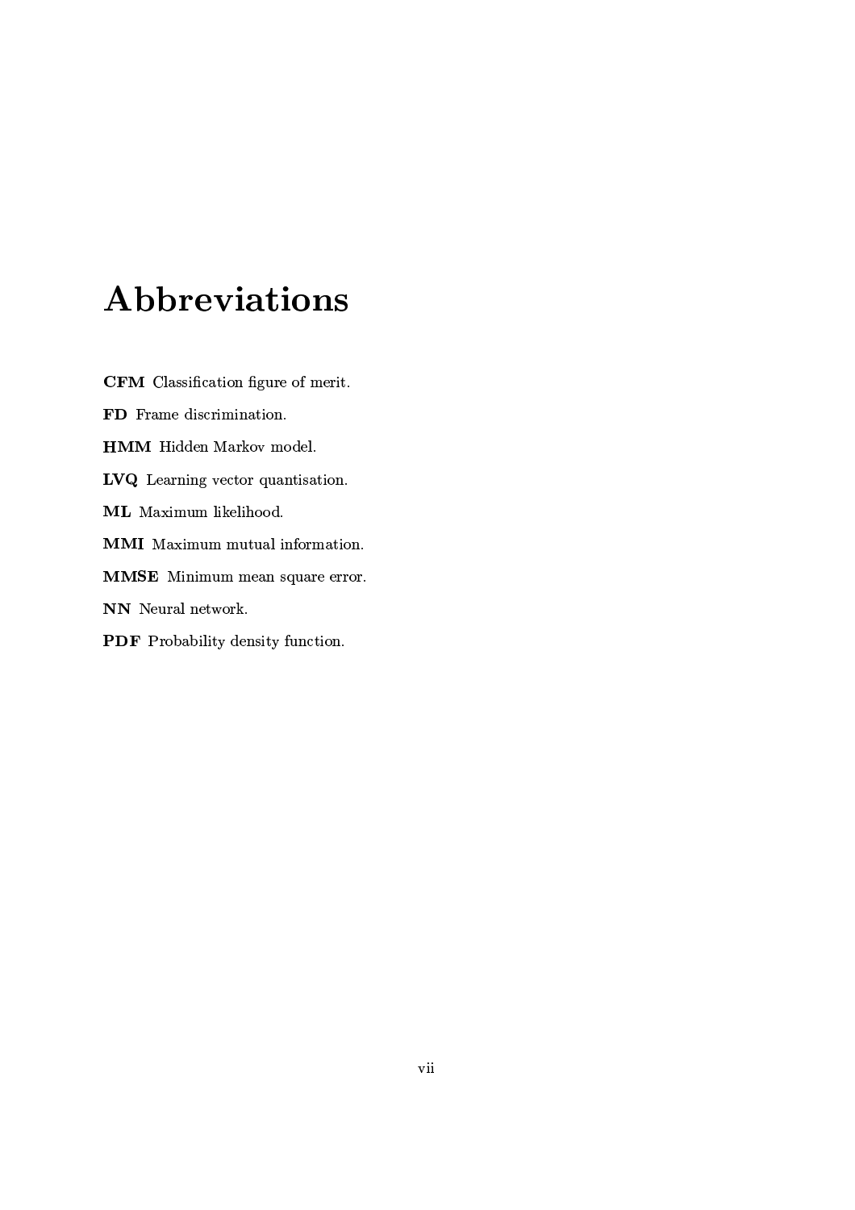# Abbreviations

**CFM** Classification figure of merit.

**FD** Frame discrimination.

**HMM** Hidden Markov model.

**LVQ** Learning vector quantisation.

**ML** Maximum likelihood.

**MMI** Maximum mutual information.

**MMSE** Minimum mean square error.

**NN** Neural network.

**PDF** Probability density function.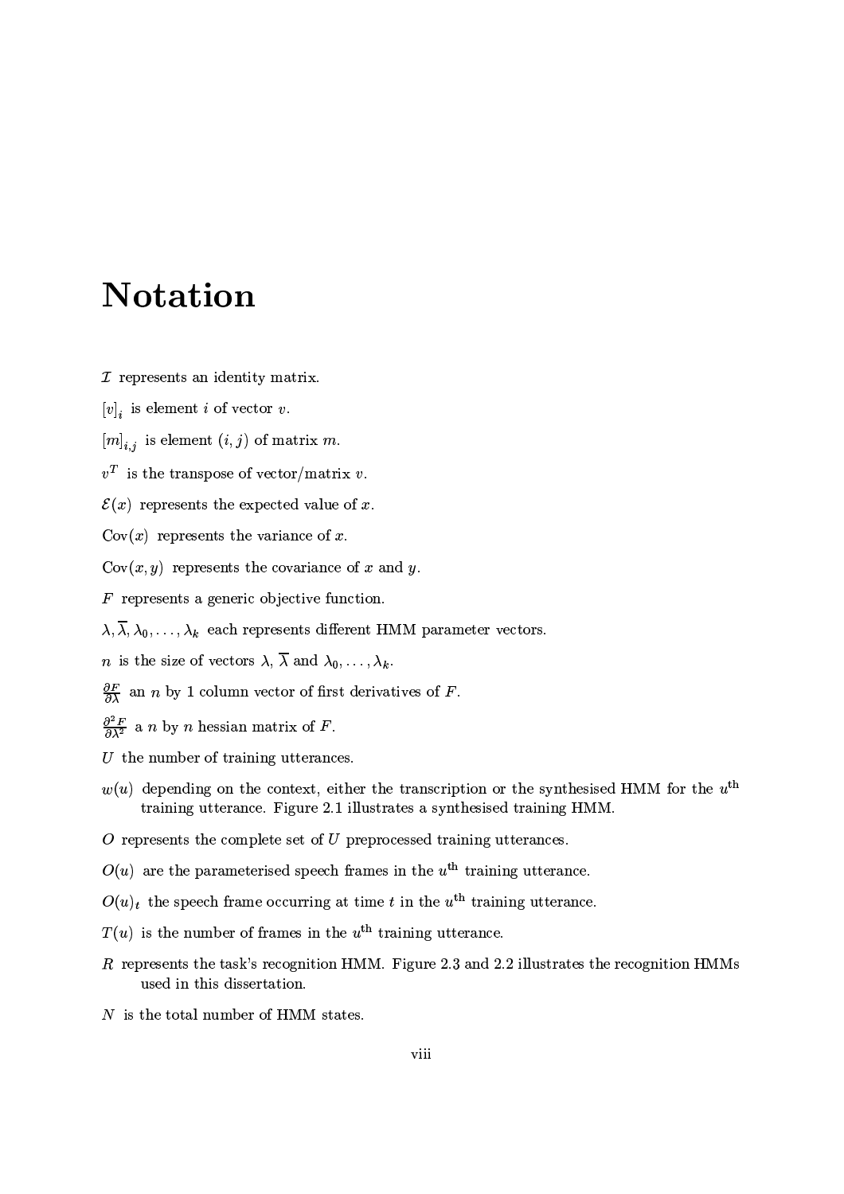# Notation

$\mathcal{I}$ represents an identity matrix.

$[v]_i$ is element $i$ of vector $v$.

$[m]_{i,j}$ is element $(i, j)$ of matrix $m$.

$v^T$ is the transpose of vector/matrix $v$.

$\mathcal{E}(x)$ represents the expected value of $x$.

$\text{Cov}(x)$ represents the variance of $x$.

$\text{Cov}(x, y)$ represents the covariance of $x$ and $y$.

$F$ represents a generic objective function.

$\lambda, \overline{\lambda}, \lambda_0, \ldots, \lambda_k$ each represents different HMM parameter vectors.

$n$ is the size of vectors $\lambda$, $\overline{\lambda}$ and $\lambda_0, \ldots, \lambda_k$.

$\frac{\partial F}{\partial \lambda}$ an $n$ by 1 column vector of first derivatives of $F$.

$\frac{\partial^2 F}{\partial \lambda^2}$ a $n$ by $n$ hessian matrix of $F$.

$U$ the number of training utterances.

$w(u)$ depending on the context, either the transcription or the synthesised HMM for the $u^{\text{th}}$ training utterance. Figure 2.1 illustrates a synthesised training HMM.

$O$ represents the complete set of $U$ preprocessed training utterances.

$O(u)$ are the parameterised speech frames in the $u^{\text{th}}$ training utterance.

$O(u)_t$ the speech frame occurring at time $t$ in the $u^{\text{th}}$ training utterance.

$T(u)$ is the number of frames in the $u^{\text{th}}$ training utterance.

$R$ represents the task's recognition HMM. Figure 2.3 and 2.2 illustrates the recognition HMMs used in this dissertation.

$N$ is the total number of HMM states.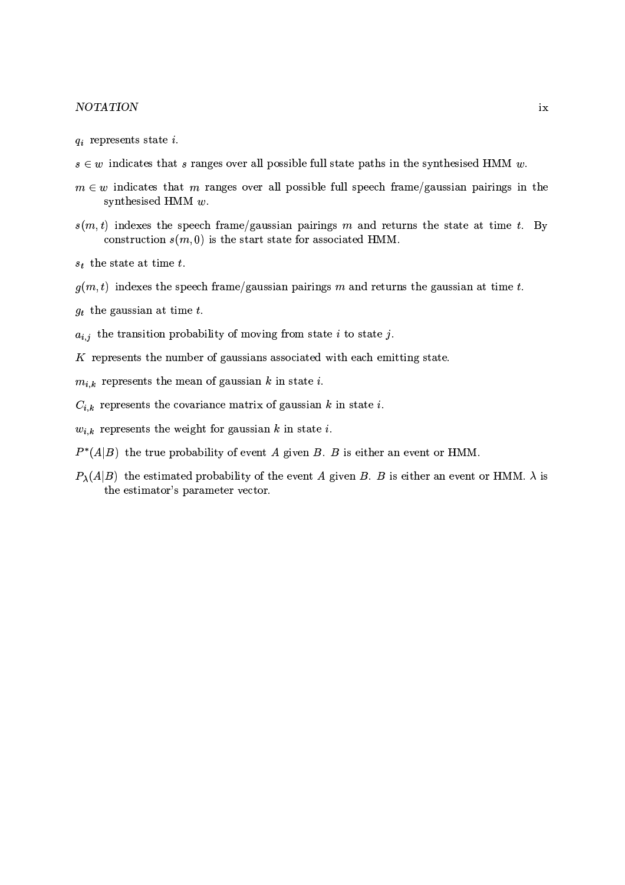$q_i$ represents state $i$.

$s \in w$ indicates that $s$ ranges over all possible full state paths in the synthesised HMM $w$.

$m \in w$ indicates that $m$ ranges over all possible full speech frame/gaussian pairings in the synthesised HMM $w$.

$s(m, t)$ indexes the speech frame/gaussian pairings $m$ and returns the state at time $t$. By construction $s(m, 0)$ is the start state for associated HMM.

$s_t$ the state at time $t$.

$g(m, t)$ indexes the speech frame/gaussian pairings $m$ and returns the gaussian at time $t$.

$g_t$ the gaussian at time $t$.

$a_{i,j}$ the transition probability of moving from state $i$ to state $j$.

$K$ represents the number of gaussians associated with each emitting state.

$m_{i,k}$ represents the mean of gaussian $k$ in state $i$.

$C_{i,k}$ represents the covariance matrix of gaussian $k$ in state $i$.

$w_{i,k}$ represents the weight for gaussian $k$ in state $i$.

$P^*(A|B)$ the true probability of event $A$ given $B$. $B$ is either an event or HMM.

$P_\lambda(A|B)$ the estimated probability of the event $A$ given $B$. $B$ is either an event or HMM. $\lambda$ is the estimator's parameter vector.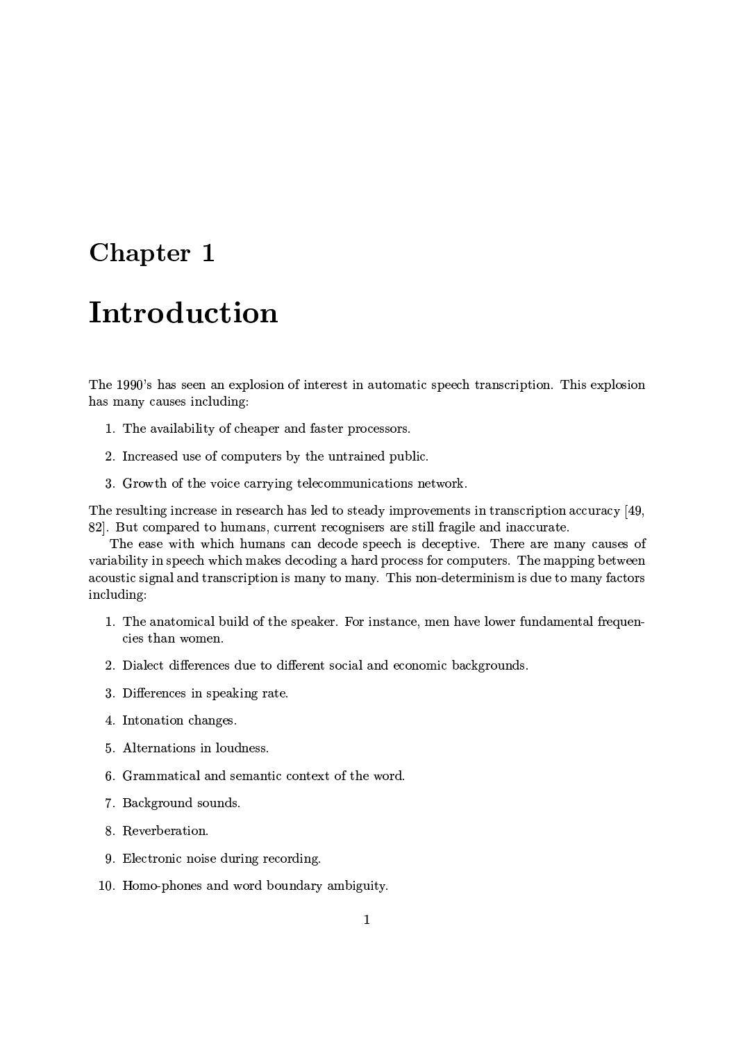# Chapter 1

# Introduction

The 1990's has seen an explosion of interest in automatic speech transcription. This explosion has many causes including:

1. The availability of cheaper and faster processors.
2. Increased use of computers by the untrained public.
3. Growth of the voice carrying telecommunications network.

The resulting increase in research has led to steady improvements in transcription accuracy [49, 82]. But compared to humans, current recognisers are still fragile and inaccurate.

The ease with which humans can decode speech is deceptive. There are many causes of variability in speech which makes decoding a hard process for computers. The mapping between acoustic signal and transcription is many to many. This non-determinism is due to many factors including:

1. The anatomical build of the speaker. For instance, men have lower fundamental frequencies than women.
2. Dialect differences due to different social and economic backgrounds.
3. Differences in speaking rate.
4. Intonation changes.
5. Alternations in loudness.
6. Grammatical and semantic context of the word.
7. Background sounds.
8. Reverberation.
9. Electronic noise during recording.
10. Homo-phones and word boundary ambiguity.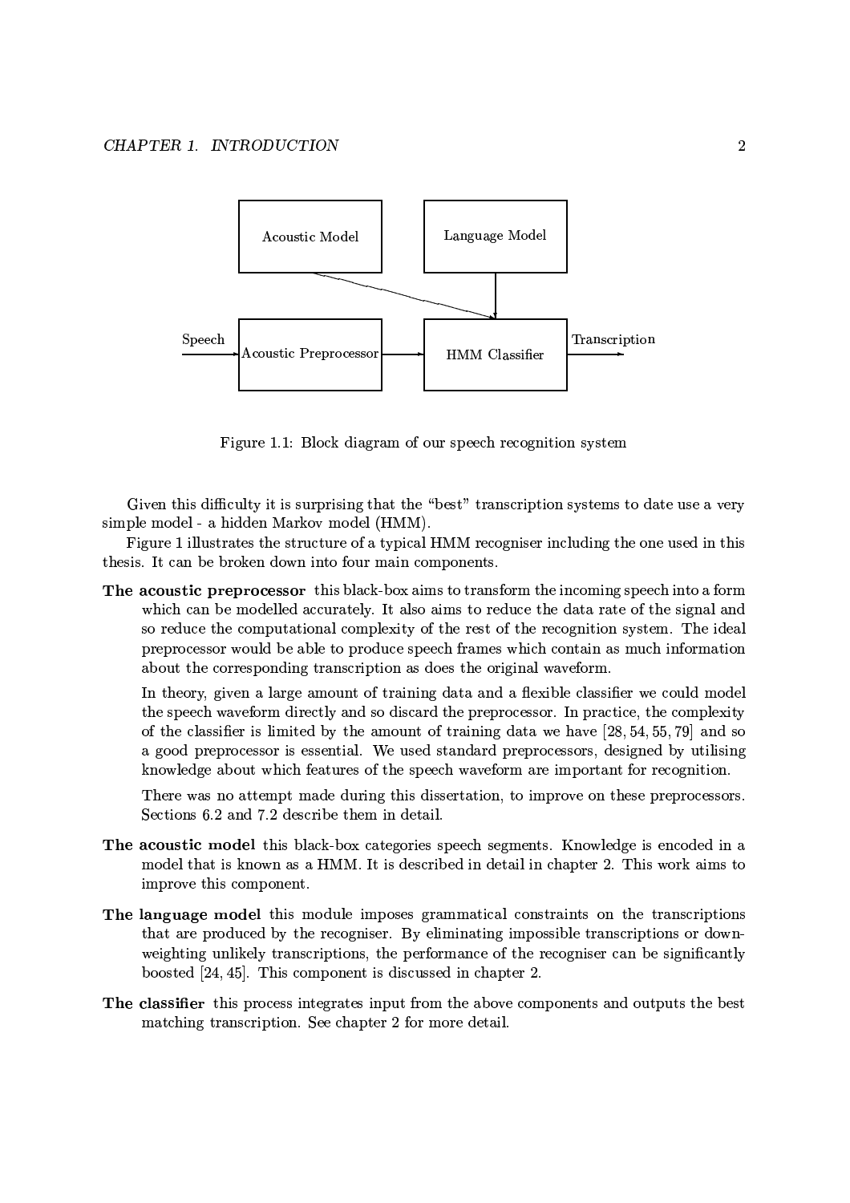Figure 1.1: Block diagram of our speech recognition system

Given this difficulty it is surprising that the "best" transcription systems to date use a very simple model - a hidden Markov model (HMM).

Figure 1 illustrates the structure of a typical HMM recogniser including the one used in this thesis. It can be broken down into four main components.

**The acoustic preprocessor** this black-box aims to transform the incoming speech into a form which can be modelled accurately. It also aims to reduce the data rate of the signal and so reduce the computational complexity of the rest of the recognition system. The ideal preprocessor would be able to produce speech frames which contain as much information about the corresponding transcription as does the original waveform.

In theory, given a large amount of training data and a flexible classifier we could model the speech waveform directly and so discard the preprocessor. In practice, the complexity of the classifier is limited by the amount of training data we have [28, 54, 55, 79] and so a good preprocessor is essential. We used standard preprocessors, designed by utilising knowledge about which features of the speech waveform are important for recognition.

There was no attempt made during this dissertation, to improve on these preprocessors. Sections 6.2 and 7.2 describe them in detail.

**The acoustic model** this black-box categories speech segments. Knowledge is encoded in a model that is known as a HMM. It is described in detail in chapter 2. This work aims to improve this component.

**The language model** this module imposes grammatical constraints on the transcriptions that are produced by the recogniser. By eliminating impossible transcriptions or down-weighting unlikely transcriptions, the performance of the recogniser can be significantly boosted [24, 45]. This component is discussed in chapter 2.

**The classifier** this process integrates input from the above components and outputs the best matching transcription. See chapter 2 for more detail.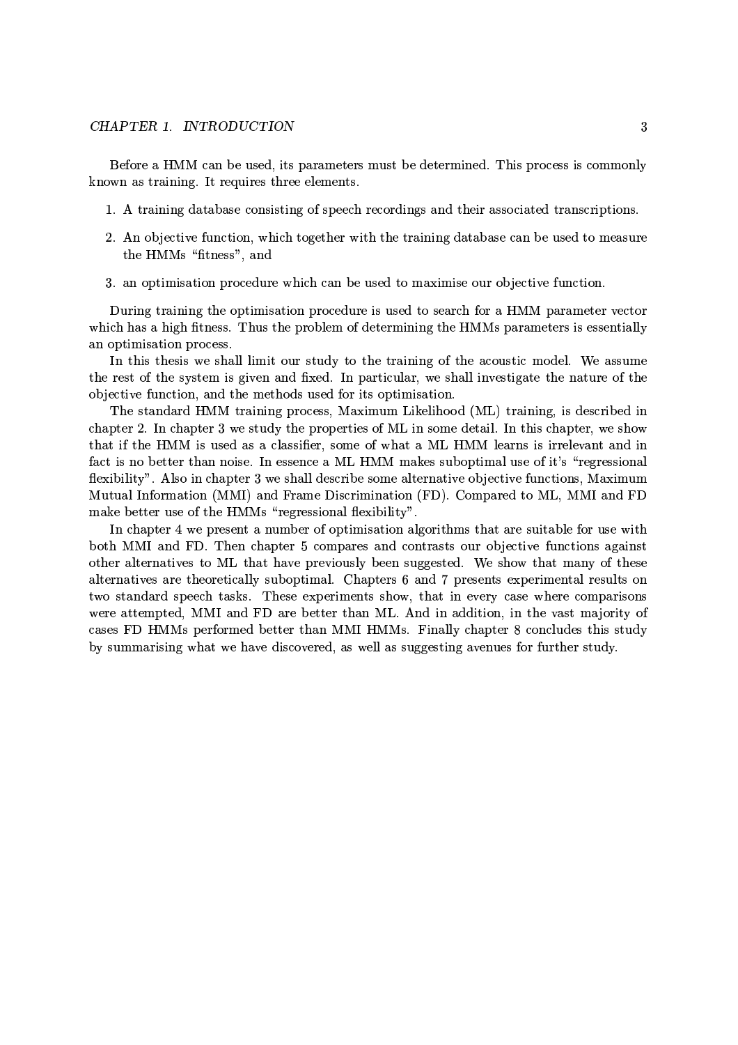Before a HMM can be used, its parameters must be determined. This process is commonly known as training. It requires three elements.

1. A training database consisting of speech recordings and their associated transcriptions.
2. An objective function, which together with the training database can be used to measure the HMMs "fitness", and
3. an optimisation procedure which can be used to maximise our objective function.

During training the optimisation procedure is used to search for a HMM parameter vector which has a high fitness. Thus the problem of determining the HMMs parameters is essentially an optimisation process.

In this thesis we shall limit our study to the training of the acoustic model. We assume the rest of the system is given and fixed. In particular, we shall investigate the nature of the objective function, and the methods used for its optimisation.

The standard HMM training process, Maximum Likelihood (ML) training, is described in chapter 2. In chapter 3 we study the properties of ML in some detail. In this chapter, we show that if the HMM is used as a classifier, some of what a ML HMM learns is irrelevant and in fact is no better than noise. In essence a ML HMM makes suboptimal use of it's "regressional flexibility". Also in chapter 3 we shall describe some alternative objective functions, Maximum Mutual Information (MMI) and Frame Discrimination (FD). Compared to ML, MMI and FD make better use of the HMMs "regressional flexibility".

In chapter 4 we present a number of optimisation algorithms that are suitable for use with both MMI and FD. Then chapter 5 compares and contrasts our objective functions against other alternatives to ML that have previously been suggested. We show that many of these alternatives are theoretically suboptimal. Chapters 6 and 7 presents experimental results on two standard speech tasks. These experiments show, that in every case where comparisons were attempted, MMI and FD are better than ML. And in addition, in the vast majority of cases FD HMMs performed better than MMI HMMs. Finally chapter 8 concludes this study by summarising what we have discovered, as well as suggesting avenues for further study.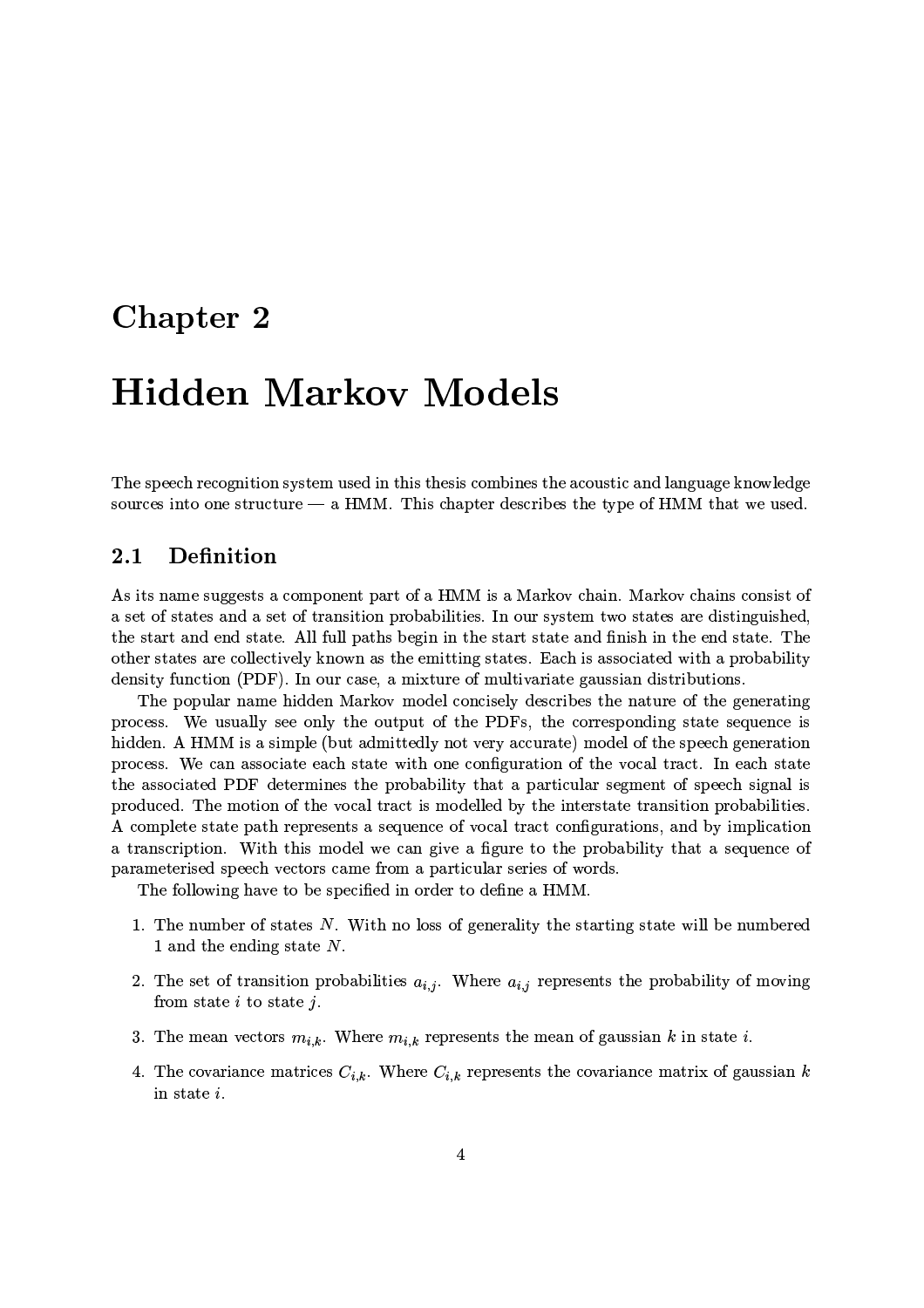# Chapter 2

# Hidden Markov Models

The speech recognition system used in this thesis combines the acoustic and language knowledge sources into one structure — a HMM. This chapter describes the type of HMM that we used.

## 2.1 Definition

As its name suggests a component part of a HMM is a Markov chain. Markov chains consist of a set of states and a set of transition probabilities. In our system two states are distinguished, the start and end state. All full paths begin in the start state and finish in the end state. The other states are collectively known as the emitting states. Each is associated with a probability density function (PDF). In our case, a mixture of multivariate gaussian distributions.

The popular name hidden Markov model concisely describes the nature of the generating process. We usually see only the output of the PDFs, the corresponding state sequence is hidden. A HMM is a simple (but admittedly not very accurate) model of the speech generation process. We can associate each state with one configuration of the vocal tract. In each state the associated PDF determines the probability that a particular segment of speech signal is produced. The motion of the vocal tract is modelled by the interstate transition probabilities. A complete state path represents a sequence of vocal tract configurations, and by implication a transcription. With this model we can give a figure to the probability that a sequence of parameterised speech vectors came from a particular series of words.

The following have to be specified in order to define a HMM.

1. The number of states $N$. With no loss of generality the starting state will be numbered 1 and the ending state $N$.
2. The set of transition probabilities $a_{i,j}$. Where $a_{i,j}$ represents the probability of moving from state $i$ to state $j$.
3. The mean vectors $m_{i,k}$. Where $m_{i,k}$ represents the mean of gaussian $k$ in state $i$.
4. The covariance matrices $C_{i,k}$. Where $C_{i,k}$ represents the covariance matrix of gaussian $k$ in state $i$.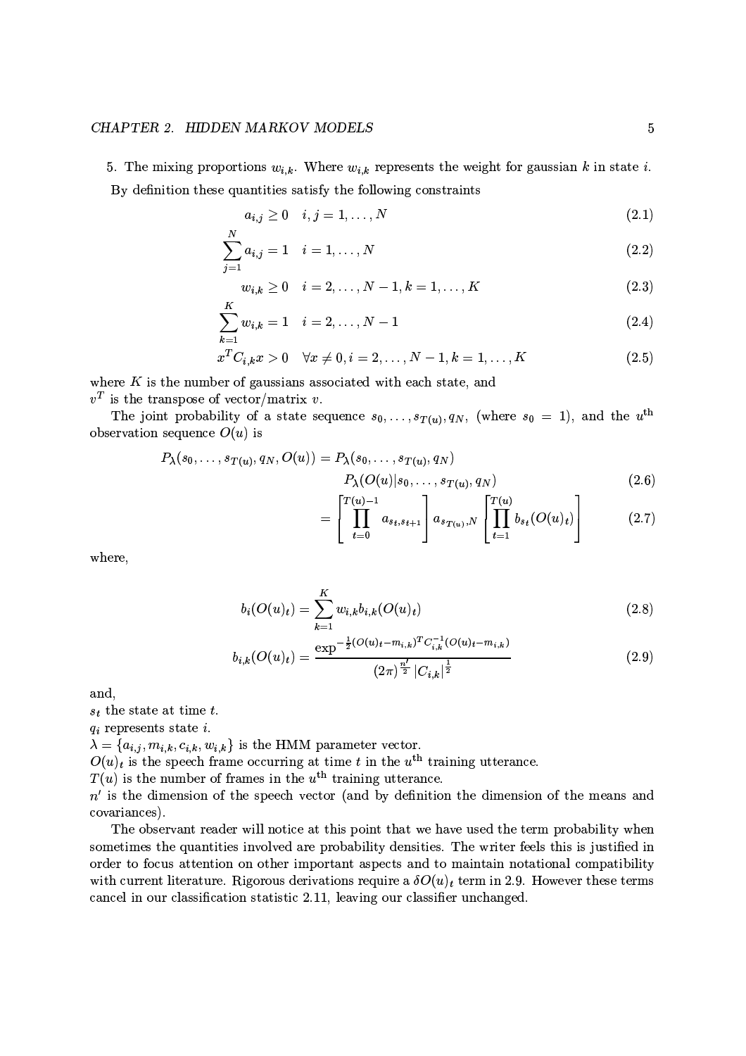5. The mixing proportions $w_{i,k}$. Where $w_{i,k}$ represents the weight for gaussian $k$ in state $i$.

By definition these quantities satisfy the following constraints

$$a_{i,j} \geq 0 \quad i,j = 1,\ldots,N \tag{2.1}$$

$$\sum_{j=1}^{N} a_{i,j} = 1 \quad i = 1,\ldots,N \tag{2.2}$$

$$w_{i,k} \geq 0 \quad i = 2,\ldots,N-1, k = 1,\ldots,K \tag{2.3}$$

$$\sum_{k=1}^{K} w_{i,k} = 1 \quad i = 2,\ldots,N-1 \tag{2.4}$$

$$x^T C_{i,k} x > 0 \quad \forall x \neq 0, i = 2,\ldots,N-1, k = 1,\ldots,K \tag{2.5}$$

where $K$ is the number of gaussians associated with each state, and
$v^T$ is the transpose of vector/matrix $v$.

The joint probability of a state sequence $s_0,\ldots,s_{T(u)},q_N$, (where $s_0 = 1$), and the $u^{\text{th}}$ observation sequence $O(u)$ is

$$P_\lambda(s_0,\ldots,s_{T(u)},q_N,O(u)) = P_\lambda(s_0,\ldots,s_{T(u)},q_N)$$
$$P_\lambda(O(u)|s_0,\ldots,s_{T(u)},q_N) \tag{2.6}$$
$$= \left[\prod_{t=0}^{T(u)-1} a_{s_t,s_{t+1}}\right] a_{s_{T(u)},N} \left[\prod_{t=1}^{T(u)} b_{s_t}(O(u)_t)\right] \tag{2.7}$$

where,

$$b_i(O(u)_t) = \sum_{k=1}^{K} w_{i,k} b_{i,k}(O(u)_t) \tag{2.8}$$

$$b_{i,k}(O(u)_t) = \frac{\exp^{-\frac{1}{2}(O(u)_t - m_{i,k})^T C_{i,k}^{-1}(O(u)_t - m_{i,k})}}{(2\pi)^{\frac{n'}{2}} |C_{i,k}|^{\frac{1}{2}}} \tag{2.9}$$

and,
$s_t$ the state at time $t$.
$q_i$ represents state $i$.
$\lambda = \{a_{i,j}, m_{i,k}, c_{i,k}, w_{i,k}\}$ is the HMM parameter vector.
$O(u)_t$ is the speech frame occurring at time $t$ in the $u^{\text{th}}$ training utterance.
$T(u)$ is the number of frames in the $u^{\text{th}}$ training utterance.
$n'$ is the dimension of the speech vector (and by definition the dimension of the means and covariances).

The observant reader will notice at this point that we have used the term probability when sometimes the quantities involved are probability densities. The writer feels this is justified in order to focus attention on other important aspects and to maintain notational compatibility with current literature. Rigorous derivations require a $\delta O(u)_t$ term in 2.9. However these terms cancel in our classification statistic 2.11, leaving our classifier unchanged.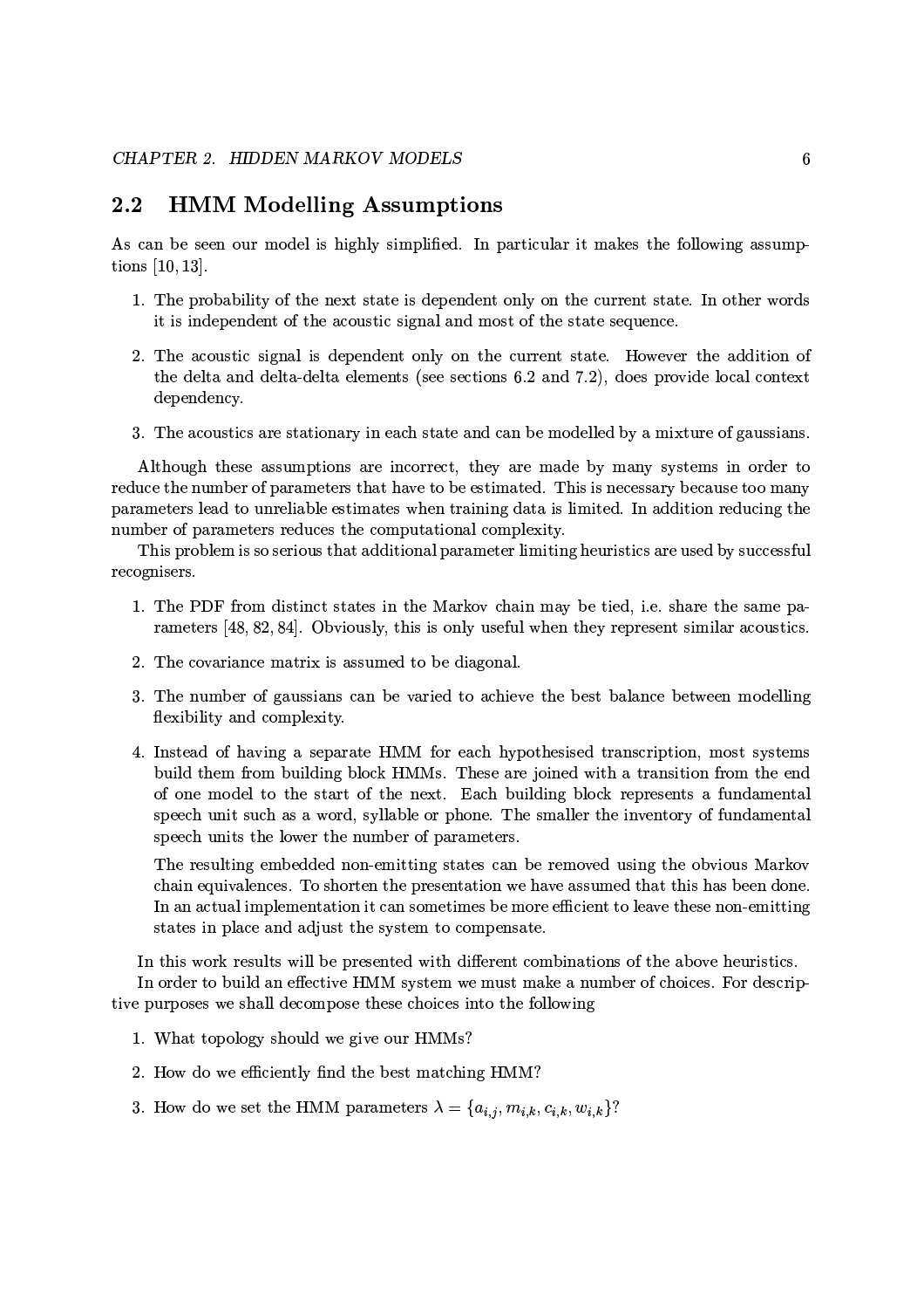## 2.2 HMM Modelling Assumptions

As can be seen our model is highly simplified. In particular it makes the following assumptions [10, 13].

1. The probability of the next state is dependent only on the current state. In other words it is independent of the acoustic signal and most of the state sequence.
2. The acoustic signal is dependent only on the current state. However the addition of the delta and delta-delta elements (see sections 6.2 and 7.2), does provide local context dependency.
3. The acoustics are stationary in each state and can be modelled by a mixture of gaussians.

Although these assumptions are incorrect, they are made by many systems in order to reduce the number of parameters that have to be estimated. This is necessary because too many parameters lead to unreliable estimates when training data is limited. In addition reducing the number of parameters reduces the computational complexity.

This problem is so serious that additional parameter limiting heuristics are used by successful recognisers.

1. The PDF from distinct states in the Markov chain may be tied, i.e. share the same parameters [48, 82, 84]. Obviously, this is only useful when they represent similar acoustics.
2. The covariance matrix is assumed to be diagonal.
3. The number of gaussians can be varied to achieve the best balance between modelling flexibility and complexity.
4. Instead of having a separate HMM for each hypothesised transcription, most systems build them from building block HMMs. These are joined with a transition from the end of one model to the start of the next. Each building block represents a fundamental speech unit such as a word, syllable or phone. The smaller the inventory of fundamental speech units the lower the number of parameters.

   The resulting embedded non-emitting states can be removed using the obvious Markov chain equivalences. To shorten the presentation we have assumed that this has been done. In an actual implementation it can sometimes be more efficient to leave these non-emitting states in place and adjust the system to compensate.

In this work results will be presented with different combinations of the above heuristics.

In order to build an effective HMM system we must make a number of choices. For descriptive purposes we shall decompose these choices into the following

1. What topology should we give our HMMs?
2. How do we efficiently find the best matching HMM?
3. How do we set the HMM parameters $\lambda = \{a_{i,j}, m_{i,k}, c_{i,k}, w_{i,k}\}$?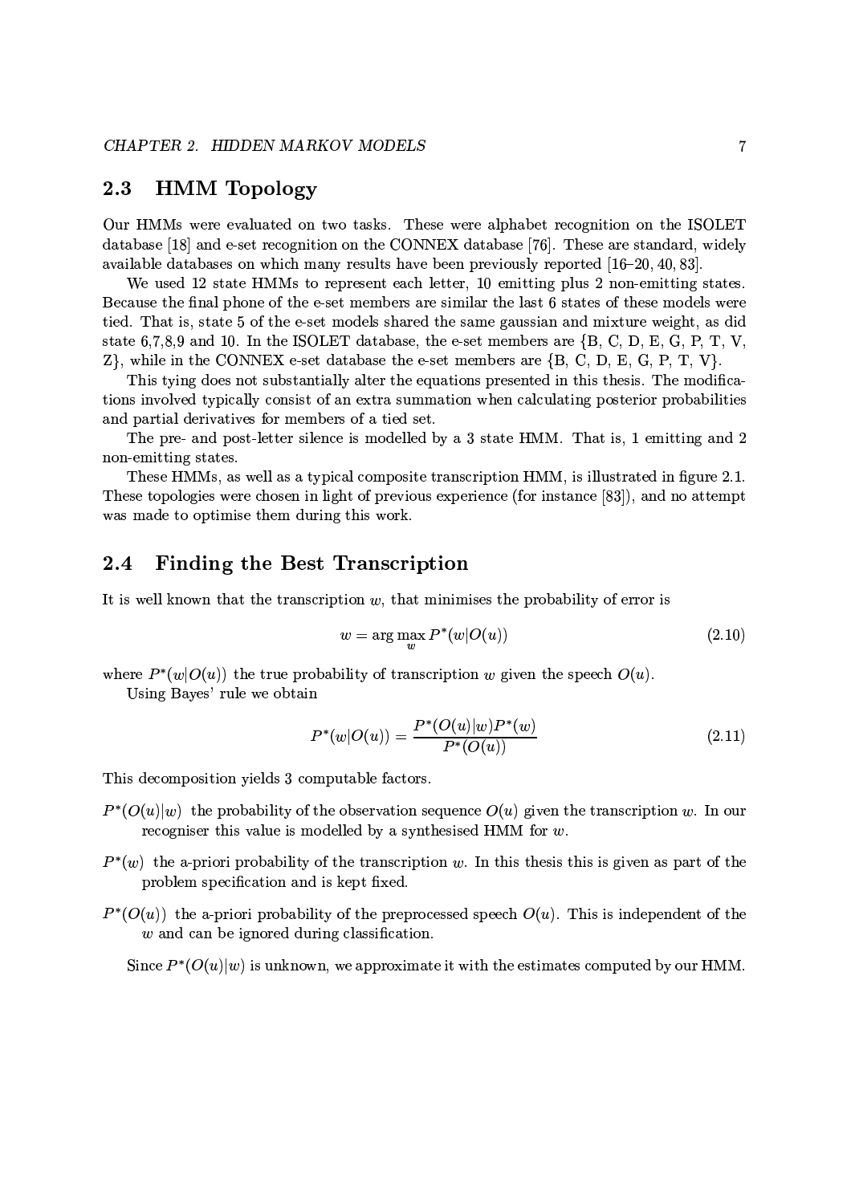## 2.3 HMM Topology

Our HMMs were evaluated on two tasks. These were alphabet recognition on the ISOLET database [18] and e-set recognition on the CONNEX database [76]. These are standard, widely available databases on which many results have been previously reported [16–20, 40, 83].

We used 12 state HMMs to represent each letter, 10 emitting plus 2 non-emitting states. Because the final phone of the e-set members are similar the last 6 states of these models were tied. That is, state 5 of the e-set models shared the same gaussian and mixture weight, as did state 6,7,8,9 and 10. In the ISOLET database, the e-set members are {B, C, D, E, G, P, T, V, Z}, while in the CONNEX e-set database the e-set members are {B, C, D, E, G, P, T, V}.

This tying does not substantially alter the equations presented in this thesis. The modifications involved typically consist of an extra summation when calculating posterior probabilities and partial derivatives for members of a tied set.

The pre- and post-letter silence is modelled by a 3 state HMM. That is, 1 emitting and 2 non-emitting states.

These HMMs, as well as a typical composite transcription HMM, is illustrated in figure 2.1. These topologies were chosen in light of previous experience (for instance [83]), and no attempt was made to optimise them during this work.

## 2.4 Finding the Best Transcription

It is well known that the transcription $w$, that minimises the probability of error is

$$w = \arg\max_{w} P^*(w|O(u)) \tag{2.10}$$

where $P^*(w|O(u))$ the true probability of transcription $w$ given the speech $O(u)$.

Using Bayes' rule we obtain

$$P^*(w|O(u)) = \frac{P^*(O(u)|w)P^*(w)}{P^*(O(u))} \tag{2.11}$$

This decomposition yields 3 computable factors.

- $P^*(O(u)|w)$ the probability of the observation sequence $O(u)$ given the transcription $w$. In our recogniser this value is modelled by a synthesised HMM for $w$.
- $P^*(w)$ the a-priori probability of the transcription $w$. In this thesis this is given as part of the problem specification and is kept fixed.
- $P^*(O(u))$ the a-priori probability of the preprocessed speech $O(u)$. This is independent of the $w$ and can be ignored during classification.

Since $P^*(O(u)|w)$ is unknown, we approximate it with the estimates computed by our HMM.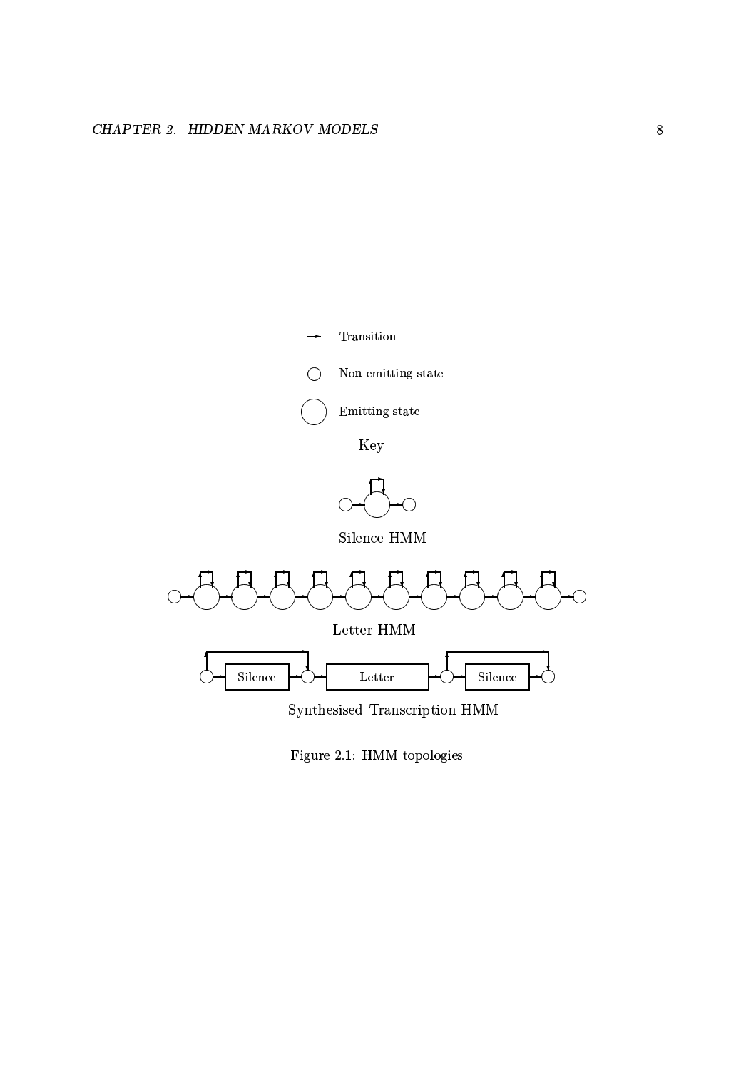Transition

Non-emitting state

Emitting state

Key

Silence HMM

Letter HMM

Silence

Letter

Silence

Synthesised Transcription HMM

Figure 2.1: HMM topologies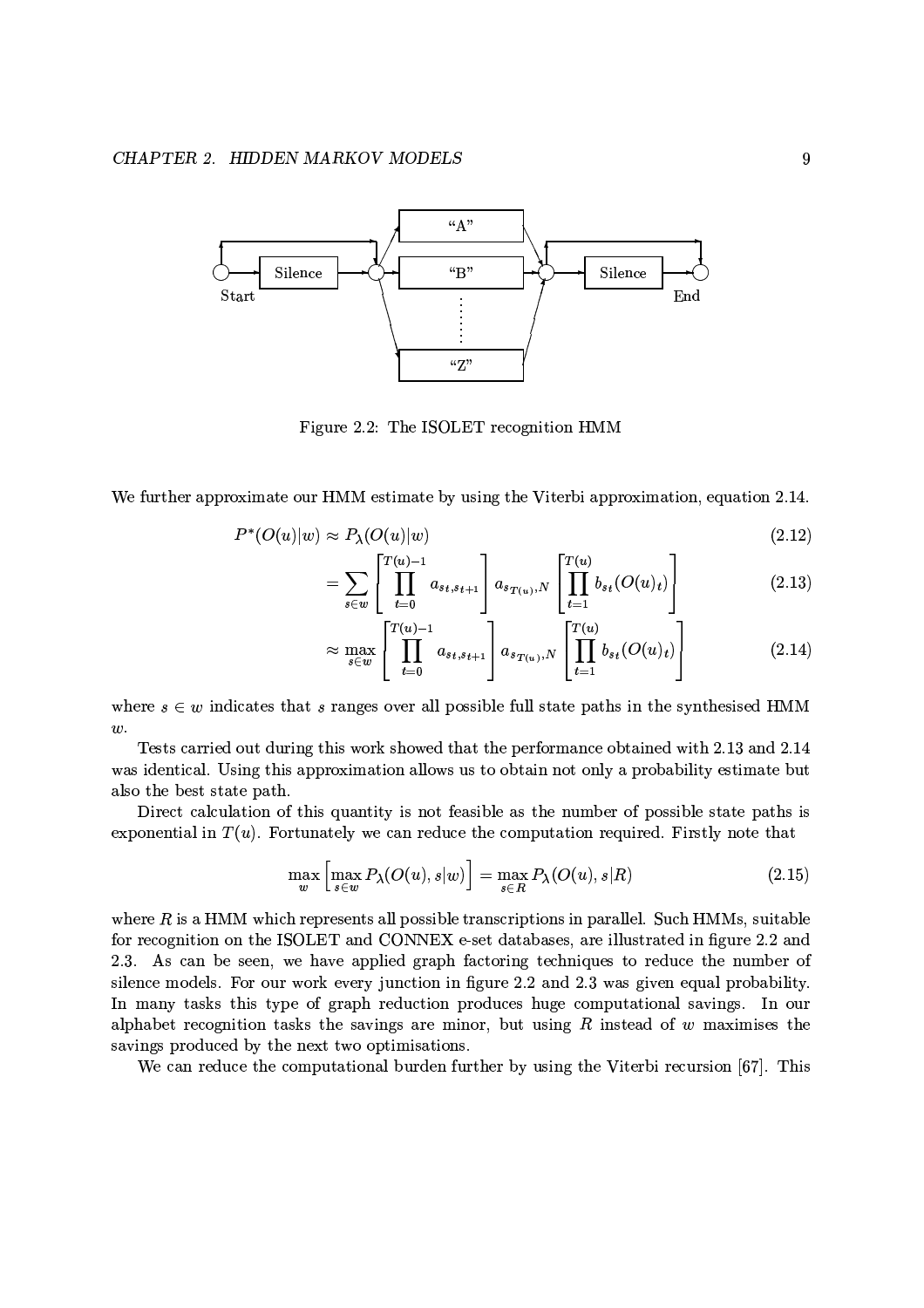Figure 2.2: The ISOLET recognition HMM

We further approximate our HMM estimate by using the Viterbi approximation, equation 2.14.

$$P^*(O(u)|w) \approx P_\lambda(O(u)|w) \tag{2.12}$$

$$= \sum_{s \in w} \left[ \prod_{t=0}^{T(u)-1} a_{s_t, s_{t+1}} \right] a_{s_{T(u)}, N} \left[ \prod_{t=1}^{T(u)} b_{s_t}(O(u)_t) \right] \tag{2.13}$$

$$\approx \max_{s \in w} \left[ \prod_{t=0}^{T(u)-1} a_{s_t, s_{t+1}} \right] a_{s_{T(u)}, N} \left[ \prod_{t=1}^{T(u)} b_{s_t}(O(u)_t) \right] \tag{2.14}$$

where $s \in w$ indicates that $s$ ranges over all possible full state paths in the synthesised HMM $w$.

Tests carried out during this work showed that the performance obtained with 2.13 and 2.14 was identical. Using this approximation allows us to obtain not only a probability estimate but also the best state path.

Direct calculation of this quantity is not feasible as the number of possible state paths is exponential in $T(u)$. Fortunately we can reduce the computation required. Firstly note that

$$\max_{w} \left[ \max_{s \in w} P_\lambda(O(u), s|w) \right] = \max_{s \in R} P_\lambda(O(u), s|R) \tag{2.15}$$

where $R$ is a HMM which represents all possible transcriptions in parallel. Such HMMs, suitable for recognition on the ISOLET and CONNEX e-set databases, are illustrated in figure 2.2 and 2.3. As can be seen, we have applied graph factoring techniques to reduce the number of silence models. For our work every junction in figure 2.2 and 2.3 was given equal probability. In many tasks this type of graph reduction produces huge computational savings. In our alphabet recognition tasks the savings are minor, but using $R$ instead of $w$ maximises the savings produced by the next two optimisations.

We can reduce the computational burden further by using the Viterbi recursion [67]. This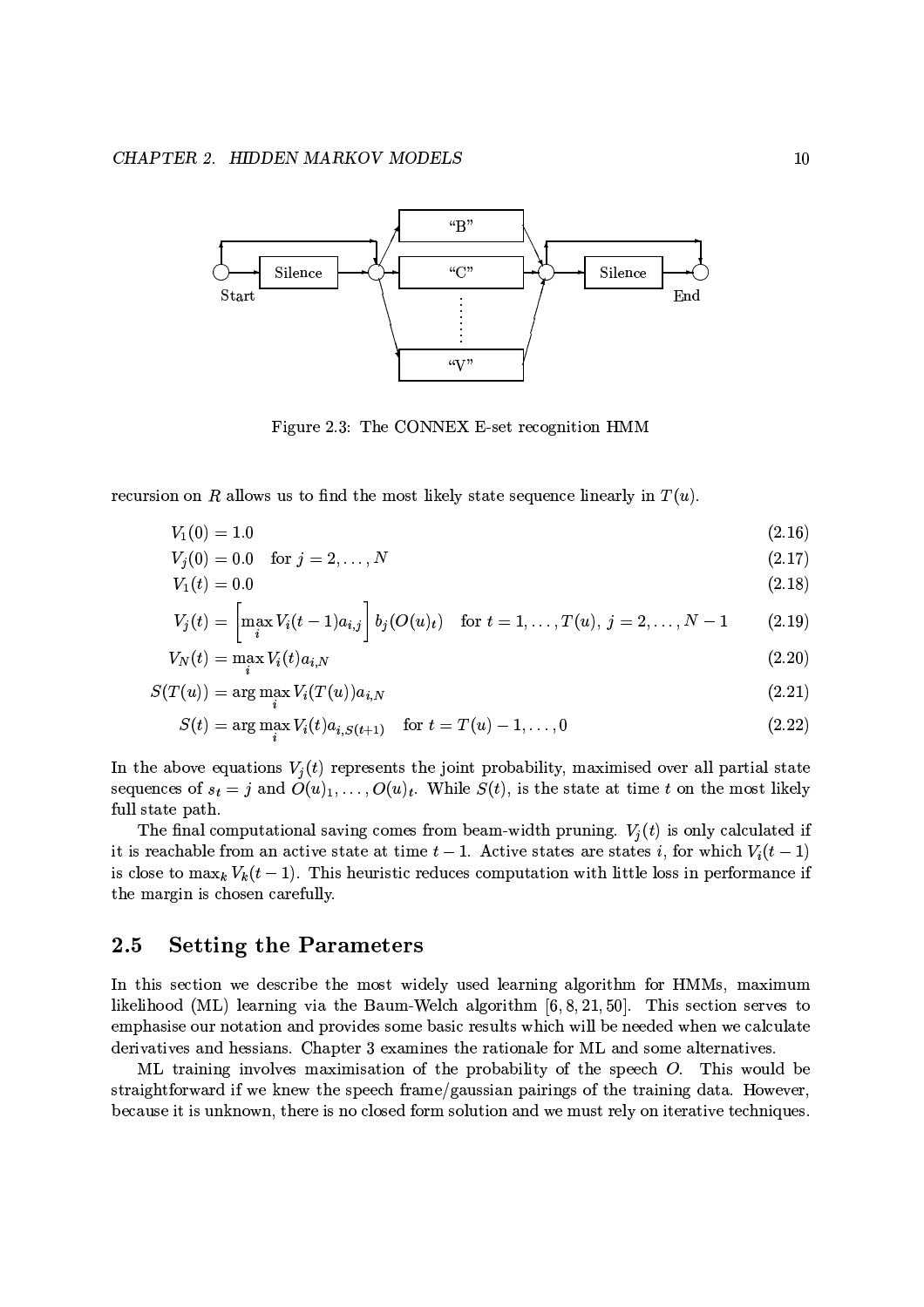Figure 2.3: The CONNEX E-set recognition HMM

recursion on $R$ allows us to find the most likely state sequence linearly in $T(u)$.

$$V_1(0) = 1.0 \tag{2.16}$$

$$V_j(0) = 0.0 \quad \text{for } j = 2, \ldots, N \tag{2.17}$$

$$V_1(t) = 0.0 \tag{2.18}$$

$$V_j(t) = \left[\max_i V_i(t-1)a_{i,j}\right] b_j(O(u)_t) \quad \text{for } t = 1, \ldots, T(u),\ j = 2, \ldots, N-1 \tag{2.19}$$

$$V_N(t) = \max_i V_i(t)a_{i,N} \tag{2.20}$$

$$S(T(u)) = \arg\max_i V_i(T(u))a_{i,N} \tag{2.21}$$

$$S(t) = \arg\max_i V_i(t)a_{i,S(t+1)} \quad \text{for } t = T(u)-1, \ldots, 0 \tag{2.22}$$

In the above equations $V_j(t)$ represents the joint probability, maximised over all partial state sequences of $s_t = j$ and $O(u)_1, \ldots, O(u)_t$. While $S(t)$, is the state at time $t$ on the most likely full state path.

The final computational saving comes from beam-width pruning. $V_j(t)$ is only calculated if it is reachable from an active state at time $t-1$. Active states are states $i$, for which $V_i(t-1)$ is close to $\max_k V_k(t-1)$. This heuristic reduces computation with little loss in performance if the margin is chosen carefully.

## 2.5 Setting the Parameters

In this section we describe the most widely used learning algorithm for HMMs, maximum likelihood (ML) learning via the Baum-Welch algorithm [6, 8, 21, 50]. This section serves to emphasise our notation and provides some basic results which will be needed when we calculate derivatives and hessians. Chapter 3 examines the rationale for ML and some alternatives.

ML training involves maximisation of the probability of the speech $O$. This would be straightforward if we knew the speech frame/gaussian pairings of the training data. However, because it is unknown, there is no closed form solution and we must rely on iterative techniques.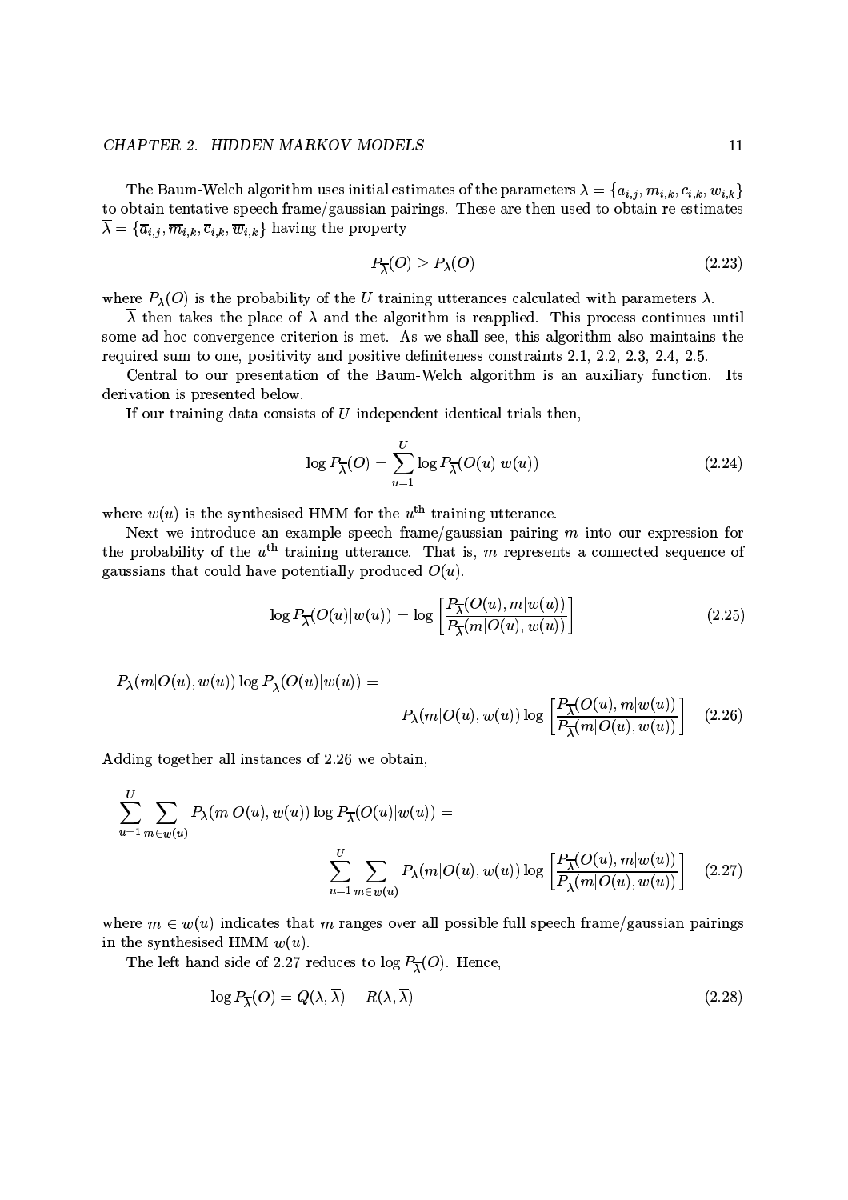The Baum-Welch algorithm uses initial estimates of the parameters $\lambda = \{a_{i,j}, m_{i,k}, c_{i,k}, w_{i,k}\}$ to obtain tentative speech frame/gaussian pairings. These are then used to obtain re-estimates $\overline{\lambda} = \{\overline{a}_{i,j}, \overline{m}_{i,k}, \overline{c}_{i,k}, \overline{w}_{i,k}\}$ having the property

$$P_{\overline{\lambda}}(O) \geq P_{\lambda}(O) \tag{2.23}$$

where $P_{\lambda}(O)$ is the probability of the $U$ training utterances calculated with parameters $\lambda$.

$\overline{\lambda}$ then takes the place of $\lambda$ and the algorithm is reapplied. This process continues until some ad-hoc convergence criterion is met. As we shall see, this algorithm also maintains the required sum to one, positivity and positive definiteness constraints 2.1, 2.2, 2.3, 2.4, 2.5.

Central to our presentation of the Baum-Welch algorithm is an auxiliary function. Its derivation is presented below.

If our training data consists of $U$ independent identical trials then,

$$\log P_{\overline{\lambda}}(O) = \sum_{u=1}^{U} \log P_{\overline{\lambda}}(O(u)|w(u)) \tag{2.24}$$

where $w(u)$ is the synthesised HMM for the $u^{\text{th}}$ training utterance.

Next we introduce an example speech frame/gaussian pairing $m$ into our expression for the probability of the $u^{\text{th}}$ training utterance. That is, $m$ represents a connected sequence of gaussians that could have potentially produced $O(u)$.

$$\log P_{\overline{\lambda}}(O(u)|w(u)) = \log \left[ \frac{P_{\overline{\lambda}}(O(u), m|w(u))}{P_{\overline{\lambda}}(m|O(u), w(u))} \right] \tag{2.25}$$

$$P_{\lambda}(m|O(u), w(u)) \log P_{\overline{\lambda}}(O(u)|w(u)) = P_{\lambda}(m|O(u), w(u)) \log \left[ \frac{P_{\overline{\lambda}}(O(u), m|w(u))}{P_{\overline{\lambda}}(m|O(u), w(u))} \right] \tag{2.26}$$

Adding together all instances of 2.26 we obtain,

$$\sum_{u=1}^{U} \sum_{m \in w(u)} P_{\lambda}(m|O(u), w(u)) \log P_{\overline{\lambda}}(O(u)|w(u)) = \sum_{u=1}^{U} \sum_{m \in w(u)} P_{\lambda}(m|O(u), w(u)) \log \left[ \frac{P_{\overline{\lambda}}(O(u), m|w(u))}{P_{\overline{\lambda}}(m|O(u), w(u))} \right] \tag{2.27}$$

where $m \in w(u)$ indicates that $m$ ranges over all possible full speech frame/gaussian pairings in the synthesised HMM $w(u)$.

The left hand side of 2.27 reduces to $\log P_{\overline{\lambda}}(O)$. Hence,

$$\log P_{\overline{\lambda}}(O) = Q(\lambda, \overline{\lambda}) - R(\lambda, \overline{\lambda}) \tag{2.28}$$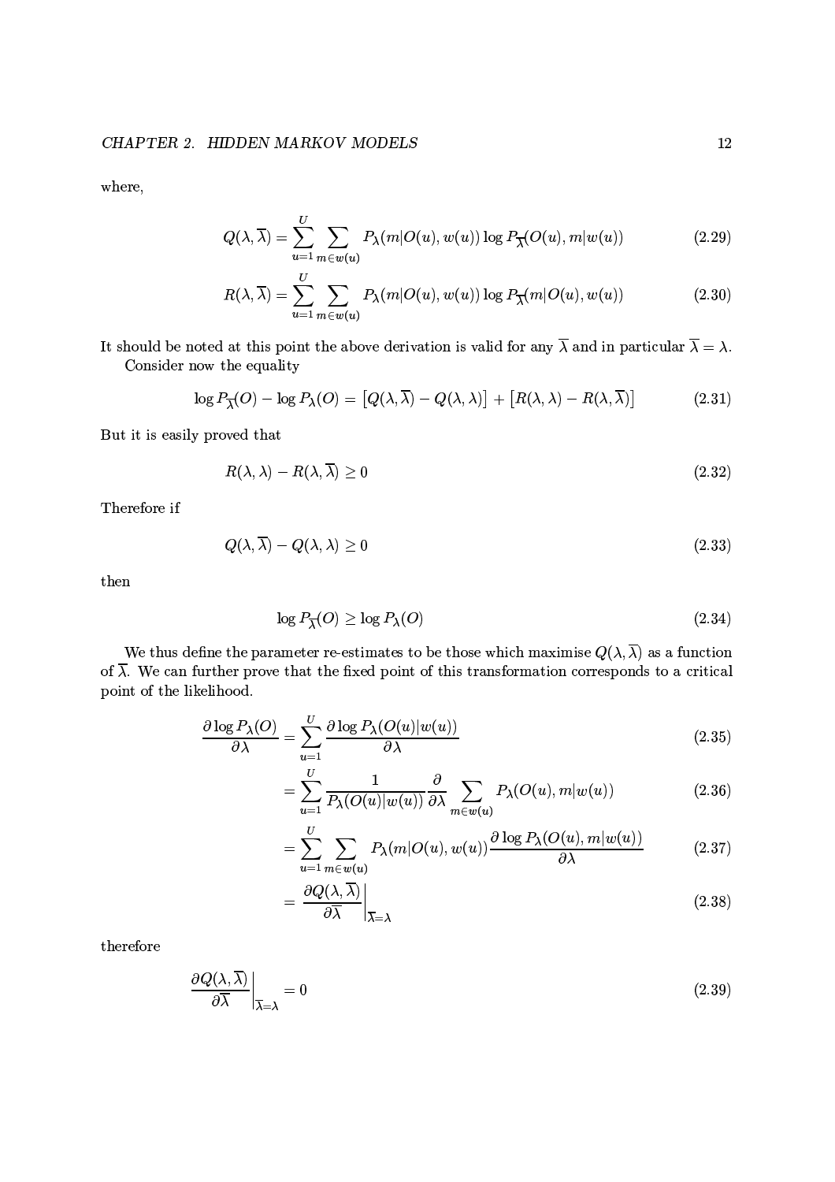where,

$$Q(\lambda, \overline{\lambda}) = \sum_{u=1}^{U} \sum_{m \in w(u)} P_\lambda(m|O(u), w(u)) \log P_{\overline{\lambda}}(O(u), m|w(u)) \tag{2.29}$$

$$R(\lambda, \overline{\lambda}) = \sum_{u=1}^{U} \sum_{m \in w(u)} P_\lambda(m|O(u), w(u)) \log P_{\overline{\lambda}}(m|O(u), w(u)) \tag{2.30}$$

It should be noted at this point the above derivation is valid for any $\overline{\lambda}$ and in particular $\overline{\lambda} = \lambda$.

Consider now the equality

$$\log P_{\overline{\lambda}}(O) - \log P_\lambda(O) = \left[Q(\lambda, \overline{\lambda}) - Q(\lambda, \lambda)\right] + \left[R(\lambda, \lambda) - R(\lambda, \overline{\lambda})\right] \tag{2.31}$$

But it is easily proved that

$$R(\lambda, \lambda) - R(\lambda, \overline{\lambda}) \geq 0 \tag{2.32}$$

Therefore if

$$Q(\lambda, \overline{\lambda}) - Q(\lambda, \lambda) \geq 0 \tag{2.33}$$

then

$$\log P_{\overline{\lambda}}(O) \geq \log P_\lambda(O) \tag{2.34}$$

We thus define the parameter re-estimates to be those which maximise $Q(\lambda, \overline{\lambda})$ as a function of $\overline{\lambda}$. We can further prove that the fixed point of this transformation corresponds to a critical point of the likelihood.

$$\begin{aligned}
\frac{\partial \log P_\lambda(O)}{\partial \lambda} &= \sum_{u=1}^{U} \frac{\partial \log P_\lambda(O(u)|w(u))}{\partial \lambda} && (2.35) \\
&= \sum_{u=1}^{U} \frac{1}{P_\lambda(O(u)|w(u))} \frac{\partial}{\partial \lambda} \sum_{m \in w(u)} P_\lambda(O(u), m|w(u)) && (2.36) \\
&= \sum_{u=1}^{U} \sum_{m \in w(u)} P_\lambda(m|O(u), w(u)) \frac{\partial \log P_\lambda(O(u), m|w(u))}{\partial \lambda} && (2.37) \\
&= \left. \frac{\partial Q(\lambda, \overline{\lambda})}{\partial \overline{\lambda}} \right|_{\overline{\lambda} = \lambda} && (2.38)
\end{aligned}$$

therefore

$$\left. \frac{\partial Q(\lambda, \overline{\lambda})}{\partial \overline{\lambda}} \right|_{\overline{\lambda} = \lambda} = 0 \tag{2.39}$$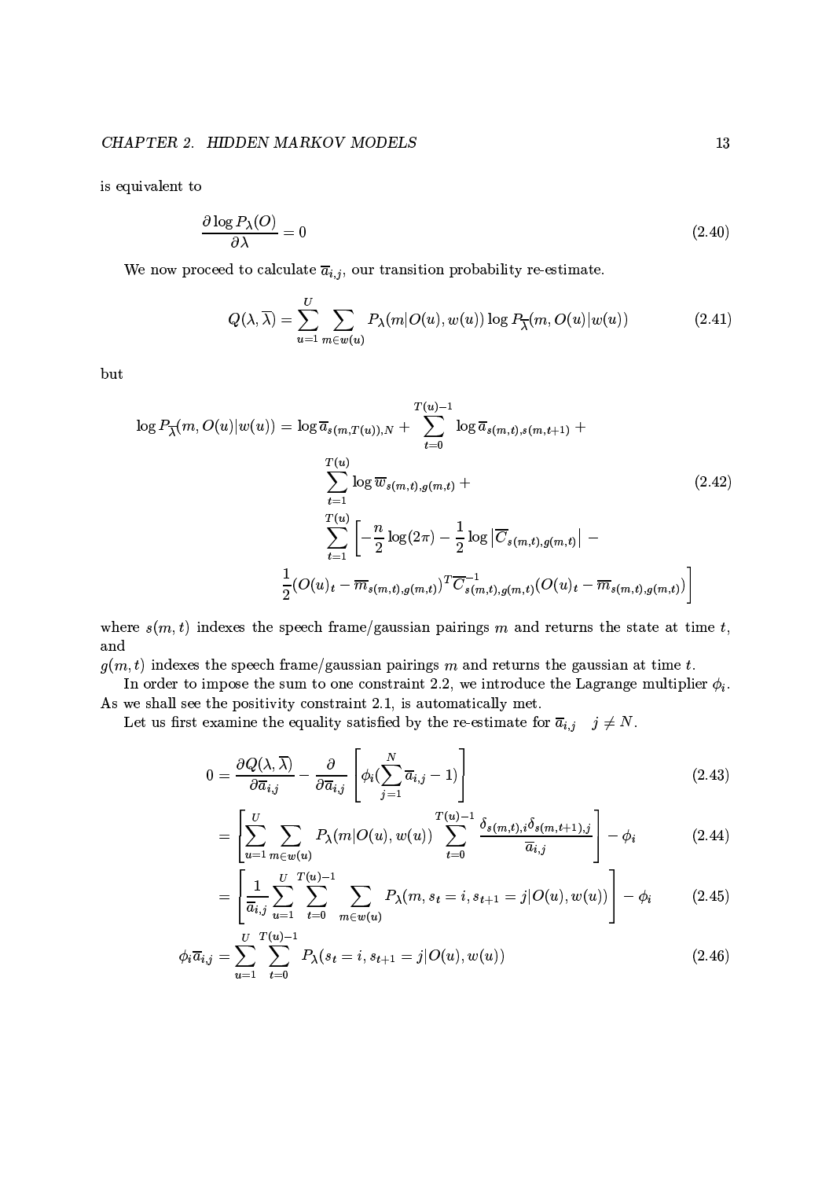is equivalent to

$$\frac{\partial \log P_\lambda(O)}{\partial \lambda} = 0 \tag{2.40}$$

We now proceed to calculate $\overline{a}_{i,j}$, our transition probability re-estimate.

$$Q(\lambda, \overline{\lambda}) = \sum_{u=1}^{U} \sum_{m \in w(u)} P_\lambda(m|O(u), w(u)) \log P_{\overline{\lambda}}(m, O(u)|w(u)) \tag{2.41}$$

but

$$\begin{aligned}
\log P_{\overline{\lambda}}(m, O(u)|w(u)) = \log \overline{a}_{s(m,T(u)),N} + &\sum_{t=0}^{T(u)-1} \log \overline{a}_{s(m,t),s(m,t+1)} + \\
&\sum_{t=1}^{T(u)} \log \overline{w}_{s(m,t),g(m,t)} + \\
&\sum_{t=1}^{T(u)} \left[ -\frac{n}{2}\log(2\pi) - \frac{1}{2}\log\left|\overline{C}_{s(m,t),g(m,t)}\right| - \right. \\
\frac{1}{2}(O(u)_t - \overline{m}_{s(m,t),g(m,t)})^T &\overline{C}^{-1}_{s(m,t),g(m,t)}(O(u)_t - \overline{m}_{s(m,t),g(m,t)}) \Big]
\end{aligned} \tag{2.42}$$

where $s(m,t)$ indexes the speech frame/gaussian pairings $m$ and returns the state at time $t$, and

$g(m,t)$ indexes the speech frame/gaussian pairings $m$ and returns the gaussian at time $t$.

In order to impose the sum to one constraint 2.2, we introduce the Lagrange multiplier $\phi_i$. As we shall see the positivity constraint 2.1, is automatically met.

Let us first examine the equality satisfied by the re-estimate for $\overline{a}_{i,j} \quad j \neq N$.

$$0 = \frac{\partial Q(\lambda, \overline{\lambda})}{\partial \overline{a}_{i,j}} - \frac{\partial}{\partial \overline{a}_{i,j}} \left[ \phi_i \left(\sum_{j=1}^{N} \overline{a}_{i,j} - 1\right) \right] \tag{2.43}$$

$$= \left[ \sum_{u=1}^{U} \sum_{m \in w(u)} P_\lambda(m|O(u), w(u)) \sum_{t=0}^{T(u)-1} \frac{\delta_{s(m,t),i}\delta_{s(m,t+1),j}}{\overline{a}_{i,j}} \right] - \phi_i \tag{2.44}$$

$$= \left[ \frac{1}{\overline{a}_{i,j}} \sum_{u=1}^{U} \sum_{t=0}^{T(u)-1} \sum_{m \in w(u)} P_\lambda(m, s_t = i, s_{t+1} = j|O(u), w(u)) \right] - \phi_i \tag{2.45}$$

$$\phi_i \overline{a}_{i,j} = \sum_{u=1}^{U} \sum_{t=0}^{T(u)-1} P_\lambda(s_t = i, s_{t+1} = j|O(u), w(u)) \tag{2.46}$$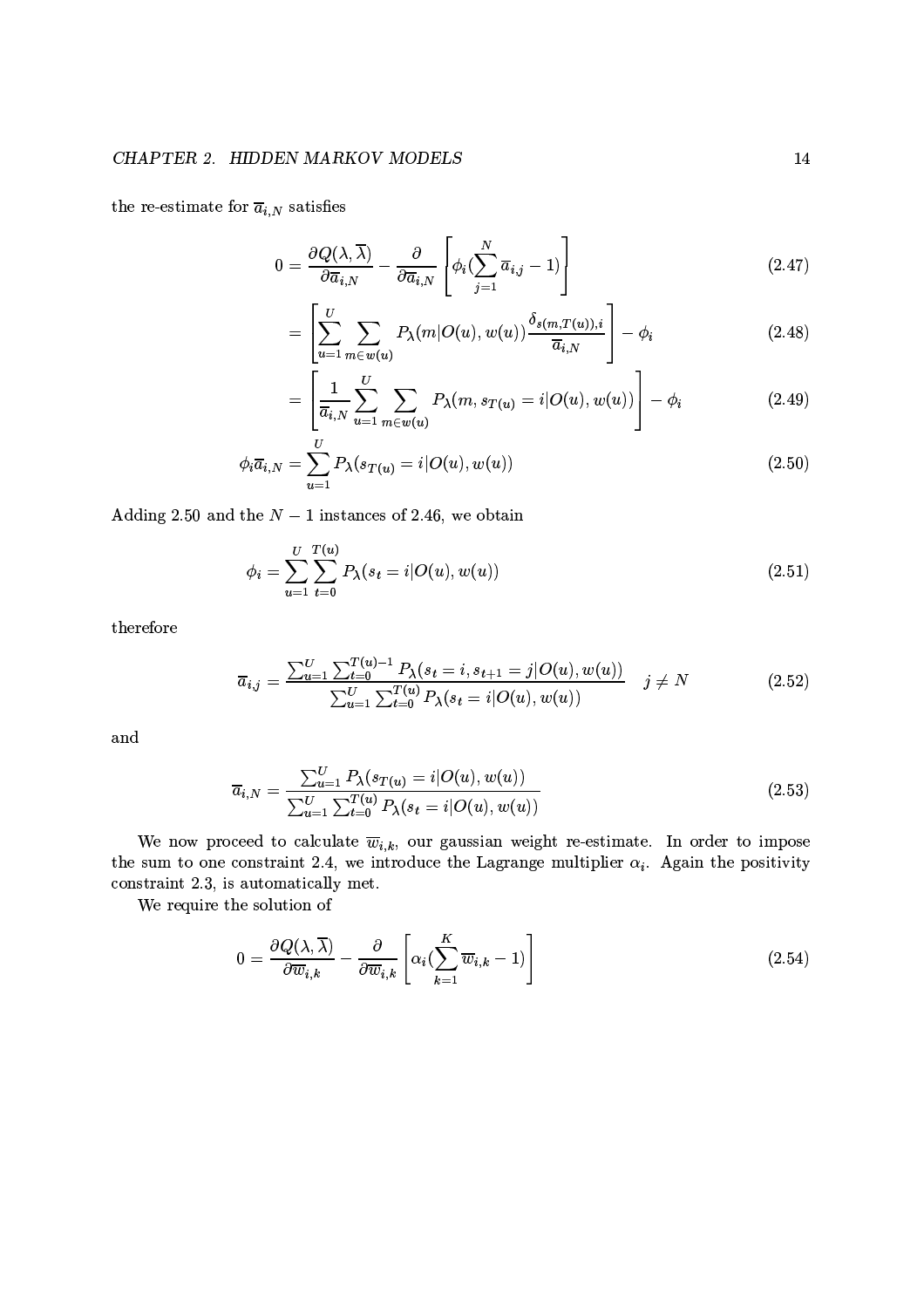the re-estimate for $\overline{a}_{i,N}$ satisfies

$$0 = \frac{\partial Q(\lambda, \overline{\lambda})}{\partial \overline{a}_{i,N}} - \frac{\partial}{\partial \overline{a}_{i,N}} \left[ \phi_i (\sum_{j=1}^{N} \overline{a}_{i,j} - 1) \right] \tag{2.47}$$

$$= \left[ \sum_{u=1}^{U} \sum_{m \in w(u)} P_{\lambda}(m | O(u), w(u)) \frac{\delta_{s(m,T(u)),i}}{\overline{a}_{i,N}} \right] - \phi_i \tag{2.48}$$

$$= \left[ \frac{1}{\overline{a}_{i,N}} \sum_{u=1}^{U} \sum_{m \in w(u)} P_{\lambda}(m, s_{T(u)} = i | O(u), w(u)) \right] - \phi_i \tag{2.49}$$

$$\phi_i \overline{a}_{i,N} = \sum_{u=1}^{U} P_{\lambda}(s_{T(u)} = i | O(u), w(u)) \tag{2.50}$$

Adding 2.50 and the $N-1$ instances of 2.46, we obtain

$$\phi_i = \sum_{u=1}^{U} \sum_{t=0}^{T(u)} P_{\lambda}(s_t = i | O(u), w(u)) \tag{2.51}$$

therefore

$$\overline{a}_{i,j} = \frac{\sum_{u=1}^{U} \sum_{t=0}^{T(u)-1} P_{\lambda}(s_t = i, s_{t+1} = j | O(u), w(u))}{\sum_{u=1}^{U} \sum_{t=0}^{T(u)} P_{\lambda}(s_t = i | O(u), w(u))} \quad j \neq N \tag{2.52}$$

and

$$\overline{a}_{i,N} = \frac{\sum_{u=1}^{U} P_{\lambda}(s_{T(u)} = i | O(u), w(u))}{\sum_{u=1}^{U} \sum_{t=0}^{T(u)} P_{\lambda}(s_t = i | O(u), w(u))} \tag{2.53}$$

We now proceed to calculate $\overline{w}_{i,k}$, our gaussian weight re-estimate. In order to impose the sum to one constraint 2.4, we introduce the Lagrange multiplier $\alpha_i$. Again the positivity constraint 2.3, is automatically met.

We require the solution of

$$0 = \frac{\partial Q(\lambda, \overline{\lambda})}{\partial \overline{w}_{i,k}} - \frac{\partial}{\partial \overline{w}_{i,k}} \left[ \alpha_i (\sum_{k=1}^{K} \overline{w}_{i,k} - 1) \right] \tag{2.54}$$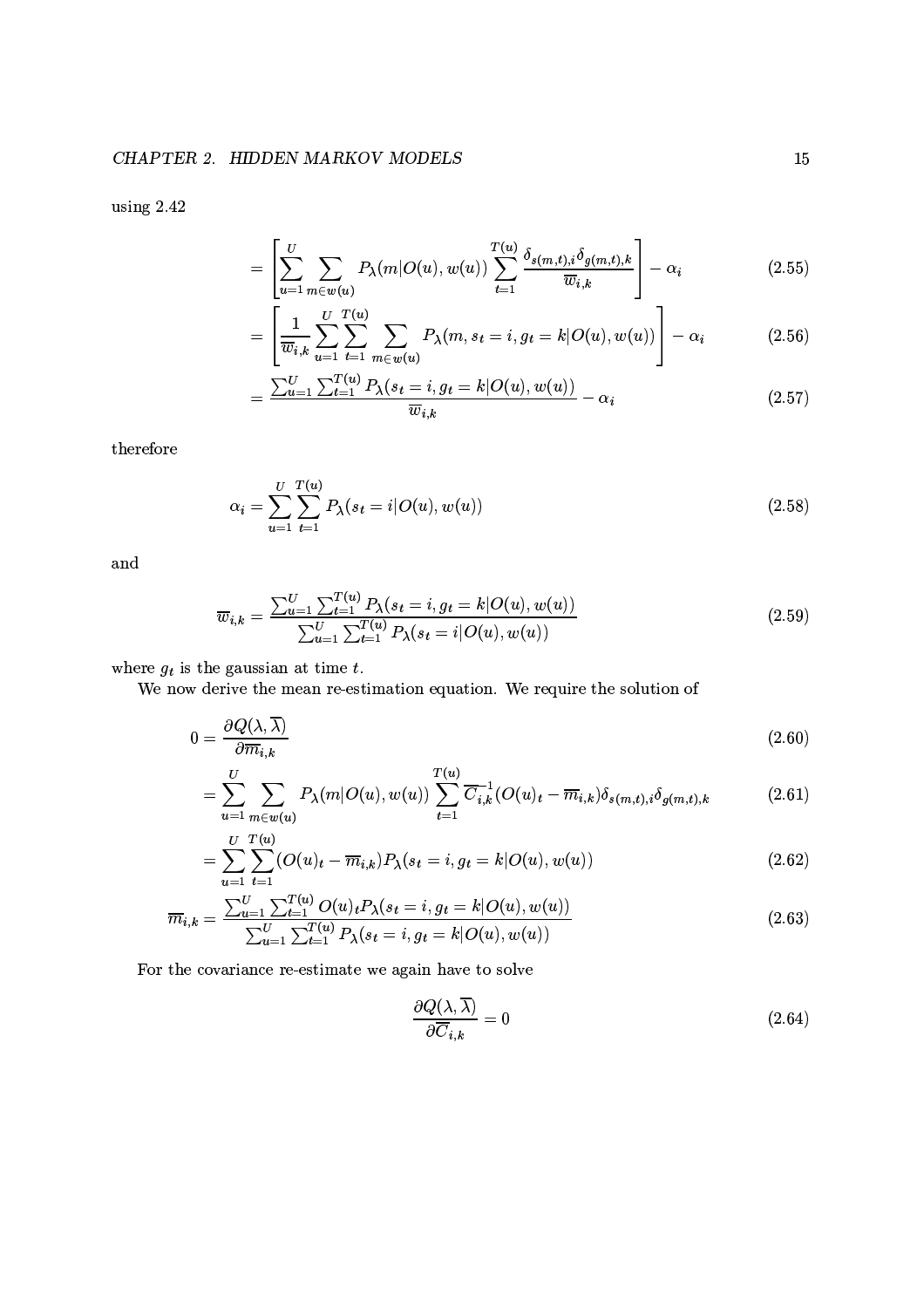using 2.42

$$= \left[ \sum_{u=1}^{U} \sum_{m \in w(u)} P_\lambda(m|O(u), w(u)) \sum_{t=1}^{T(u)} \frac{\delta_{s(m,t),i}\delta_{g(m,t),k}}{\overline{w}_{i,k}} \right] - \alpha_i \tag{2.55}$$

$$= \left[ \frac{1}{\overline{w}_{i,k}} \sum_{u=1}^{U} \sum_{t=1}^{T(u)} \sum_{m \in w(u)} P_\lambda(m, s_t = i, g_t = k|O(u), w(u)) \right] - \alpha_i \tag{2.56}$$

$$= \frac{\sum_{u=1}^{U} \sum_{t=1}^{T(u)} P_\lambda(s_t = i, g_t = k|O(u), w(u))}{\overline{w}_{i,k}} - \alpha_i \tag{2.57}$$

therefore

$$\alpha_i = \sum_{u=1}^{U} \sum_{t=1}^{T(u)} P_\lambda(s_t = i|O(u), w(u)) \tag{2.58}$$

and

$$\overline{w}_{i,k} = \frac{\sum_{u=1}^{U} \sum_{t=1}^{T(u)} P_\lambda(s_t = i, g_t = k|O(u), w(u))}{\sum_{u=1}^{U} \sum_{t=1}^{T(u)} P_\lambda(s_t = i|O(u), w(u))} \tag{2.59}$$

where $g_t$ is the gaussian at time $t$.

We now derive the mean re-estimation equation. We require the solution of

$$0 = \frac{\partial Q(\lambda, \overline{\lambda})}{\partial \overline{m}_{i,k}} \tag{2.60}$$

$$= \sum_{u=1}^{U} \sum_{m \in w(u)} P_\lambda(m|O(u), w(u)) \sum_{t=1}^{T(u)} \overline{C}_{i,k}^{-1}(O(u)_t - \overline{m}_{i,k})\delta_{s(m,t),i}\delta_{g(m,t),k} \tag{2.61}$$

$$= \sum_{u=1}^{U} \sum_{t=1}^{T(u)} (O(u)_t - \overline{m}_{i,k}) P_\lambda(s_t = i, g_t = k|O(u), w(u)) \tag{2.62}$$

$$\overline{m}_{i,k} = \frac{\sum_{u=1}^{U} \sum_{t=1}^{T(u)} O(u)_t P_\lambda(s_t = i, g_t = k|O(u), w(u))}{\sum_{u=1}^{U} \sum_{t=1}^{T(u)} P_\lambda(s_t = i, g_t = k|O(u), w(u))} \tag{2.63}$$

For the covariance re-estimate we again have to solve

$$\frac{\partial Q(\lambda, \overline{\lambda})}{\partial \overline{C}_{i,k}} = 0 \tag{2.64}$$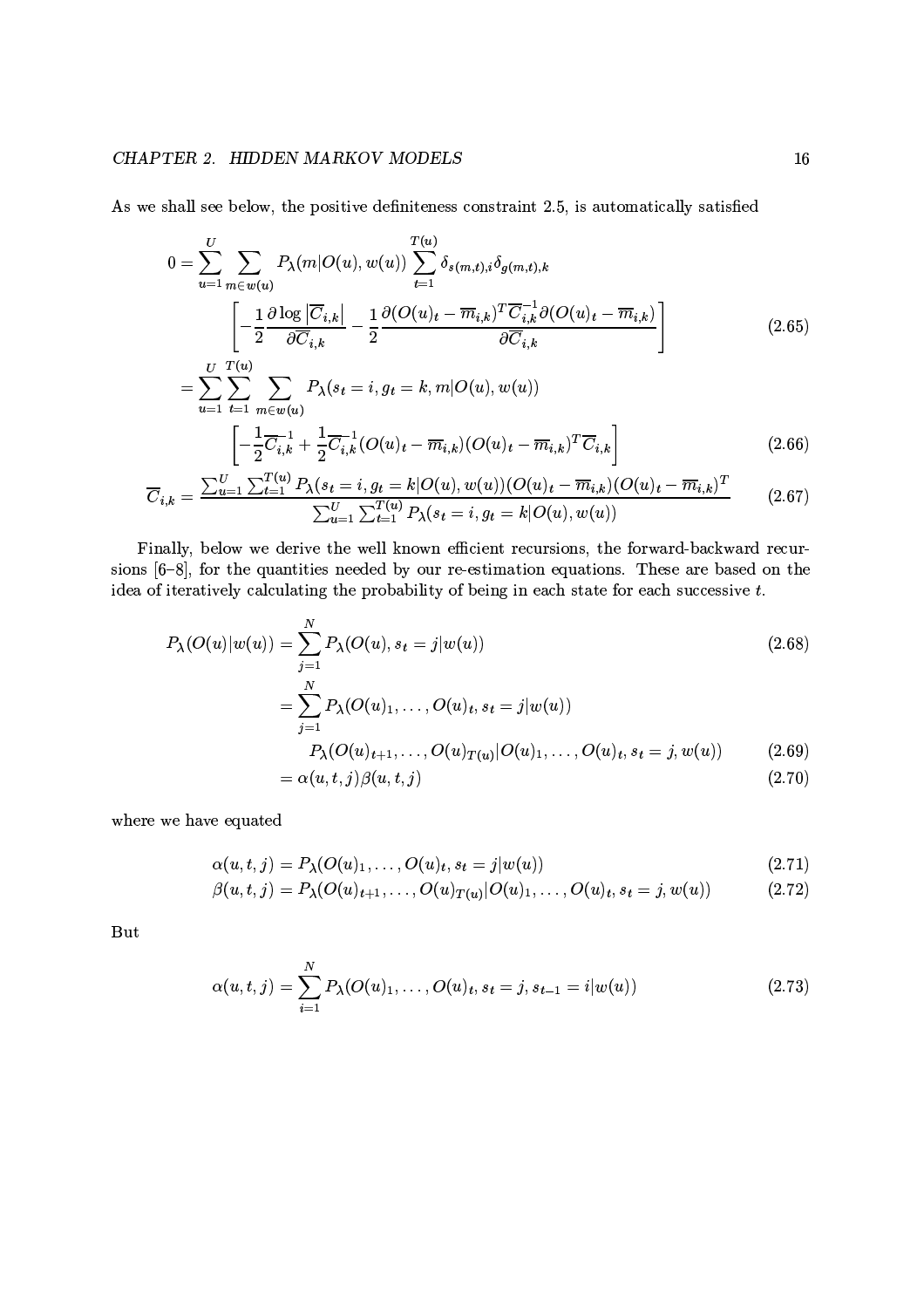As we shall see below, the positive definiteness constraint 2.5, is automatically satisfied

$$
\begin{aligned}
0 = \sum_{u=1}^{U} \sum_{m \in w(u)} P_\lambda(m|O(u), w(u)) \sum_{t=1}^{T(u)} \delta_{s(m,t),i} \delta_{g(m,t),k} \\
\left[ -\frac{1}{2} \frac{\partial \log \left| \overline{C}_{i,k} \right|}{\partial \overline{C}_{i,k}} - \frac{1}{2} \frac{\partial (O(u)_t - \overline{m}_{i,k})^T \overline{C}_{i,k}^{-1} \partial (O(u)_t - \overline{m}_{i,k})}{\partial \overline{C}_{i,k}} \right] \quad (2.65)
\end{aligned}
$$

$$
\begin{aligned}
= \sum_{u=1}^{U} \sum_{t=1}^{T(u)} \sum_{m \in w(u)} P_\lambda(s_t = i, g_t = k, m|O(u), w(u)) \\
\left[ -\frac{1}{2} \overline{C}_{i,k}^{-1} + \frac{1}{2} \overline{C}_{i,k}^{-1} (O(u)_t - \overline{m}_{i,k})(O(u)_t - \overline{m}_{i,k})^T \overline{C}_{i,k} \right] \quad (2.66)
\end{aligned}
$$

$$
\overline{C}_{i,k} = \frac{\sum_{u=1}^{U} \sum_{t=1}^{T(u)} P_\lambda(s_t = i, g_t = k|O(u), w(u))(O(u)_t - \overline{m}_{i,k})(O(u)_t - \overline{m}_{i,k})^T}{\sum_{u=1}^{U} \sum_{t=1}^{T(u)} P_\lambda(s_t = i, g_t = k|O(u), w(u))} \quad (2.67)
$$

Finally, below we derive the well known efficient recursions, the forward-backward recursions [6–8], for the quantities needed by our re-estimation equations. These are based on the idea of iteratively calculating the probability of being in each state for each successive $t$.

$$
P_\lambda(O(u)|w(u)) = \sum_{j=1}^{N} P_\lambda(O(u), s_t = j|w(u)) \quad (2.68)
$$

$$
\begin{aligned}
= \sum_{j=1}^{N} P_\lambda(O(u)_1, \ldots, O(u)_t, s_t = j|w(u)) \\
P_\lambda(O(u)_{t+1}, \ldots, O(u)_{T(u)}|O(u)_1, \ldots, O(u)_t, s_t = j, w(u)) \quad (2.69)
\end{aligned}
$$

$$
= \alpha(u, t, j) \beta(u, t, j) \quad (2.70)
$$

where we have equated

$$
\alpha(u, t, j) = P_\lambda(O(u)_1, \ldots, O(u)_t, s_t = j|w(u)) \quad (2.71)
$$

$$
\beta(u, t, j) = P_\lambda(O(u)_{t+1}, \ldots, O(u)_{T(u)}|O(u)_1, \ldots, O(u)_t, s_t = j, w(u)) \quad (2.72)
$$

But

$$
\alpha(u, t, j) = \sum_{i=1}^{N} P_\lambda(O(u)_1, \ldots, O(u)_t, s_t = j, s_{t-1} = i|w(u)) \quad (2.73)
$$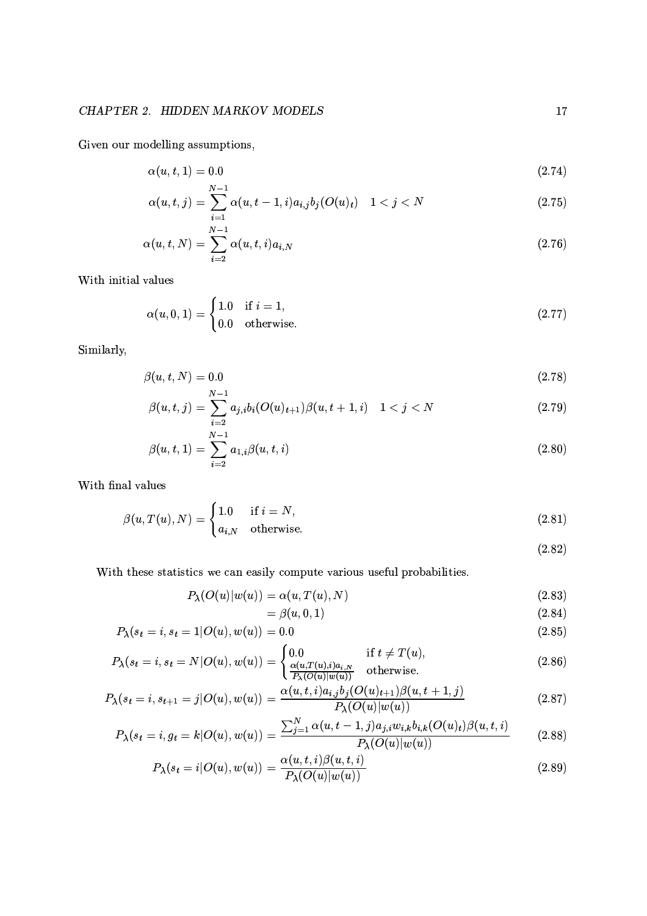Given our modelling assumptions,

$$\alpha(u,t,1) = 0.0 \tag{2.74}$$

$$\alpha(u,t,j) = \sum_{i=1}^{N-1} \alpha(u,t-1,i) a_{i,j} b_j(O(u)_t) \quad 1 < j < N \tag{2.75}$$

$$\alpha(u,t,N) = \sum_{i=2}^{N-1} \alpha(u,t,i) a_{i,N} \tag{2.76}$$

With initial values

$$\alpha(u,0,1) = \begin{cases} 1.0 & \text{if } i = 1, \\ 0.0 & \text{otherwise.} \end{cases} \tag{2.77}$$

Similarly,

$$\beta(u,t,N) = 0.0 \tag{2.78}$$

$$\beta(u,t,j) = \sum_{i=2}^{N-1} a_{j,i} b_i(O(u)_{t+1}) \beta(u,t+1,i) \quad 1 < j < N \tag{2.79}$$

$$\beta(u,t,1) = \sum_{i=2}^{N-1} a_{1,i} \beta(u,t,i) \tag{2.80}$$

With final values

$$\beta(u,T(u),N) = \begin{cases} 1.0 & \text{if } i = N, \\ a_{i,N} & \text{otherwise.} \end{cases} \tag{2.81}$$

$$\tag{2.82}$$

With these statistics we can easily compute various useful probabilities.

$$P_\lambda(O(u)|w(u)) = \alpha(u,T(u),N) \tag{2.83}$$

$$= \beta(u,0,1) \tag{2.84}$$

$$P_\lambda(s_t = i, s_t = 1 | O(u), w(u)) = 0.0 \tag{2.85}$$

$$P_\lambda(s_t = i, s_t = N | O(u), w(u)) = \begin{cases} 0.0 & \text{if } t \neq T(u), \\ \frac{\alpha(u,T(u),i) a_{i,N}}{P_\lambda(O(u)|w(u))} & \text{otherwise.} \end{cases} \tag{2.86}$$

$$P_\lambda(s_t = i, s_{t+1} = j | O(u), w(u)) = \frac{\alpha(u,t,i) a_{i,j} b_j(O(u)_{t+1}) \beta(u,t+1,j)}{P_\lambda(O(u)|w(u))} \tag{2.87}$$

$$P_\lambda(s_t = i, g_t = k | O(u), w(u)) = \frac{\sum_{j=1}^{N} \alpha(u,t-1,j) a_{j,i} w_{i,k} b_{i,k}(O(u)_t) \beta(u,t,i)}{P_\lambda(O(u)|w(u))} \tag{2.88}$$

$$P_\lambda(s_t = i | O(u), w(u)) = \frac{\alpha(u,t,i) \beta(u,t,i)}{P_\lambda(O(u)|w(u))} \tag{2.89}$$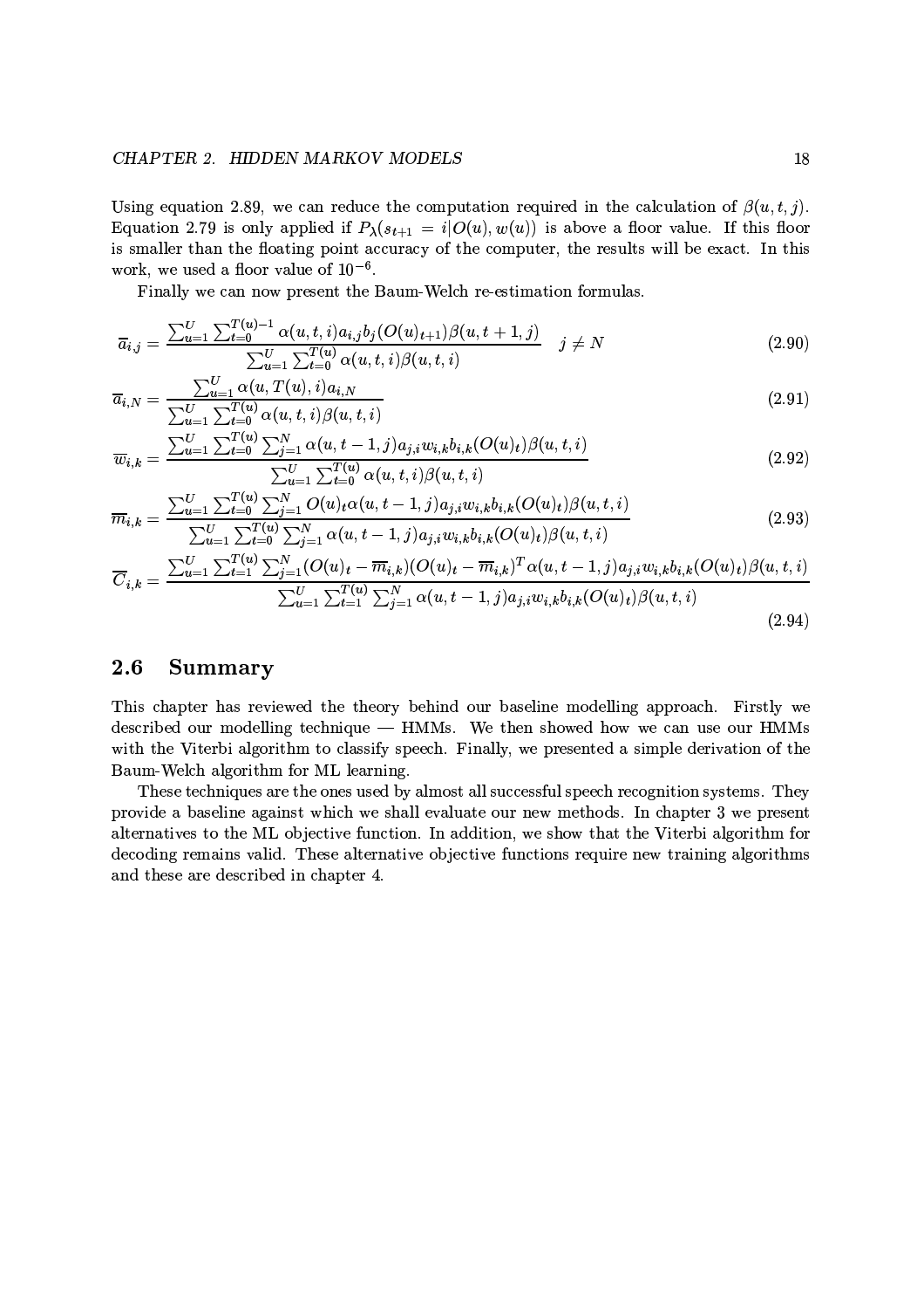Using equation 2.89, we can reduce the computation required in the calculation of $\beta(u,t,j)$. Equation 2.79 is only applied if $P_\lambda(s_{t+1} = i|O(u), w(u))$ is above a floor value. If this floor is smaller than the floating point accuracy of the computer, the results will be exact. In this work, we used a floor value of $10^{-6}$.

Finally we can now present the Baum-Welch re-estimation formulas.

$$\overline{a}_{i,j} = \frac{\sum_{u=1}^{U} \sum_{t=0}^{T(u)-1} \alpha(u,t,i) a_{i,j} b_j(O(u)_{t+1}) \beta(u,t+1,j)}{\sum_{u=1}^{U} \sum_{t=0}^{T(u)} \alpha(u,t,i) \beta(u,t,i)} \quad j \neq N \tag{2.90}$$

$$\overline{a}_{i,N} = \frac{\sum_{u=1}^{U} \alpha(u,T(u),i) a_{i,N}}{\sum_{u=1}^{U} \sum_{t=0}^{T(u)} \alpha(u,t,i) \beta(u,t,i)} \tag{2.91}$$

$$\overline{w}_{i,k} = \frac{\sum_{u=1}^{U} \sum_{t=0}^{T(u)} \sum_{j=1}^{N} \alpha(u,t-1,j) a_{j,i} w_{i,k} b_{i,k}(O(u)_t) \beta(u,t,i)}{\sum_{u=1}^{U} \sum_{t=0}^{T(u)} \alpha(u,t,i) \beta(u,t,i)} \tag{2.92}$$

$$\overline{m}_{i,k} = \frac{\sum_{u=1}^{U} \sum_{t=0}^{T(u)} \sum_{j=1}^{N} O(u)_t \alpha(u,t-1,j) a_{j,i} w_{i,k} b_{i,k}(O(u)_t) \beta(u,t,i)}{\sum_{u=1}^{U} \sum_{t=0}^{T(u)} \sum_{j=1}^{N} \alpha(u,t-1,j) a_{j,i} w_{i,k} b_{i,k}(O(u)_t) \beta(u,t,i)} \tag{2.93}$$

$$\overline{C}_{i,k} = \frac{\sum_{u=1}^{U} \sum_{t=1}^{T(u)} \sum_{j=1}^{N} (O(u)_t - \overline{m}_{i,k})(O(u)_t - \overline{m}_{i,k})^T \alpha(u,t-1,j) a_{j,i} w_{i,k} b_{i,k}(O(u)_t) \beta(u,t,i)}{\sum_{u=1}^{U} \sum_{t=1}^{T(u)} \sum_{j=1}^{N} \alpha(u,t-1,j) a_{j,i} w_{i,k} b_{i,k}(O(u)_t) \beta(u,t,i)} \tag{2.94}$$

## 2.6 Summary

This chapter has reviewed the theory behind our baseline modelling approach. Firstly we described our modelling technique — HMMs. We then showed how we can use our HMMs with the Viterbi algorithm to classify speech. Finally, we presented a simple derivation of the Baum-Welch algorithm for ML learning.

These techniques are the ones used by almost all successful speech recognition systems. They provide a baseline against which we shall evaluate our new methods. In chapter 3 we present alternatives to the ML objective function. In addition, we show that the Viterbi algorithm for decoding remains valid. These alternative objective functions require new training algorithms and these are described in chapter 4.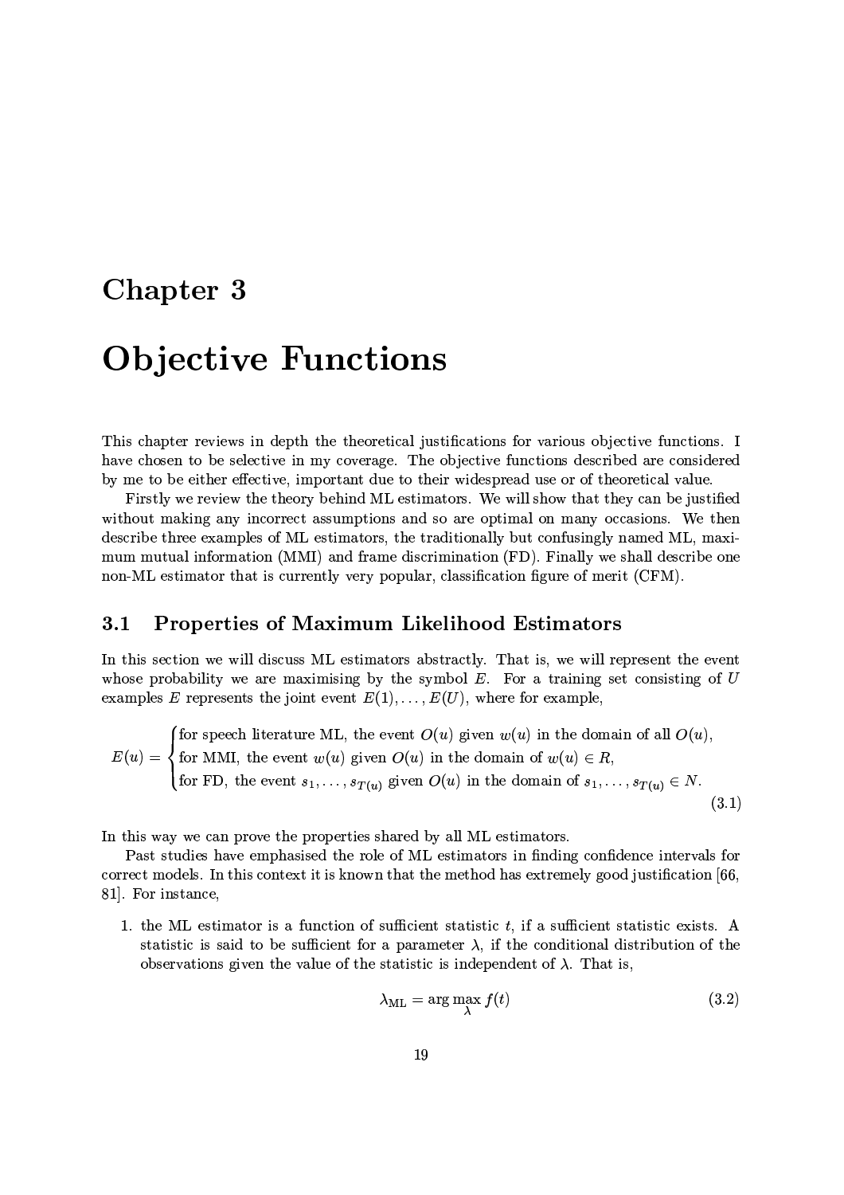# Chapter 3

# Objective Functions

This chapter reviews in depth the theoretical justifications for various objective functions. I have chosen to be selective in my coverage. The objective functions described are considered by me to be either effective, important due to their widespread use or of theoretical value.

Firstly we review the theory behind ML estimators. We will show that they can be justified without making any incorrect assumptions and so are optimal on many occasions. We then describe three examples of ML estimators, the traditionally but confusingly named ML, maximum mutual information (MMI) and frame discrimination (FD). Finally we shall describe one non-ML estimator that is currently very popular, classification figure of merit (CFM).

## 3.1 Properties of Maximum Likelihood Estimators

In this section we will discuss ML estimators abstractly. That is, we will represent the event whose probability we are maximising by the symbol $E$. For a training set consisting of $U$ examples $E$ represents the joint event $E(1), \ldots, E(U)$, where for example,

$$E(u) = \begin{cases} \text{for speech literature ML, the event } O(u) \text{ given } w(u) \text{ in the domain of all } O(u), \\ \text{for MMI, the event } w(u) \text{ given } O(u) \text{ in the domain of } w(u) \in R, \\ \text{for FD, the event } s_1, \ldots, s_{T(u)} \text{ given } O(u) \text{ in the domain of } s_1, \ldots, s_{T(u)} \in N. \end{cases} \tag{3.1}$$

In this way we can prove the properties shared by all ML estimators.

Past studies have emphasised the role of ML estimators in finding confidence intervals for correct models. In this context it is known that the method has extremely good justification [66, 81]. For instance,

1. the ML estimator is a function of sufficient statistic $t$, if a sufficient statistic exists. A statistic is said to be sufficient for a parameter $\lambda$, if the conditional distribution of the observations given the value of the statistic is independent of $\lambda$. That is,

$$\lambda_{\text{ML}} = \arg\max_{\lambda} f(t) \tag{3.2}$$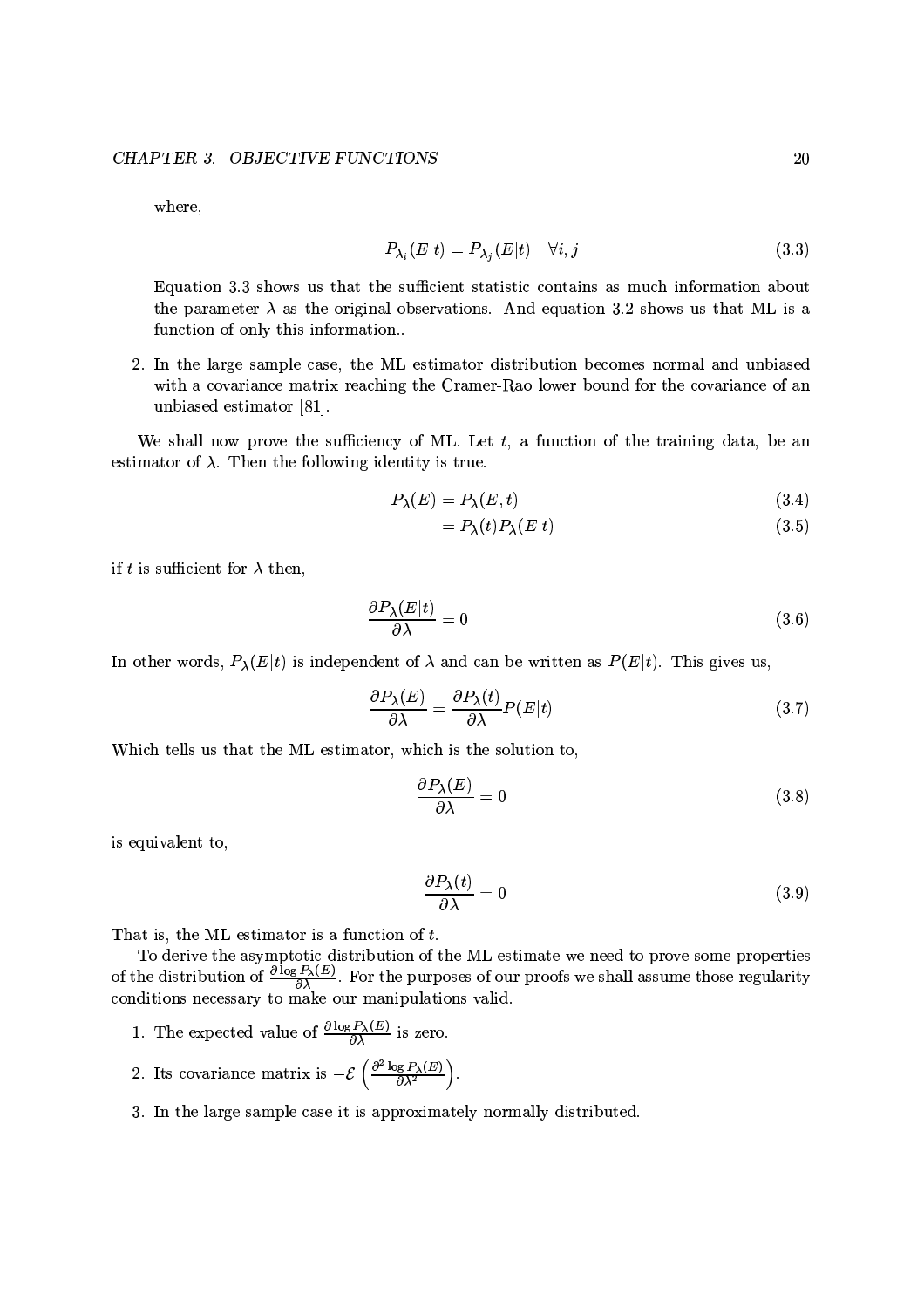where,

$$P_{\lambda_i}(E|t) = P_{\lambda_j}(E|t) \quad \forall i, j \tag{3.3}$$

Equation 3.3 shows us that the sufficient statistic contains as much information about the parameter $\lambda$ as the original observations. And equation 3.2 shows us that ML is a function of only this information..

2. In the large sample case, the ML estimator distribution becomes normal and unbiased with a covariance matrix reaching the Cramer-Rao lower bound for the covariance of an unbiased estimator [81].

We shall now prove the sufficiency of ML. Let $t$, a function of the training data, be an estimator of $\lambda$. Then the following identity is true.

$$P_\lambda(E) = P_\lambda(E, t) \tag{3.4}$$

$$= P_\lambda(t) P_\lambda(E|t) \tag{3.5}$$

if $t$ is sufficient for $\lambda$ then,

$$\frac{\partial P_\lambda(E|t)}{\partial \lambda} = 0 \tag{3.6}$$

In other words, $P_\lambda(E|t)$ is independent of $\lambda$ and can be written as $P(E|t)$. This gives us,

$$\frac{\partial P_\lambda(E)}{\partial \lambda} = \frac{\partial P_\lambda(t)}{\partial \lambda} P(E|t) \tag{3.7}$$

Which tells us that the ML estimator, which is the solution to,

$$\frac{\partial P_\lambda(E)}{\partial \lambda} = 0 \tag{3.8}$$

is equivalent to,

$$\frac{\partial P_\lambda(t)}{\partial \lambda} = 0 \tag{3.9}$$

That is, the ML estimator is a function of $t$.

To derive the asymptotic distribution of the ML estimate we need to prove some properties of the distribution of $\frac{\partial \log P_\lambda(E)}{\partial \lambda}$. For the purposes of our proofs we shall assume those regularity conditions necessary to make our manipulations valid.

1. The expected value of $\frac{\partial \log P_\lambda(E)}{\partial \lambda}$ is zero.

2. Its covariance matrix is $-\mathcal{E}\left(\frac{\partial^2 \log P_\lambda(E)}{\partial \lambda^2}\right)$.

3. In the large sample case it is approximately normally distributed.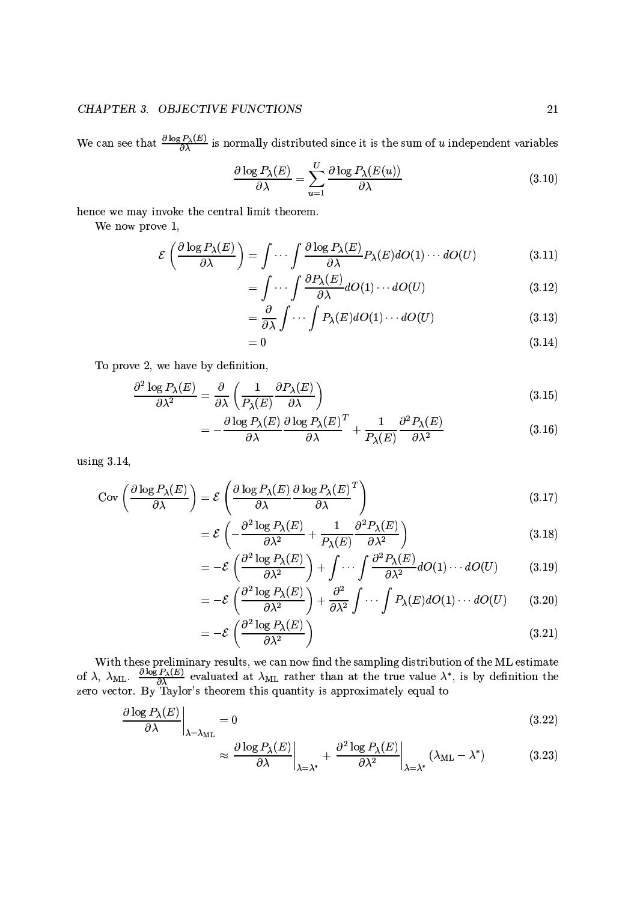We can see that $\frac{\partial \log P_\lambda(E)}{\partial \lambda}$ is normally distributed since it is the sum of $u$ independent variables

$$\frac{\partial \log P_\lambda(E)}{\partial \lambda} = \sum_{u=1}^{U} \frac{\partial \log P_\lambda(E(u))}{\partial \lambda} \tag{3.10}$$

hence we may invoke the central limit theorem.

We now prove 1,

$$\mathcal{E}\left(\frac{\partial \log P_\lambda(E)}{\partial \lambda}\right) = \int \cdots \int \frac{\partial \log P_\lambda(E)}{\partial \lambda} P_\lambda(E) dO(1) \cdots dO(U) \tag{3.11}$$

$$= \int \cdots \int \frac{\partial P_\lambda(E)}{\partial \lambda} dO(1) \cdots dO(U) \tag{3.12}$$

$$= \frac{\partial}{\partial \lambda} \int \cdots \int P_\lambda(E) dO(1) \cdots dO(U) \tag{3.13}$$

$$= 0 \tag{3.14}$$

To prove 2, we have by definition,

$$\frac{\partial^2 \log P_\lambda(E)}{\partial \lambda^2} = \frac{\partial}{\partial \lambda}\left(\frac{1}{P_\lambda(E)} \frac{\partial P_\lambda(E)}{\partial \lambda}\right) \tag{3.15}$$

$$= -\frac{\partial \log P_\lambda(E)}{\partial \lambda} \frac{\partial \log P_\lambda(E)}{\partial \lambda}^T + \frac{1}{P_\lambda(E)} \frac{\partial^2 P_\lambda(E)}{\partial \lambda^2} \tag{3.16}$$

using 3.14,

$$\operatorname{Cov}\left(\frac{\partial \log P_\lambda(E)}{\partial \lambda}\right) = \mathcal{E}\left(\frac{\partial \log P_\lambda(E)}{\partial \lambda} \frac{\partial \log P_\lambda(E)}{\partial \lambda}^T\right) \tag{3.17}$$

$$= \mathcal{E}\left(-\frac{\partial^2 \log P_\lambda(E)}{\partial \lambda^2} + \frac{1}{P_\lambda(E)} \frac{\partial^2 P_\lambda(E)}{\partial \lambda^2}\right) \tag{3.18}$$

$$= -\mathcal{E}\left(\frac{\partial^2 \log P_\lambda(E)}{\partial \lambda^2}\right) + \int \cdots \int \frac{\partial^2 P_\lambda(E)}{\partial \lambda^2} dO(1) \cdots dO(U) \tag{3.19}$$

$$= -\mathcal{E}\left(\frac{\partial^2 \log P_\lambda(E)}{\partial \lambda^2}\right) + \frac{\partial^2}{\partial \lambda^2} \int \cdots \int P_\lambda(E) dO(1) \cdots dO(U) \tag{3.20}$$

$$= -\mathcal{E}\left(\frac{\partial^2 \log P_\lambda(E)}{\partial \lambda^2}\right) \tag{3.21}$$

With these preliminary results, we can now find the sampling distribution of the ML estimate of $\lambda$, $\lambda_{\text{ML}}$. $\frac{\partial \log P_\lambda(E)}{\partial \lambda}$ evaluated at $\lambda_{\text{ML}}$ rather than at the true value $\lambda^*$, is by definition the zero vector. By Taylor's theorem this quantity is approximately equal to

$$\left.\frac{\partial \log P_\lambda(E)}{\partial \lambda}\right|_{\lambda=\lambda_{\text{ML}}} = 0 \tag{3.22}$$

$$\approx \left.\frac{\partial \log P_\lambda(E)}{\partial \lambda}\right|_{\lambda=\lambda^*} + \left.\frac{\partial^2 \log P_\lambda(E)}{\partial \lambda^2}\right|_{\lambda=\lambda^*} (\lambda_{\text{ML}} - \lambda^*) \tag{3.23}$$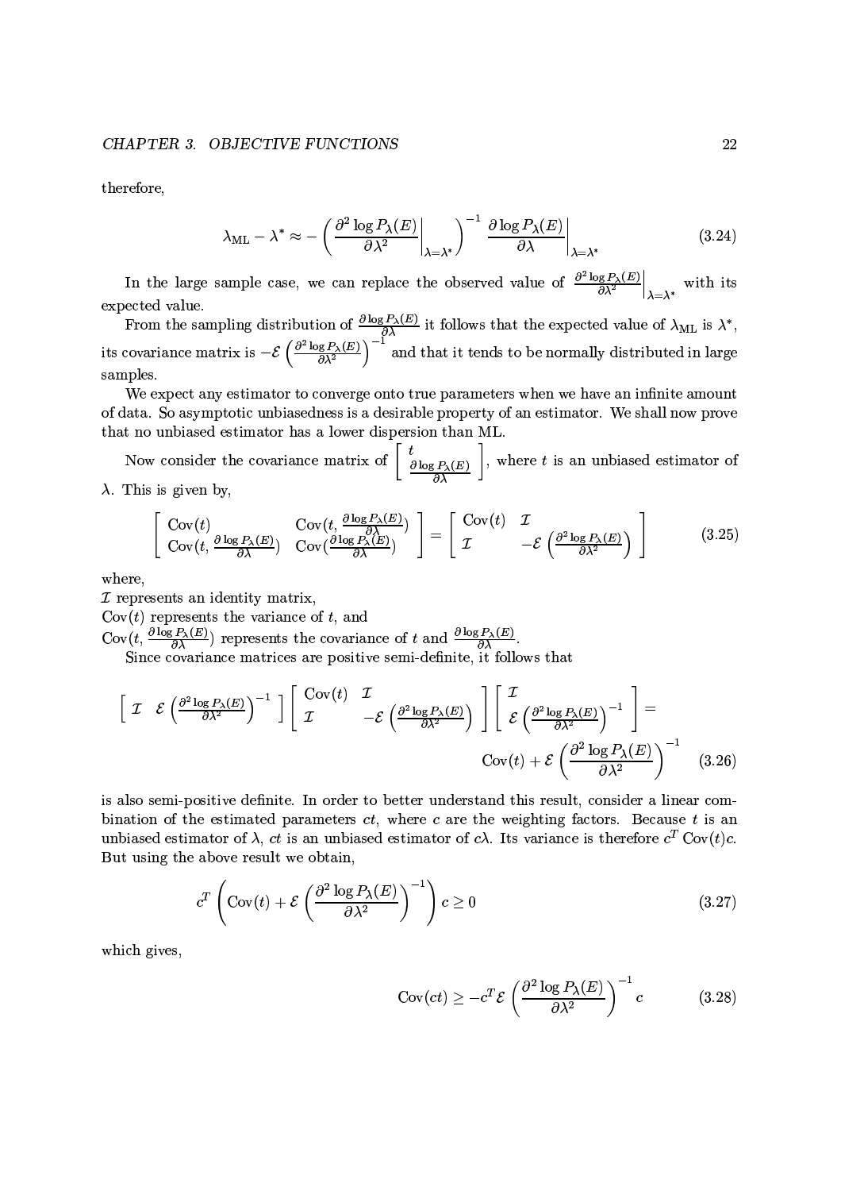therefore,

$$\lambda_{\text{ML}} - \lambda^* \approx - \left( \left. \frac{\partial^2 \log P_\lambda(E)}{\partial \lambda^2} \right|_{\lambda=\lambda^*} \right)^{-1} \left. \frac{\partial \log P_\lambda(E)}{\partial \lambda} \right|_{\lambda=\lambda^*} \tag{3.24}$$

In the large sample case, we can replace the observed value of $\left. \frac{\partial^2 \log P_\lambda(E)}{\partial \lambda^2} \right|_{\lambda=\lambda^*}$ with its expected value.

From the sampling distribution of $\frac{\partial \log P_\lambda(E)}{\partial \lambda}$ it follows that the expected value of $\lambda_{\text{ML}}$ is $\lambda^*$, its covariance matrix is $-\mathcal{E}\left(\frac{\partial^2 \log P_\lambda(E)}{\partial \lambda^2}\right)^{-1}$ and that it tends to be normally distributed in large samples.

We expect any estimator to converge onto true parameters when we have an infinite amount of data. So asymptotic unbiasedness is a desirable property of an estimator. We shall now prove that no unbiased estimator has a lower dispersion than ML.

Now consider the covariance matrix of $\begin{bmatrix} t \\ \frac{\partial \log P_\lambda(E)}{\partial \lambda} \end{bmatrix}$, where $t$ is an unbiased estimator of $\lambda$. This is given by,

$$\begin{bmatrix} \text{Cov}(t) & \text{Cov}(t, \frac{\partial \log P_\lambda(E)}{\partial \lambda}) \\ \text{Cov}(t, \frac{\partial \log P_\lambda(E)}{\partial \lambda}) & \text{Cov}(\frac{\partial \log P_\lambda(E)}{\partial \lambda}) \end{bmatrix} = \begin{bmatrix} \text{Cov}(t) & \mathcal{I} \\ \mathcal{I} & -\mathcal{E}\left(\frac{\partial^2 \log P_\lambda(E)}{\partial \lambda^2}\right) \end{bmatrix} \tag{3.25}$$

where,
$\mathcal{I}$ represents an identity matrix,
$\text{Cov}(t)$ represents the variance of $t$, and
$\text{Cov}(t, \frac{\partial \log P_\lambda(E)}{\partial \lambda})$ represents the covariance of $t$ and $\frac{\partial \log P_\lambda(E)}{\partial \lambda}$.

Since covariance matrices are positive semi-definite, it follows that

$$\begin{bmatrix} \mathcal{I} & \mathcal{E}\left(\frac{\partial^2 \log P_\lambda(E)}{\partial \lambda^2}\right)^{-1} \end{bmatrix} \begin{bmatrix} \text{Cov}(t) & \mathcal{I} \\ \mathcal{I} & -\mathcal{E}\left(\frac{\partial^2 \log P_\lambda(E)}{\partial \lambda^2}\right) \end{bmatrix} \begin{bmatrix} \mathcal{I} \\ \mathcal{E}\left(\frac{\partial^2 \log P_\lambda(E)}{\partial \lambda^2}\right)^{-1} \end{bmatrix} = \text{Cov}(t) + \mathcal{E}\left(\frac{\partial^2 \log P_\lambda(E)}{\partial \lambda^2}\right)^{-1} \tag{3.26}$$

is also semi-positive definite. In order to better understand this result, consider a linear combination of the estimated parameters $ct$, where $c$ are the weighting factors. Because $t$ is an unbiased estimator of $\lambda$, $ct$ is an unbiased estimator of $c\lambda$. Its variance is therefore $c^T \text{Cov}(t) c$. But using the above result we obtain,

$$c^T \left( \text{Cov}(t) + \mathcal{E}\left(\frac{\partial^2 \log P_\lambda(E)}{\partial \lambda^2}\right)^{-1} \right) c \geq 0 \tag{3.27}$$

which gives,

$$\text{Cov}(ct) \geq -c^T \mathcal{E}\left(\frac{\partial^2 \log P_\lambda(E)}{\partial \lambda^2}\right)^{-1} c \tag{3.28}$$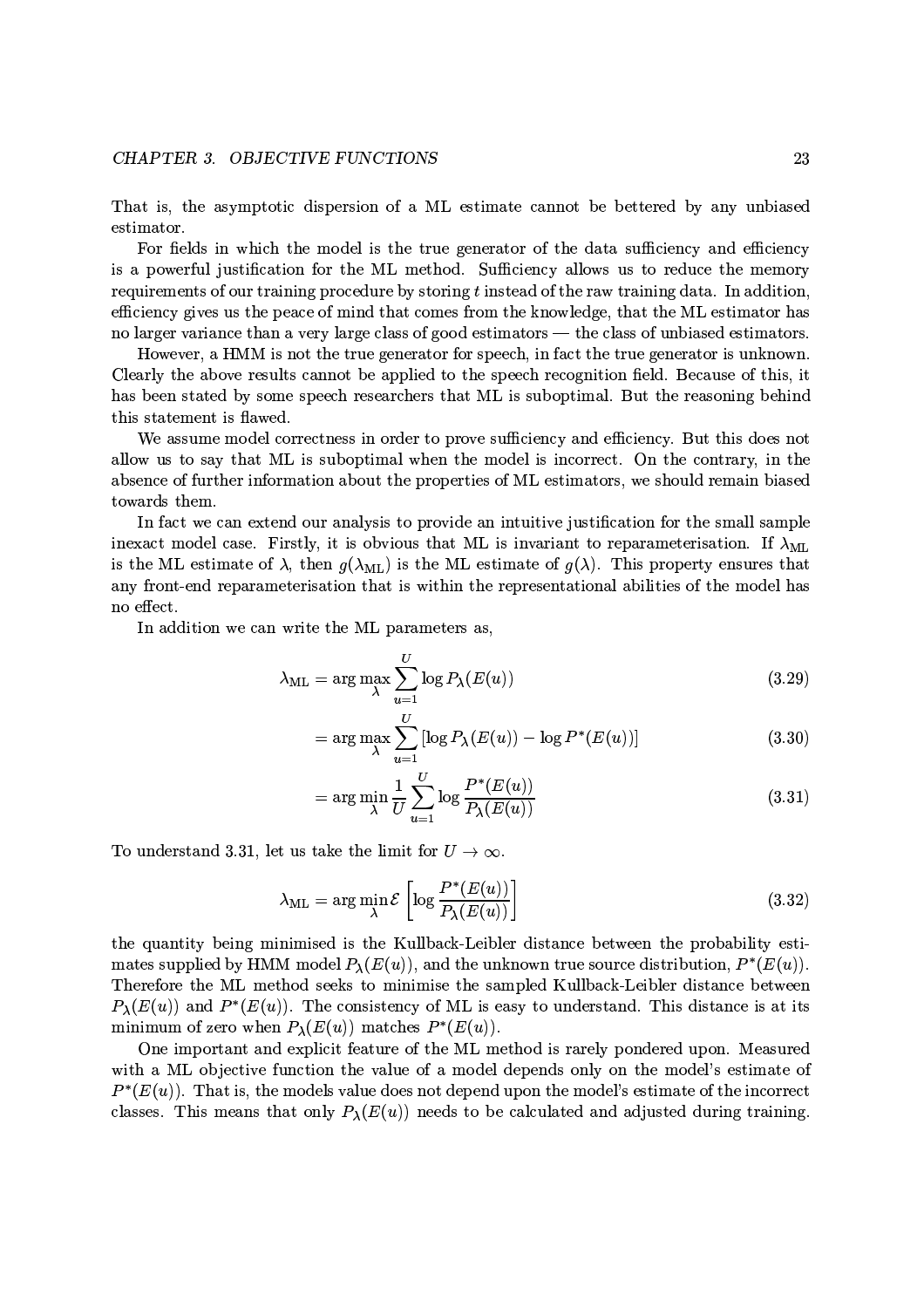That is, the asymptotic dispersion of a ML estimate cannot be bettered by any unbiased estimator.

For fields in which the model is the true generator of the data sufficiency and efficiency is a powerful justification for the ML method. Sufficiency allows us to reduce the memory requirements of our training procedure by storing $t$ instead of the raw training data. In addition, efficiency gives us the peace of mind that comes from the knowledge, that the ML estimator has no larger variance than a very large class of good estimators — the class of unbiased estimators.

However, a HMM is not the true generator for speech, in fact the true generator is unknown. Clearly the above results cannot be applied to the speech recognition field. Because of this, it has been stated by some speech researchers that ML is suboptimal. But the reasoning behind this statement is flawed.

We assume model correctness in order to prove sufficiency and efficiency. But this does not allow us to say that ML is suboptimal when the model is incorrect. On the contrary, in the absence of further information about the properties of ML estimators, we should remain biased towards them.

In fact we can extend our analysis to provide an intuitive justification for the small sample inexact model case. Firstly, it is obvious that ML is invariant to reparameterisation. If $\lambda_{\mathrm{ML}}$ is the ML estimate of $\lambda$, then $g(\lambda_{\mathrm{ML}})$ is the ML estimate of $g(\lambda)$. This property ensures that any front-end reparameterisation that is within the representational abilities of the model has no effect.

In addition we can write the ML parameters as,

$$\lambda_{\mathrm{ML}} = \arg\max_{\lambda} \sum_{u=1}^{U} \log P_{\lambda}(E(u)) \tag{3.29}$$

$$= \arg\max_{\lambda} \sum_{u=1}^{U} \left[\log P_{\lambda}(E(u)) - \log P^{*}(E(u))\right] \tag{3.30}$$

$$= \arg\min_{\lambda} \frac{1}{U} \sum_{u=1}^{U} \log \frac{P^{*}(E(u))}{P_{\lambda}(E(u))} \tag{3.31}$$

To understand 3.31, let us take the limit for $U \to \infty$.

$$\lambda_{\mathrm{ML}} = \arg\min_{\lambda} \mathcal{E}\left[\log \frac{P^{*}(E(u))}{P_{\lambda}(E(u))}\right] \tag{3.32}$$

the quantity being minimised is the Kullback-Leibler distance between the probability estimates supplied by HMM model $P_{\lambda}(E(u))$, and the unknown true source distribution, $P^{*}(E(u))$. Therefore the ML method seeks to minimise the sampled Kullback-Leibler distance between $P_{\lambda}(E(u))$ and $P^{*}(E(u))$. The consistency of ML is easy to understand. This distance is at its minimum of zero when $P_{\lambda}(E(u))$ matches $P^{*}(E(u))$.

One important and explicit feature of the ML method is rarely pondered upon. Measured with a ML objective function the value of a model depends only on the model's estimate of $P^{*}(E(u))$. That is, the models value does not depend upon the model's estimate of the incorrect classes. This means that only $P_{\lambda}(E(u))$ needs to be calculated and adjusted during training.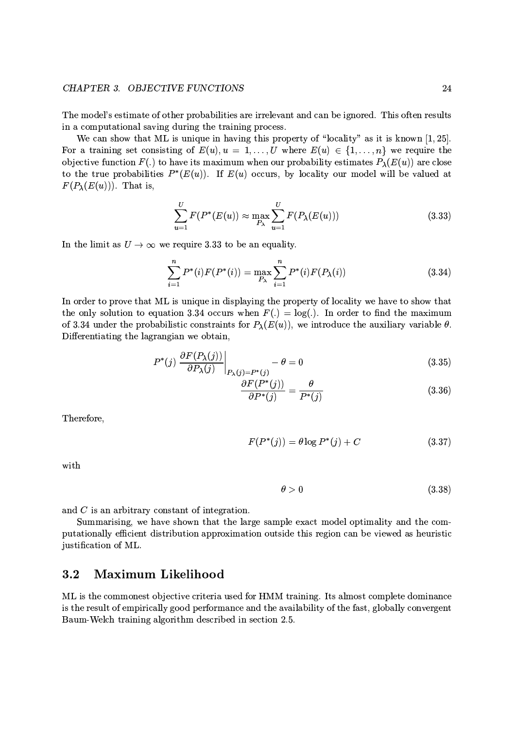The model's estimate of other probabilities are irrelevant and can be ignored. This often results in a computational saving during the training process.

We can show that ML is unique in having this property of "locality" as it is known [1, 25]. For a training set consisting of $E(u), u = 1, \ldots, U$ where $E(u) \in \{1, \ldots, n\}$ we require the objective function $F(.)$ to have its maximum when our probability estimates $P_\lambda(E(u))$ are close to the true probabilities $P^*(E(u))$. If $E(u)$ occurs, by locality our model will be valued at $F(P_\lambda(E(u)))$. That is,

$$\sum_{u=1}^{U} F(P^*(E(u)) \approx \max_{P_\lambda} \sum_{u=1}^{U} F(P_\lambda(E(u))) \tag{3.33}$$

In the limit as $U \to \infty$ we require 3.33 to be an equality.

$$\sum_{i=1}^{n} P^*(i) F(P^*(i)) = \max_{P_\lambda} \sum_{i=1}^{n} P^*(i) F(P_\lambda(i)) \tag{3.34}$$

In order to prove that ML is unique in displaying the property of locality we have to show that the only solution to equation 3.34 occurs when $F(.) = \log(.)$. In order to find the maximum of 3.34 under the probabilistic constraints for $P_\lambda(E(u))$, we introduce the auxiliary variable $\theta$. Differentiating the lagrangian we obtain,

$$P^*(j) \left. \frac{\partial F(P_\lambda(j))}{\partial P_\lambda(j)} \right|_{P_\lambda(j)=P^*(j)} - \theta = 0 \tag{3.35}$$

$$\frac{\partial F(P^*(j))}{\partial P^*(j)} = \frac{\theta}{P^*(j)} \tag{3.36}$$

Therefore,

$$F(P^*(j)) = \theta \log P^*(j) + C \tag{3.37}$$

with

$$\theta > 0 \tag{3.38}$$

and $C$ is an arbitrary constant of integration.

Summarising, we have shown that the large sample exact model optimality and the computationally efficient distribution approximation outside this region can be viewed as heuristic justification of ML.

## 3.2 Maximum Likelihood

ML is the commonest objective criteria used for HMM training. Its almost complete dominance is the result of empirically good performance and the availability of the fast, globally convergent Baum-Welch training algorithm described in section 2.5.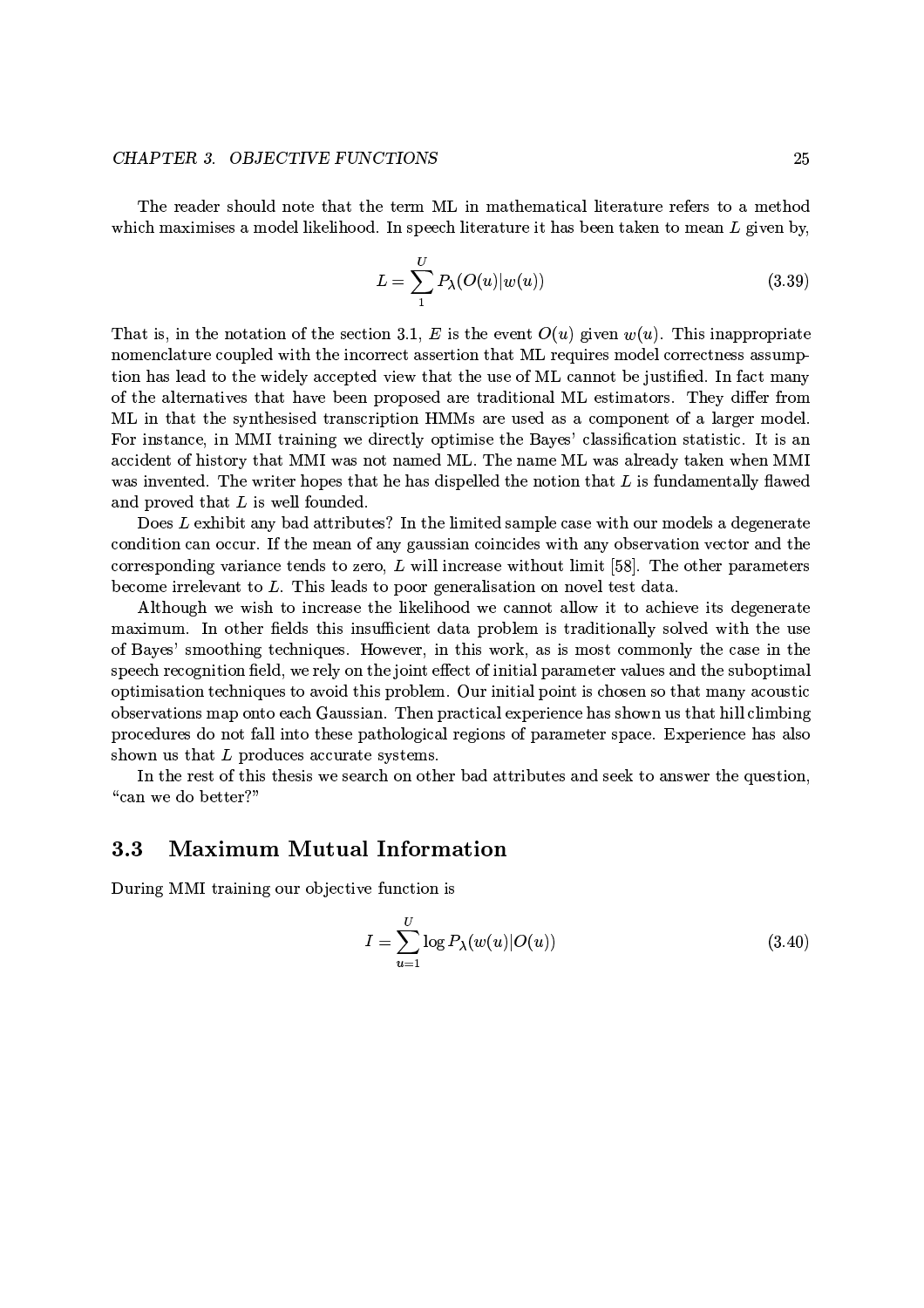The reader should note that the term ML in mathematical literature refers to a method which maximises a model likelihood. In speech literature it has been taken to mean $L$ given by,

$$L = \sum_{1}^{U} P_{\lambda}(O(u)|w(u)) \tag{3.39}$$

That is, in the notation of the section 3.1, $E$ is the event $O(u)$ given $w(u)$. This inappropriate nomenclature coupled with the incorrect assertion that ML requires model correctness assumption has lead to the widely accepted view that the use of ML cannot be justified. In fact many of the alternatives that have been proposed are traditional ML estimators. They differ from ML in that the synthesised transcription HMMs are used as a component of a larger model. For instance, in MMI training we directly optimise the Bayes' classification statistic. It is an accident of history that MMI was not named ML. The name ML was already taken when MMI was invented. The writer hopes that he has dispelled the notion that $L$ is fundamentally flawed and proved that $L$ is well founded.

Does $L$ exhibit any bad attributes? In the limited sample case with our models a degenerate condition can occur. If the mean of any gaussian coincides with any observation vector and the corresponding variance tends to zero, $L$ will increase without limit [58]. The other parameters become irrelevant to $L$. This leads to poor generalisation on novel test data.

Although we wish to increase the likelihood we cannot allow it to achieve its degenerate maximum. In other fields this insufficient data problem is traditionally solved with the use of Bayes' smoothing techniques. However, in this work, as is most commonly the case in the speech recognition field, we rely on the joint effect of initial parameter values and the suboptimal optimisation techniques to avoid this problem. Our initial point is chosen so that many acoustic observations map onto each Gaussian. Then practical experience has shown us that hill climbing procedures do not fall into these pathological regions of parameter space. Experience has also shown us that $L$ produces accurate systems.

In the rest of this thesis we search on other bad attributes and seek to answer the question, "can we do better?"

## 3.3 Maximum Mutual Information

During MMI training our objective function is

$$I = \sum_{u=1}^{U} \log P_{\lambda}(w(u)|O(u)) \tag{3.40}$$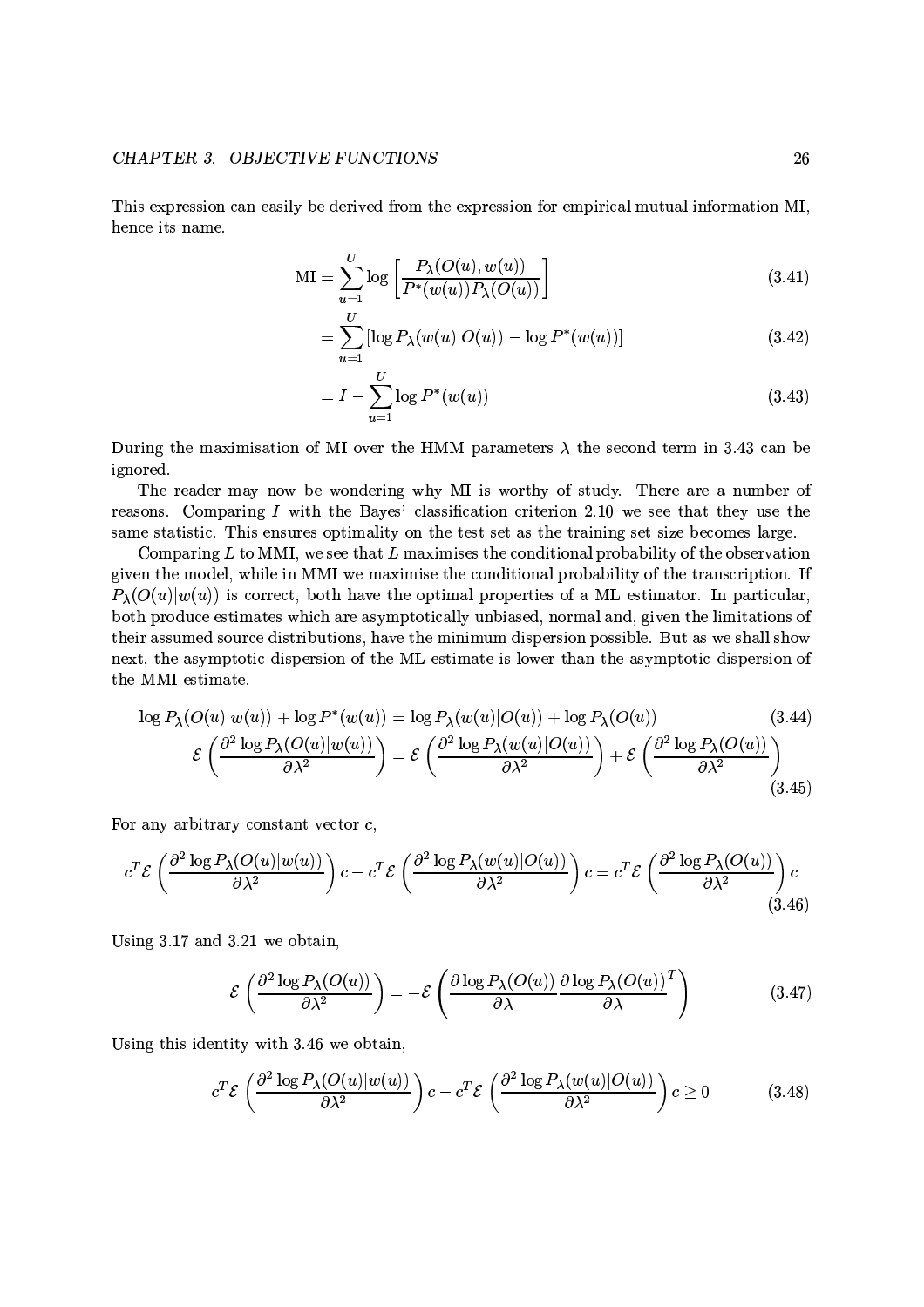This expression can easily be derived from the expression for empirical mutual information MI, hence its name.

$$\text{MI} = \sum_{u=1}^{U} \log \left[ \frac{P_\lambda(O(u), w(u))}{P^*(w(u)) P_\lambda(O(u))} \right] \tag{3.41}$$

$$= \sum_{u=1}^{U} \left[ \log P_\lambda(w(u)|O(u)) - \log P^*(w(u)) \right] \tag{3.42}$$

$$= I - \sum_{u=1}^{U} \log P^*(w(u)) \tag{3.43}$$

During the maximisation of MI over the HMM parameters $\lambda$ the second term in 3.43 can be ignored.

The reader may now be wondering why MI is worthy of study. There are a number of reasons. Comparing $I$ with the Bayes' classification criterion 2.10 we see that they use the same statistic. This ensures optimality on the test set as the training set size becomes large.

Comparing $L$ to MMI, we see that $L$ maximises the conditional probability of the observation given the model, while in MMI we maximise the conditional probability of the transcription. If $P_\lambda(O(u)|w(u))$ is correct, both have the optimal properties of a ML estimator. In particular, both produce estimates which are asymptotically unbiased, normal and, given the limitations of their assumed source distributions, have the minimum dispersion possible. But as we shall show next, the asymptotic dispersion of the ML estimate is lower than the asymptotic dispersion of the MMI estimate.

$$\log P_\lambda(O(u)|w(u)) + \log P^*(w(u)) = \log P_\lambda(w(u)|O(u)) + \log P_\lambda(O(u)) \tag{3.44}$$

$$\mathcal{E}\left(\frac{\partial^2 \log P_\lambda(O(u)|w(u))}{\partial \lambda^2}\right) = \mathcal{E}\left(\frac{\partial^2 \log P_\lambda(w(u)|O(u))}{\partial \lambda^2}\right) + \mathcal{E}\left(\frac{\partial^2 \log P_\lambda(O(u))}{\partial \lambda^2}\right) \tag{3.45}$$

For any arbitrary constant vector $c$,

$$c^T \mathcal{E}\left(\frac{\partial^2 \log P_\lambda(O(u)|w(u))}{\partial \lambda^2}\right) c - c^T \mathcal{E}\left(\frac{\partial^2 \log P_\lambda(w(u)|O(u))}{\partial \lambda^2}\right) c = c^T \mathcal{E}\left(\frac{\partial^2 \log P_\lambda(O(u))}{\partial \lambda^2}\right) c \tag{3.46}$$

Using 3.17 and 3.21 we obtain,

$$\mathcal{E}\left(\frac{\partial^2 \log P_\lambda(O(u))}{\partial \lambda^2}\right) = -\mathcal{E}\left(\frac{\partial \log P_\lambda(O(u))}{\partial \lambda} \frac{\partial \log P_\lambda(O(u))}{\partial \lambda}^T\right) \tag{3.47}$$

Using this identity with 3.46 we obtain,

$$c^T \mathcal{E}\left(\frac{\partial^2 \log P_\lambda(O(u)|w(u))}{\partial \lambda^2}\right) c - c^T \mathcal{E}\left(\frac{\partial^2 \log P_\lambda(w(u)|O(u))}{\partial \lambda^2}\right) c \geq 0 \tag{3.48}$$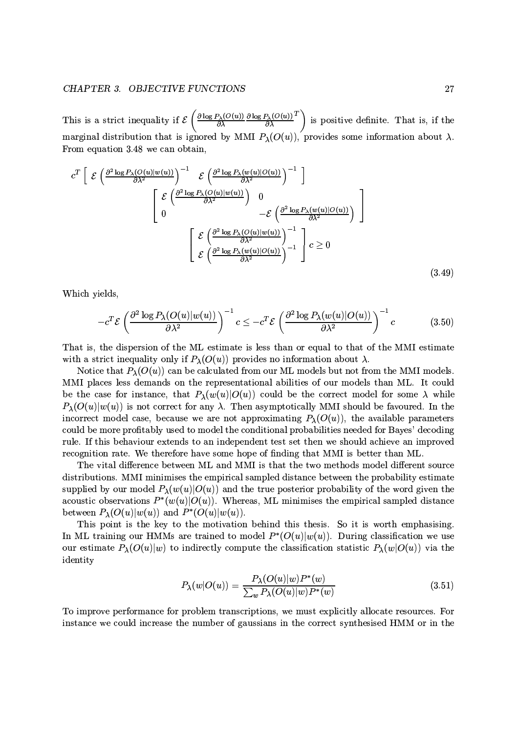This is a strict inequality if $\mathcal{E}\left(\frac{\partial \log P_\lambda(O(u))}{\partial \lambda}\frac{\partial \log P_\lambda(O(u))}{\partial \lambda}^T\right)$ is positive definite. That is, if the marginal distribution that is ignored by MMI $P_\lambda(O(u))$, provides some information about $\lambda$. From equation 3.48 we can obtain,

$$
\begin{aligned}
c^T \left[\ \mathcal{E}\left(\frac{\partial^2 \log P_\lambda(O(u)|w(u))}{\partial \lambda^2}\right)^{-1} \quad \mathcal{E}\left(\frac{\partial^2 \log P_\lambda(w(u)|O(u))}{\partial \lambda^2}\right)^{-1}\ \right] \\
\left[\begin{array}{cc} \mathcal{E}\left(\frac{\partial^2 \log P_\lambda(O(u)|w(u))}{\partial \lambda^2}\right) & 0 \\ 0 & -\mathcal{E}\left(\frac{\partial^2 \log P_\lambda(w(u)|O(u))}{\partial \lambda^2}\right) \end{array}\right] \\
\left[\begin{array}{c} \mathcal{E}\left(\frac{\partial^2 \log P_\lambda(O(u)|w(u))}{\partial \lambda^2}\right)^{-1} \\ \mathcal{E}\left(\frac{\partial^2 \log P_\lambda(w(u)|O(u))}{\partial \lambda^2}\right)^{-1} \end{array}\right] c \geq 0
\end{aligned}
\tag{3.49}
$$

Which yields,

$$
-c^T \mathcal{E}\left(\frac{\partial^2 \log P_\lambda(O(u)|w(u))}{\partial \lambda^2}\right)^{-1} c \leq -c^T \mathcal{E}\left(\frac{\partial^2 \log P_\lambda(w(u)|O(u))}{\partial \lambda^2}\right)^{-1} c \tag{3.50}
$$

That is, the dispersion of the ML estimate is less than or equal to that of the MMI estimate with a strict inequality only if $P_\lambda(O(u))$ provides no information about $\lambda$.

Notice that $P_\lambda(O(u))$ can be calculated from our ML models but not from the MMI models. MMI places less demands on the representational abilities of our models than ML. It could be the case for instance, that $P_\lambda(w(u)|O(u))$ could be the correct model for some $\lambda$ while $P_\lambda(O(u)|w(u))$ is not correct for any $\lambda$. Then asymptotically MMI should be favoured. In the incorrect model case, because we are not approximating $P_\lambda(O(u))$, the available parameters could be more profitably used to model the conditional probabilities needed for Bayes' decoding rule. If this behaviour extends to an independent test set then we should achieve an improved recognition rate. We therefore have some hope of finding that MMI is better than ML.

The vital difference between ML and MMI is that the two methods model different source distributions. MMI minimises the empirical sampled distance between the probability estimate supplied by our model $P_\lambda(w(u)|O(u))$ and the true posterior probability of the word given the acoustic observations $P^*(w(u)|O(u))$. Whereas, ML minimises the empirical sampled distance between $P_\lambda(O(u)|w(u))$ and $P^*(O(u)|w(u))$.

This point is the key to the motivation behind this thesis. So it is worth emphasising. In ML training our HMMs are trained to model $P^*(O(u)|w(u))$. During classification we use our estimate $P_\lambda(O(u)|w)$ to indirectly compute the classification statistic $P_\lambda(w|O(u))$ via the identity

$$
P_\lambda(w|O(u)) = \frac{P_\lambda(O(u)|w)P^*(w)}{\sum_w P_\lambda(O(u)|w)P^*(w)} \tag{3.51}
$$

To improve performance for problem transcriptions, we must explicitly allocate resources. For instance we could increase the number of gaussians in the correct synthesised HMM or in the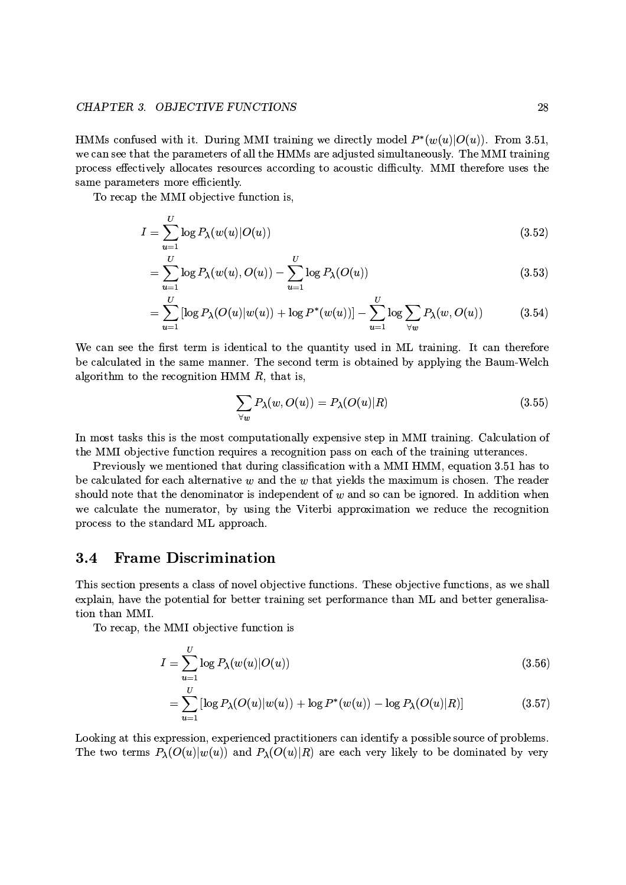HMMs confused with it. During MMI training we directly model $P^*(w(u)|O(u))$. From 3.51, we can see that the parameters of all the HMMs are adjusted simultaneously. The MMI training process effectively allocates resources according to acoustic difficulty. MMI therefore uses the same parameters more efficiently.

To recap the MMI objective function is,

$$
\begin{aligned}
I &= \sum_{u=1}^{U} \log P_\lambda(w(u)|O(u)) && (3.52) \\
&= \sum_{u=1}^{U} \log P_\lambda(w(u), O(u)) - \sum_{u=1}^{U} \log P_\lambda(O(u)) && (3.53) \\
&= \sum_{u=1}^{U} [\log P_\lambda(O(u)|w(u)) + \log P^*(w(u))] - \sum_{u=1}^{U} \log \sum_{\forall w} P_\lambda(w, O(u)) && (3.54)
\end{aligned}
$$

We can see the first term is identical to the quantity used in ML training. It can therefore be calculated in the same manner. The second term is obtained by applying the Baum-Welch algorithm to the recognition HMM $R$, that is,

$$\sum_{\forall w} P_\lambda(w, O(u)) = P_\lambda(O(u)|R) \tag{3.55}$$

In most tasks this is the most computationally expensive step in MMI training. Calculation of the MMI objective function requires a recognition pass on each of the training utterances.

Previously we mentioned that during classification with a MMI HMM, equation 3.51 has to be calculated for each alternative $w$ and the $w$ that yields the maximum is chosen. The reader should note that the denominator is independent of $w$ and so can be ignored. In addition when we calculate the numerator, by using the Viterbi approximation we reduce the recognition process to the standard ML approach.

## 3.4 Frame Discrimination

This section presents a class of novel objective functions. These objective functions, as we shall explain, have the potential for better training set performance than ML and better generalisation than MMI.

To recap, the MMI objective function is

$$
\begin{aligned}
I &= \sum_{u=1}^{U} \log P_\lambda(w(u)|O(u)) && (3.56) \\
&= \sum_{u=1}^{U} [\log P_\lambda(O(u)|w(u)) + \log P^*(w(u)) - \log P_\lambda(O(u)|R)] && (3.57)
\end{aligned}
$$

Looking at this expression, experienced practitioners can identify a possible source of problems. The two terms $P_\lambda(O(u)|w(u))$ and $P_\lambda(O(u)|R)$ are each very likely to be dominated by very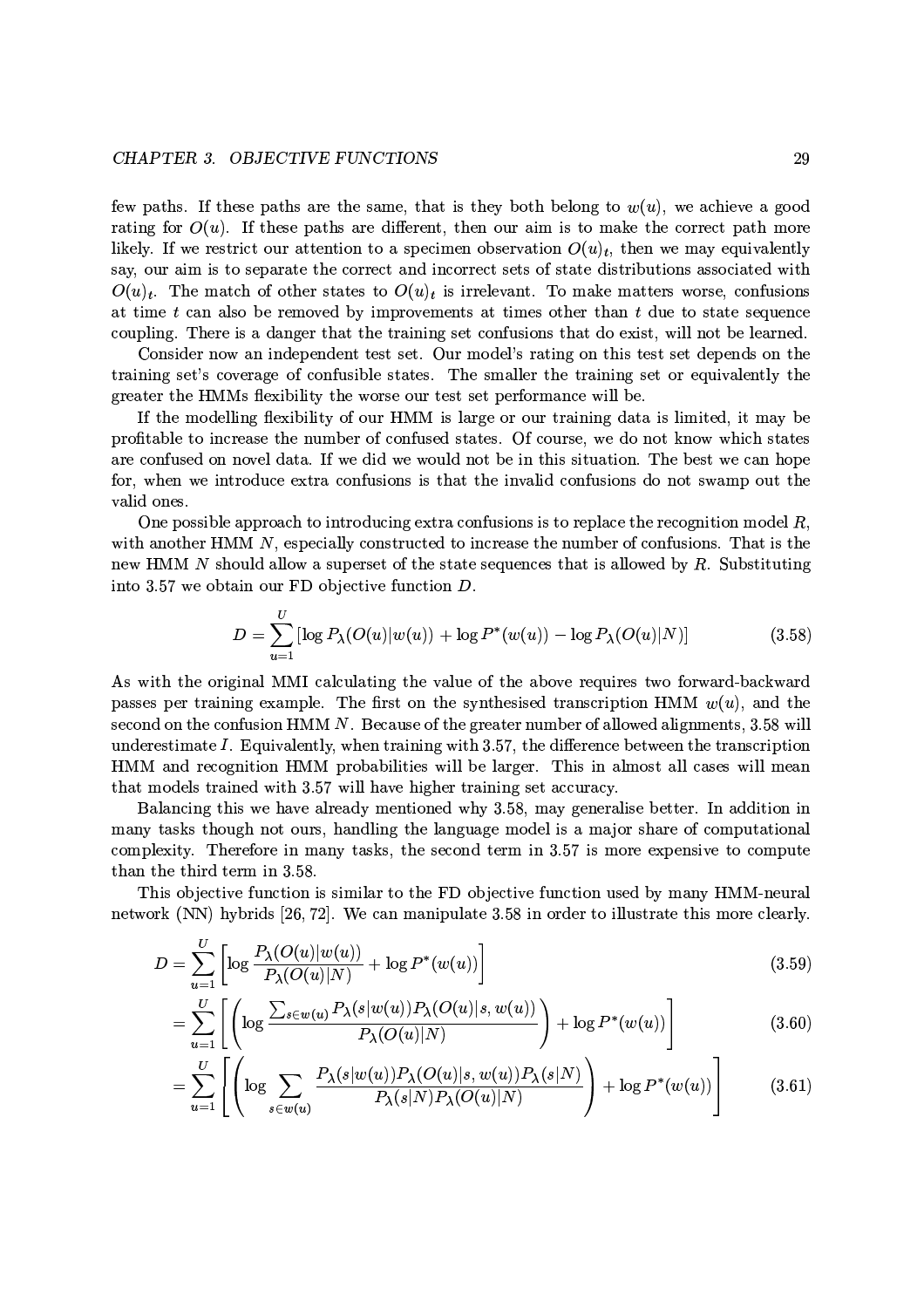few paths. If these paths are the same, that is they both belong to $w(u)$, we achieve a good rating for $O(u)$. If these paths are different, then our aim is to make the correct path more likely. If we restrict our attention to a specimen observation $O(u)_t$, then we may equivalently say, our aim is to separate the correct and incorrect sets of state distributions associated with $O(u)_t$. The match of other states to $O(u)_t$ is irrelevant. To make matters worse, confusions at time $t$ can also be removed by improvements at times other than $t$ due to state sequence coupling. There is a danger that the training set confusions that do exist, will not be learned.

Consider now an independent test set. Our model's rating on this test set depends on the training set's coverage of confusible states. The smaller the training set or equivalently the greater the HMMs flexibility the worse our test set performance will be.

If the modelling flexibility of our HMM is large or our training data is limited, it may be profitable to increase the number of confused states. Of course, we do not know which states are confused on novel data. If we did we would not be in this situation. The best we can hope for, when we introduce extra confusions is that the invalid confusions do not swamp out the valid ones.

One possible approach to introducing extra confusions is to replace the recognition model $R$, with another HMM $N$, especially constructed to increase the number of confusions. That is the new HMM $N$ should allow a superset of the state sequences that is allowed by $R$. Substituting into 3.57 we obtain our FD objective function $D$.

$$D = \sum_{u=1}^{U} [\log P_\lambda(O(u)|w(u)) + \log P^*(w(u)) - \log P_\lambda(O(u)|N)] \tag{3.58}$$

As with the original MMI calculating the value of the above requires two forward-backward passes per training example. The first on the synthesised transcription HMM $w(u)$, and the second on the confusion HMM $N$. Because of the greater number of allowed alignments, 3.58 will underestimate $I$. Equivalently, when training with 3.57, the difference between the transcription HMM and recognition HMM probabilities will be larger. This in almost all cases will mean that models trained with 3.57 will have higher training set accuracy.

Balancing this we have already mentioned why 3.58, may generalise better. In addition in many tasks though not ours, handling the language model is a major share of computational complexity. Therefore in many tasks, the second term in 3.57 is more expensive to compute than the third term in 3.58.

This objective function is similar to the FD objective function used by many HMM-neural network (NN) hybrids [26, 72]. We can manipulate 3.58 in order to illustrate this more clearly.

$$D = \sum_{u=1}^{U} \left[ \log \frac{P_\lambda(O(u)|w(u))}{P_\lambda(O(u)|N)} + \log P^*(w(u)) \right] \tag{3.59}$$

$$= \sum_{u=1}^{U} \left[ \left( \log \frac{\sum_{s \in w(u)} P_\lambda(s|w(u)) P_\lambda(O(u)|s, w(u))}{P_\lambda(O(u)|N)} \right) + \log P^*(w(u)) \right] \tag{3.60}$$

$$= \sum_{u=1}^{U} \left[ \left( \log \sum_{s \in w(u)} \frac{P_\lambda(s|w(u)) P_\lambda(O(u)|s, w(u)) P_\lambda(s|N)}{P_\lambda(s|N) P_\lambda(O(u)|N)} \right) + \log P^*(w(u)) \right] \tag{3.61}$$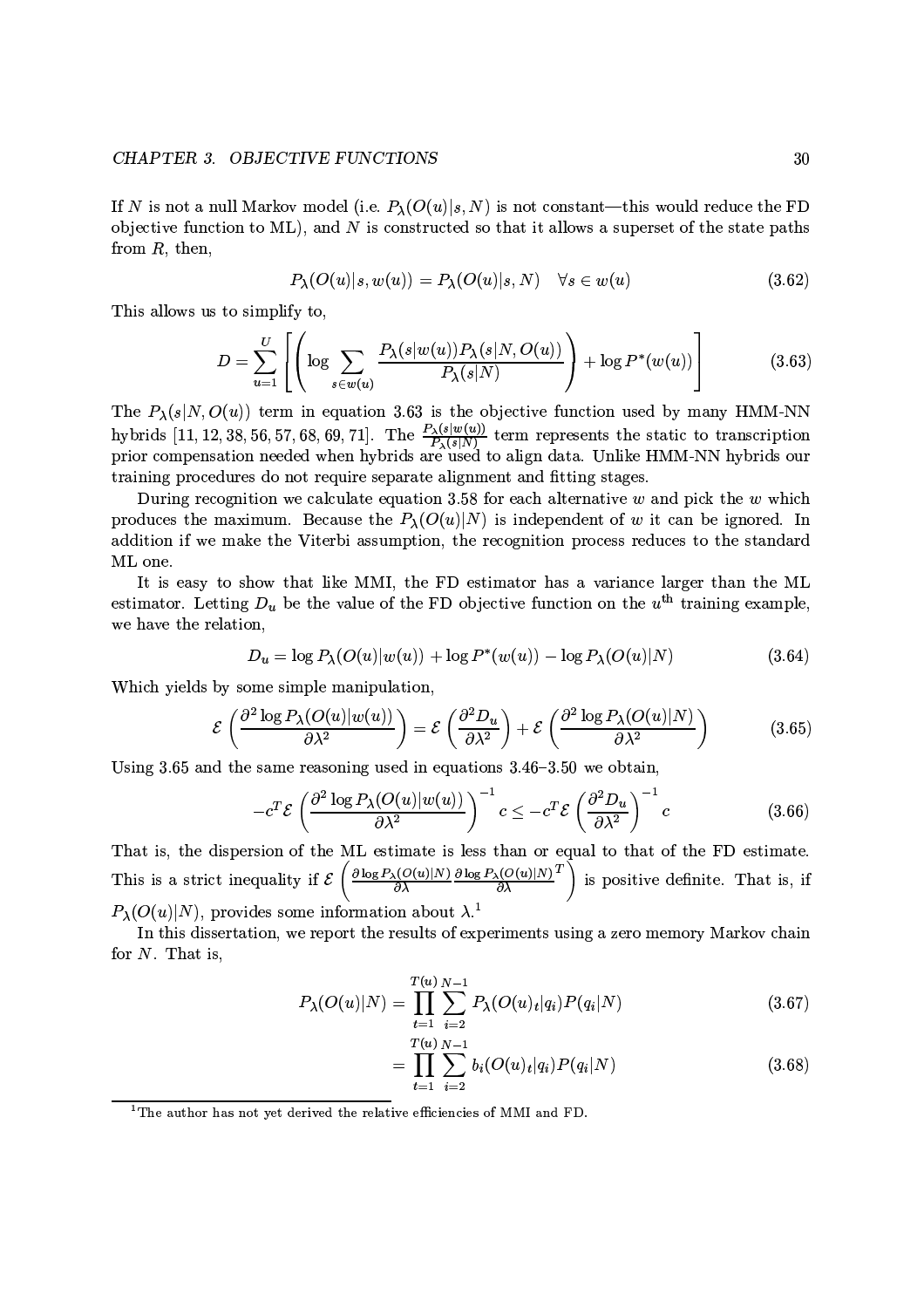If $N$ is not a null Markov model (i.e. $P_\lambda(O(u)|s, N)$ is not constant—this would reduce the FD objective function to ML), and $N$ is constructed so that it allows a superset of the state paths from $R$, then,

$$P_\lambda(O(u)|s, w(u)) = P_\lambda(O(u)|s, N) \quad \forall s \in w(u) \tag{3.62}$$

This allows us to simplify to,

$$D = \sum_{u=1}^{U} \left[ \left( \log \sum_{s \in w(u)} \frac{P_\lambda(s|w(u)) P_\lambda(s|N, O(u))}{P_\lambda(s|N)} \right) + \log P^*(w(u)) \right] \tag{3.63}$$

The $P_\lambda(s|N, O(u))$ term in equation 3.63 is the objective function used by many HMM-NN hybrids [11, 12, 38, 56, 57, 68, 69, 71]. The $\frac{P_\lambda(s|w(u))}{P_\lambda(s|N)}$ term represents the static to transcription prior compensation needed when hybrids are used to align data. Unlike HMM-NN hybrids our training procedures do not require separate alignment and fitting stages.

During recognition we calculate equation 3.58 for each alternative $w$ and pick the $w$ which produces the maximum. Because the $P_\lambda(O(u)|N)$ is independent of $w$ it can be ignored. In addition if we make the Viterbi assumption, the recognition process reduces to the standard ML one.

It is easy to show that like MMI, the FD estimator has a variance larger than the ML estimator. Letting $D_u$ be the value of the FD objective function on the $u^{\text{th}}$ training example, we have the relation,

$$D_u = \log P_\lambda(O(u)|w(u)) + \log P^*(w(u)) - \log P_\lambda(O(u)|N) \tag{3.64}$$

Which yields by some simple manipulation,

$$\mathcal{E}\left(\frac{\partial^2 \log P_\lambda(O(u)|w(u))}{\partial \lambda^2}\right) = \mathcal{E}\left(\frac{\partial^2 D_u}{\partial \lambda^2}\right) + \mathcal{E}\left(\frac{\partial^2 \log P_\lambda(O(u)|N)}{\partial \lambda^2}\right) \tag{3.65}$$

Using 3.65 and the same reasoning used in equations 3.46–3.50 we obtain,

$$-c^T \mathcal{E}\left(\frac{\partial^2 \log P_\lambda(O(u)|w(u))}{\partial \lambda^2}\right)^{-1} c \leq -c^T \mathcal{E}\left(\frac{\partial^2 D_u}{\partial \lambda^2}\right)^{-1} c \tag{3.66}$$

That is, the dispersion of the ML estimate is less than or equal to that of the FD estimate. This is a strict inequality if $\mathcal{E}\left(\frac{\partial \log P_\lambda(O(u)|N)}{\partial \lambda} \frac{\partial \log P_\lambda(O(u)|N)}{\partial \lambda}^T\right)$ is positive definite. That is, if $P_\lambda(O(u)|N)$, provides some information about $\lambda$.[1]

In this dissertation, we report the results of experiments using a zero memory Markov chain for $N$. That is,

$$P_\lambda(O(u)|N) = \prod_{t=1}^{T(u)} \sum_{i=2}^{N-1} P_\lambda(O(u)_t|q_i) P(q_i|N) \tag{3.67}$$

$$= \prod_{t=1}^{T(u)} \sum_{i=2}^{N-1} b_i(O(u)_t|q_i) P(q_i|N) \tag{3.68}$$

[1] The author has not yet derived the relative efficiencies of MMI and FD.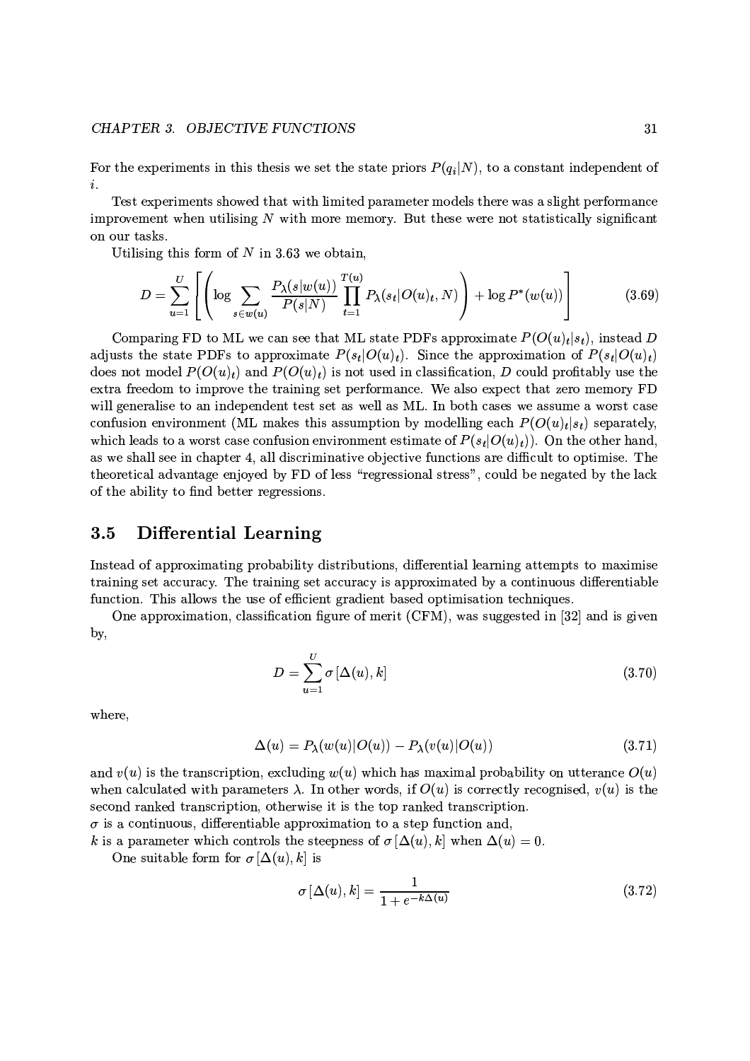For the experiments in this thesis we set the state priors $P(q_i|N)$, to a constant independent of $i$.

Test experiments showed that with limited parameter models there was a slight performance improvement when utilising $N$ with more memory. But these were not statistically significant on our tasks.

Utilising this form of $N$ in 3.63 we obtain,

$$D = \sum_{u=1}^{U} \left[ \left( \log \sum_{s \in w(u)} \frac{P_\lambda(s|w(u))}{P(s|N)} \prod_{t=1}^{T(u)} P_\lambda(s_t|O(u)_t, N) \right) + \log P^*(w(u)) \right] \tag{3.69}$$

Comparing FD to ML we can see that ML state PDFs approximate $P(O(u)_t|s_t)$, instead $D$ adjusts the state PDFs to approximate $P(s_t|O(u)_t)$. Since the approximation of $P(s_t|O(u)_t)$ does not model $P(O(u)_t)$ and $P(O(u)_t)$ is not used in classification, $D$ could profitably use the extra freedom to improve the training set performance. We also expect that zero memory FD will generalise to an independent test set as well as ML. In both cases we assume a worst case confusion environment (ML makes this assumption by modelling each $P(O(u)_t|s_t)$ separately, which leads to a worst case confusion environment estimate of $P(s_t|O(u)_t)$). On the other hand, as we shall see in chapter 4, all discriminative objective functions are difficult to optimise. The theoretical advantage enjoyed by FD of less "regressional stress", could be negated by the lack of the ability to find better regressions.

## 3.5 Differential Learning

Instead of approximating probability distributions, differential learning attempts to maximise training set accuracy. The training set accuracy is approximated by a continuous differentiable function. This allows the use of efficient gradient based optimisation techniques.

One approximation, classification figure of merit (CFM), was suggested in [32] and is given by,

$$D = \sum_{u=1}^{U} \sigma\left[\Delta(u), k\right] \tag{3.70}$$

where,

$$\Delta(u) = P_\lambda(w(u)|O(u)) - P_\lambda(v(u)|O(u)) \tag{3.71}$$

and $v(u)$ is the transcription, excluding $w(u)$ which has maximal probability on utterance $O(u)$ when calculated with parameters $\lambda$. In other words, if $O(u)$ is correctly recognised, $v(u)$ is the second ranked transcription, otherwise it is the top ranked transcription.
$\sigma$ is a continuous, differentiable approximation to a step function and,
$k$ is a parameter which controls the steepness of $\sigma\left[\Delta(u), k\right]$ when $\Delta(u) = 0$.

One suitable form for $\sigma\left[\Delta(u), k\right]$ is

$$\sigma\left[\Delta(u), k\right] = \frac{1}{1 + e^{-k\Delta(u)}} \tag{3.72}$$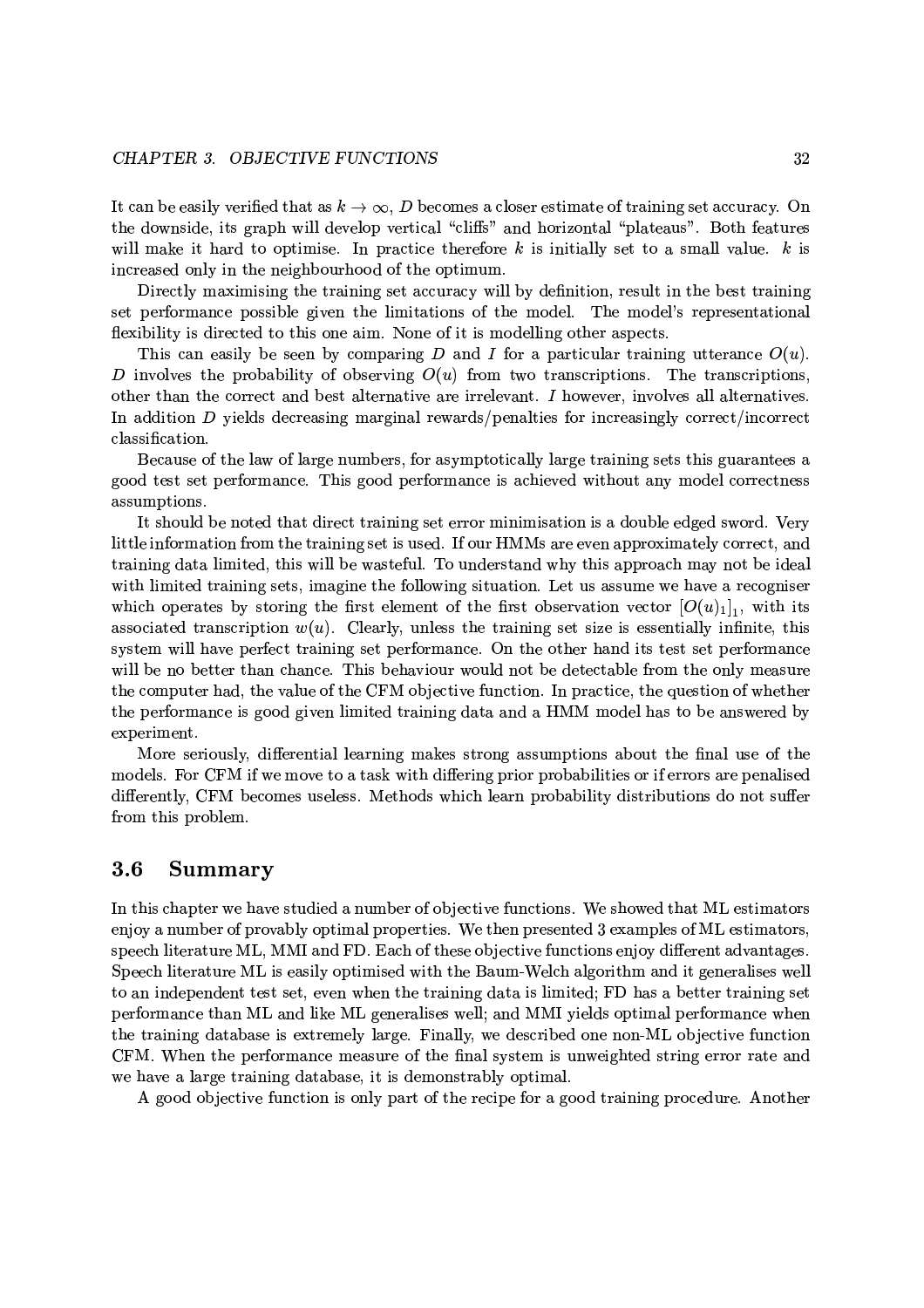It can be easily verified that as $k \to \infty$, $D$ becomes a closer estimate of training set accuracy. On the downside, its graph will develop vertical "cliffs" and horizontal "plateaus". Both features will make it hard to optimise. In practice therefore $k$ is initially set to a small value. $k$ is increased only in the neighbourhood of the optimum.

Directly maximising the training set accuracy will by definition, result in the best training set performance possible given the limitations of the model. The model's representational flexibility is directed to this one aim. None of it is modelling other aspects.

This can easily be seen by comparing $D$ and $I$ for a particular training utterance $O(u)$. $D$ involves the probability of observing $O(u)$ from two transcriptions. The transcriptions, other than the correct and best alternative are irrelevant. $I$ however, involves all alternatives. In addition $D$ yields decreasing marginal rewards/penalties for increasingly correct/incorrect classification.

Because of the law of large numbers, for asymptotically large training sets this guarantees a good test set performance. This good performance is achieved without any model correctness assumptions.

It should be noted that direct training set error minimisation is a double edged sword. Very little information from the training set is used. If our HMMs are even approximately correct, and training data limited, this will be wasteful. To understand why this approach may not be ideal with limited training sets, imagine the following situation. Let us assume we have a recogniser which operates by storing the first element of the first observation vector $[O(u)_1]_1$, with its associated transcription $w(u)$. Clearly, unless the training set size is essentially infinite, this system will have perfect training set performance. On the other hand its test set performance will be no better than chance. This behaviour would not be detectable from the only measure the computer had, the value of the CFM objective function. In practice, the question of whether the performance is good given limited training data and a HMM model has to be answered by experiment.

More seriously, differential learning makes strong assumptions about the final use of the models. For CFM if we move to a task with differing prior probabilities or if errors are penalised differently, CFM becomes useless. Methods which learn probability distributions do not suffer from this problem.

## 3.6 Summary

In this chapter we have studied a number of objective functions. We showed that ML estimators enjoy a number of provably optimal properties. We then presented 3 examples of ML estimators, speech literature ML, MMI and FD. Each of these objective functions enjoy different advantages. Speech literature ML is easily optimised with the Baum-Welch algorithm and it generalises well to an independent test set, even when the training data is limited; FD has a better training set performance than ML and like ML generalises well; and MMI yields optimal performance when the training database is extremely large. Finally, we described one non-ML objective function CFM. When the performance measure of the final system is unweighted string error rate and we have a large training database, it is demonstrably optimal.

A good objective function is only part of the recipe for a good training procedure. Another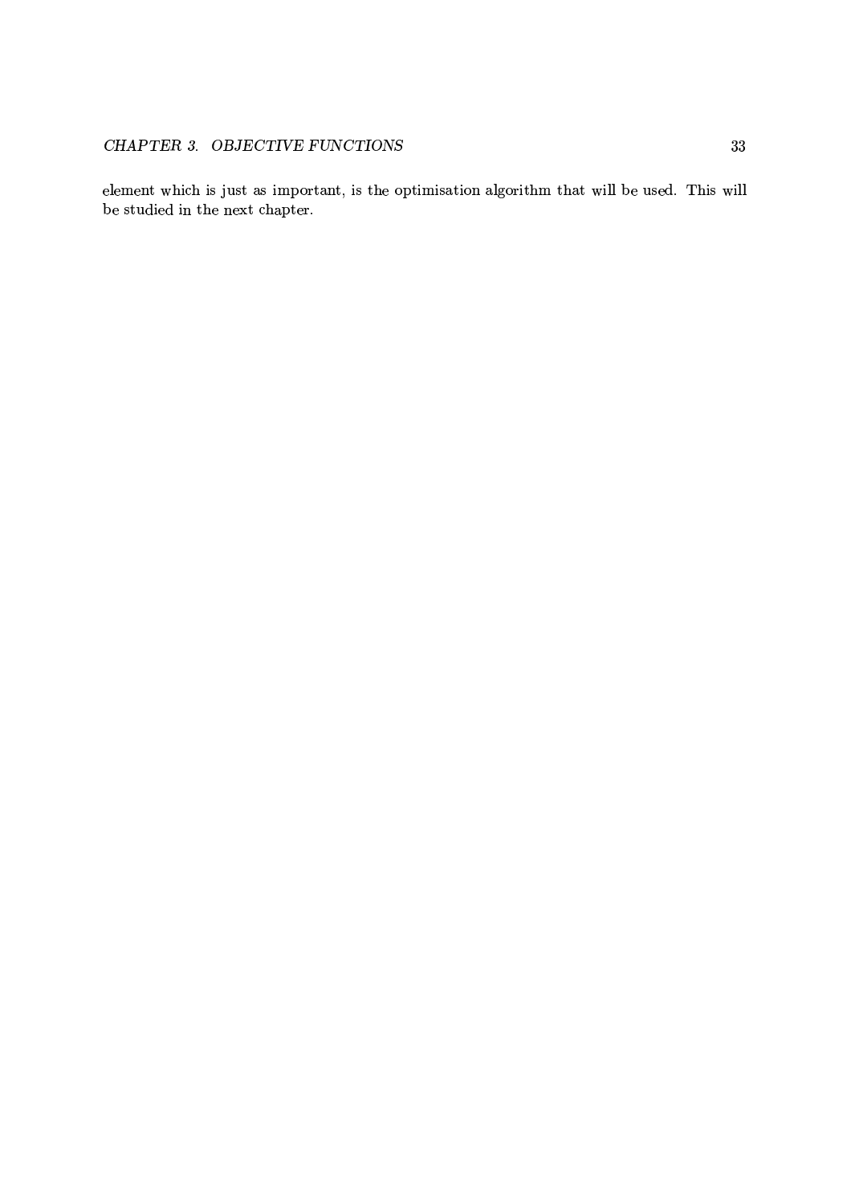element which is just as important, is the optimisation algorithm that will be used. This will be studied in the next chapter.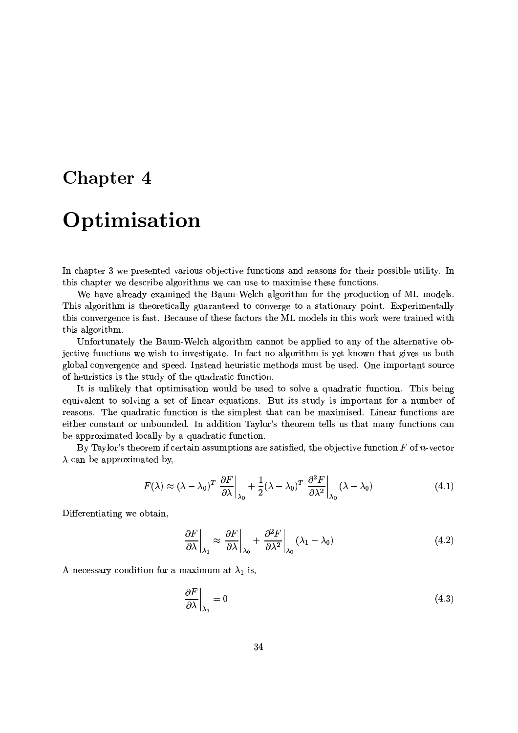# Chapter 4

# Optimisation

In chapter 3 we presented various objective functions and reasons for their possible utility. In this chapter we describe algorithms we can use to maximise these functions.

We have already examined the Baum-Welch algorithm for the production of ML models. This algorithm is theoretically guaranteed to converge to a stationary point. Experimentally this convergence is fast. Because of these factors the ML models in this work were trained with this algorithm.

Unfortunately the Baum-Welch algorithm cannot be applied to any of the alternative objective functions we wish to investigate. In fact no algorithm is yet known that gives us both global convergence and speed. Instead heuristic methods must be used. One important source of heuristics is the study of the quadratic function.

It is unlikely that optimisation would be used to solve a quadratic function. This being equivalent to solving a set of linear equations. But its study is important for a number of reasons. The quadratic function is the simplest that can be maximised. Linear functions are either constant or unbounded. In addition Taylor's theorem tells us that many functions can be approximated locally by a quadratic function.

By Taylor's theorem if certain assumptions are satisfied, the objective function $F$ of $n$-vector $\lambda$ can be approximated by,

$$F(\lambda) \approx (\lambda - \lambda_0)^T \left.\frac{\partial F}{\partial \lambda}\right|_{\lambda_0} + \frac{1}{2}(\lambda - \lambda_0)^T \left.\frac{\partial^2 F}{\partial \lambda^2}\right|_{\lambda_0} (\lambda - \lambda_0) \tag{4.1}$$

Differentiating we obtain,

$$\left.\frac{\partial F}{\partial \lambda}\right|_{\lambda_1} \approx \left.\frac{\partial F}{\partial \lambda}\right|_{\lambda_0} + \left.\frac{\partial^2 F}{\partial \lambda^2}\right|_{\lambda_0} (\lambda_1 - \lambda_0) \tag{4.2}$$

A necessary condition for a maximum at $\lambda_1$ is,

$$\left.\frac{\partial F}{\partial \lambda}\right|_{\lambda_1} = 0 \tag{4.3}$$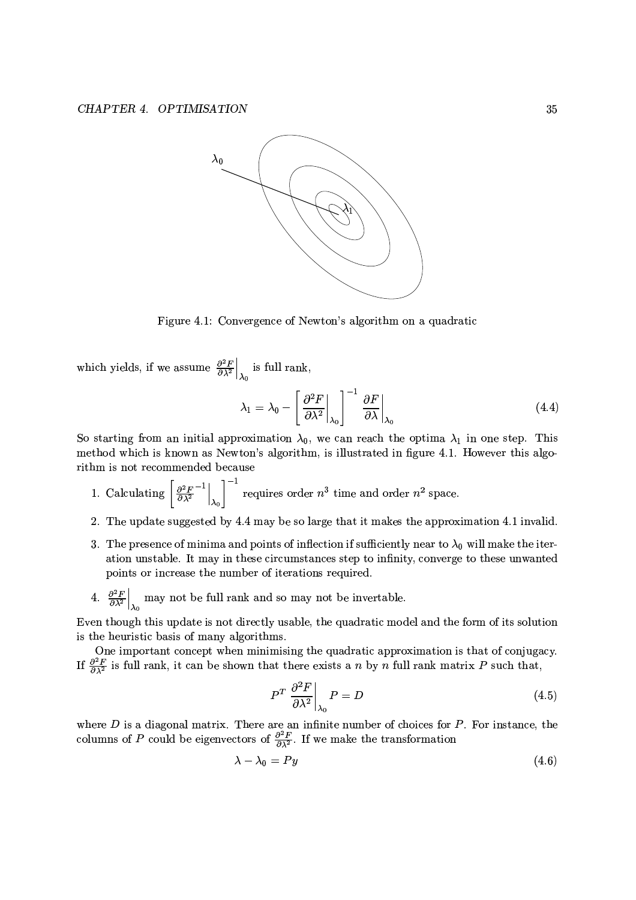Figure 4.1: Convergence of Newton's algorithm on a quadratic

which yields, if we assume $\left.\frac{\partial^2 F}{\partial \lambda^2}\right|_{\lambda_0}$ is full rank,

$$\lambda_1 = \lambda_0 - \left[ \left.\frac{\partial^2 F}{\partial \lambda^2}\right|_{\lambda_0} \right]^{-1} \left.\frac{\partial F}{\partial \lambda}\right|_{\lambda_0} \tag{4.4}$$

So starting from an initial approximation $\lambda_0$, we can reach the optima $\lambda_1$ in one step. This method which is known as Newton's algorithm, is illustrated in figure 4.1. However this algorithm is not recommended because

1. Calculating $\left[ \left.\frac{\partial^2 F}{\partial \lambda^2}^{-1}\right|_{\lambda_0} \right]^{-1}$ requires order $n^3$ time and order $n^2$ space.
2. The update suggested by 4.4 may be so large that it makes the approximation 4.1 invalid.
3. The presence of minima and points of inflection if sufficiently near to $\lambda_0$ will make the iteration unstable. It may in these circumstances step to infinity, converge to these unwanted points or increase the number of iterations required.
4. $\left.\frac{\partial^2 F}{\partial \lambda^2}\right|_{\lambda_0}$ may not be full rank and so may not be invertable.

Even though this update is not directly usable, the quadratic model and the form of its solution is the heuristic basis of many algorithms.

One important concept when minimising the quadratic approximation is that of conjugacy. If $\frac{\partial^2 F}{\partial \lambda^2}$ is full rank, it can be shown that there exists a $n$ by $n$ full rank matrix $P$ such that,

$$P^T \left.\frac{\partial^2 F}{\partial \lambda^2}\right|_{\lambda_0} P = D \tag{4.5}$$

where $D$ is a diagonal matrix. There are an infinite number of choices for $P$. For instance, the columns of $P$ could be eigenvectors of $\frac{\partial^2 F}{\partial \lambda^2}$. If we make the transformation

$$\lambda - \lambda_0 = Py \tag{4.6}$$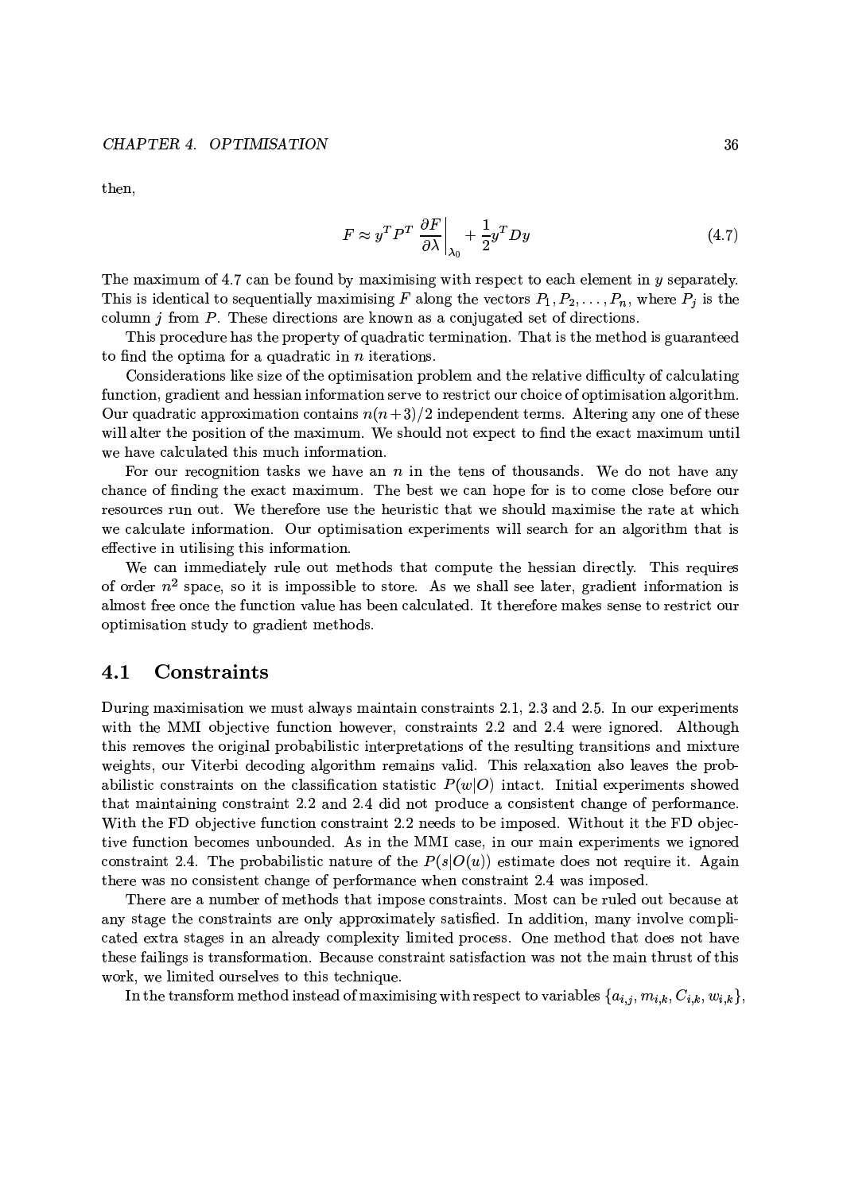then,

$$F \approx y^T P^T \left. \frac{\partial F}{\partial \lambda} \right|_{\lambda_0} + \frac{1}{2} y^T D y \tag{4.7}$$

The maximum of 4.7 can be found by maximising with respect to each element in $y$ separately. This is identical to sequentially maximising $F$ along the vectors $P_1, P_2, \ldots, P_n$, where $P_j$ is the column $j$ from $P$. These directions are known as a conjugated set of directions.

This procedure has the property of quadratic termination. That is the method is guaranteed to find the optima for a quadratic in $n$ iterations.

Considerations like size of the optimisation problem and the relative difficulty of calculating function, gradient and hessian information serve to restrict our choice of optimisation algorithm. Our quadratic approximation contains $n(n+3)/2$ independent terms. Altering any one of these will alter the position of the maximum. We should not expect to find the exact maximum until we have calculated this much information.

For our recognition tasks we have an $n$ in the tens of thousands. We do not have any chance of finding the exact maximum. The best we can hope for is to come close before our resources run out. We therefore use the heuristic that we should maximise the rate at which we calculate information. Our optimisation experiments will search for an algorithm that is effective in utilising this information.

We can immediately rule out methods that compute the hessian directly. This requires of order $n^2$ space, so it is impossible to store. As we shall see later, gradient information is almost free once the function value has been calculated. It therefore makes sense to restrict our optimisation study to gradient methods.

## 4.1 Constraints

During maximisation we must always maintain constraints 2.1, 2.3 and 2.5. In our experiments with the MMI objective function however, constraints 2.2 and 2.4 were ignored. Although this removes the original probabilistic interpretations of the resulting transitions and mixture weights, our Viterbi decoding algorithm remains valid. This relaxation also leaves the probabilistic constraints on the classification statistic $P(w|O)$ intact. Initial experiments showed that maintaining constraint 2.2 and 2.4 did not produce a consistent change of performance. With the FD objective function constraint 2.2 needs to be imposed. Without it the FD objective function becomes unbounded. As in the MMI case, in our main experiments we ignored constraint 2.4. The probabilistic nature of the $P(s|O(u))$ estimate does not require it. Again there was no consistent change of performance when constraint 2.4 was imposed.

There are a number of methods that impose constraints. Most can be ruled out because at any stage the constraints are only approximately satisfied. In addition, many involve complicated extra stages in an already complexity limited process. One method that does not have these failings is transformation. Because constraint satisfaction was not the main thrust of this work, we limited ourselves to this technique.

In the transform method instead of maximising with respect to variables $\{a_{i,j}, m_{i,k}, C_{i,k}, w_{i,k}\}$,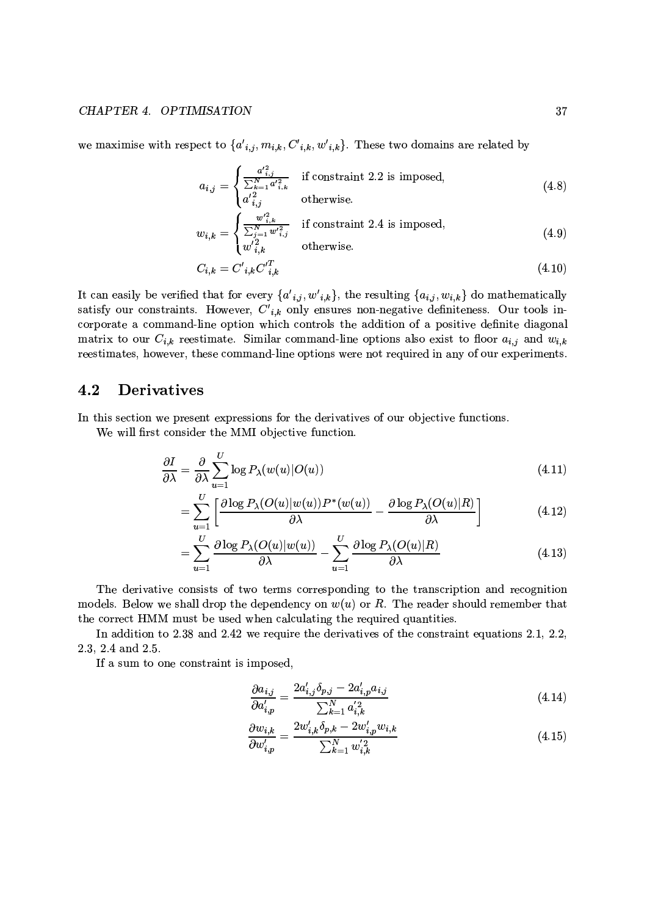we maximise with respect to $\{a'_{i,j}, m_{i,k}, C'_{i,k}, w'_{i,k}\}$. These two domains are related by

$$a_{i,j} = \begin{cases} \frac{a'^2_{i,j}}{\sum_{k=1}^{N} a'^2_{i,k}} & \text{if constraint 2.2 is imposed,} \\ a'^2_{i,j} & \text{otherwise.} \end{cases} \tag{4.8}$$

$$w_{i,k} = \begin{cases} \frac{w'^2_{i,k}}{\sum_{j=1}^{N} w'^2_{i,j}} & \text{if constraint 2.4 is imposed,} \\ w'^2_{i,k} & \text{otherwise.} \end{cases} \tag{4.9}$$

$$C_{i,k} = C'_{i,k} C'^{T}_{i,k} \tag{4.10}$$

It can easily be verified that for every $\{a'_{i,j}, w'_{i,k}\}$, the resulting $\{a_{i,j}, w_{i,k}\}$ do mathematically satisfy our constraints. However, $C'_{i,k}$ only ensures non-negative definiteness. Our tools incorporate a command-line option which controls the addition of a positive definite diagonal matrix to our $C_{i,k}$ reestimate. Similar command-line options also exist to floor $a_{i,j}$ and $w_{i,k}$ reestimates, however, these command-line options were not required in any of our experiments.

## 4.2 Derivatives

In this section we present expressions for the derivatives of our objective functions.

We will first consider the MMI objective function.

$$\frac{\partial I}{\partial \lambda} = \frac{\partial}{\partial \lambda} \sum_{u=1}^{U} \log P_\lambda(w(u)|O(u)) \tag{4.11}$$

$$= \sum_{u=1}^{U} \left[ \frac{\partial \log P_\lambda(O(u)|w(u)) P^*(w(u))}{\partial \lambda} - \frac{\partial \log P_\lambda(O(u)|R)}{\partial \lambda} \right] \tag{4.12}$$

$$= \sum_{u=1}^{U} \frac{\partial \log P_\lambda(O(u)|w(u))}{\partial \lambda} - \sum_{u=1}^{U} \frac{\partial \log P_\lambda(O(u)|R)}{\partial \lambda} \tag{4.13}$$

The derivative consists of two terms corresponding to the transcription and recognition models. Below we shall drop the dependency on $w(u)$ or $R$. The reader should remember that the correct HMM must be used when calculating the required quantities.

In addition to 2.38 and 2.42 we require the derivatives of the constraint equations 2.1, 2.2, 2.3, 2.4 and 2.5.

If a sum to one constraint is imposed,

$$\frac{\partial a_{i,j}}{\partial a'_{i,p}} = \frac{2a'_{i,j}\delta_{p,j} - 2a'_{i,p}a_{i,j}}{\sum_{k=1}^{N} a'^2_{i,k}} \tag{4.14}$$

$$\frac{\partial w_{i,k}}{\partial w'_{i,p}} = \frac{2w'_{i,k}\delta_{p,k} - 2w'_{i,p}w_{i,k}}{\sum_{k=1}^{N} w'^2_{i,k}} \tag{4.15}$$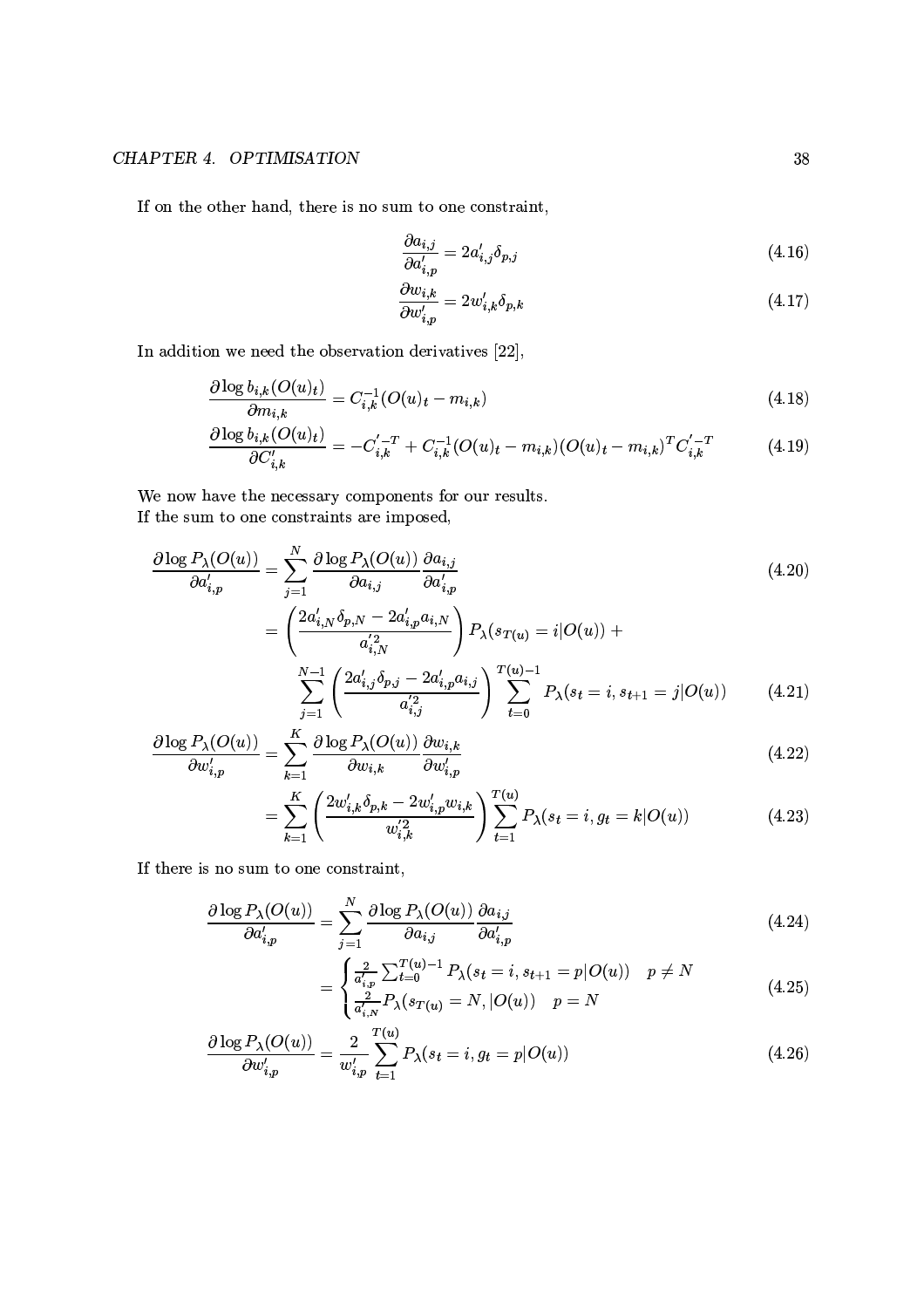If on the other hand, there is no sum to one constraint,

$$\frac{\partial a_{i,j}}{\partial a'_{i,p}} = 2a'_{i,j}\delta_{p,j} \tag{4.16}$$

$$\frac{\partial w_{i,k}}{\partial w'_{i,p}} = 2w'_{i,k}\delta_{p,k} \tag{4.17}$$

In addition we need the observation derivatives [22],

$$\frac{\partial \log b_{i,k}(O(u)_t)}{\partial m_{i,k}} = C_{i,k}^{-1}(O(u)_t - m_{i,k}) \tag{4.18}$$

$$\frac{\partial \log b_{i,k}(O(u)_t)}{\partial C'_{i,k}} = -C'^{-T}_{i,k} + C_{i,k}^{-1}(O(u)_t - m_{i,k})(O(u)_t - m_{i,k})^T C'^{-T}_{i,k} \tag{4.19}$$

We now have the necessary components for our results.
If the sum to one constraints are imposed,

$$\frac{\partial \log P_\lambda(O(u))}{\partial a'_{i,p}} = \sum_{j=1}^{N} \frac{\partial \log P_\lambda(O(u))}{\partial a_{i,j}} \frac{\partial a_{i,j}}{\partial a'_{i,p}} \tag{4.20}$$

$$= \left(\frac{2a'_{i,N}\delta_{p,N} - 2a'_{i,p}a_{i,N}}{a'^2_{i,N}}\right) P_\lambda(s_{T(u)} = i|O(u)) + \sum_{j=1}^{N-1}\left(\frac{2a'_{i,j}\delta_{p,j} - 2a'_{i,p}a_{i,j}}{a'^2_{i,j}}\right)\sum_{t=0}^{T(u)-1} P_\lambda(s_t = i, s_{t+1} = j|O(u)) \tag{4.21}$$

$$\frac{\partial \log P_\lambda(O(u))}{\partial w'_{i,p}} = \sum_{k=1}^{K} \frac{\partial \log P_\lambda(O(u))}{\partial w_{i,k}} \frac{\partial w_{i,k}}{\partial w'_{i,p}} \tag{4.22}$$

$$= \sum_{k=1}^{K}\left(\frac{2w'_{i,k}\delta_{p,k} - 2w'_{i,p}w_{i,k}}{w'^2_{i,k}}\right)\sum_{t=1}^{T(u)} P_\lambda(s_t = i, g_t = k|O(u)) \tag{4.23}$$

If there is no sum to one constraint,

$$\frac{\partial \log P_\lambda(O(u))}{\partial a'_{i,p}} = \sum_{j=1}^{N} \frac{\partial \log P_\lambda(O(u))}{\partial a_{i,j}} \frac{\partial a_{i,j}}{\partial a'_{i,p}} \tag{4.24}$$

$$= \begin{cases} \frac{2}{a'_{i,p}} \sum_{t=0}^{T(u)-1} P_\lambda(s_t = i, s_{t+1} = p|O(u)) & p \neq N \\ \frac{2}{a'_{i,N}} P_\lambda(s_{T(u)} = N, |O(u)) & p = N \end{cases} \tag{4.25}$$

$$\frac{\partial \log P_\lambda(O(u))}{\partial w'_{i,p}} = \frac{2}{w'_{i,p}} \sum_{t=1}^{T(u)} P_\lambda(s_t = i, g_t = p|O(u)) \tag{4.26}$$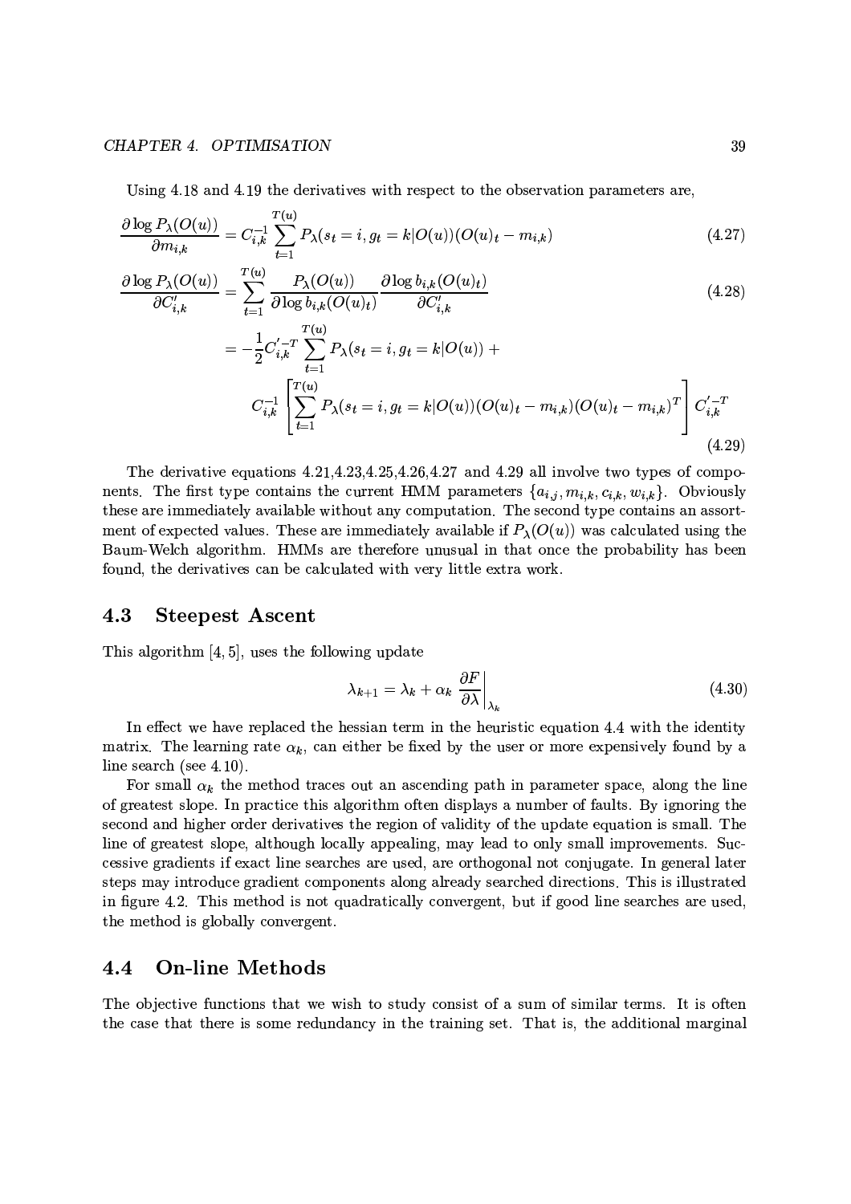Using 4.18 and 4.19 the derivatives with respect to the observation parameters are,

$$\frac{\partial \log P_\lambda(O(u))}{\partial m_{i,k}} = C_{i,k}^{-1} \sum_{t=1}^{T(u)} P_\lambda(s_t = i, g_t = k | O(u))(O(u)_t - m_{i,k}) \tag{4.27}$$

$$\frac{\partial \log P_\lambda(O(u))}{\partial C'_{i,k}} = \sum_{t=1}^{T(u)} \frac{P_\lambda(O(u))}{\partial \log b_{i,k}(O(u)_t)} \frac{\partial \log b_{i,k}(O(u)_t)}{\partial C'_{i,k}} \tag{4.28}$$

$$= -\frac{1}{2} C'^{-T}_{i,k} \sum_{t=1}^{T(u)} P_\lambda(s_t = i, g_t = k | O(u)) + C_{i,k}^{-1} \left[ \sum_{t=1}^{T(u)} P_\lambda(s_t = i, g_t = k | O(u))(O(u)_t - m_{i,k})(O(u)_t - m_{i,k})^T \right] C'^{-T}_{i,k} \tag{4.29}$$

The derivative equations 4.21,4.23,4.25,4.26,4.27 and 4.29 all involve two types of components. The first type contains the current HMM parameters $\{a_{i,j}, m_{i,k}, c_{i,k}, w_{i,k}\}$. Obviously these are immediately available without any computation. The second type contains an assortment of expected values. These are immediately available if $P_\lambda(O(u))$ was calculated using the Baum-Welch algorithm. HMMs are therefore unusual in that once the probability has been found, the derivatives can be calculated with very little extra work.

## 4.3 Steepest Ascent

This algorithm [4, 5], uses the following update

$$\lambda_{k+1} = \lambda_k + \alpha_k \left. \frac{\partial F}{\partial \lambda} \right|_{\lambda_k} \tag{4.30}$$

In effect we have replaced the hessian term in the heuristic equation 4.4 with the identity matrix. The learning rate $\alpha_k$, can either be fixed by the user or more expensively found by a line search (see 4.10).

For small $\alpha_k$ the method traces out an ascending path in parameter space, along the line of greatest slope. In practice this algorithm often displays a number of faults. By ignoring the second and higher order derivatives the region of validity of the update equation is small. The line of greatest slope, although locally appealing, may lead to only small improvements. Successive gradients if exact line searches are used, are orthogonal not conjugate. In general later steps may introduce gradient components along already searched directions. This is illustrated in figure 4.2. This method is not quadratically convergent, but if good line searches are used, the method is globally convergent.

## 4.4 On-line Methods

The objective functions that we wish to study consist of a sum of similar terms. It is often the case that there is some redundancy in the training set. That is, the additional marginal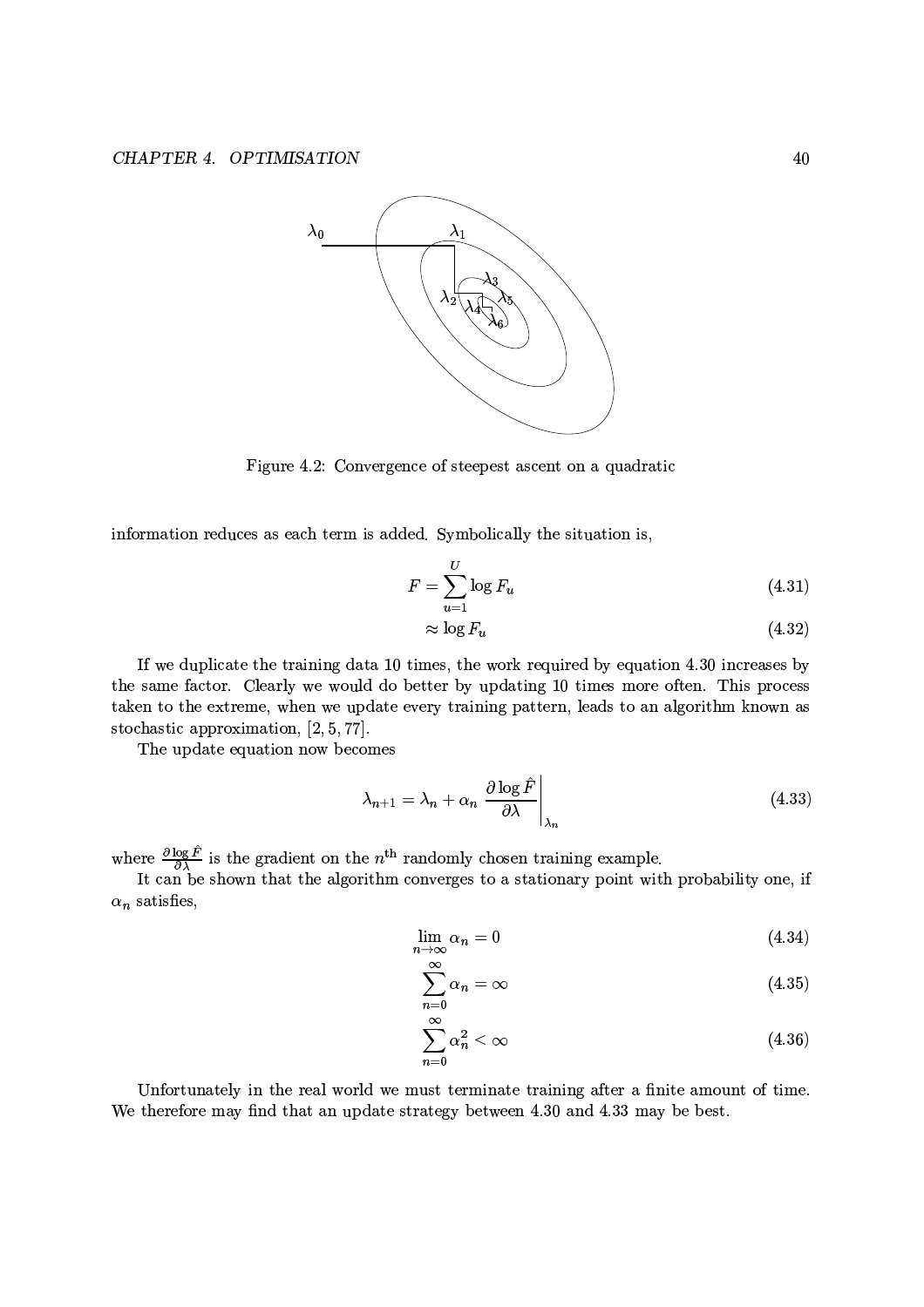Figure 4.2: Convergence of steepest ascent on a quadratic

information reduces as each term is added. Symbolically the situation is,

$$F = \sum_{u=1}^{U} \log F_u \tag{4.31}$$

$$\approx \log F_u \tag{4.32}$$

If we duplicate the training data 10 times, the work required by equation 4.30 increases by the same factor. Clearly we would do better by updating 10 times more often. This process taken to the extreme, when we update every training pattern, leads to an algorithm known as stochastic approximation, [2, 5, 77].

The update equation now becomes

$$\lambda_{n+1} = \lambda_n + \alpha_n \left. \frac{\partial \log \hat{F}}{\partial \lambda} \right|_{\lambda_n} \tag{4.33}$$

where $\frac{\partial \log \hat{F}}{\partial \lambda}$ is the gradient on the $n^{\text{th}}$ randomly chosen training example.

It can be shown that the algorithm converges to a stationary point with probability one, if $\alpha_n$ satisfies,

$$\lim_{n \to \infty} \alpha_n = 0 \tag{4.34}$$

$$\sum_{n=0}^{\infty} \alpha_n = \infty \tag{4.35}$$

$$\sum_{n=0}^{\infty} \alpha_n^2 < \infty \tag{4.36}$$

Unfortunately in the real world we must terminate training after a finite amount of time. We therefore may find that an update strategy between 4.30 and 4.33 may be best.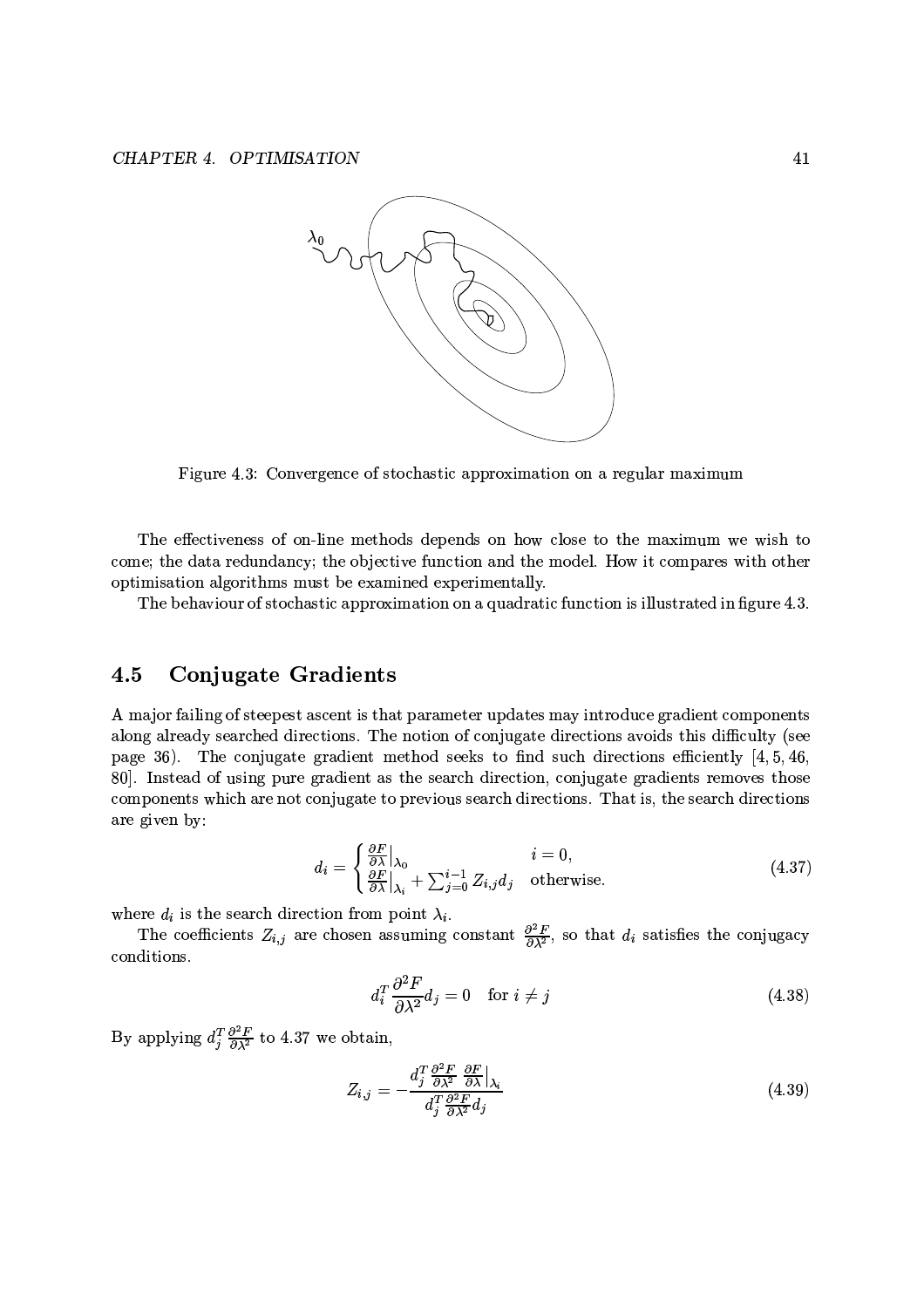Figure 4.3: Convergence of stochastic approximation on a regular maximum

The effectiveness of on-line methods depends on how close to the maximum we wish to come; the data redundancy; the objective function and the model. How it compares with other optimisation algorithms must be examined experimentally.

The behaviour of stochastic approximation on a quadratic function is illustrated in figure 4.3.

## 4.5 Conjugate Gradients

A major failing of steepest ascent is that parameter updates may introduce gradient components along already searched directions. The notion of conjugate directions avoids this difficulty (see page 36). The conjugate gradient method seeks to find such directions efficiently [4, 5, 46, 80]. Instead of using pure gradient as the search direction, conjugate gradients removes those components which are not conjugate to previous search directions. That is, the search directions are given by:

$$d_i = \begin{cases} \frac{\partial F}{\partial \lambda}\big|_{\lambda_0} & i = 0, \\ \frac{\partial F}{\partial \lambda}\big|_{\lambda_i} + \sum_{j=0}^{i-1} Z_{i,j} d_j & \text{otherwise.} \end{cases} \tag{4.37}$$

where $d_i$ is the search direction from point $\lambda_i$.

The coefficients $Z_{i,j}$ are chosen assuming constant $\frac{\partial^2 F}{\partial \lambda^2}$, so that $d_i$ satisfies the conjugacy conditions.

$$d_i^T \frac{\partial^2 F}{\partial \lambda^2} d_j = 0 \quad \text{for } i \neq j \tag{4.38}$$

By applying $d_j^T \frac{\partial^2 F}{\partial \lambda^2}$ to 4.37 we obtain,

$$Z_{i,j} = -\frac{d_j^T \frac{\partial^2 F}{\partial \lambda^2} \frac{\partial F}{\partial \lambda}\big|_{\lambda_i}}{d_j^T \frac{\partial^2 F}{\partial \lambda^2} d_j} \tag{4.39}$$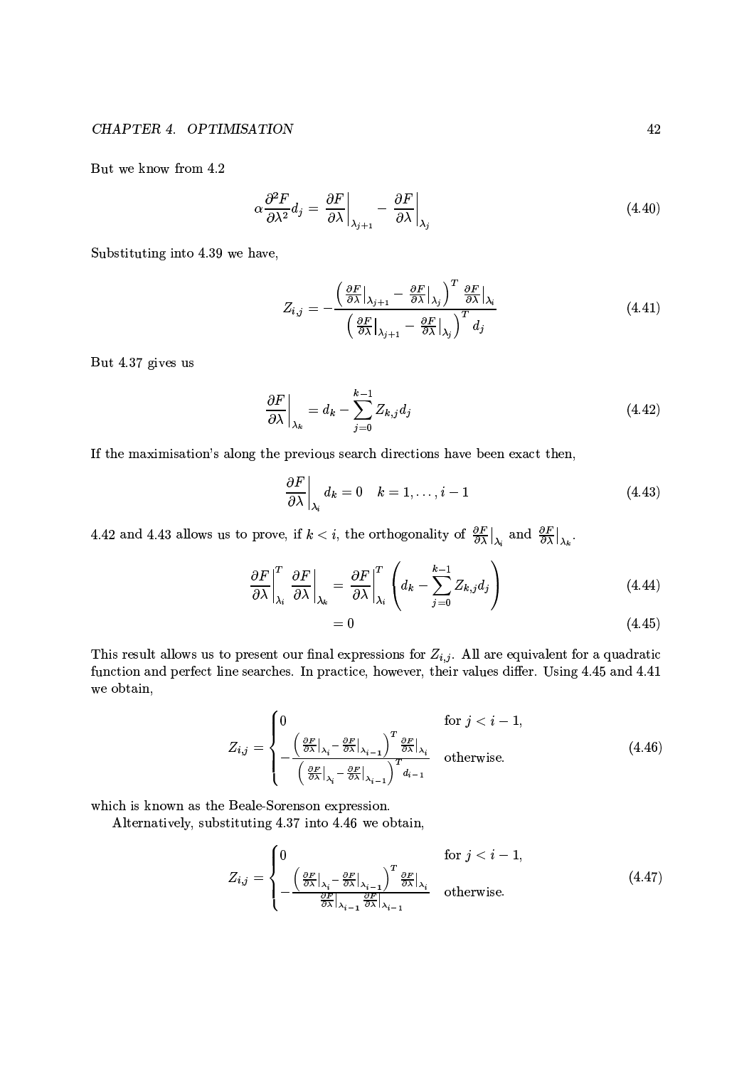But we know from 4.2

$$\alpha \frac{\partial^2 F}{\partial \lambda^2} d_j = \left.\frac{\partial F}{\partial \lambda}\right|_{\lambda_{j+1}} - \left.\frac{\partial F}{\partial \lambda}\right|_{\lambda_j} \tag{4.40}$$

Substituting into 4.39 we have,

$$Z_{i,j} = -\frac{\left( \left.\frac{\partial F}{\partial \lambda}\right|_{\lambda_{j+1}} - \left.\frac{\partial F}{\partial \lambda}\right|_{\lambda_j} \right)^T \left.\frac{\partial F}{\partial \lambda}\right|_{\lambda_i}}{\left( \left.\frac{\partial F}{\partial \lambda}\right|_{\lambda_{j+1}} - \left.\frac{\partial F}{\partial \lambda}\right|_{\lambda_j} \right)^T d_j} \tag{4.41}$$

But 4.37 gives us

$$\left.\frac{\partial F}{\partial \lambda}\right|_{\lambda_k} = d_k - \sum_{j=0}^{k-1} Z_{k,j} d_j \tag{4.42}$$

If the maximisation's along the previous search directions have been exact then,

$$\left.\frac{\partial F}{\partial \lambda}\right|_{\lambda_i} d_k = 0 \quad k = 1, \ldots, i-1 \tag{4.43}$$

4.42 and 4.43 allows us to prove, if $k < i$, the orthogonality of $\left.\frac{\partial F}{\partial \lambda}\right|_{\lambda_i}$ and $\left.\frac{\partial F}{\partial \lambda}\right|_{\lambda_k}$.

$$\left.\frac{\partial F}{\partial \lambda}\right|_{\lambda_i}^T \left.\frac{\partial F}{\partial \lambda}\right|_{\lambda_k} = \left.\frac{\partial F}{\partial \lambda}\right|_{\lambda_i}^T \left( d_k - \sum_{j=0}^{k-1} Z_{k,j} d_j \right) \tag{4.44}$$

$$= 0 \tag{4.45}$$

This result allows us to present our final expressions for $Z_{i,j}$. All are equivalent for a quadratic function and perfect line searches. In practice, however, their values differ. Using 4.45 and 4.41 we obtain,

$$Z_{i,j} = \begin{cases} 0 & \text{for } j < i-1, \\ -\dfrac{\left( \left.\frac{\partial F}{\partial \lambda}\right|_{\lambda_i} - \left.\frac{\partial F}{\partial \lambda}\right|_{\lambda_{i-1}} \right)^T \left.\frac{\partial F}{\partial \lambda}\right|_{\lambda_i}}{\left( \left.\frac{\partial F}{\partial \lambda}\right|_{\lambda_i} - \left.\frac{\partial F}{\partial \lambda}\right|_{\lambda_{i-1}} \right)^T d_{i-1}} & \text{otherwise.} \end{cases} \tag{4.46}$$

which is known as the Beale-Sorenson expression.

Alternatively, substituting 4.37 into 4.46 we obtain,

$$Z_{i,j} = \begin{cases} 0 & \text{for } j < i-1, \\ -\dfrac{\left( \left.\frac{\partial F}{\partial \lambda}\right|_{\lambda_i} - \left.\frac{\partial F}{\partial \lambda}\right|_{\lambda_{i-1}} \right)^T \left.\frac{\partial F}{\partial \lambda}\right|_{\lambda_i}}{\left.\frac{\partial F}{\partial \lambda}\right|_{\lambda_{i-1}} \left.\frac{\partial F}{\partial \lambda}\right|_{\lambda_{i-1}}} & \text{otherwise.} \end{cases} \tag{4.47}$$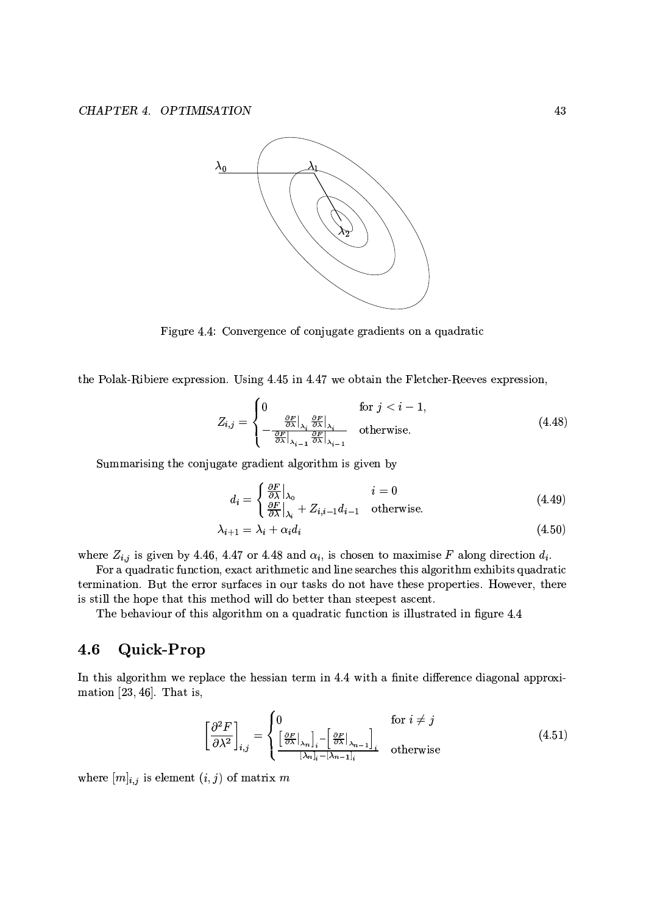Figure 4.4: Convergence of conjugate gradients on a quadratic

the Polak-Ribiere expression. Using 4.45 in 4.47 we obtain the Fletcher-Reeves expression,

$$Z_{i,j} = \begin{cases} 0 & \text{for } j < i-1, \\ -\frac{\frac{\partial F}{\partial \lambda}\big|_{\lambda_i} \frac{\partial F}{\partial \lambda}\big|_{\lambda_i}}{\frac{\partial F}{\partial \lambda}\big|_{\lambda_{i-1}} \frac{\partial F}{\partial \lambda}\big|_{\lambda_{i-1}}} & \text{otherwise.} \end{cases} \tag{4.48}$$

Summarising the conjugate gradient algorithm is given by

$$d_i = \begin{cases} \frac{\partial F}{\partial \lambda}\big|_{\lambda_0} & i = 0 \\ \frac{\partial F}{\partial \lambda}\big|_{\lambda_i} + Z_{i,i-1} d_{i-1} & \text{otherwise.} \end{cases} \tag{4.49}$$

$$\lambda_{i+1} = \lambda_i + \alpha_i d_i \tag{4.50}$$

where $Z_{i,j}$ is given by 4.46, 4.47 or 4.48 and $\alpha_i$, is chosen to maximise $F$ along direction $d_i$.

For a quadratic function, exact arithmetic and line searches this algorithm exhibits quadratic termination. But the error surfaces in our tasks do not have these properties. However, there is still the hope that this method will do better than steepest ascent.

The behaviour of this algorithm on a quadratic function is illustrated in figure 4.4

## 4.6 Quick-Prop

In this algorithm we replace the hessian term in 4.4 with a finite difference diagonal approximation [23, 46]. That is,

$$\left[\frac{\partial^2 F}{\partial \lambda^2}\right]_{i,j} = \begin{cases} 0 & \text{for } i \neq j \\ \frac{\left[\frac{\partial F}{\partial \lambda}\big|_{\lambda_n}\right]_i - \left[\frac{\partial F}{\partial \lambda}\big|_{\lambda_{n-1}}\right]_i}{[\lambda_n]_i - [\lambda_{n-1}]_i} & \text{otherwise} \end{cases} \tag{4.51}$$

where $[m]_{i,j}$ is element $(i, j)$ of matrix $m$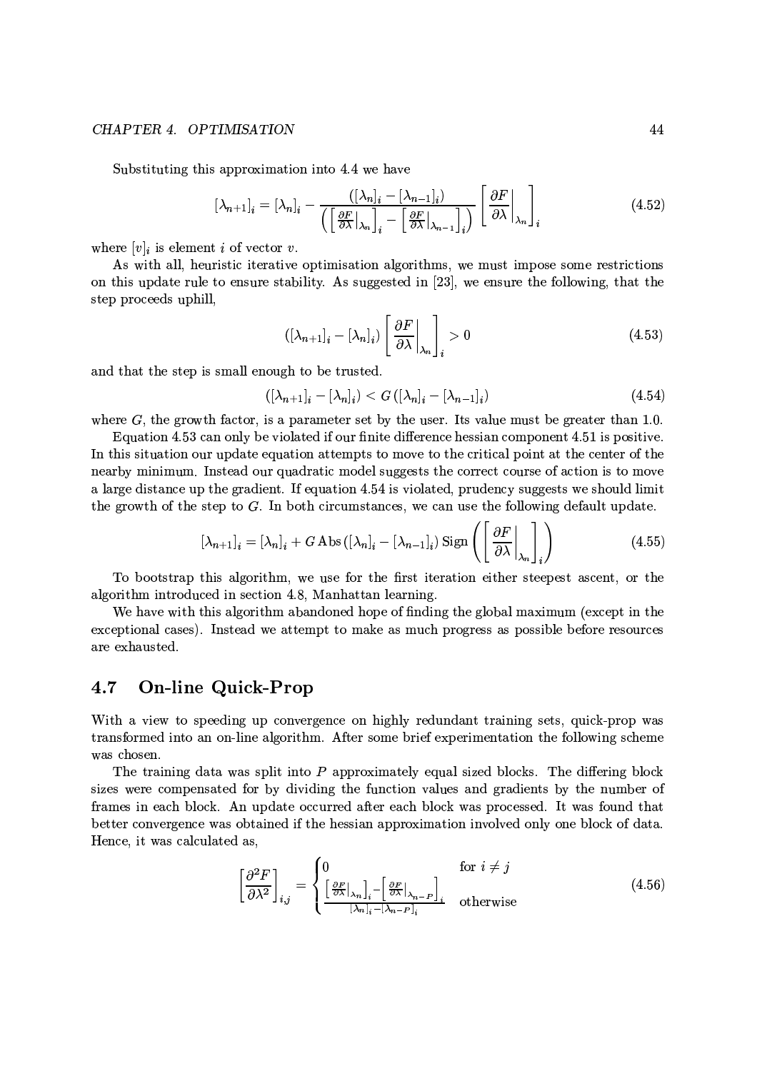Substituting this approximation into 4.4 we have

$$[\lambda_{n+1}]_i = [\lambda_n]_i - \frac{([\lambda_n]_i - [\lambda_{n-1}]_i)}{\left( \left[ \frac{\partial F}{\partial \lambda}\Big|_{\lambda_n} \right]_i - \left[ \frac{\partial F}{\partial \lambda}\Big|_{\lambda_{n-1}} \right]_i \right)} \left[ \frac{\partial F}{\partial \lambda}\Big|_{\lambda_n} \right]_i \tag{4.52}$$

where $[v]_i$ is element $i$ of vector $v$.

As with all, heuristic iterative optimisation algorithms, we must impose some restrictions on this update rule to ensure stability. As suggested in [23], we ensure the following, that the step proceeds uphill,

$$([\lambda_{n+1}]_i - [\lambda_n]_i) \left[ \frac{\partial F}{\partial \lambda}\Big|_{\lambda_n} \right]_i > 0 \tag{4.53}$$

and that the step is small enough to be trusted.

$$([\lambda_{n+1}]_i - [\lambda_n]_i) < G\,([\lambda_n]_i - [\lambda_{n-1}]_i) \tag{4.54}$$

where $G$, the growth factor, is a parameter set by the user. Its value must be greater than 1.0.

Equation 4.53 can only be violated if our finite difference hessian component 4.51 is positive. In this situation our update equation attempts to move to the critical point at the center of the nearby minimum. Instead our quadratic model suggests the correct course of action is to move a large distance up the gradient. If equation 4.54 is violated, prudency suggests we should limit the growth of the step to $G$. In both circumstances, we can use the following default update.

$$[\lambda_{n+1}]_i = [\lambda_n]_i + G\,\mathrm{Abs}\,([\lambda_n]_i - [\lambda_{n-1}]_i)\,\mathrm{Sign}\left( \left[ \frac{\partial F}{\partial \lambda}\Big|_{\lambda_n} \right]_i \right) \tag{4.55}$$

To bootstrap this algorithm, we use for the first iteration either steepest ascent, or the algorithm introduced in section 4.8, Manhattan learning.

We have with this algorithm abandoned hope of finding the global maximum (except in the exceptional cases). Instead we attempt to make as much progress as possible before resources are exhausted.

## 4.7 On-line Quick-Prop

With a view to speeding up convergence on highly redundant training sets, quick-prop was transformed into an on-line algorithm. After some brief experimentation the following scheme was chosen.

The training data was split into $P$ approximately equal sized blocks. The differing block sizes were compensated for by dividing the function values and gradients by the number of frames in each block. An update occurred after each block was processed. It was found that better convergence was obtained if the hessian approximation involved only one block of data. Hence, it was calculated as,

$$\left[ \frac{\partial^2 F}{\partial \lambda^2} \right]_{i,j} = \begin{cases} 0 & \text{for } i \neq j \\ \frac{\left[ \frac{\partial F}{\partial \lambda}\big|_{\lambda_n} \right]_i - \left[ \frac{\partial F}{\partial \lambda}\big|_{\lambda_{n-P}} \right]_i}{[\lambda_n]_i - [\lambda_{n-P}]_i} & \text{otherwise} \end{cases} \tag{4.56}$$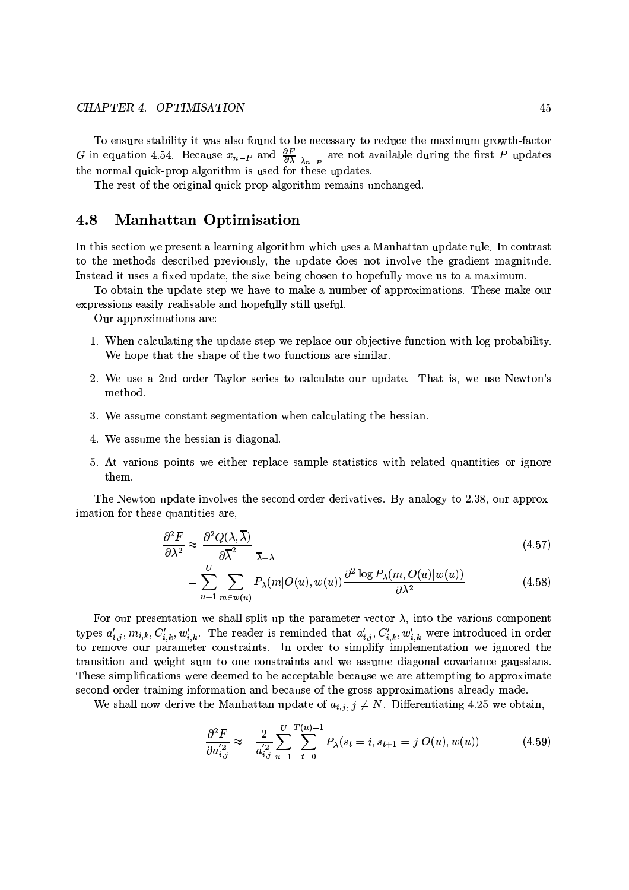To ensure stability it was also found to be necessary to reduce the maximum growth-factor $G$ in equation 4.54. Because $x_{n-P}$ and $\frac{\partial F}{\partial \lambda}|_{\lambda_{n-P}}$ are not available during the first $P$ updates the normal quick-prop algorithm is used for these updates.

The rest of the original quick-prop algorithm remains unchanged.

## 4.8 Manhattan Optimisation

In this section we present a learning algorithm which uses a Manhattan update rule. In contrast to the methods described previously, the update does not involve the gradient magnitude. Instead it uses a fixed update, the size being chosen to hopefully move us to a maximum.

To obtain the update step we have to make a number of approximations. These make our expressions easily realisable and hopefully still useful.

Our approximations are:

1. When calculating the update step we replace our objective function with log probability. We hope that the shape of the two functions are similar.
2. We use a 2nd order Taylor series to calculate our update. That is, we use Newton's method.
3. We assume constant segmentation when calculating the hessian.
4. We assume the hessian is diagonal.
5. At various points we either replace sample statistics with related quantities or ignore them.

The Newton update involves the second order derivatives. By analogy to 2.38, our approximation for these quantities are,

$$\frac{\partial^2 F}{\partial \lambda^2} \approx \left. \frac{\partial^2 Q(\lambda, \overline{\lambda})}{\partial \overline{\lambda}^2} \right|_{\overline{\lambda}=\lambda} \tag{4.57}$$

$$= \sum_{u=1}^{U} \sum_{m \in w(u)} P_\lambda(m|O(u), w(u)) \frac{\partial^2 \log P_\lambda(m, O(u)|w(u))}{\partial \lambda^2} \tag{4.58}$$

For our presentation we shall split up the parameter vector $\lambda$, into the various component types $a'_{i,j}, m_{i,k}, C'_{i,k}, w'_{i,k}$. The reader is reminded that $a'_{i,j}, C'_{i,k}, w'_{i,k}$ were introduced in order to remove our parameter constraints. In order to simplify implementation we ignored the transition and weight sum to one constraints and we assume diagonal covariance gaussians. These simplifications were deemed to be acceptable because we are attempting to approximate second order training information and because of the gross approximations already made.

We shall now derive the Manhattan update of $a_{i,j}, j \neq N$. Differentiating 4.25 we obtain,

$$\frac{\partial^2 F}{\partial a'^2_{i,j}} \approx -\frac{2}{a'^2_{i,j}} \sum_{u=1}^{U} \sum_{t=0}^{T(u)-1} P_\lambda(s_t = i, s_{t+1} = j | O(u), w(u)) \tag{4.59}$$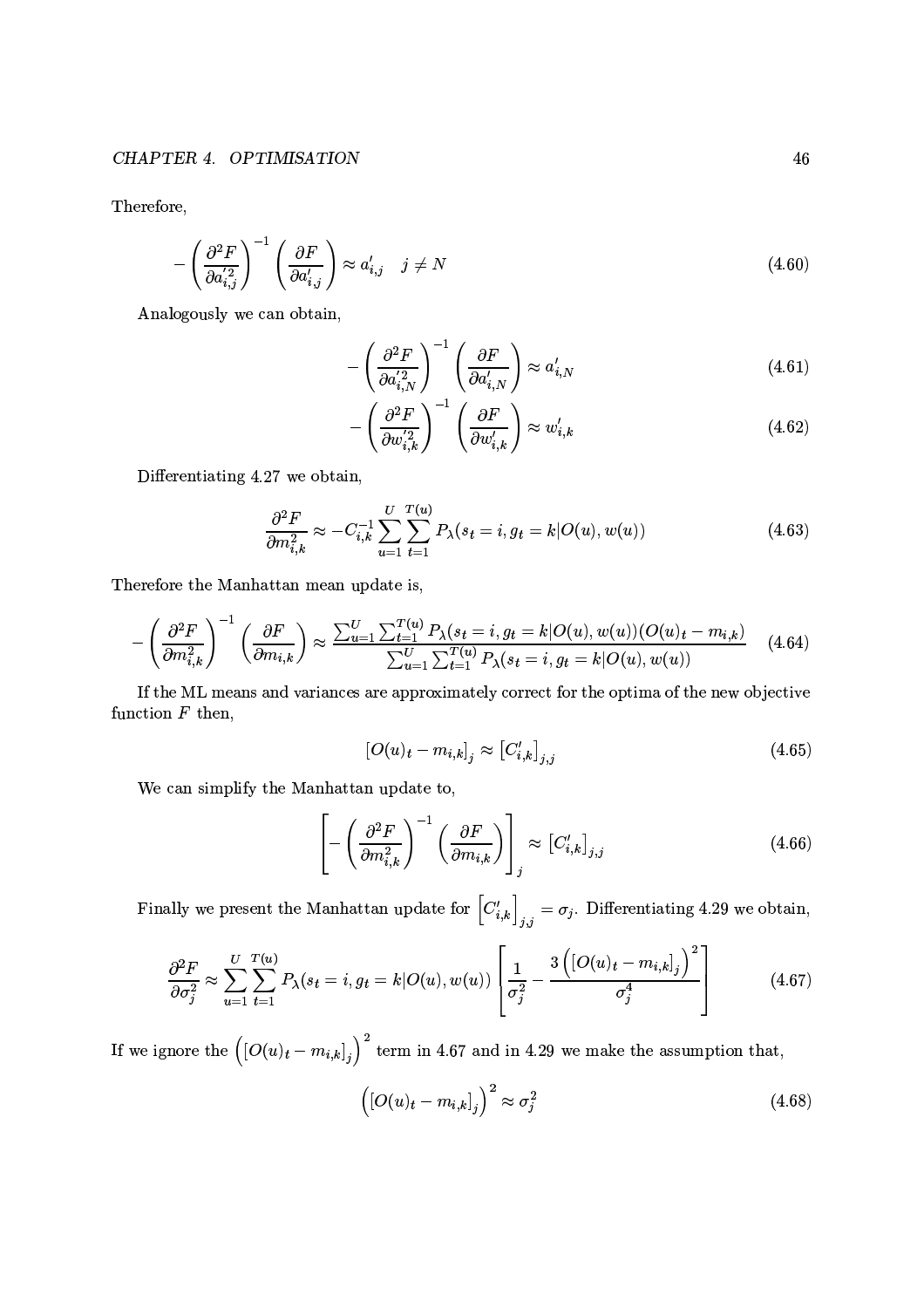Therefore,

$$-\left(\frac{\partial^2 F}{\partial a_{i,j}'^2}\right)^{-1}\left(\frac{\partial F}{\partial a_{i,j}'}\right) \approx a_{i,j}' \quad j \neq N \tag{4.60}$$

Analogously we can obtain,

$$-\left(\frac{\partial^2 F}{\partial a_{i,N}'^2}\right)^{-1}\left(\frac{\partial F}{\partial a_{i,N}'}\right) \approx a_{i,N}' \tag{4.61}$$

$$-\left(\frac{\partial^2 F}{\partial w_{i,k}'^2}\right)^{-1}\left(\frac{\partial F}{\partial w_{i,k}'}\right) \approx w_{i,k}' \tag{4.62}$$

Differentiating 4.27 we obtain,

$$\frac{\partial^2 F}{\partial m_{i,k}^2} \approx -C_{i,k}^{-1}\sum_{u=1}^{U}\sum_{t=1}^{T(u)} P_\lambda(s_t = i, g_t = k|O(u), w(u)) \tag{4.63}$$

Therefore the Manhattan mean update is,

$$-\left(\frac{\partial^2 F}{\partial m_{i,k}^2}\right)^{-1}\left(\frac{\partial F}{\partial m_{i,k}}\right) \approx \frac{\sum_{u=1}^{U}\sum_{t=1}^{T(u)} P_\lambda(s_t = i, g_t = k|O(u), w(u))(O(u)_t - m_{i,k})}{\sum_{u=1}^{U}\sum_{t=1}^{T(u)} P_\lambda(s_t = i, g_t = k|O(u), w(u))} \tag{4.64}$$

If the ML means and variances are approximately correct for the optima of the new objective function $F$ then,

$$[O(u)_t - m_{i,k}]_j \approx [C_{i,k}']_{j,j} \tag{4.65}$$

We can simplify the Manhattan update to,

$$\left[-\left(\frac{\partial^2 F}{\partial m_{i,k}^2}\right)^{-1}\left(\frac{\partial F}{\partial m_{i,k}}\right)\right]_j \approx [C_{i,k}']_{j,j} \tag{4.66}$$

Finally we present the Manhattan update for $\left[C_{i,k}'\right]_{j,j} = \sigma_j$. Differentiating 4.29 we obtain,

$$\frac{\partial^2 F}{\partial \sigma_j^2} \approx \sum_{u=1}^{U}\sum_{t=1}^{T(u)} P_\lambda(s_t = i, g_t = k|O(u), w(u))\left[\frac{1}{\sigma_j^2} - \frac{3\left([O(u)_t - m_{i,k}]_j\right)^2}{\sigma_j^4}\right] \tag{4.67}$$

If we ignore the $\left([O(u)_t - m_{i,k}]_j\right)^2$ term in 4.67 and in 4.29 we make the assumption that,

$$\left([O(u)_t - m_{i,k}]_j\right)^2 \approx \sigma_j^2 \tag{4.68}$$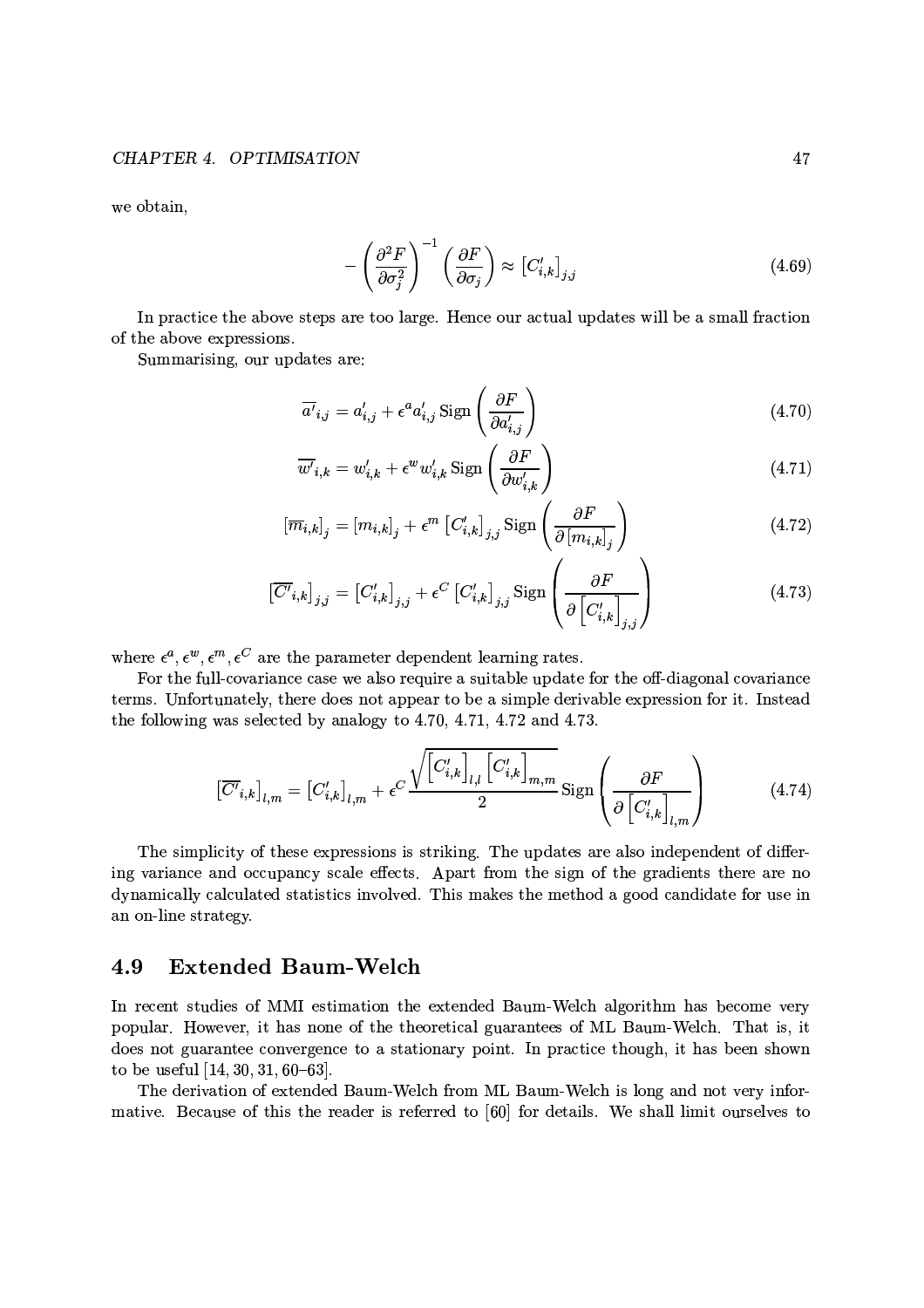we obtain,

$$-\left(\frac{\partial^2 F}{\partial \sigma_j^2}\right)^{-1}\left(\frac{\partial F}{\partial \sigma_j}\right) \approx \left[C'_{i,k}\right]_{j,j} \tag{4.69}$$

In practice the above steps are too large. Hence our actual updates will be a small fraction of the above expressions.

Summarising, our updates are:

$$\overline{a'}_{i,j} = a'_{i,j} + \epsilon^a a'_{i,j}\,\mathrm{Sign}\left(\frac{\partial F}{\partial a'_{i,j}}\right) \tag{4.70}$$

$$\overline{w'}_{i,k} = w'_{i,k} + \epsilon^w w'_{i,k}\,\mathrm{Sign}\left(\frac{\partial F}{\partial w'_{i,k}}\right) \tag{4.71}$$

$$\left[\overline{m}_{i,k}\right]_j = \left[m_{i,k}\right]_j + \epsilon^m \left[C'_{i,k}\right]_{j,j}\mathrm{Sign}\left(\frac{\partial F}{\partial \left[m_{i,k}\right]_j}\right) \tag{4.72}$$

$$\left[\overline{C'}_{i,k}\right]_{j,j} = \left[C'_{i,k}\right]_{j,j} + \epsilon^C \left[C'_{i,k}\right]_{j,j}\mathrm{Sign}\left(\frac{\partial F}{\partial \left[C'_{i,k}\right]_{j,j}}\right) \tag{4.73}$$

where $\epsilon^a, \epsilon^w, \epsilon^m, \epsilon^C$ are the parameter dependent learning rates.

For the full-covariance case we also require a suitable update for the off-diagonal covariance terms. Unfortunately, there does not appear to be a simple derivable expression for it. Instead the following was selected by analogy to 4.70, 4.71, 4.72 and 4.73.

$$\left[\overline{C'}_{i,k}\right]_{l,m} = \left[C'_{i,k}\right]_{l,m} + \epsilon^C \frac{\sqrt{\left[C'_{i,k}\right]_{l,l}\left[C'_{i,k}\right]_{m,m}}}{2}\mathrm{Sign}\left(\frac{\partial F}{\partial \left[C'_{i,k}\right]_{l,m}}\right) \tag{4.74}$$

The simplicity of these expressions is striking. The updates are also independent of differing variance and occupancy scale effects. Apart from the sign of the gradients there are no dynamically calculated statistics involved. This makes the method a good candidate for use in an on-line strategy.

## 4.9 Extended Baum-Welch

In recent studies of MMI estimation the extended Baum-Welch algorithm has become very popular. However, it has none of the theoretical guarantees of ML Baum-Welch. That is, it does not guarantee convergence to a stationary point. In practice though, it has been shown to be useful [14, 30, 31, 60–63].

The derivation of extended Baum-Welch from ML Baum-Welch is long and not very informative. Because of this the reader is referred to [60] for details. We shall limit ourselves to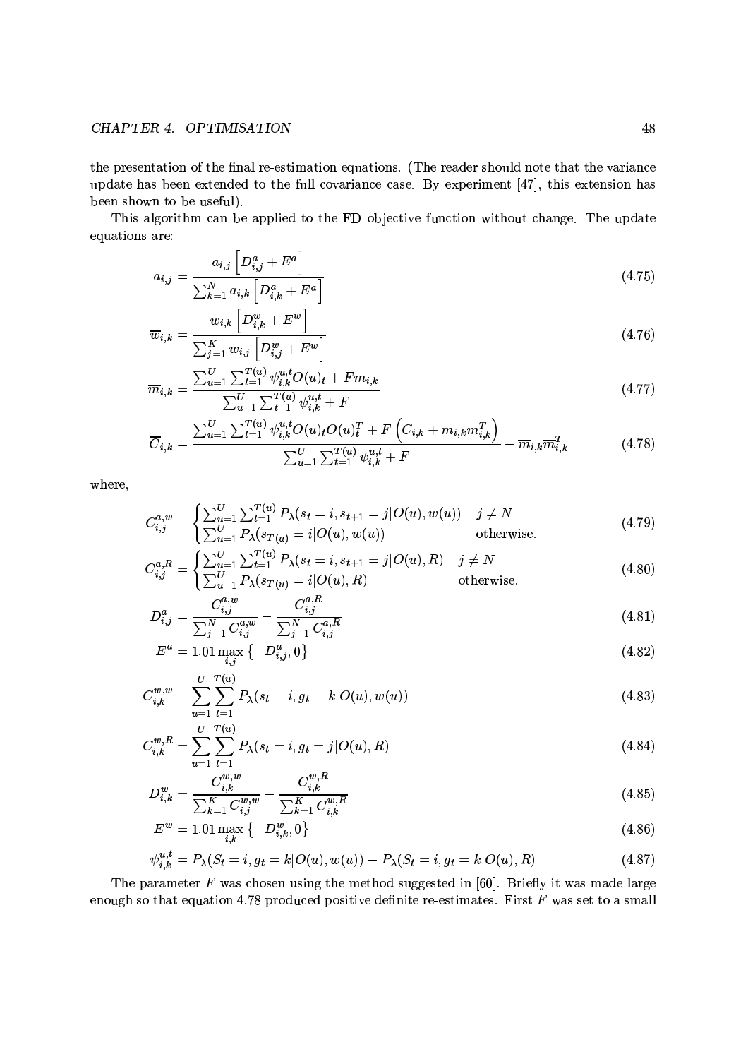the presentation of the final re-estimation equations. (The reader should note that the variance update has been extended to the full covariance case. By experiment [47], this extension has been shown to be useful).

This algorithm can be applied to the FD objective function without change. The update equations are:

$$\overline{a}_{i,j} = \frac{a_{i,j}\left[D^a_{i,j} + E^a\right]}{\sum_{k=1}^{N} a_{i,k}\left[D^a_{i,k} + E^a\right]} \tag{4.75}$$

$$\overline{w}_{i,k} = \frac{w_{i,k}\left[D^w_{i,k} + E^w\right]}{\sum_{j=1}^{K} w_{i,j}\left[D^w_{i,j} + E^w\right]} \tag{4.76}$$

$$\overline{m}_{i,k} = \frac{\sum_{u=1}^{U}\sum_{t=1}^{T(u)} \psi^{u,t}_{i,k} O(u)_t + F m_{i,k}}{\sum_{u=1}^{U}\sum_{t=1}^{T(u)} \psi^{u,t}_{i,k} + F} \tag{4.77}$$

$$\overline{C}_{i,k} = \frac{\sum_{u=1}^{U}\sum_{t=1}^{T(u)} \psi^{u,t}_{i,k} O(u)_t O(u)_t^T + F\left(C_{i,k} + m_{i,k} m_{i,k}^T\right)}{\sum_{u=1}^{U}\sum_{t=1}^{T(u)} \psi^{u,t}_{i,k} + F} - \overline{m}_{i,k}\overline{m}_{i,k}^T \tag{4.78}$$

where,

$$C^{a,w}_{i,j} = \begin{cases} \sum_{u=1}^{U}\sum_{t=1}^{T(u)} P_\lambda(s_t = i, s_{t+1} = j | O(u), w(u)) & j \neq N \\ \sum_{u=1}^{U} P_\lambda(s_{T(u)} = i | O(u), w(u)) & \text{otherwise.} \end{cases} \tag{4.79}$$

$$C^{a,R}_{i,j} = \begin{cases} \sum_{u=1}^{U}\sum_{t=1}^{T(u)} P_\lambda(s_t = i, s_{t+1} = j | O(u), R) & j \neq N \\ \sum_{u=1}^{U} P_\lambda(s_{T(u)} = i | O(u), R) & \text{otherwise.} \end{cases} \tag{4.80}$$

$$D^a_{i,j} = \frac{C^{a,w}_{i,j}}{\sum_{j=1}^{N} C^{a,w}_{i,j}} - \frac{C^{a,R}_{i,j}}{\sum_{j=1}^{N} C^{a,R}_{i,j}} \tag{4.81}$$

$$E^a = 1.01 \max_{i,j}\left\{-D^a_{i,j}, 0\right\} \tag{4.82}$$

$$C^{w,w}_{i,k} = \sum_{u=1}^{U}\sum_{t=1}^{T(u)} P_\lambda(s_t = i, g_t = k | O(u), w(u)) \tag{4.83}$$

$$C^{w,R}_{i,k} = \sum_{u=1}^{U}\sum_{t=1}^{T(u)} P_\lambda(s_t = i, g_t = j | O(u), R) \tag{4.84}$$

$$D^w_{i,k} = \frac{C^{w,w}_{i,k}}{\sum_{k=1}^{K} C^{w,w}_{i,j}} - \frac{C^{w,R}_{i,k}}{\sum_{k=1}^{K} C^{w,R}_{i,k}} \tag{4.85}$$

$$E^w = 1.01 \max_{i,k}\left\{-D^w_{i,k}, 0\right\} \tag{4.86}$$

$$\psi^{u,t}_{i,k} = P_\lambda(S_t = i, g_t = k | O(u), w(u)) - P_\lambda(S_t = i, g_t = k | O(u), R) \tag{4.87}$$

The parameter $F$ was chosen using the method suggested in [60]. Briefly it was made large enough so that equation 4.78 produced positive definite re-estimates. First $F$ was set to a small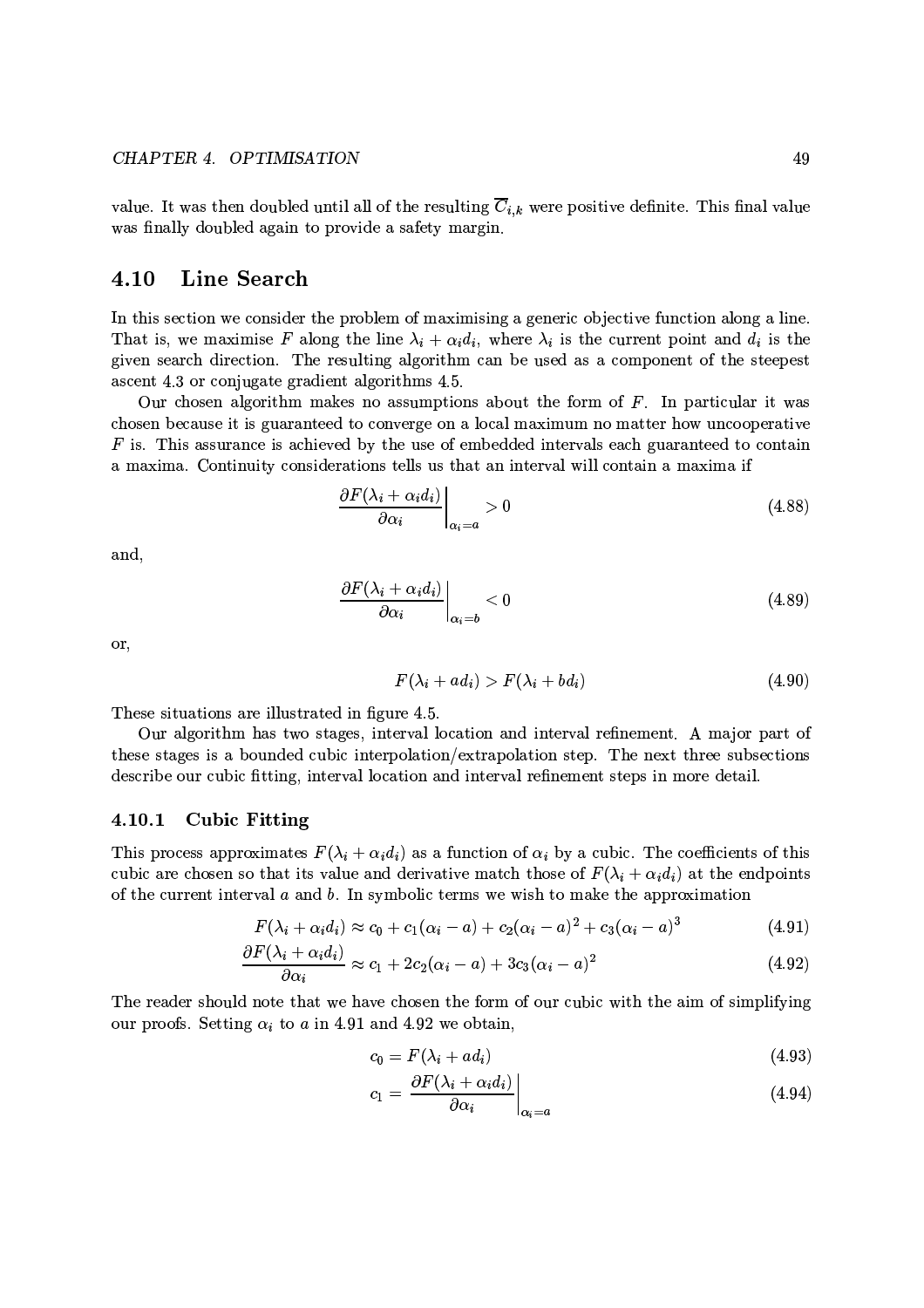value. It was then doubled until all of the resulting $\overline{C}_{i,k}$ were positive definite. This final value was finally doubled again to provide a safety margin.

## 4.10 Line Search

In this section we consider the problem of maximising a generic objective function along a line. That is, we maximise $F$ along the line $\lambda_i + \alpha_i d_i$, where $\lambda_i$ is the current point and $d_i$ is the given search direction. The resulting algorithm can be used as a component of the steepest ascent 4.3 or conjugate gradient algorithms 4.5.

Our chosen algorithm makes no assumptions about the form of $F$. In particular it was chosen because it is guaranteed to converge on a local maximum no matter how uncooperative $F$ is. This assurance is achieved by the use of embedded intervals each guaranteed to contain a maxima. Continuity considerations tells us that an interval will contain a maxima if

$$\left.\frac{\partial F(\lambda_i + \alpha_i d_i)}{\partial \alpha_i}\right|_{\alpha_i = a} > 0 \tag{4.88}$$

and,

$$\left.\frac{\partial F(\lambda_i + \alpha_i d_i)}{\partial \alpha_i}\right|_{\alpha_i = b} < 0 \tag{4.89}$$

or,

$$F(\lambda_i + a d_i) > F(\lambda_i + b d_i) \tag{4.90}$$

These situations are illustrated in figure 4.5.

Our algorithm has two stages, interval location and interval refinement. A major part of these stages is a bounded cubic interpolation/extrapolation step. The next three subsections describe our cubic fitting, interval location and interval refinement steps in more detail.

### 4.10.1 Cubic Fitting

This process approximates $F(\lambda_i + \alpha_i d_i)$ as a function of $\alpha_i$ by a cubic. The coefficients of this cubic are chosen so that its value and derivative match those of $F(\lambda_i + \alpha_i d_i)$ at the endpoints of the current interval $a$ and $b$. In symbolic terms we wish to make the approximation

$$F(\lambda_i + \alpha_i d_i) \approx c_0 + c_1(\alpha_i - a) + c_2(\alpha_i - a)^2 + c_3(\alpha_i - a)^3 \tag{4.91}$$

$$\frac{\partial F(\lambda_i + \alpha_i d_i)}{\partial \alpha_i} \approx c_1 + 2c_2(\alpha_i - a) + 3c_3(\alpha_i - a)^2 \tag{4.92}$$

The reader should note that we have chosen the form of our cubic with the aim of simplifying our proofs. Setting $\alpha_i$ to $a$ in 4.91 and 4.92 we obtain,

$$c_0 = F(\lambda_i + a d_i) \tag{4.93}$$

$$c_1 = \left.\frac{\partial F(\lambda_i + \alpha_i d_i)}{\partial \alpha_i}\right|_{\alpha_i = a} \tag{4.94}$$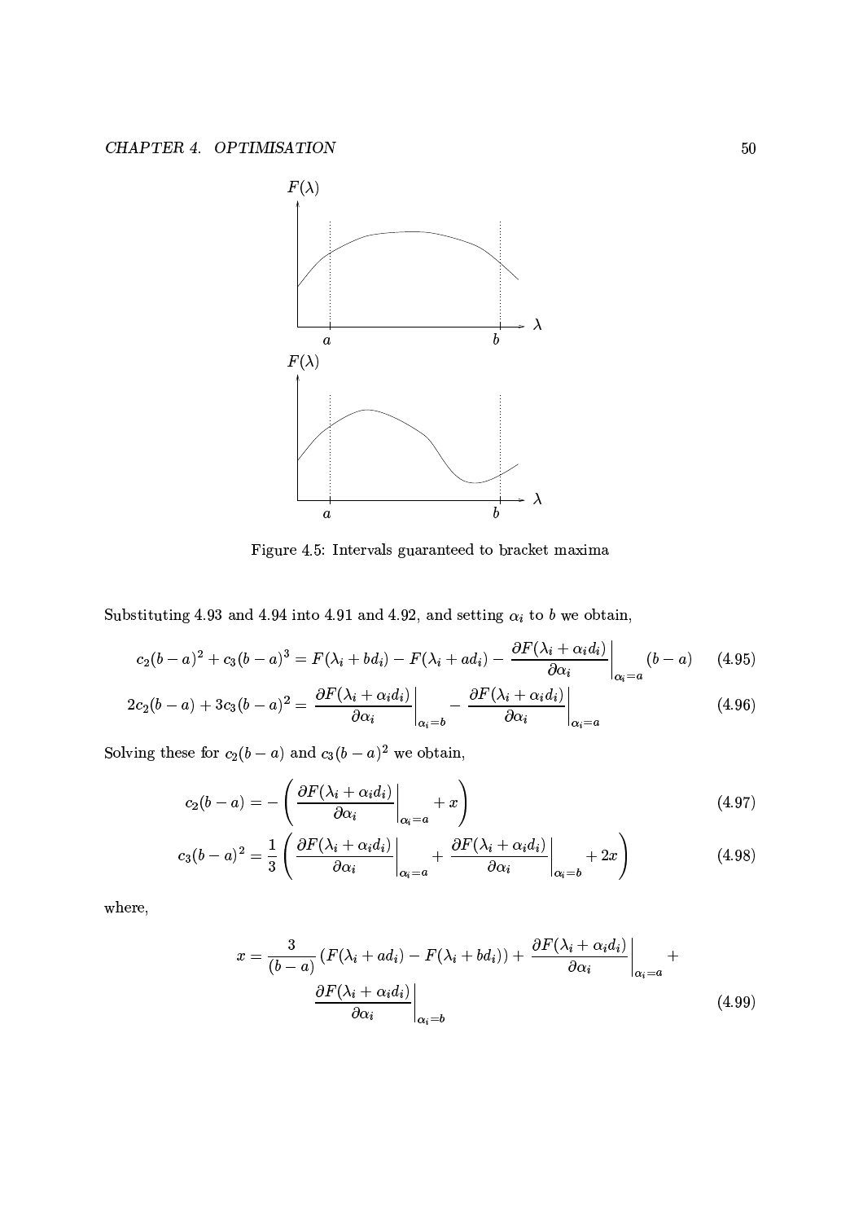Figure 4.5: Intervals guaranteed to bracket maxima

Substituting 4.93 and 4.94 into 4.91 and 4.92, and setting $\alpha_i$ to $b$ we obtain,

$$c_2(b-a)^2 + c_3(b-a)^3 = F(\lambda_i + bd_i) - F(\lambda_i + ad_i) - \left.\frac{\partial F(\lambda_i + \alpha_i d_i)}{\partial \alpha_i}\right|_{\alpha_i = a} (b-a) \tag{4.95}$$

$$2c_2(b-a) + 3c_3(b-a)^2 = \left.\frac{\partial F(\lambda_i + \alpha_i d_i)}{\partial \alpha_i}\right|_{\alpha_i = b} - \left.\frac{\partial F(\lambda_i + \alpha_i d_i)}{\partial \alpha_i}\right|_{\alpha_i = a} \tag{4.96}$$

Solving these for $c_2(b-a)$ and $c_3(b-a)^2$ we obtain,

$$c_2(b-a) = -\left( \left.\frac{\partial F(\lambda_i + \alpha_i d_i)}{\partial \alpha_i}\right|_{\alpha_i = a} + x \right) \tag{4.97}$$

$$c_3(b-a)^2 = \frac{1}{3}\left( \left.\frac{\partial F(\lambda_i + \alpha_i d_i)}{\partial \alpha_i}\right|_{\alpha_i = a} + \left.\frac{\partial F(\lambda_i + \alpha_i d_i)}{\partial \alpha_i}\right|_{\alpha_i = b} + 2x \right) \tag{4.98}$$

where,

$$x = \frac{3}{(b-a)}\left(F(\lambda_i + ad_i) - F(\lambda_i + bd_i)\right) + \left.\frac{\partial F(\lambda_i + \alpha_i d_i)}{\partial \alpha_i}\right|_{\alpha_i = a} + \left.\frac{\partial F(\lambda_i + \alpha_i d_i)}{\partial \alpha_i}\right|_{\alpha_i = b} \tag{4.99}$$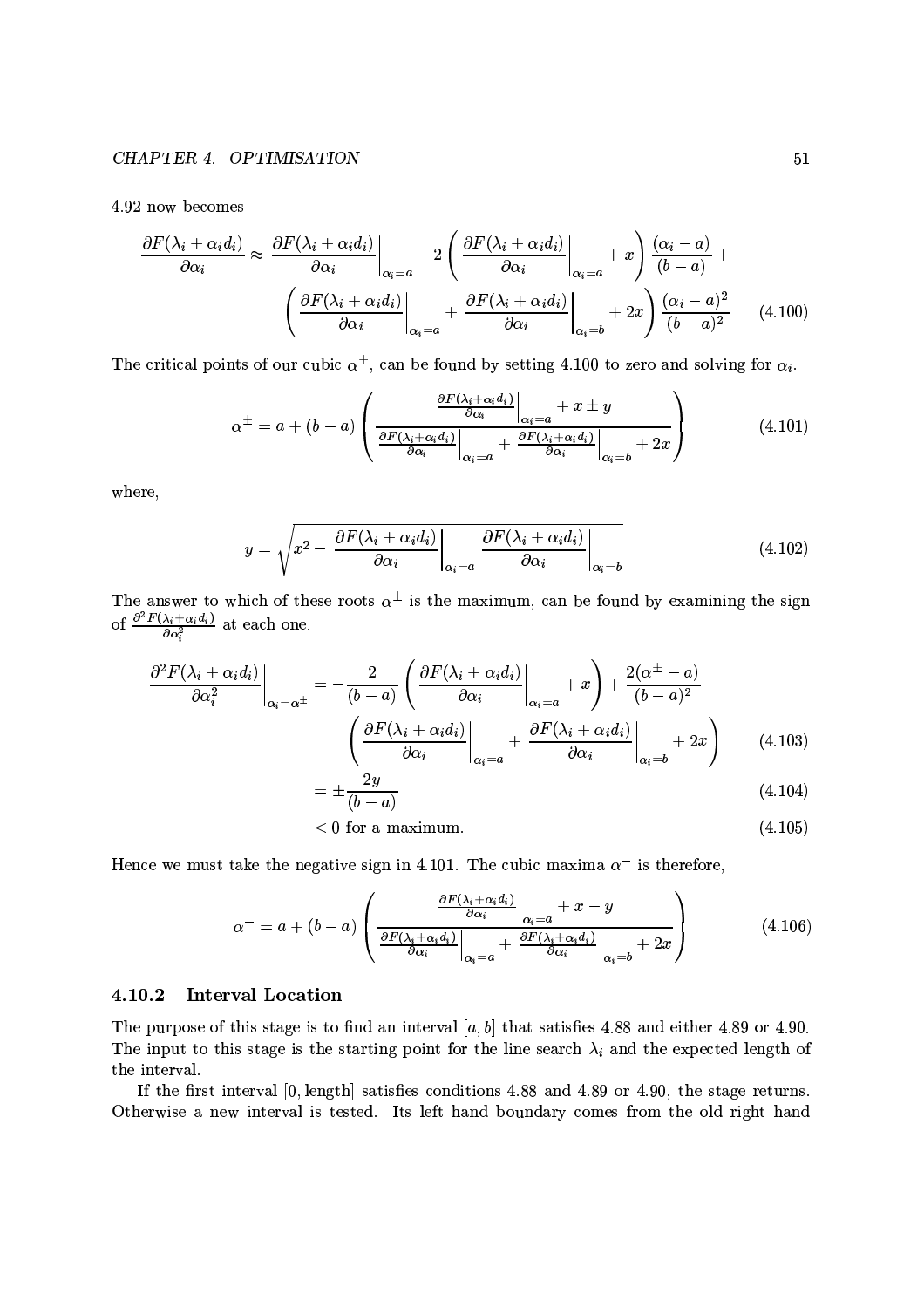4.92 now becomes

$$\frac{\partial F(\lambda_i + \alpha_i d_i)}{\partial \alpha_i} \approx \left.\frac{\partial F(\lambda_i + \alpha_i d_i)}{\partial \alpha_i}\right|_{\alpha_i = a} - 2\left( \left.\frac{\partial F(\lambda_i + \alpha_i d_i)}{\partial \alpha_i}\right|_{\alpha_i = a} + x \right) \frac{(\alpha_i - a)}{(b-a)} + \left( \left.\frac{\partial F(\lambda_i + \alpha_i d_i)}{\partial \alpha_i}\right|_{\alpha_i = a} + \left.\frac{\partial F(\lambda_i + \alpha_i d_i)}{\partial \alpha_i}\right|_{\alpha_i = b} + 2x \right) \frac{(\alpha_i - a)^2}{(b-a)^2} \tag{4.100}$$

The critical points of our cubic $\alpha^{\pm}$, can be found by setting 4.100 to zero and solving for $\alpha_i$.

$$\alpha^{\pm} = a + (b-a)\left( \frac{\left.\frac{\partial F(\lambda_i + \alpha_i d_i)}{\partial \alpha_i}\right|_{\alpha_i = a} + x \pm y}{\left.\frac{\partial F(\lambda_i + \alpha_i d_i)}{\partial \alpha_i}\right|_{\alpha_i = a} + \left.\frac{\partial F(\lambda_i + \alpha_i d_i)}{\partial \alpha_i}\right|_{\alpha_i = b} + 2x} \right) \tag{4.101}$$

where,

$$y = \sqrt{x^2 - \left.\frac{\partial F(\lambda_i + \alpha_i d_i)}{\partial \alpha_i}\right|_{\alpha_i = a} \left.\frac{\partial F(\lambda_i + \alpha_i d_i)}{\partial \alpha_i}\right|_{\alpha_i = b}} \tag{4.102}$$

The answer to which of these roots $\alpha^{\pm}$ is the maximum, can be found by examining the sign of $\frac{\partial^2 F(\lambda_i + \alpha_i d_i)}{\partial \alpha_i^2}$ at each one.

$$\left.\frac{\partial^2 F(\lambda_i + \alpha_i d_i)}{\partial \alpha_i^2}\right|_{\alpha_i = \alpha^{\pm}} = -\frac{2}{(b-a)}\left( \left.\frac{\partial F(\lambda_i + \alpha_i d_i)}{\partial \alpha_i}\right|_{\alpha_i = a} + x \right) + \frac{2(\alpha^{\pm} - a)}{(b-a)^2} \left( \left.\frac{\partial F(\lambda_i + \alpha_i d_i)}{\partial \alpha_i}\right|_{\alpha_i = a} + \left.\frac{\partial F(\lambda_i + \alpha_i d_i)}{\partial \alpha_i}\right|_{\alpha_i = b} + 2x \right) \tag{4.103}$$

$$= \pm \frac{2y}{(b-a)} \tag{4.104}$$

$$< 0 \text{ for a maximum.} \tag{4.105}$$

Hence we must take the negative sign in 4.101. The cubic maxima $\alpha^{-}$ is therefore,

$$\alpha^{-} = a + (b-a)\left( \frac{\left.\frac{\partial F(\lambda_i + \alpha_i d_i)}{\partial \alpha_i}\right|_{\alpha_i = a} + x - y}{\left.\frac{\partial F(\lambda_i + \alpha_i d_i)}{\partial \alpha_i}\right|_{\alpha_i = a} + \left.\frac{\partial F(\lambda_i + \alpha_i d_i)}{\partial \alpha_i}\right|_{\alpha_i = b} + 2x} \right) \tag{4.106}$$

### 4.10.2 Interval Location

The purpose of this stage is to find an interval $[a, b]$ that satisfies 4.88 and either 4.89 or 4.90. The input to this stage is the starting point for the line search $\lambda_i$ and the expected length of the interval.

If the first interval $[0, \text{length}]$ satisfies conditions 4.88 and 4.89 or 4.90, the stage returns. Otherwise a new interval is tested. Its left hand boundary comes from the old right hand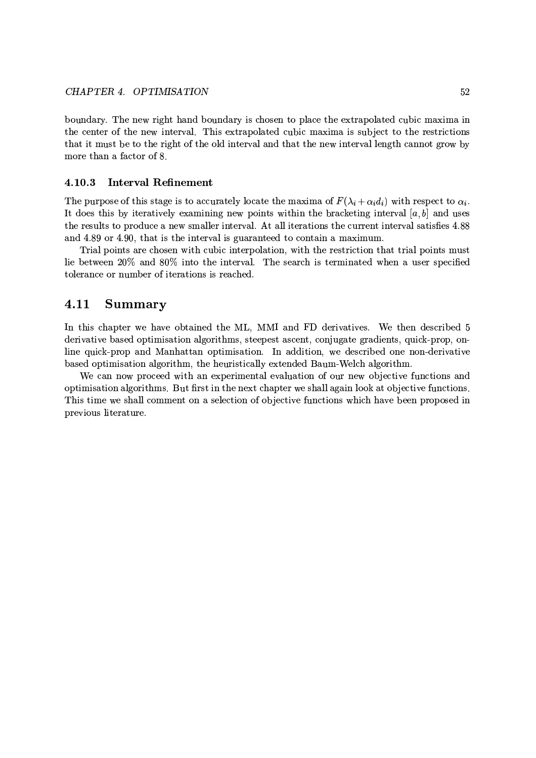boundary. The new right hand boundary is chosen to place the extrapolated cubic maxima in the center of the new interval. This extrapolated cubic maxima is subject to the restrictions that it must be to the right of the old interval and that the new interval length cannot grow by more than a factor of 8.

### 4.10.3 Interval Refinement

The purpose of this stage is to accurately locate the maxima of $F(\lambda_i + \alpha_i d_i)$ with respect to $\alpha_i$. It does this by iteratively examining new points within the bracketing interval $[a, b]$ and uses the results to produce a new smaller interval. At all iterations the current interval satisfies 4.88 and 4.89 or 4.90, that is the interval is guaranteed to contain a maximum.

Trial points are chosen with cubic interpolation, with the restriction that trial points must lie between 20% and 80% into the interval. The search is terminated when a user specified tolerance or number of iterations is reached.

## 4.11 Summary

In this chapter we have obtained the ML, MMI and FD derivatives. We then described 5 derivative based optimisation algorithms, steepest ascent, conjugate gradients, quick-prop, on-line quick-prop and Manhattan optimisation. In addition, we described one non-derivative based optimisation algorithm, the heuristically extended Baum-Welch algorithm.

We can now proceed with an experimental evaluation of our new objective functions and optimisation algorithms. But first in the next chapter we shall again look at objective functions. This time we shall comment on a selection of objective functions which have been proposed in previous literature.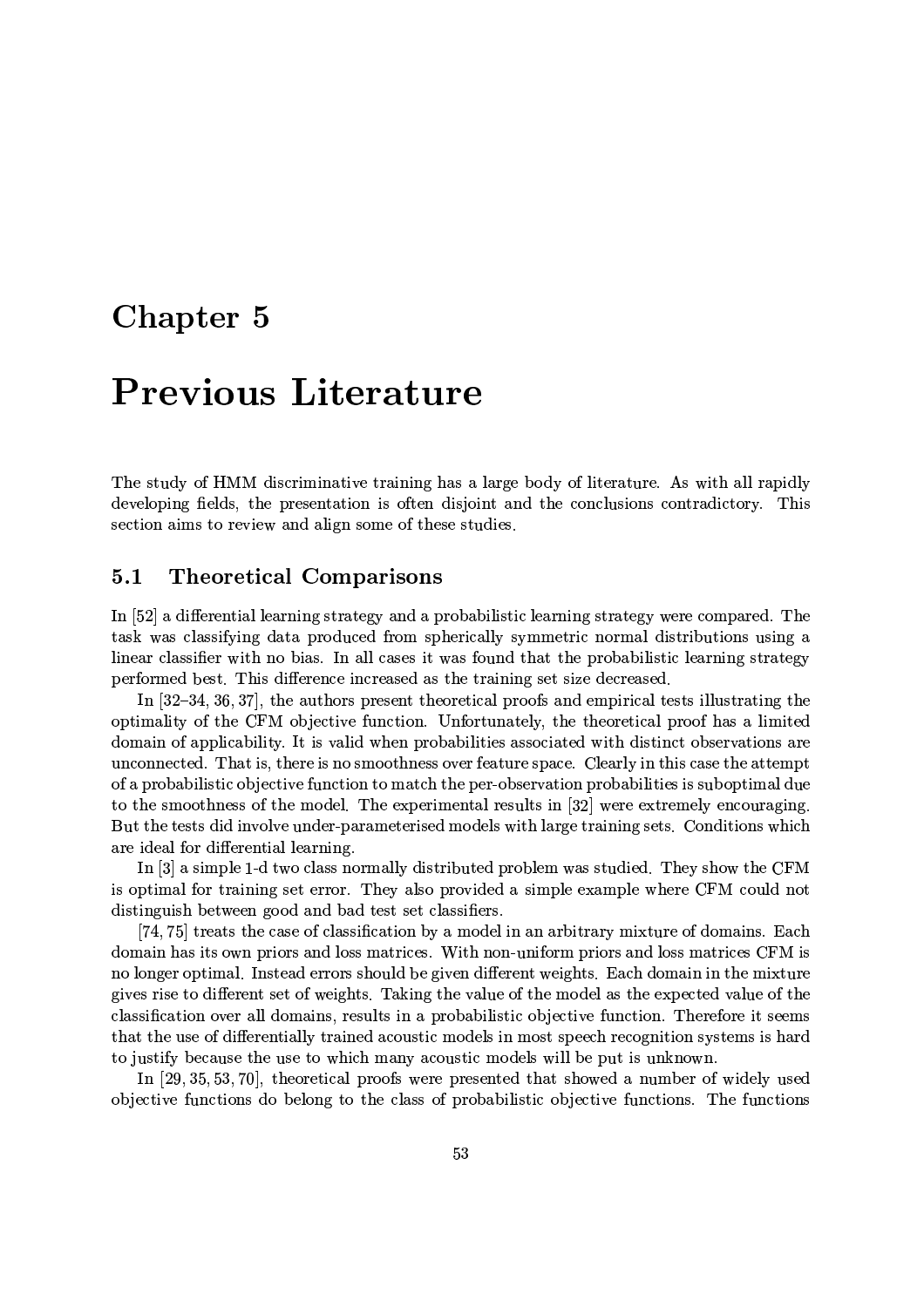# Chapter 5

# Previous Literature

The study of HMM discriminative training has a large body of literature. As with all rapidly developing fields, the presentation is often disjoint and the conclusions contradictory. This section aims to review and align some of these studies.

## 5.1 Theoretical Comparisons

In [52] a differential learning strategy and a probabilistic learning strategy were compared. The task was classifying data produced from spherically symmetric normal distributions using a linear classifier with no bias. In all cases it was found that the probabilistic learning strategy performed best. This difference increased as the training set size decreased.

In [32–34, 36, 37], the authors present theoretical proofs and empirical tests illustrating the optimality of the CFM objective function. Unfortunately, the theoretical proof has a limited domain of applicability. It is valid when probabilities associated with distinct observations are unconnected. That is, there is no smoothness over feature space. Clearly in this case the attempt of a probabilistic objective function to match the per-observation probabilities is suboptimal due to the smoothness of the model. The experimental results in [32] were extremely encouraging. But the tests did involve under-parameterised models with large training sets. Conditions which are ideal for differential learning.

In [3] a simple 1-d two class normally distributed problem was studied. They show the CFM is optimal for training set error. They also provided a simple example where CFM could not distinguish between good and bad test set classifiers.

[74, 75] treats the case of classification by a model in an arbitrary mixture of domains. Each domain has its own priors and loss matrices. With non-uniform priors and loss matrices CFM is no longer optimal. Instead errors should be given different weights. Each domain in the mixture gives rise to different set of weights. Taking the value of the model as the expected value of the classification over all domains, results in a probabilistic objective function. Therefore it seems that the use of differentially trained acoustic models in most speech recognition systems is hard to justify because the use to which many acoustic models will be put is unknown.

In [29, 35, 53, 70], theoretical proofs were presented that showed a number of widely used objective functions do belong to the class of probabilistic objective functions. The functions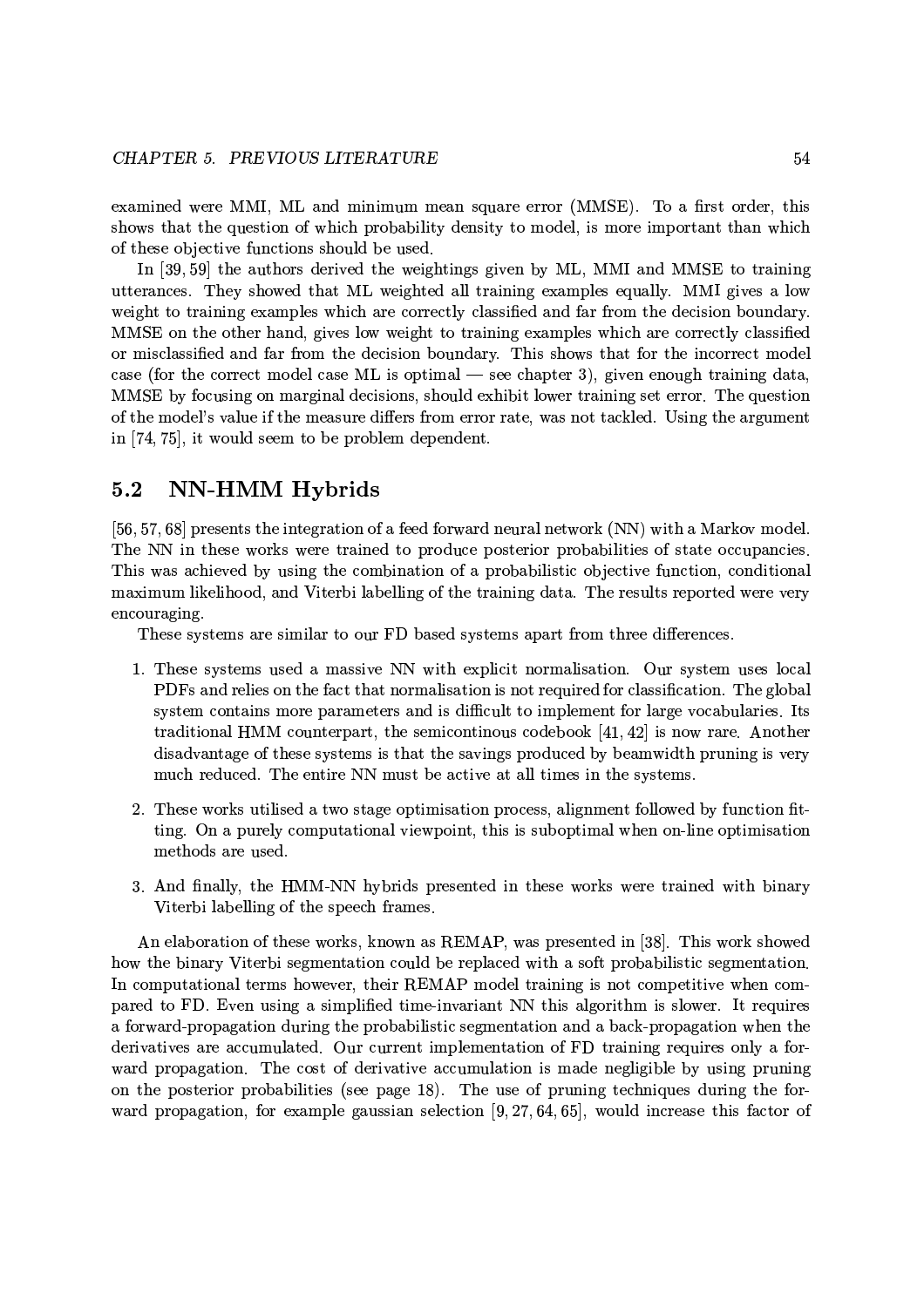examined were MMI, ML and minimum mean square error (MMSE). To a first order, this shows that the question of which probability density to model, is more important than which of these objective functions should be used.

In [39, 59] the authors derived the weightings given by ML, MMI and MMSE to training utterances. They showed that ML weighted all training examples equally. MMI gives a low weight to training examples which are correctly classified and far from the decision boundary. MMSE on the other hand, gives low weight to training examples which are correctly classified or misclassified and far from the decision boundary. This shows that for the incorrect model case (for the correct model case ML is optimal — see chapter 3), given enough training data, MMSE by focusing on marginal decisions, should exhibit lower training set error. The question of the model's value if the measure differs from error rate, was not tackled. Using the argument in [74, 75], it would seem to be problem dependent.

## 5.2 NN-HMM Hybrids

[56, 57, 68] presents the integration of a feed forward neural network (NN) with a Markov model. The NN in these works were trained to produce posterior probabilities of state occupancies. This was achieved by using the combination of a probabilistic objective function, conditional maximum likelihood, and Viterbi labelling of the training data. The results reported were very encouraging.

These systems are similar to our FD based systems apart from three differences.

1. These systems used a massive NN with explicit normalisation. Our system uses local PDFs and relies on the fact that normalisation is not required for classification. The global system contains more parameters and is difficult to implement for large vocabularies. Its traditional HMM counterpart, the semicontinous codebook [41, 42] is now rare. Another disadvantage of these systems is that the savings produced by beamwidth pruning is very much reduced. The entire NN must be active at all times in the systems.
2. These works utilised a two stage optimisation process, alignment followed by function fitting. On a purely computational viewpoint, this is suboptimal when on-line optimisation methods are used.
3. And finally, the HMM-NN hybrids presented in these works were trained with binary Viterbi labelling of the speech frames.

An elaboration of these works, known as REMAP, was presented in [38]. This work showed how the binary Viterbi segmentation could be replaced with a soft probabilistic segmentation. In computational terms however, their REMAP model training is not competitive when compared to FD. Even using a simplified time-invariant NN this algorithm is slower. It requires a forward-propagation during the probabilistic segmentation and a back-propagation when the derivatives are accumulated. Our current implementation of FD training requires only a forward propagation. The cost of derivative accumulation is made negligible by using pruning on the posterior probabilities (see page 18). The use of pruning techniques during the forward propagation, for example gaussian selection [9, 27, 64, 65], would increase this factor of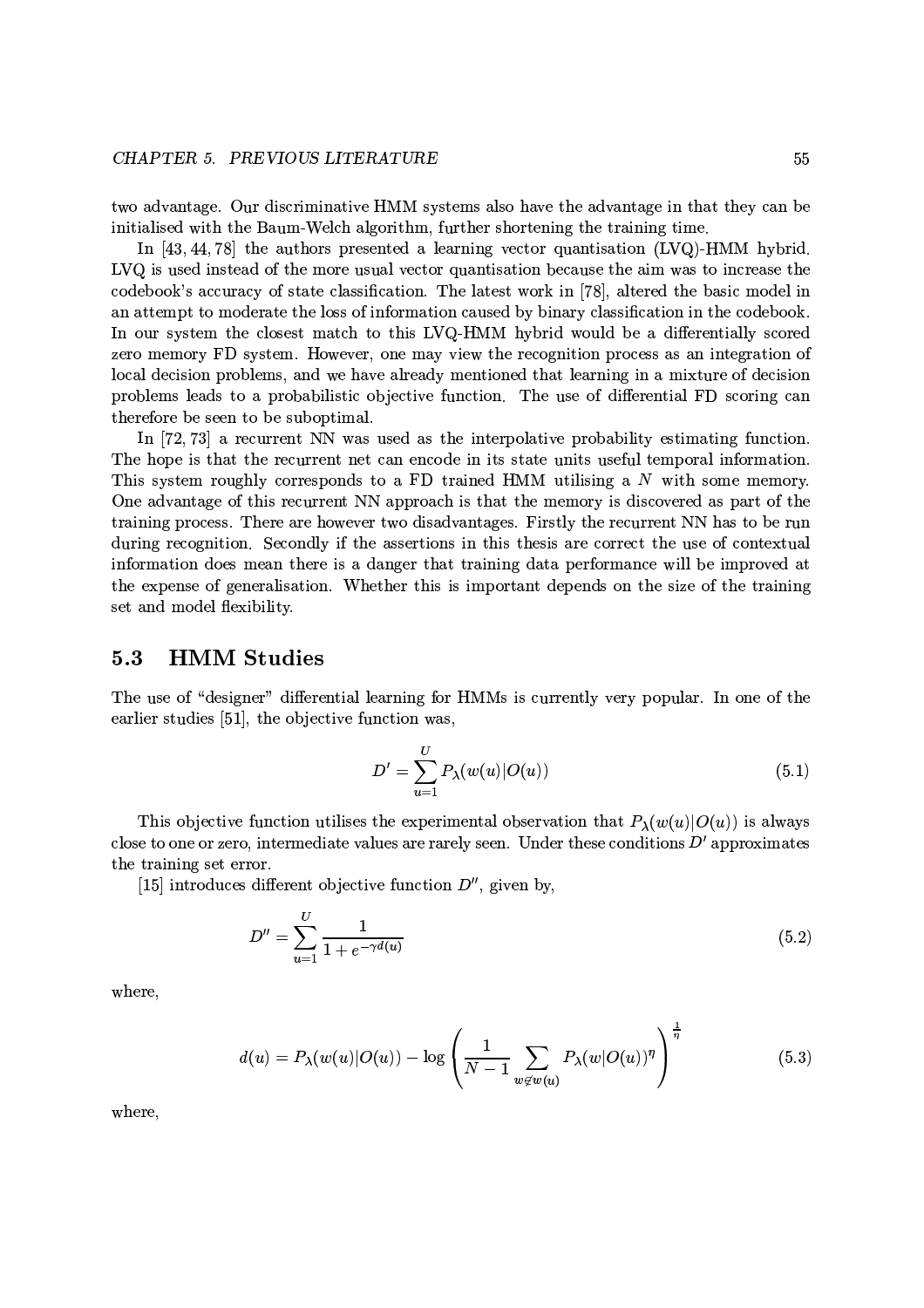two advantage. Our discriminative HMM systems also have the advantage in that they can be initialised with the Baum-Welch algorithm, further shortening the training time.

In [43, 44, 78] the authors presented a learning vector quantisation (LVQ)-HMM hybrid. LVQ is used instead of the more usual vector quantisation because the aim was to increase the codebook's accuracy of state classification. The latest work in [78], altered the basic model in an attempt to moderate the loss of information caused by binary classification in the codebook. In our system the closest match to this LVQ-HMM hybrid would be a differentially scored zero memory FD system. However, one may view the recognition process as an integration of local decision problems, and we have already mentioned that learning in a mixture of decision problems leads to a probabilistic objective function. The use of differential FD scoring can therefore be seen to be suboptimal.

In [72, 73] a recurrent NN was used as the interpolative probability estimating function. The hope is that the recurrent net can encode in its state units useful temporal information. This system roughly corresponds to a FD trained HMM utilising a $N$ with some memory. One advantage of this recurrent NN approach is that the memory is discovered as part of the training process. There are however two disadvantages. Firstly the recurrent NN has to be run during recognition. Secondly if the assertions in this thesis are correct the use of contextual information does mean there is a danger that training data performance will be improved at the expense of generalisation. Whether this is important depends on the size of the training set and model flexibility.

## 5.3 HMM Studies

The use of "designer" differential learning for HMMs is currently very popular. In one of the earlier studies [51], the objective function was,

$$D' = \sum_{u=1}^{U} P_\lambda(w(u)|O(u)) \tag{5.1}$$

This objective function utilises the experimental observation that $P_\lambda(w(u)|O(u))$ is always close to one or zero, intermediate values are rarely seen. Under these conditions $D'$ approximates the training set error.

[15] introduces different objective function $D''$, given by,

$$D'' = \sum_{u=1}^{U} \frac{1}{1 + e^{-\gamma d(u)}} \tag{5.2}$$

where,

$$d(u) = P_\lambda(w(u)|O(u)) - \log\left(\frac{1}{N-1}\sum_{w \notin w(u)} P_\lambda(w|O(u))^\eta\right)^{\frac{1}{\eta}} \tag{5.3}$$

where,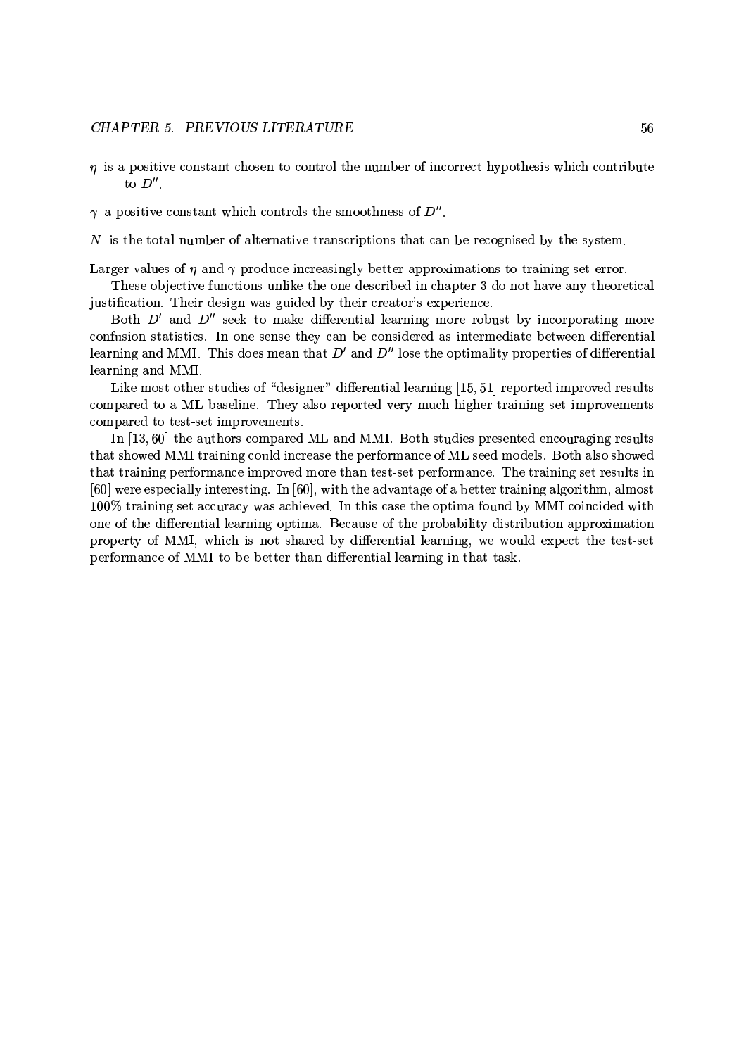$\eta$ is a positive constant chosen to control the number of incorrect hypothesis which contribute to $D''$.

$\gamma$ a positive constant which controls the smoothness of $D''$.

$N$ is the total number of alternative transcriptions that can be recognised by the system.

Larger values of $\eta$ and $\gamma$ produce increasingly better approximations to training set error.

These objective functions unlike the one described in chapter 3 do not have any theoretical justification. Their design was guided by their creator's experience.

Both $D'$ and $D''$ seek to make differential learning more robust by incorporating more confusion statistics. In one sense they can be considered as intermediate between differential learning and MMI. This does mean that $D'$ and $D''$ lose the optimality properties of differential learning and MMI.

Like most other studies of "designer" differential learning [15, 51] reported improved results compared to a ML baseline. They also reported very much higher training set improvements compared to test-set improvements.

In [13, 60] the authors compared ML and MMI. Both studies presented encouraging results that showed MMI training could increase the performance of ML seed models. Both also showed that training performance improved more than test-set performance. The training set results in [60] were especially interesting. In [60], with the advantage of a better training algorithm, almost 100% training set accuracy was achieved. In this case the optima found by MMI coincided with one of the differential learning optima. Because of the probability distribution approximation property of MMI, which is not shared by differential learning, we would expect the test-set performance of MMI to be better than differential learning in that task.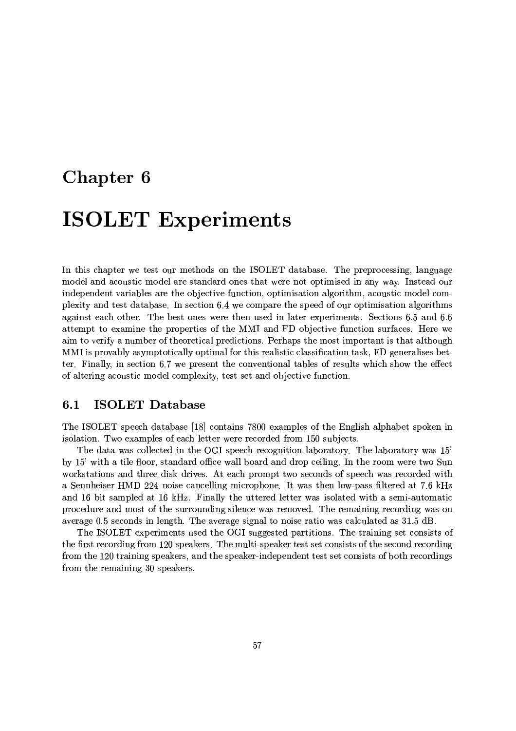# Chapter 6

# ISOLET Experiments

In this chapter we test our methods on the ISOLET database. The preprocessing, language model and acoustic model are standard ones that were not optimised in any way. Instead our independent variables are the objective function, optimisation algorithm, acoustic model complexity and test database. In section 6.4 we compare the speed of our optimisation algorithms against each other. The best ones were then used in later experiments. Sections 6.5 and 6.6 attempt to examine the properties of the MMI and FD objective function surfaces. Here we aim to verify a number of theoretical predictions. Perhaps the most important is that although MMI is provably asymptotically optimal for this realistic classification task, FD generalises better. Finally, in section 6.7 we present the conventional tables of results which show the effect of altering acoustic model complexity, test set and objective function.

## 6.1 ISOLET Database

The ISOLET speech database [18] contains 7800 examples of the English alphabet spoken in isolation. Two examples of each letter were recorded from 150 subjects.

The data was collected in the OGI speech recognition laboratory. The laboratory was 15' by 15' with a tile floor, standard office wall board and drop ceiling. In the room were two Sun workstations and three disk drives. At each prompt two seconds of speech was recorded with a Sennheiser HMD 224 noise cancelling microphone. It was then low-pass filtered at 7.6 kHz and 16 bit sampled at 16 kHz. Finally the uttered letter was isolated with a semi-automatic procedure and most of the surrounding silence was removed. The remaining recording was on average 0.5 seconds in length. The average signal to noise ratio was calculated as 31.5 dB.

The ISOLET experiments used the OGI suggested partitions. The training set consists of the first recording from 120 speakers. The multi-speaker test set consists of the second recording from the 120 training speakers, and the speaker-independent test set consists of both recordings from the remaining 30 speakers.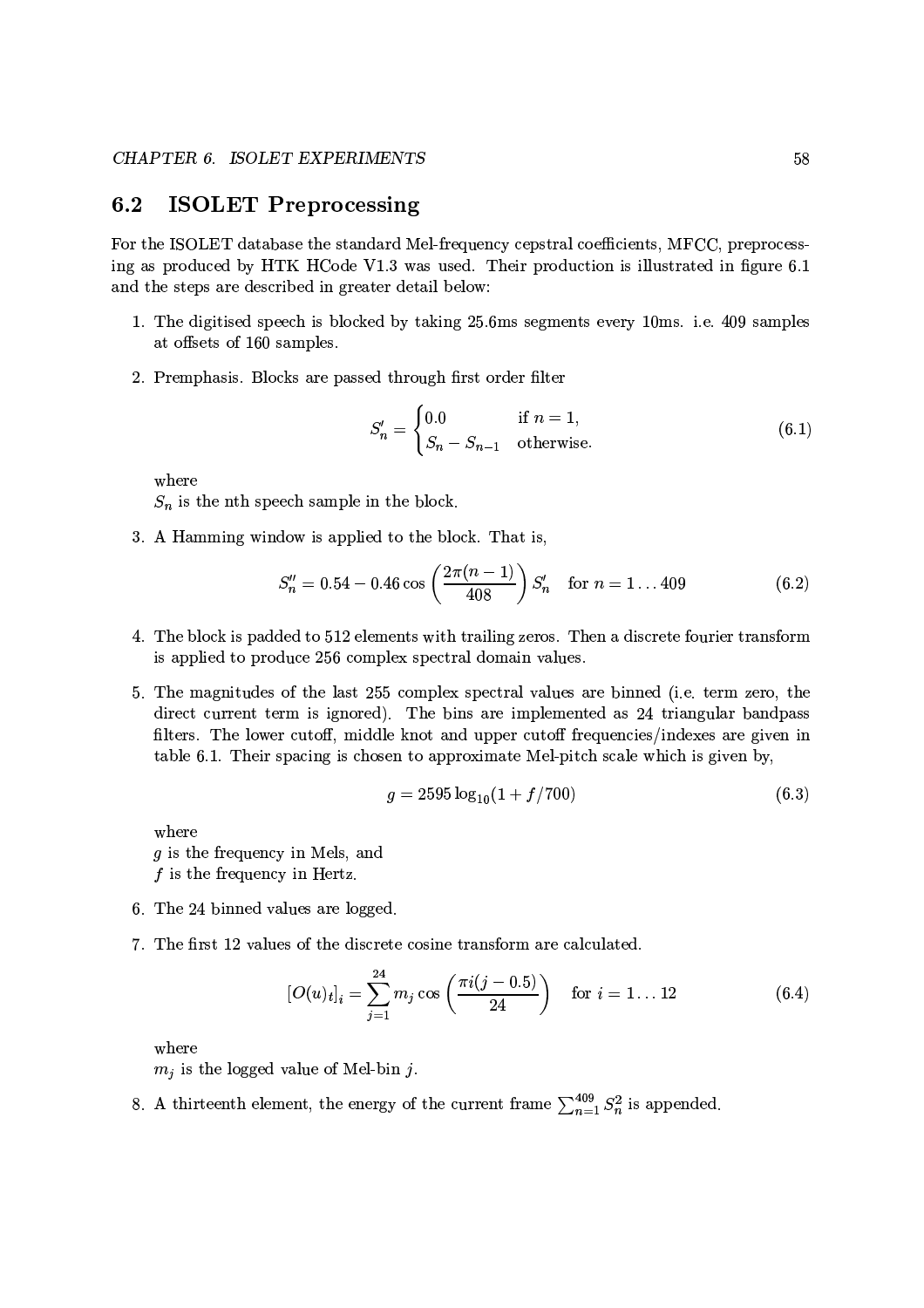## 6.2 ISOLET Preprocessing

For the ISOLET database the standard Mel-frequency cepstral coefficients, MFCC, preprocessing as produced by HTK HCode V1.3 was used. Their production is illustrated in figure 6.1 and the steps are described in greater detail below:

1. The digitised speech is blocked by taking 25.6ms segments every 10ms. i.e. 409 samples at offsets of 160 samples.

2. Premphasis. Blocks are passed through first order filter

$$S'_n = \begin{cases} 0.0 & \text{if } n = 1, \\ S_n - S_{n-1} & \text{otherwise.} \end{cases} \tag{6.1}$$

   where
   $S_n$ is the nth speech sample in the block.

3. A Hamming window is applied to the block. That is,

$$S''_n = 0.54 - 0.46 \cos\left(\frac{2\pi(n-1)}{408}\right) S'_n \quad \text{for } n = 1 \dots 409 \tag{6.2}$$

4. The block is padded to 512 elements with trailing zeros. Then a discrete fourier transform is applied to produce 256 complex spectral domain values.

5. The magnitudes of the last 255 complex spectral values are binned (i.e. term zero, the direct current term is ignored). The bins are implemented as 24 triangular bandpass filters. The lower cutoff, middle knot and upper cutoff frequencies/indexes are given in table 6.1. Their spacing is chosen to approximate Mel-pitch scale which is given by,

$$g = 2595 \log_{10}(1 + f/700) \tag{6.3}$$

   where
   $g$ is the frequency in Mels, and
   $f$ is the frequency in Hertz.

6. The 24 binned values are logged.

7. The first 12 values of the discrete cosine transform are calculated.

$$[O(u)_t]_i = \sum_{j=1}^{24} m_j \cos\left(\frac{\pi i(j-0.5)}{24}\right) \quad \text{for } i = 1 \dots 12 \tag{6.4}$$

   where
   $m_j$ is the logged value of Mel-bin $j$.

8. A thirteenth element, the energy of the current frame $\sum_{n=1}^{409} S_n^2$ is appended.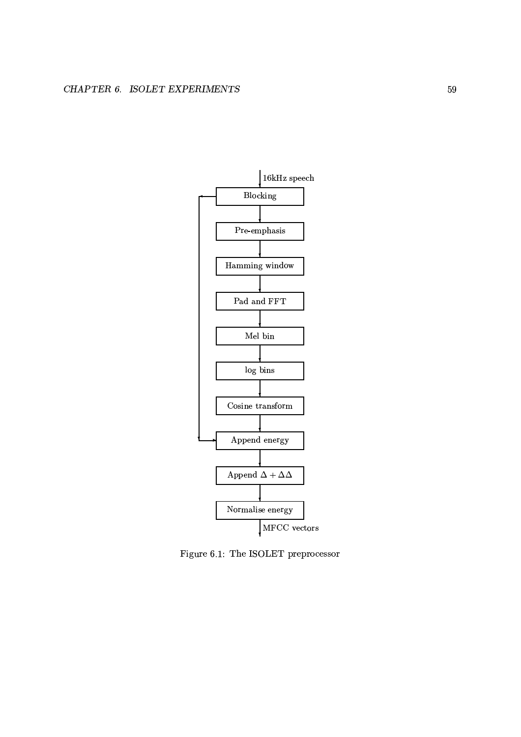16kHz speech

Blocking

Pre-emphasis

Hamming window

Pad and FFT

Mel bin

log bins

Cosine transform

Append energy

Append $\Delta + \Delta\Delta$

Normalise energy

MFCC vectors

Figure 6.1: The ISOLET preprocessor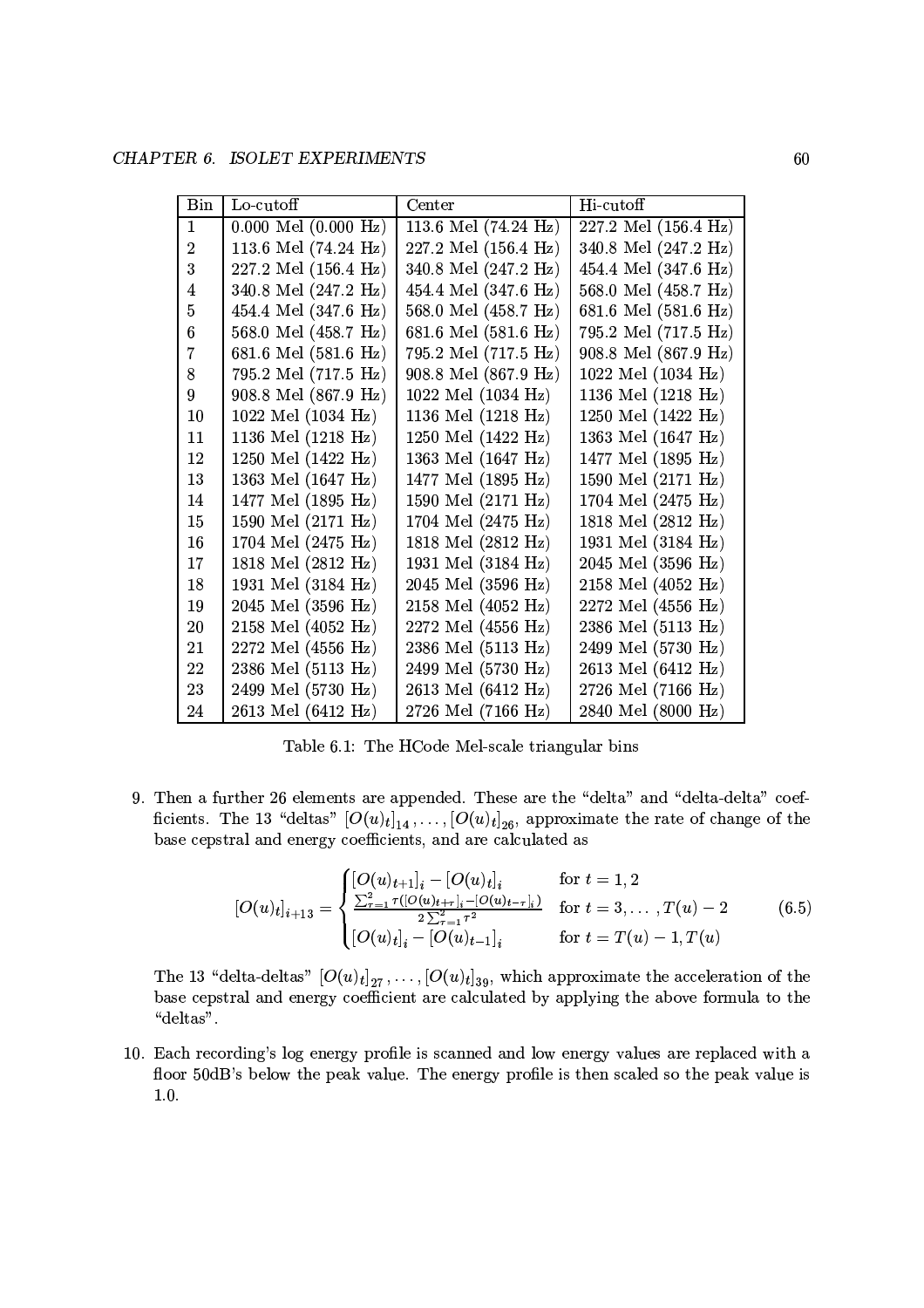| Bin | Lo-cutoff | Center | Hi-cutoff |
|---|---|---|---|
| 1 | 0.000 Mel (0.000 Hz) | 113.6 Mel (74.24 Hz) | 227.2 Mel (156.4 Hz) |
| 2 | 113.6 Mel (74.24 Hz) | 227.2 Mel (156.4 Hz) | 340.8 Mel (247.2 Hz) |
| 3 | 227.2 Mel (156.4 Hz) | 340.8 Mel (247.2 Hz) | 454.4 Mel (347.6 Hz) |
| 4 | 340.8 Mel (247.2 Hz) | 454.4 Mel (347.6 Hz) | 568.0 Mel (458.7 Hz) |
| 5 | 454.4 Mel (347.6 Hz) | 568.0 Mel (458.7 Hz) | 681.6 Mel (581.6 Hz) |
| 6 | 568.0 Mel (458.7 Hz) | 681.6 Mel (581.6 Hz) | 795.2 Mel (717.5 Hz) |
| 7 | 681.6 Mel (581.6 Hz) | 795.2 Mel (717.5 Hz) | 908.8 Mel (867.9 Hz) |
| 8 | 795.2 Mel (717.5 Hz) | 908.8 Mel (867.9 Hz) | 1022 Mel (1034 Hz) |
| 9 | 908.8 Mel (867.9 Hz) | 1022 Mel (1034 Hz) | 1136 Mel (1218 Hz) |
| 10 | 1022 Mel (1034 Hz) | 1136 Mel (1218 Hz) | 1250 Mel (1422 Hz) |
| 11 | 1136 Mel (1218 Hz) | 1250 Mel (1422 Hz) | 1363 Mel (1647 Hz) |
| 12 | 1250 Mel (1422 Hz) | 1363 Mel (1647 Hz) | 1477 Mel (1895 Hz) |
| 13 | 1363 Mel (1647 Hz) | 1477 Mel (1895 Hz) | 1590 Mel (2171 Hz) |
| 14 | 1477 Mel (1895 Hz) | 1590 Mel (2171 Hz) | 1704 Mel (2475 Hz) |
| 15 | 1590 Mel (2171 Hz) | 1704 Mel (2475 Hz) | 1818 Mel (2812 Hz) |
| 16 | 1704 Mel (2475 Hz) | 1818 Mel (2812 Hz) | 1931 Mel (3184 Hz) |
| 17 | 1818 Mel (2812 Hz) | 1931 Mel (3184 Hz) | 2045 Mel (3596 Hz) |
| 18 | 1931 Mel (3184 Hz) | 2045 Mel (3596 Hz) | 2158 Mel (4052 Hz) |
| 19 | 2045 Mel (3596 Hz) | 2158 Mel (4052 Hz) | 2272 Mel (4556 Hz) |
| 20 | 2158 Mel (4052 Hz) | 2272 Mel (4556 Hz) | 2386 Mel (5113 Hz) |
| 21 | 2272 Mel (4556 Hz) | 2386 Mel (5113 Hz) | 2499 Mel (5730 Hz) |
| 22 | 2386 Mel (5113 Hz) | 2499 Mel (5730 Hz) | 2613 Mel (6412 Hz) |
| 23 | 2499 Mel (5730 Hz) | 2613 Mel (6412 Hz) | 2726 Mel (7166 Hz) |
| 24 | 2613 Mel (6412 Hz) | 2726 Mel (7166 Hz) | 2840 Mel (8000 Hz) |

Table 6.1: The HCode Mel-scale triangular bins

9. Then a further 26 elements are appended. These are the "delta" and "delta-delta" coefficients. The 13 "deltas" $[O(u)_t]_{14}, \ldots, [O(u)_t]_{26}$, approximate the rate of change of the base cepstral and energy coefficients, and are calculated as

$$[O(u)_t]_{i+13} = \begin{cases} [O(u)_{t+1}]_i - [O(u)_t]_i & \text{for } t = 1, 2 \\ \frac{\sum_{\tau=1}^{2} \tau([O(u)_{t+\tau}]_i - [O(u)_{t-\tau}]_i)}{2\sum_{\tau=1}^{2} \tau^2} & \text{for } t = 3, \ldots, T(u) - 2 \\ [O(u)_t]_i - [O(u)_{t-1}]_i & \text{for } t = T(u) - 1, T(u) \end{cases} \tag{6.5}$$

   The 13 "delta-deltas" $[O(u)_t]_{27}, \ldots, [O(u)_t]_{39}$, which approximate the acceleration of the base cepstral and energy coefficient are calculated by applying the above formula to the "deltas".

10. Each recording's log energy profile is scanned and low energy values are replaced with a floor 50dB's below the peak value. The energy profile is then scaled so the peak value is 1.0.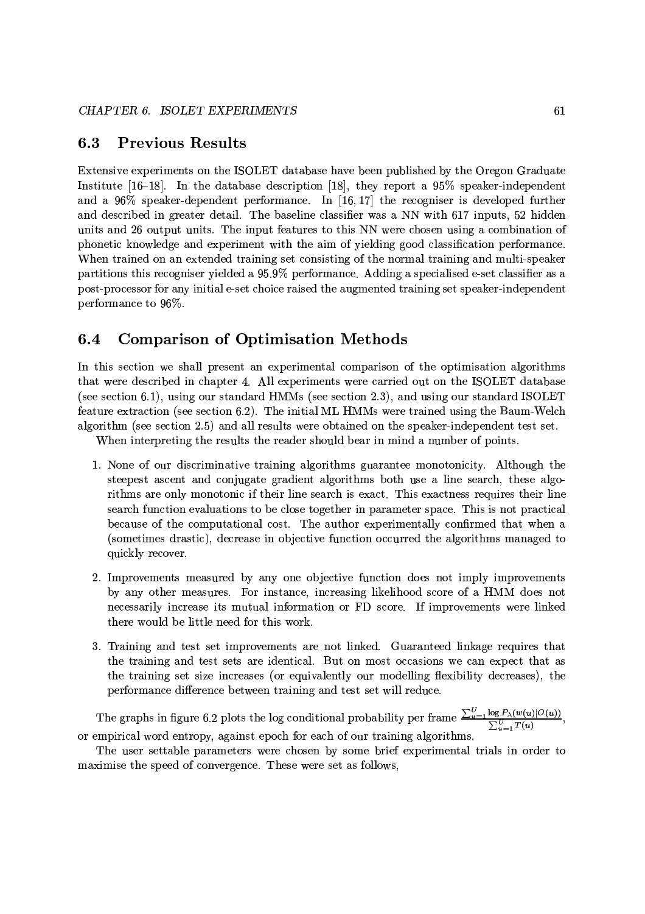## 6.3 Previous Results

Extensive experiments on the ISOLET database have been published by the Oregon Graduate Institute [16–18]. In the database description [18], they report a 95% speaker-independent and a 96% speaker-dependent performance. In [16, 17] the recogniser is developed further and described in greater detail. The baseline classifier was a NN with 617 inputs, 52 hidden units and 26 output units. The input features to this NN were chosen using a combination of phonetic knowledge and experiment with the aim of yielding good classification performance. When trained on an extended training set consisting of the normal training and multi-speaker partitions this recogniser yielded a 95.9% performance. Adding a specialised e-set classifier as a post-processor for any initial e-set choice raised the augmented training set speaker-independent performance to 96%.

## 6.4 Comparison of Optimisation Methods

In this section we shall present an experimental comparison of the optimisation algorithms that were described in chapter 4. All experiments were carried out on the ISOLET database (see section 6.1), using our standard HMMs (see section 2.3), and using our standard ISOLET feature extraction (see section 6.2). The initial ML HMMs were trained using the Baum-Welch algorithm (see section 2.5) and all results were obtained on the speaker-independent test set.

When interpreting the results the reader should bear in mind a number of points.

1. None of our discriminative training algorithms guarantee monotonicity. Although the steepest ascent and conjugate gradient algorithms both use a line search, these algorithms are only monotonic if their line search is exact. This exactness requires their line search function evaluations to be close together in parameter space. This is not practical because of the computational cost. The author experimentally confirmed that when a (sometimes drastic), decrease in objective function occurred the algorithms managed to quickly recover.

2. Improvements measured by any one objective function does not imply improvements by any other measures. For instance, increasing likelihood score of a HMM does not necessarily increase its mutual information or FD score. If improvements were linked there would be little need for this work.

3. Training and test set improvements are not linked. Guaranteed linkage requires that the training and test sets are identical. But on most occasions we can expect that as the training set size increases (or equivalently our modelling flexibility decreases), the performance difference between training and test set will reduce.

The graphs in figure 6.2 plots the log conditional probability per frame $\frac{\sum_{u=1}^{U} \log P_\lambda(w(u)|O(u))}{\sum_{u=1}^{U} T(u)}$, or empirical word entropy, against epoch for each of our training algorithms.

The user settable parameters were chosen by some brief experimental trials in order to maximise the speed of convergence. These were set as follows,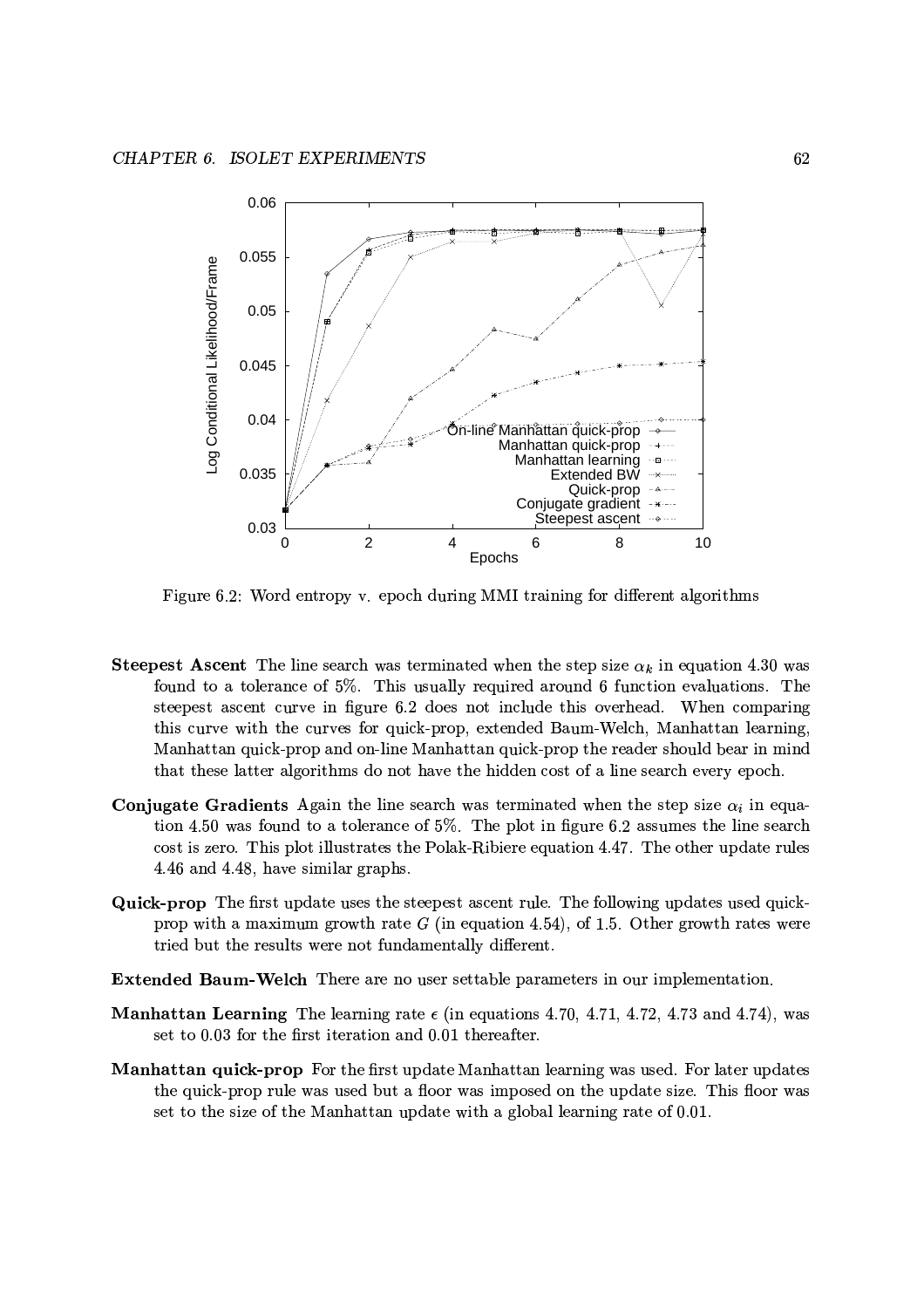Figure 6.2: Word entropy v. epoch during MMI training for different algorithms

**Steepest Ascent** The line search was terminated when the step size $\alpha_k$ in equation 4.30 was found to a tolerance of 5%. This usually required around 6 function evaluations. The steepest ascent curve in figure 6.2 does not include this overhead. When comparing this curve with the curves for quick-prop, extended Baum-Welch, Manhattan learning, Manhattan quick-prop and on-line Manhattan quick-prop the reader should bear in mind that these latter algorithms do not have the hidden cost of a line search every epoch.

**Conjugate Gradients** Again the line search was terminated when the step size $\alpha_i$ in equation 4.50 was found to a tolerance of 5%. The plot in figure 6.2 assumes the line search cost is zero. This plot illustrates the Polak-Ribiere equation 4.47. The other update rules 4.46 and 4.48, have similar graphs.

**Quick-prop** The first update uses the steepest ascent rule. The following updates used quick-prop with a maximum growth rate $G$ (in equation 4.54), of 1.5. Other growth rates were tried but the results were not fundamentally different.

**Extended Baum-Welch** There are no user settable parameters in our implementation.

**Manhattan Learning** The learning rate $\epsilon$ (in equations 4.70, 4.71, 4.72, 4.73 and 4.74), was set to 0.03 for the first iteration and 0.01 thereafter.

**Manhattan quick-prop** For the first update Manhattan learning was used. For later updates the quick-prop rule was used but a floor was imposed on the update size. This floor was set to the size of the Manhattan update with a global learning rate of 0.01.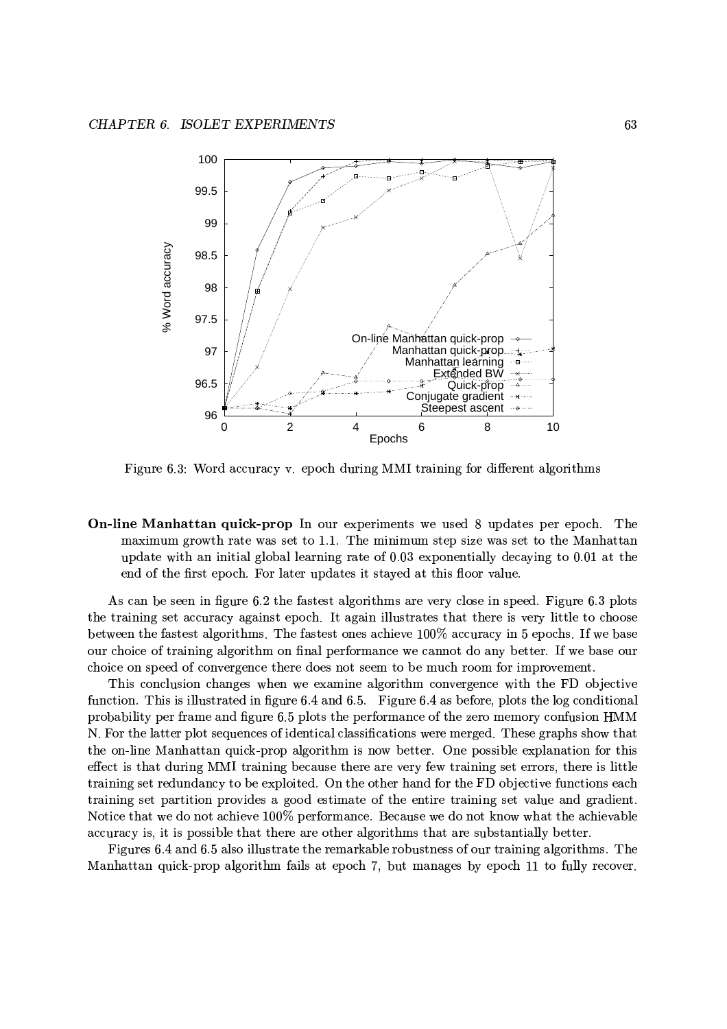Figure 6.3: Word accuracy v. epoch during MMI training for different algorithms

**On-line Manhattan quick-prop** In our experiments we used 8 updates per epoch. The maximum growth rate was set to 1.1. The minimum step size was set to the Manhattan update with an initial global learning rate of 0.03 exponentially decaying to 0.01 at the end of the first epoch. For later updates it stayed at this floor value.

As can be seen in figure 6.2 the fastest algorithms are very close in speed. Figure 6.3 plots the training set accuracy against epoch. It again illustrates that there is very little to choose between the fastest algorithms. The fastest ones achieve 100% accuracy in 5 epochs. If we base our choice of training algorithm on final performance we cannot do any better. If we base our choice on speed of convergence there does not seem to be much room for improvement.

This conclusion changes when we examine algorithm convergence with the FD objective function. This is illustrated in figure 6.4 and 6.5. Figure 6.4 as before, plots the log conditional probability per frame and figure 6.5 plots the performance of the zero memory confusion HMM N. For the latter plot sequences of identical classifications were merged. These graphs show that the on-line Manhattan quick-prop algorithm is now better. One possible explanation for this effect is that during MMI training because there are very few training set errors, there is little training set redundancy to be exploited. On the other hand for the FD objective functions each training set partition provides a good estimate of the entire training set value and gradient. Notice that we do not achieve 100% performance. Because we do not know what the achievable accuracy is, it is possible that there are other algorithms that are substantially better.

Figures 6.4 and 6.5 also illustrate the remarkable robustness of our training algorithms. The Manhattan quick-prop algorithm fails at epoch 7, but manages by epoch 11 to fully recover.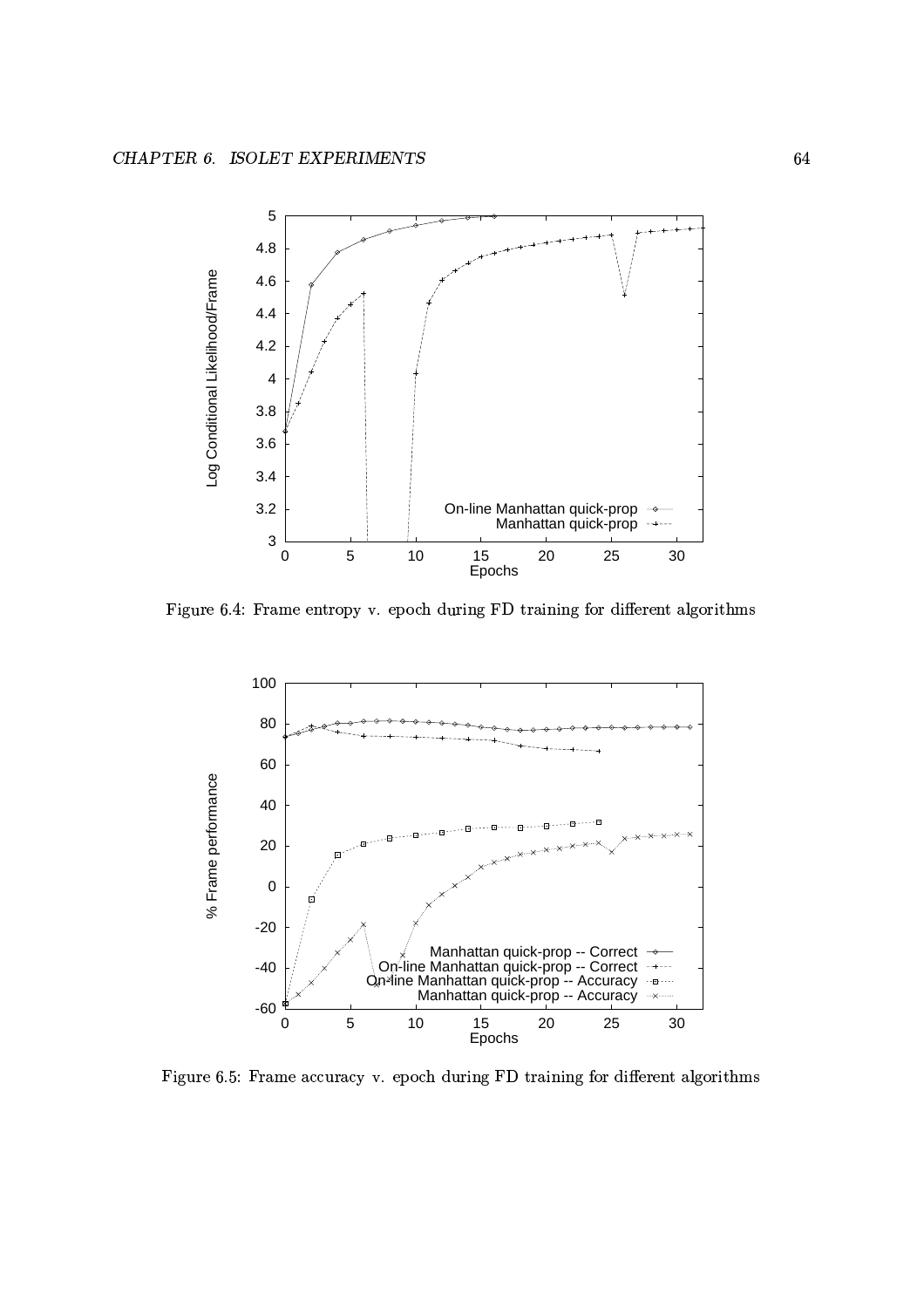Figure 6.4: Frame entropy v. epoch during FD training for different algorithms

Figure 6.5: Frame accuracy v. epoch during FD training for different algorithms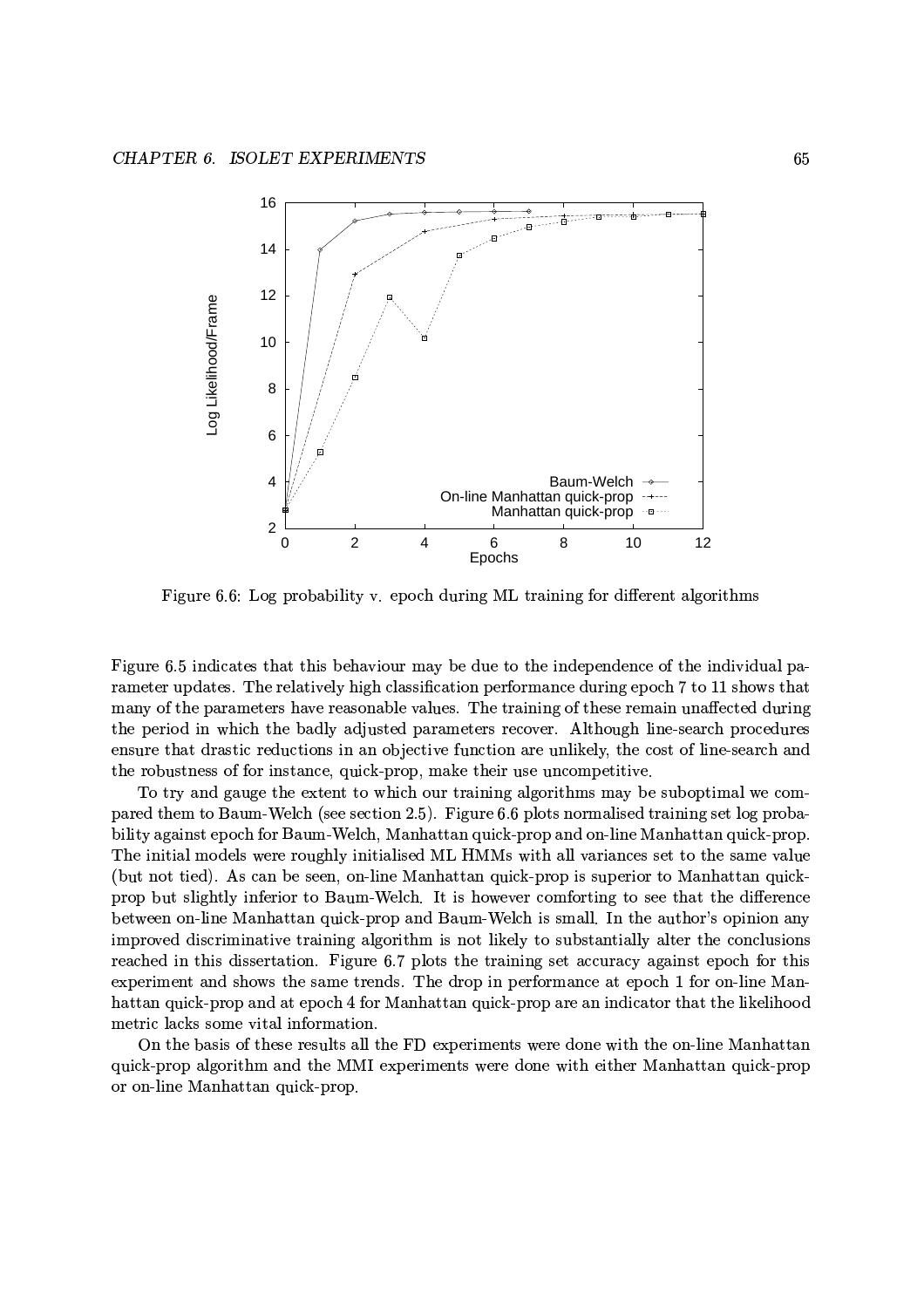Figure 6.6: Log probability v. epoch during ML training for different algorithms

Figure 6.5 indicates that this behaviour may be due to the independence of the individual parameter updates. The relatively high classification performance during epoch 7 to 11 shows that many of the parameters have reasonable values. The training of these remain unaffected during the period in which the badly adjusted parameters recover. Although line-search procedures ensure that drastic reductions in an objective function are unlikely, the cost of line-search and the robustness of for instance, quick-prop, make their use uncompetitive.

To try and gauge the extent to which our training algorithms may be suboptimal we compared them to Baum-Welch (see section 2.5). Figure 6.6 plots normalised training set log probability against epoch for Baum-Welch, Manhattan quick-prop and on-line Manhattan quick-prop. The initial models were roughly initialised ML HMMs with all variances set to the same value (but not tied). As can be seen, on-line Manhattan quick-prop is superior to Manhattan quick-prop but slightly inferior to Baum-Welch. It is however comforting to see that the difference between on-line Manhattan quick-prop and Baum-Welch is small. In the author's opinion any improved discriminative training algorithm is not likely to substantially alter the conclusions reached in this dissertation. Figure 6.7 plots the training set accuracy against epoch for this experiment and shows the same trends. The drop in performance at epoch 1 for on-line Manhattan quick-prop and at epoch 4 for Manhattan quick-prop are an indicator that the likelihood metric lacks some vital information.

On the basis of these results all the FD experiments were done with the on-line Manhattan quick-prop algorithm and the MMI experiments were done with either Manhattan quick-prop or on-line Manhattan quick-prop.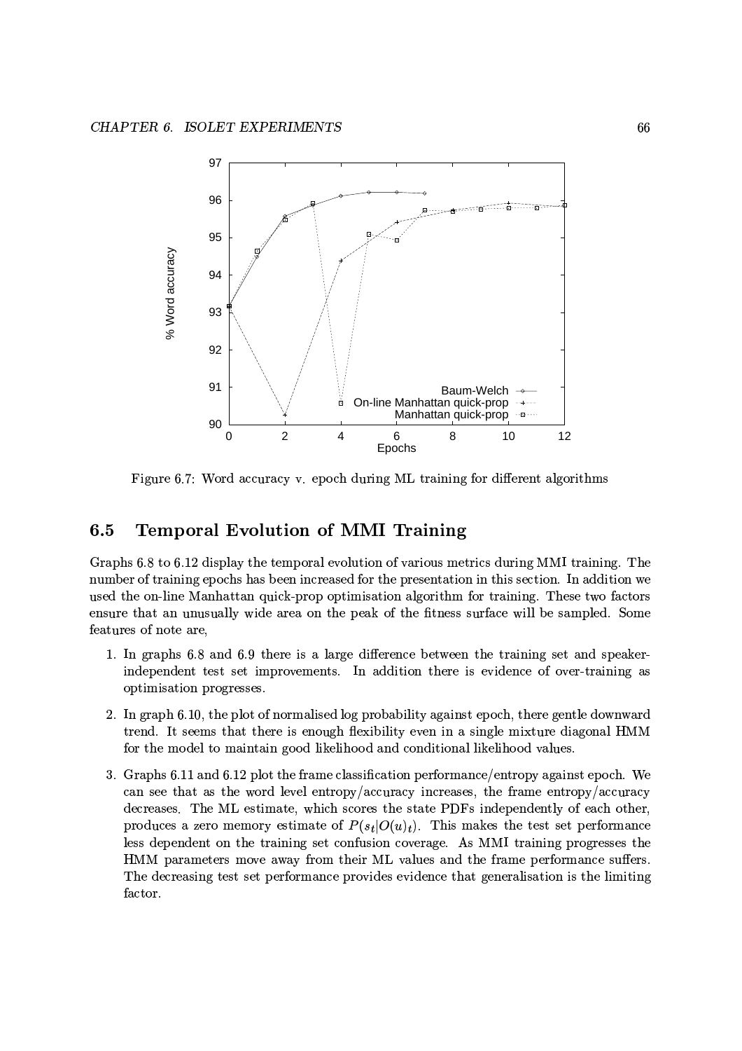Figure 6.7: Word accuracy v. epoch during ML training for different algorithms

## 6.5 Temporal Evolution of MMI Training

Graphs 6.8 to 6.12 display the temporal evolution of various metrics during MMI training. The number of training epochs has been increased for the presentation in this section. In addition we used the on-line Manhattan quick-prop optimisation algorithm for training. These two factors ensure that an unusually wide area on the peak of the fitness surface will be sampled. Some features of note are,

1. In graphs 6.8 and 6.9 there is a large difference between the training set and speaker-independent test set improvements. In addition there is evidence of over-training as optimisation progresses.

2. In graph 6.10, the plot of normalised log probability against epoch, there gentle downward trend. It seems that there is enough flexibility even in a single mixture diagonal HMM for the model to maintain good likelihood and conditional likelihood values.

3. Graphs 6.11 and 6.12 plot the frame classification performance/entropy against epoch. We can see that as the word level entropy/accuracy increases, the frame entropy/accuracy decreases. The ML estimate, which scores the state PDFs independently of each other, produces a zero memory estimate of $P(s_t|O(u)_t)$. This makes the test set performance less dependent on the training set confusion coverage. As MMI training progresses the HMM parameters move away from their ML values and the frame performance suffers. The decreasing test set performance provides evidence that generalisation is the limiting factor.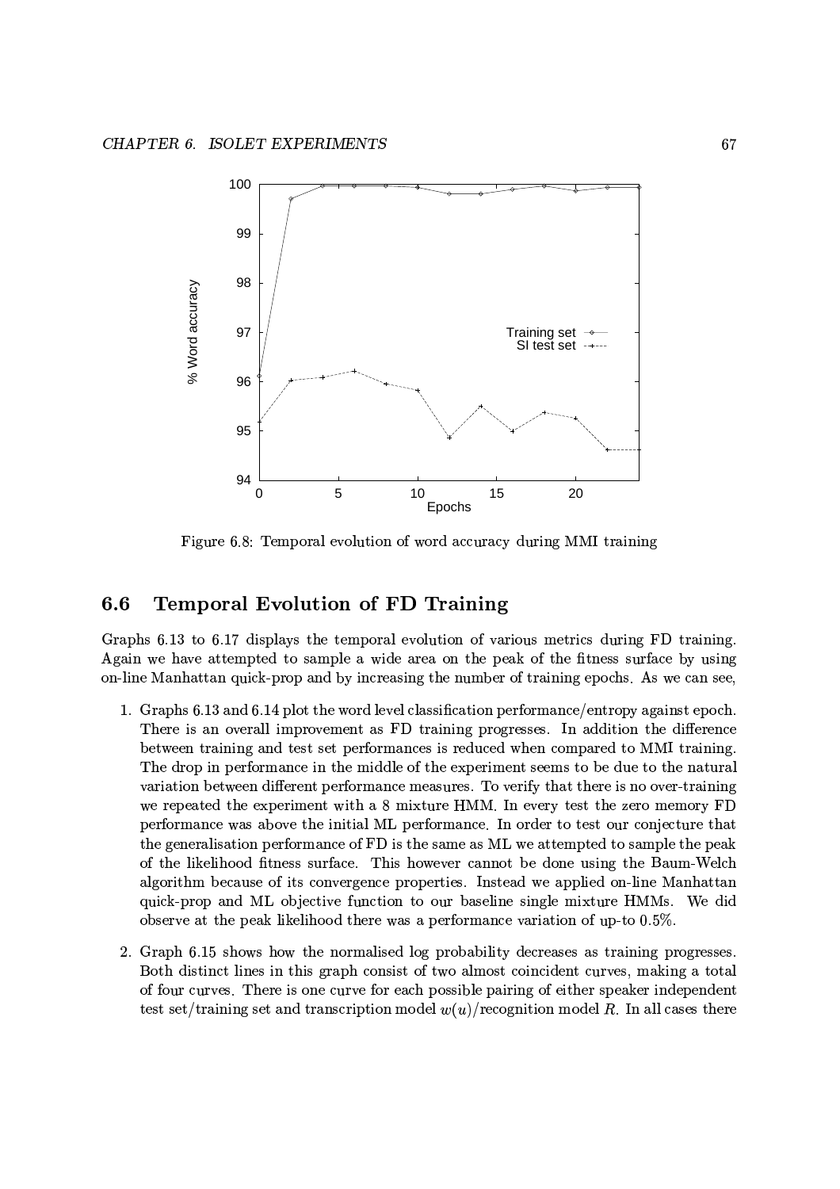Figure 6.8: Temporal evolution of word accuracy during MMI training

## 6.6 Temporal Evolution of FD Training

Graphs 6.13 to 6.17 displays the temporal evolution of various metrics during FD training. Again we have attempted to sample a wide area on the peak of the fitness surface by using on-line Manhattan quick-prop and by increasing the number of training epochs. As we can see,

1. Graphs 6.13 and 6.14 plot the word level classification performance/entropy against epoch. There is an overall improvement as FD training progresses. In addition the difference between training and test set performances is reduced when compared to MMI training. The drop in performance in the middle of the experiment seems to be due to the natural variation between different performance measures. To verify that there is no over-training we repeated the experiment with a 8 mixture HMM. In every test the zero memory FD performance was above the initial ML performance. In order to test our conjecture that the generalisation performance of FD is the same as ML we attempted to sample the peak of the likelihood fitness surface. This however cannot be done using the Baum-Welch algorithm because of its convergence properties. Instead we applied on-line Manhattan quick-prop and ML objective function to our baseline single mixture HMMs. We did observe at the peak likelihood there was a performance variation of up-to 0.5%.

2. Graph 6.15 shows how the normalised log probability decreases as training progresses. Both distinct lines in this graph consist of two almost coincident curves, making a total of four curves. There is one curve for each possible pairing of either speaker independent test set/training set and transcription model $w(u)$/recognition model $R$. In all cases there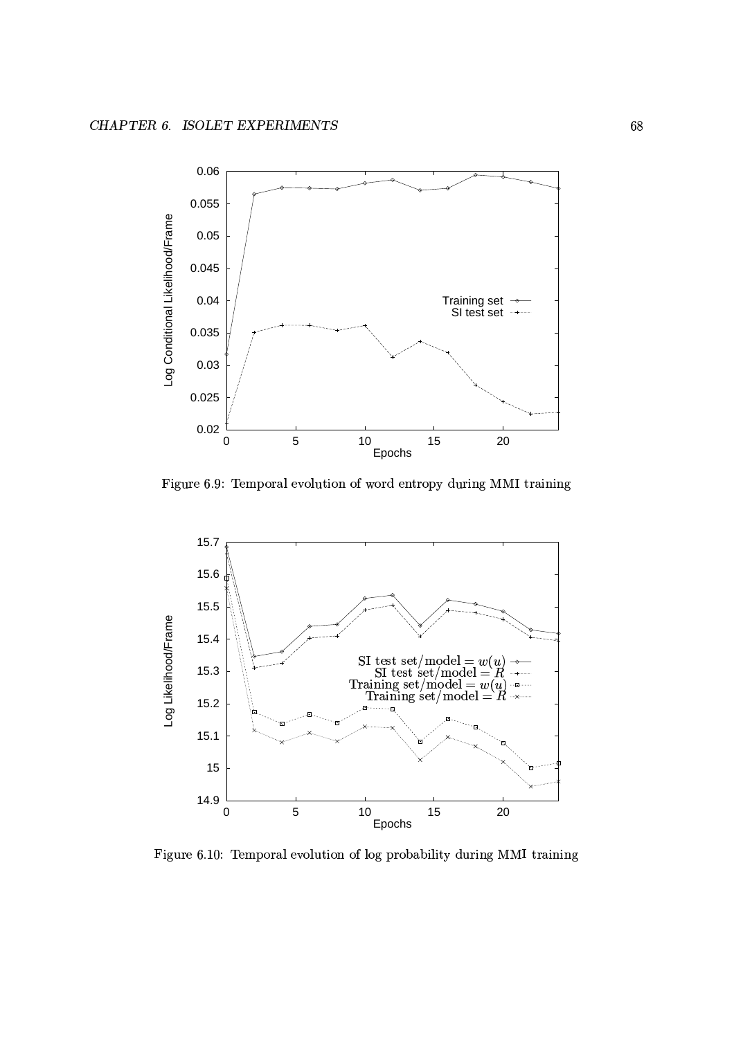Figure 6.9: Temporal evolution of word entropy during MMI training

Figure 6.10: Temporal evolution of log probability during MMI training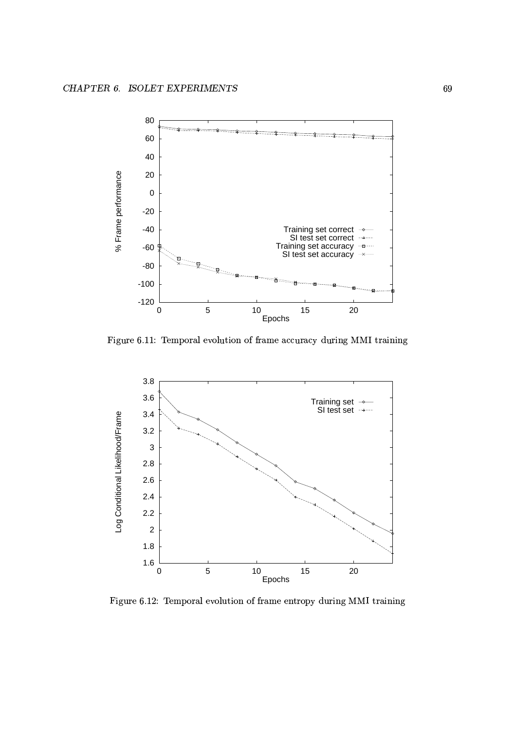Figure 6.11: Temporal evolution of frame accuracy during MMI training

Figure 6.12: Temporal evolution of frame entropy during MMI training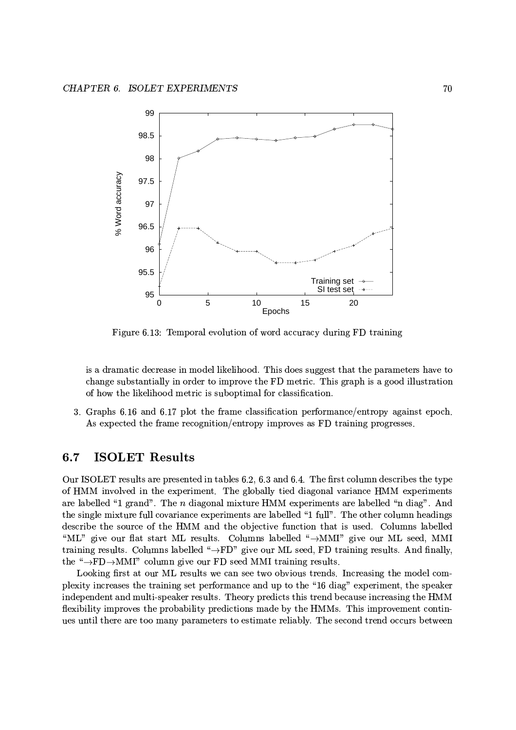Figure 6.13: Temporal evolution of word accuracy during FD training

is a dramatic decrease in model likelihood. This does suggest that the parameters have to change substantially in order to improve the FD metric. This graph is a good illustration of how the likelihood metric is suboptimal for classification.

3. Graphs 6.16 and 6.17 plot the frame classification performance/entropy against epoch. As expected the frame recognition/entropy improves as FD training progresses.

## 6.7 ISOLET Results

Our ISOLET results are presented in tables 6.2, 6.3 and 6.4. The first column describes the type of HMM involved in the experiment. The globally tied diagonal variance HMM experiments are labelled "1 grand". The $n$ diagonal mixture HMM experiments are labelled "n diag". And the single mixture full covariance experiments are labelled "1 full". The other column headings describe the source of the HMM and the objective function that is used. Columns labelled "ML" give our flat start ML results. Columns labelled "$\rightarrow$MMI" give our ML seed, MMI training results. Columns labelled "$\rightarrow$FD" give our ML seed, FD training results. And finally, the "$\rightarrow$FD$\rightarrow$MMI" column give our FD seed MMI training results.

Looking first at our ML results we can see two obvious trends. Increasing the model complexity increases the training set performance and up to the "16 diag" experiment, the speaker independent and multi-speaker results. Theory predicts this trend because increasing the HMM flexibility improves the probability predictions made by the HMMs. This improvement continues until there are too many parameters to estimate reliably. The second trend occurs between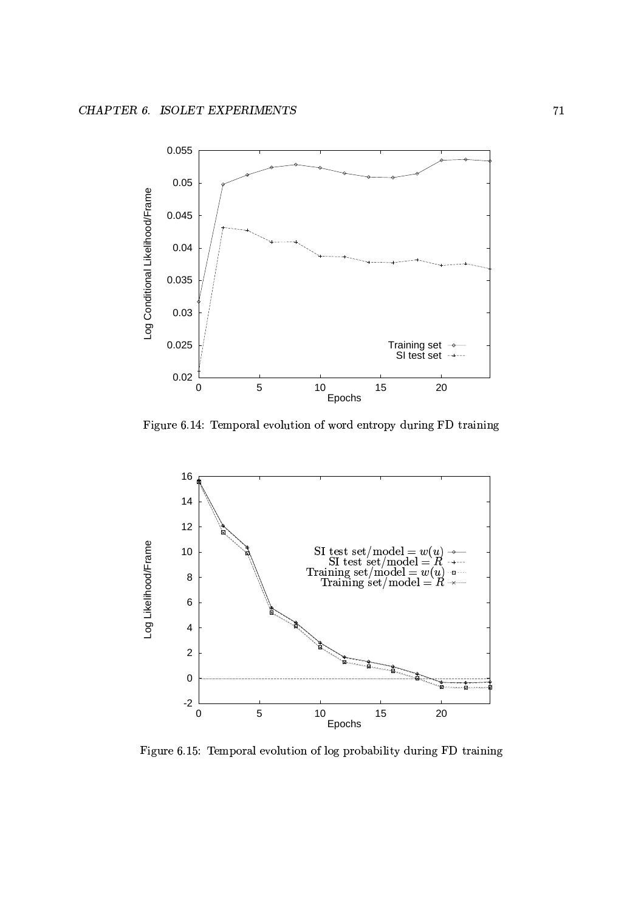Figure 6.14: Temporal evolution of word entropy during FD training

Figure 6.15: Temporal evolution of log probability during FD training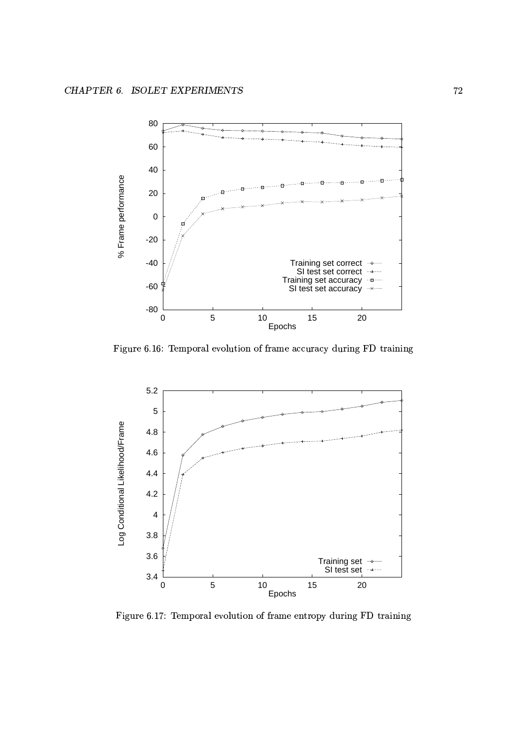Figure 6.16: Temporal evolution of frame accuracy during FD training

Figure 6.17: Temporal evolution of frame entropy during FD training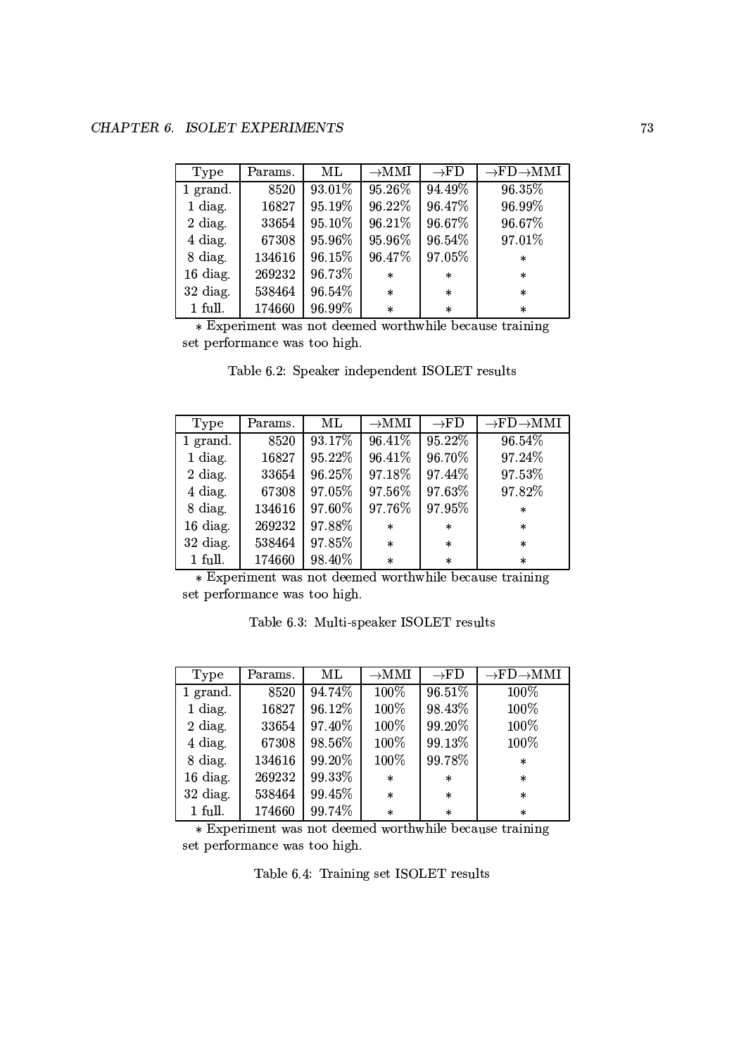| Type | Params. | ML | $\rightarrow$MMI | $\rightarrow$FD | $\rightarrow$FD$\rightarrow$MMI |
|---|---|---|---|---|---|
| 1 grand. | 8520 | 93.01% | 95.26% | 94.49% | 96.35% |
| 1 diag. | 16827 | 95.19% | 96.22% | 96.47% | 96.99% |
| 2 diag. | 33654 | 95.10% | 96.21% | 96.67% | 96.67% |
| 4 diag. | 67308 | 95.96% | 95.96% | 96.54% | 97.01% |
| 8 diag. | 134616 | 96.15% | 96.47% | 97.05% | * |
| 16 diag. | 269232 | 96.73% | * | * | * |
| 32 diag. | 538464 | 96.54% | * | * | * |
| 1 full. | 174660 | 96.99% | * | * | * |

* Experiment was not deemed worthwhile because training set performance was too high.

Table 6.2: Speaker independent ISOLET results

| Type | Params. | ML | $\rightarrow$MMI | $\rightarrow$FD | $\rightarrow$FD$\rightarrow$MMI |
|---|---|---|---|---|---|
| 1 grand. | 8520 | 93.17% | 96.41% | 95.22% | 96.54% |
| 1 diag. | 16827 | 95.22% | 96.41% | 96.70% | 97.24% |
| 2 diag. | 33654 | 96.25% | 97.18% | 97.44% | 97.53% |
| 4 diag. | 67308 | 97.05% | 97.56% | 97.63% | 97.82% |
| 8 diag. | 134616 | 97.60% | 97.76% | 97.95% | * |
| 16 diag. | 269232 | 97.88% | * | * | * |
| 32 diag. | 538464 | 97.85% | * | * | * |
| 1 full. | 174660 | 98.40% | * | * | * |

* Experiment was not deemed worthwhile because training set performance was too high.

Table 6.3: Multi-speaker ISOLET results

| Type | Params. | ML | $\rightarrow$MMI | $\rightarrow$FD | $\rightarrow$FD$\rightarrow$MMI |
|---|---|---|---|---|---|
| 1 grand. | 8520 | 94.74% | 100% | 96.51% | 100% |
| 1 diag. | 16827 | 96.12% | 100% | 98.43% | 100% |
| 2 diag. | 33654 | 97.40% | 100% | 99.20% | 100% |
| 4 diag. | 67308 | 98.56% | 100% | 99.13% | 100% |
| 8 diag. | 134616 | 99.20% | 100% | 99.78% | * |
| 16 diag. | 269232 | 99.33% | * | * | * |
| 32 diag. | 538464 | 99.45% | * | * | * |
| 1 full. | 174660 | 99.74% | * | * | * |

* Experiment was not deemed worthwhile because training set performance was too high.

Table 6.4: Training set ISOLET results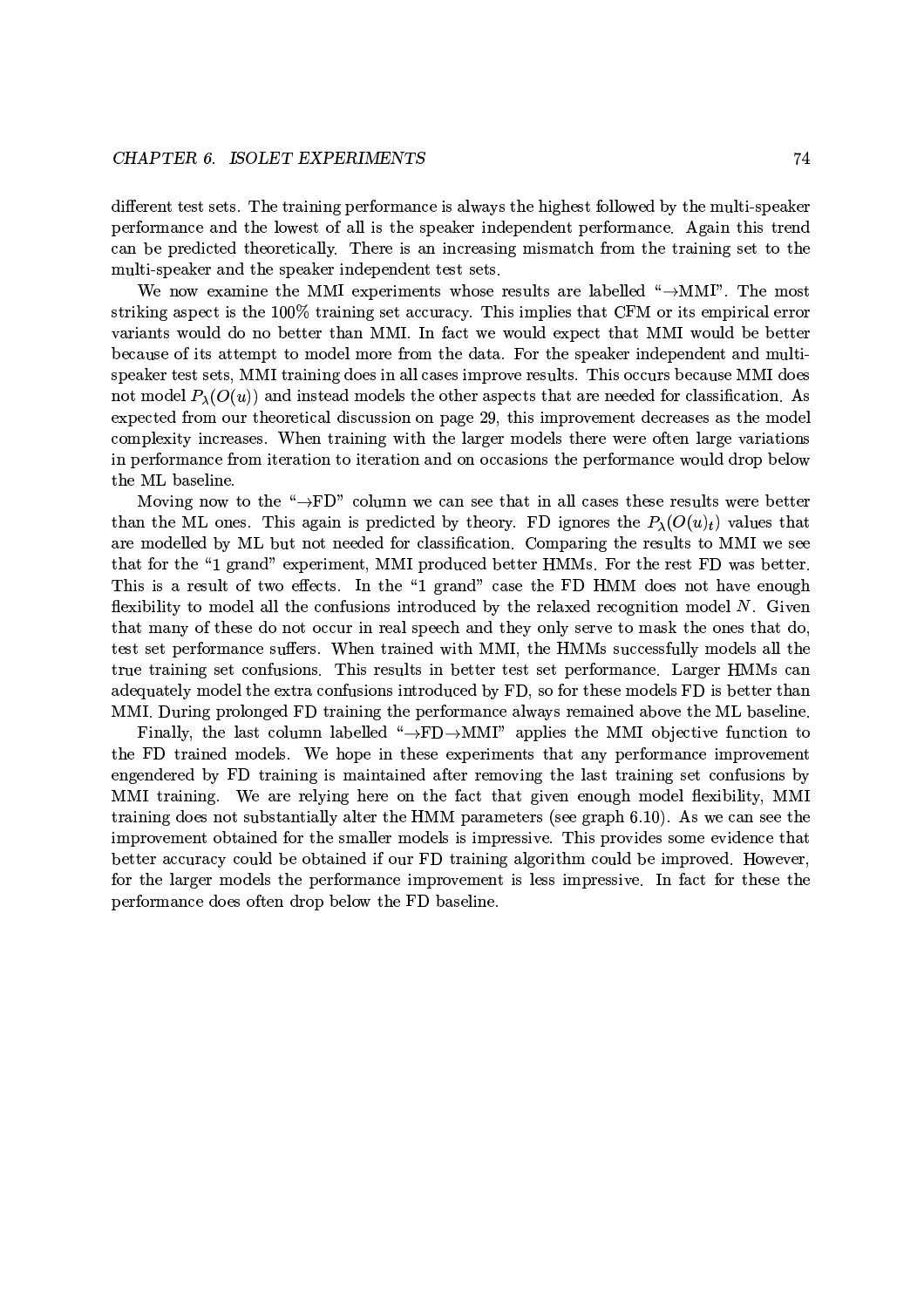different test sets. The training performance is always the highest followed by the multi-speaker performance and the lowest of all is the speaker independent performance. Again this trend can be predicted theoretically. There is an increasing mismatch from the training set to the multi-speaker and the speaker independent test sets.

We now examine the MMI experiments whose results are labelled "→MMI". The most striking aspect is the 100% training set accuracy. This implies that CFM or its empirical error variants would do no better than MMI. In fact we would expect that MMI would be better because of its attempt to model more from the data. For the speaker independent and multi-speaker test sets, MMI training does in all cases improve results. This occurs because MMI does not model $P_\lambda(O(u))$ and instead models the other aspects that are needed for classification. As expected from our theoretical discussion on page 29, this improvement decreases as the model complexity increases. When training with the larger models there were often large variations in performance from iteration to iteration and on occasions the performance would drop below the ML baseline.

Moving now to the "→FD" column we can see that in all cases these results were better than the ML ones. This again is predicted by theory. FD ignores the $P_\lambda(O(u)_t)$ values that are modelled by ML but not needed for classification. Comparing the results to MMI we see that for the "1 grand" experiment, MMI produced better HMMs. For the rest FD was better. This is a result of two effects. In the "1 grand" case the FD HMM does not have enough flexibility to model all the confusions introduced by the relaxed recognition model $N$. Given that many of these do not occur in real speech and they only serve to mask the ones that do, test set performance suffers. When trained with MMI, the HMMs successfully models all the true training set confusions. This results in better test set performance. Larger HMMs can adequately model the extra confusions introduced by FD, so for these models FD is better than MMI. During prolonged FD training the performance always remained above the ML baseline.

Finally, the last column labelled "→FD→MMI" applies the MMI objective function to the FD trained models. We hope in these experiments that any performance improvement engendered by FD training is maintained after removing the last training set confusions by MMI training. We are relying here on the fact that given enough model flexibility, MMI training does not substantially alter the HMM parameters (see graph 6.10). As we can see the improvement obtained for the smaller models is impressive. This provides some evidence that better accuracy could be obtained if our FD training algorithm could be improved. However, for the larger models the performance improvement is less impressive. In fact for these the performance does often drop below the FD baseline.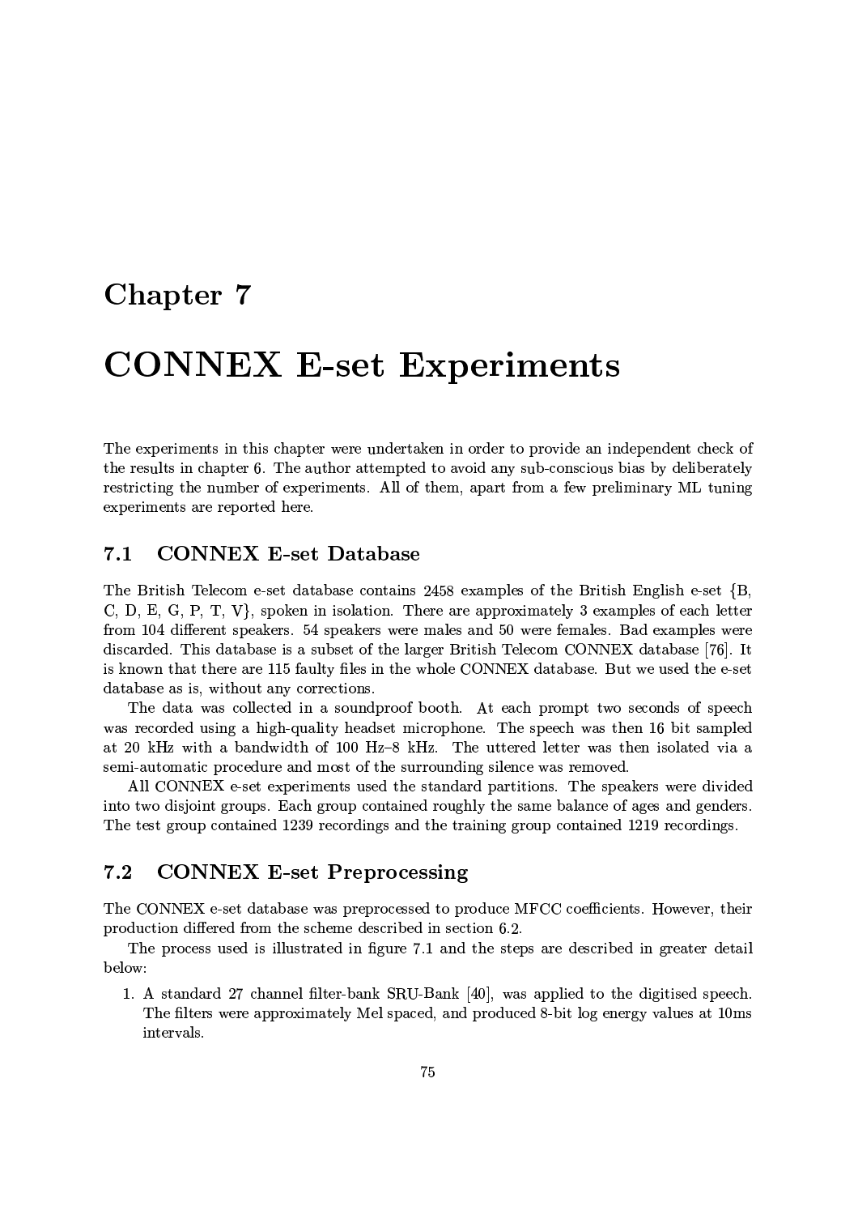# Chapter 7

# CONNEX E-set Experiments

The experiments in this chapter were undertaken in order to provide an independent check of the results in chapter 6. The author attempted to avoid any sub-conscious bias by deliberately restricting the number of experiments. All of them, apart from a few preliminary ML tuning experiments are reported here.

## 7.1 CONNEX E-set Database

The British Telecom e-set database contains 2458 examples of the British English e-set {B, C, D, E, G, P, T, V}, spoken in isolation. There are approximately 3 examples of each letter from 104 different speakers. 54 speakers were males and 50 were females. Bad examples were discarded. This database is a subset of the larger British Telecom CONNEX database [76]. It is known that there are 115 faulty files in the whole CONNEX database. But we used the e-set database as is, without any corrections.

The data was collected in a soundproof booth. At each prompt two seconds of speech was recorded using a high-quality headset microphone. The speech was then 16 bit sampled at 20 kHz with a bandwidth of 100 Hz–8 kHz. The uttered letter was then isolated via a semi-automatic procedure and most of the surrounding silence was removed.

All CONNEX e-set experiments used the standard partitions. The speakers were divided into two disjoint groups. Each group contained roughly the same balance of ages and genders. The test group contained 1239 recordings and the training group contained 1219 recordings.

## 7.2 CONNEX E-set Preprocessing

The CONNEX e-set database was preprocessed to produce MFCC coefficients. However, their production differed from the scheme described in section 6.2.

The process used is illustrated in figure 7.1 and the steps are described in greater detail below:

1. A standard 27 channel filter-bank SRU-Bank [40], was applied to the digitised speech. The filters were approximately Mel spaced, and produced 8-bit log energy values at 10ms intervals.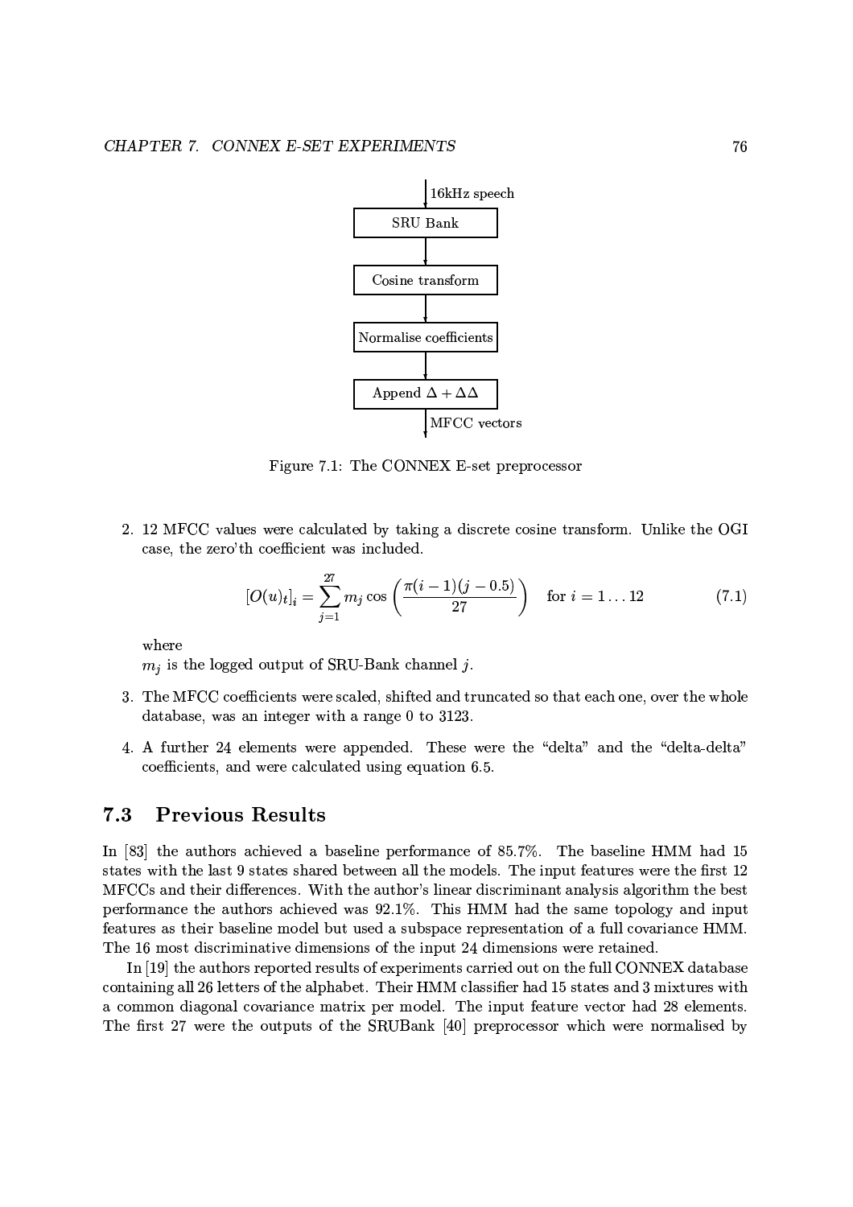16kHz speech → SRU Bank → Cosine transform → Normalise coefficients → Append $\Delta + \Delta\Delta$ → MFCC vectors

Figure 7.1: The CONNEX E-set preprocessor

2. 12 MFCC values were calculated by taking a discrete cosine transform. Unlike the OGI case, the zero'th coefficient was included.

$$[O(u)_t]_i = \sum_{j=1}^{27} m_j \cos\left(\frac{\pi(i-1)(j-0.5)}{27}\right) \quad \text{for } i = 1 \ldots 12 \tag{7.1}$$

   where
   $m_j$ is the logged output of SRU-Bank channel $j$.

3. The MFCC coefficients were scaled, shifted and truncated so that each one, over the whole database, was an integer with a range 0 to 3123.

4. A further 24 elements were appended. These were the "delta" and the "delta-delta" coefficients, and were calculated using equation 6.5.

## 7.3 Previous Results

In [83] the authors achieved a baseline performance of 85.7%. The baseline HMM had 15 states with the last 9 states shared between all the models. The input features were the first 12 MFCCs and their differences. With the author's linear discriminant analysis algorithm the best performance the authors achieved was 92.1%. This HMM had the same topology and input features as their baseline model but used a subspace representation of a full covariance HMM. The 16 most discriminative dimensions of the input 24 dimensions were retained.

In [19] the authors reported results of experiments carried out on the full CONNEX database containing all 26 letters of the alphabet. Their HMM classifier had 15 states and 3 mixtures with a common diagonal covariance matrix per model. The input feature vector had 28 elements. The first 27 were the outputs of the SRUBank [40] preprocessor which were normalised by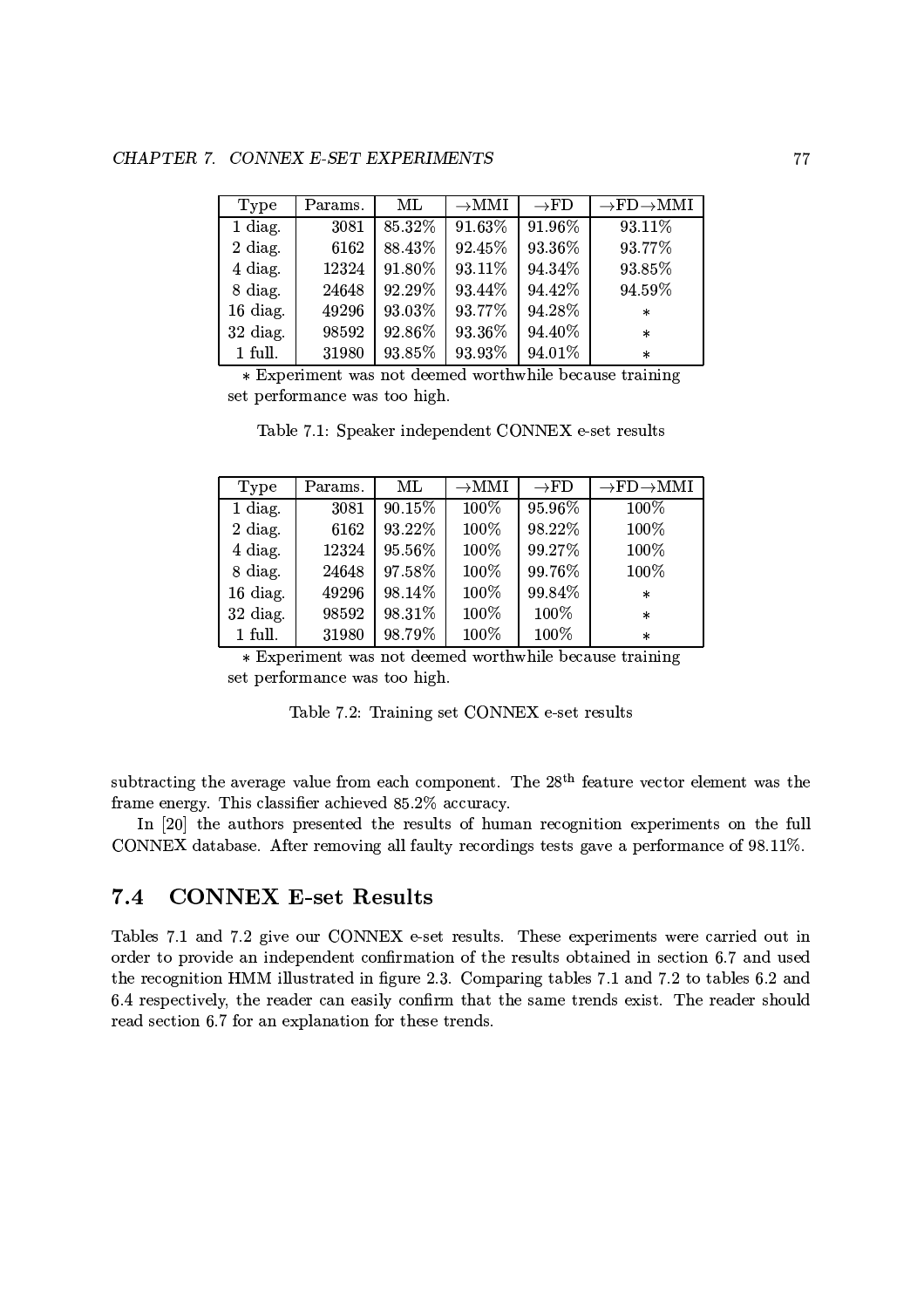| Type | Params. | ML | →MMI | →FD | →FD→MMI |
|---|---|---|---|---|---|
| 1 diag. | 3081 | 85.32% | 91.63% | 91.96% | 93.11% |
| 2 diag. | 6162 | 88.43% | 92.45% | 93.36% | 93.77% |
| 4 diag. | 12324 | 91.80% | 93.11% | 94.34% | 93.85% |
| 8 diag. | 24648 | 92.29% | 93.44% | 94.42% | 94.59% |
| 16 diag. | 49296 | 93.03% | 93.77% | 94.28% | * |
| 32 diag. | 98592 | 92.86% | 93.36% | 94.40% | * |
| 1 full. | 31980 | 93.85% | 93.93% | 94.01% | * |

* Experiment was not deemed worthwhile because training set performance was too high.

Table 7.1: Speaker independent CONNEX e-set results

| Type | Params. | ML | →MMI | →FD | →FD→MMI |
|---|---|---|---|---|---|
| 1 diag. | 3081 | 90.15% | 100% | 95.96% | 100% |
| 2 diag. | 6162 | 93.22% | 100% | 98.22% | 100% |
| 4 diag. | 12324 | 95.56% | 100% | 99.27% | 100% |
| 8 diag. | 24648 | 97.58% | 100% | 99.76% | 100% |
| 16 diag. | 49296 | 98.14% | 100% | 99.84% | * |
| 32 diag. | 98592 | 98.31% | 100% | 100% | * |
| 1 full. | 31980 | 98.79% | 100% | 100% | * |

* Experiment was not deemed worthwhile because training set performance was too high.

Table 7.2: Training set CONNEX e-set results

subtracting the average value from each component. The $28^{\text{th}}$ feature vector element was the frame energy. This classifier achieved 85.2% accuracy.

In [20] the authors presented the results of human recognition experiments on the full CONNEX database. After removing all faulty recordings tests gave a performance of 98.11%.

## 7.4 CONNEX E-set Results

Tables 7.1 and 7.2 give our CONNEX e-set results. These experiments were carried out in order to provide an independent confirmation of the results obtained in section 6.7 and used the recognition HMM illustrated in figure 2.3. Comparing tables 7.1 and 7.2 to tables 6.2 and 6.4 respectively, the reader can easily confirm that the same trends exist. The reader should read section 6.7 for an explanation for these trends.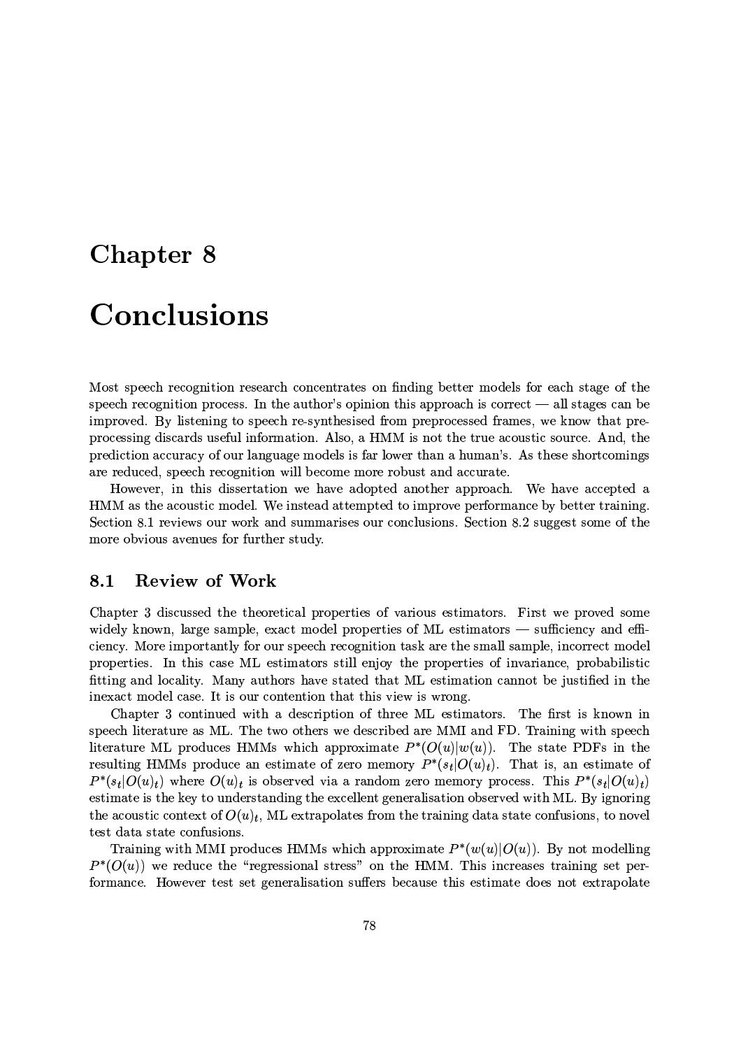# Chapter 8

# Conclusions

Most speech recognition research concentrates on finding better models for each stage of the speech recognition process. In the author's opinion this approach is correct — all stages can be improved. By listening to speech re-synthesised from preprocessed frames, we know that preprocessing discards useful information. Also, a HMM is not the true acoustic source. And, the prediction accuracy of our language models is far lower than a human's. As these shortcomings are reduced, speech recognition will become more robust and accurate.

However, in this dissertation we have adopted another approach. We have accepted a HMM as the acoustic model. We instead attempted to improve performance by better training. Section 8.1 reviews our work and summarises our conclusions. Section 8.2 suggest some of the more obvious avenues for further study.

## 8.1 Review of Work

Chapter 3 discussed the theoretical properties of various estimators. First we proved some widely known, large sample, exact model properties of ML estimators — sufficiency and efficiency. More importantly for our speech recognition task are the small sample, incorrect model properties. In this case ML estimators still enjoy the properties of invariance, probabilistic fitting and locality. Many authors have stated that ML estimation cannot be justified in the inexact model case. It is our contention that this view is wrong.

Chapter 3 continued with a description of three ML estimators. The first is known in speech literature as ML. The two others we described are MMI and FD. Training with speech literature ML produces HMMs which approximate $P^*(O(u)|w(u))$. The state PDFs in the resulting HMMs produce an estimate of zero memory $P^*(s_t|O(u)_t)$. That is, an estimate of $P^*(s_t|O(u)_t)$ where $O(u)_t$ is observed via a random zero memory process. This $P^*(s_t|O(u)_t)$ estimate is the key to understanding the excellent generalisation observed with ML. By ignoring the acoustic context of $O(u)_t$, ML extrapolates from the training data state confusions, to novel test data state confusions.

Training with MMI produces HMMs which approximate $P^*(w(u)|O(u))$. By not modelling $P^*(O(u))$ we reduce the "regressional stress" on the HMM. This increases training set performance. However test set generalisation suffers because this estimate does not extrapolate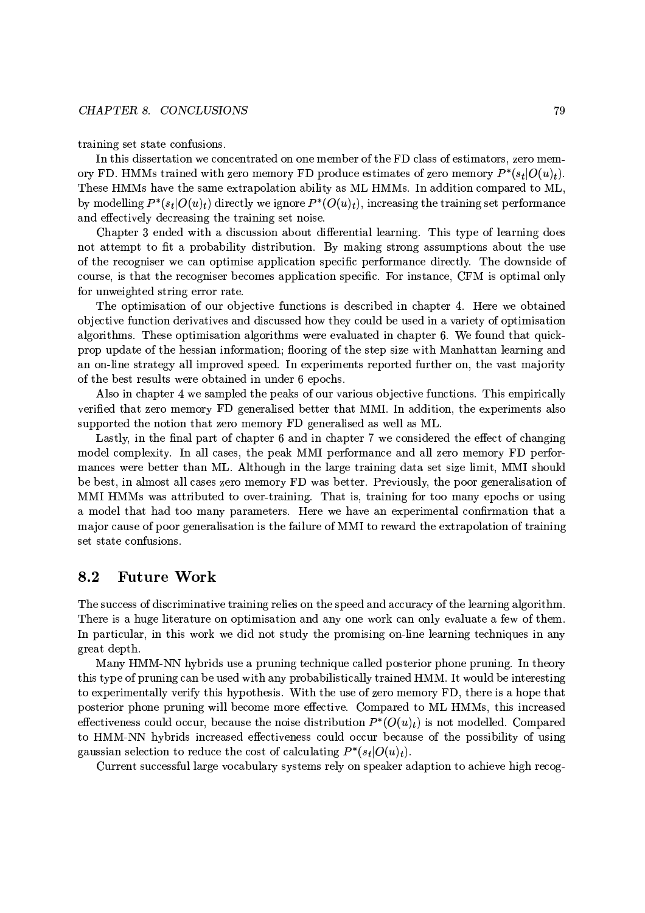training set state confusions.

In this dissertation we concentrated on one member of the FD class of estimators, zero memory FD. HMMs trained with zero memory FD produce estimates of zero memory $P^*(s_t|O(u)_t)$. These HMMs have the same extrapolation ability as ML HMMs. In addition compared to ML, by modelling $P^*(s_t|O(u)_t)$ directly we ignore $P^*(O(u)_t)$, increasing the training set performance and effectively decreasing the training set noise.

Chapter 3 ended with a discussion about differential learning. This type of learning does not attempt to fit a probability distribution. By making strong assumptions about the use of the recogniser we can optimise application specific performance directly. The downside of course, is that the recogniser becomes application specific. For instance, CFM is optimal only for unweighted string error rate.

The optimisation of our objective functions is described in chapter 4. Here we obtained objective function derivatives and discussed how they could be used in a variety of optimisation algorithms. These optimisation algorithms were evaluated in chapter 6. We found that quickprop update of the hessian information; flooring of the step size with Manhattan learning and an on-line strategy all improved speed. In experiments reported further on, the vast majority of the best results were obtained in under 6 epochs.

Also in chapter 4 we sampled the peaks of our various objective functions. This empirically verified that zero memory FD generalised better that MMI. In addition, the experiments also supported the notion that zero memory FD generalised as well as ML.

Lastly, in the final part of chapter 6 and in chapter 7 we considered the effect of changing model complexity. In all cases, the peak MMI performance and all zero memory FD performances were better than ML. Although in the large training data set size limit, MMI should be best, in almost all cases zero memory FD was better. Previously, the poor generalisation of MMI HMMs was attributed to over-training. That is, training for too many epochs or using a model that had too many parameters. Here we have an experimental confirmation that a major cause of poor generalisation is the failure of MMI to reward the extrapolation of training set state confusions.

## 8.2 Future Work

The success of discriminative training relies on the speed and accuracy of the learning algorithm. There is a huge literature on optimisation and any one work can only evaluate a few of them. In particular, in this work we did not study the promising on-line learning techniques in any great depth.

Many HMM-NN hybrids use a pruning technique called posterior phone pruning. In theory this type of pruning can be used with any probabilistically trained HMM. It would be interesting to experimentally verify this hypothesis. With the use of zero memory FD, there is a hope that posterior phone pruning will become more effective. Compared to ML HMMs, this increased effectiveness could occur, because the noise distribution $P^*(O(u)_t)$ is not modelled. Compared to HMM-NN hybrids increased effectiveness could occur because of the possibility of using gaussian selection to reduce the cost of calculating $P^*(s_t|O(u)_t)$.

Current successful large vocabulary systems rely on speaker adaption to achieve high recog-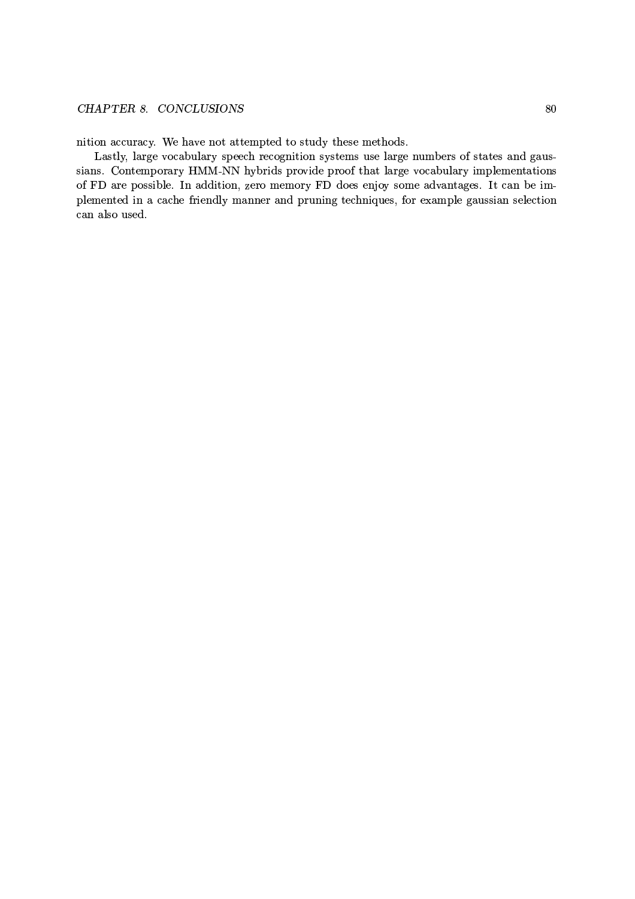nition accuracy. We have not attempted to study these methods.

Lastly, large vocabulary speech recognition systems use large numbers of states and gaussians. Contemporary HMM-NN hybrids provide proof that large vocabulary implementations of FD are possible. In addition, zero memory FD does enjoy some advantages. It can be implemented in a cache friendly manner and pruning techniques, for example gaussian selection can also used.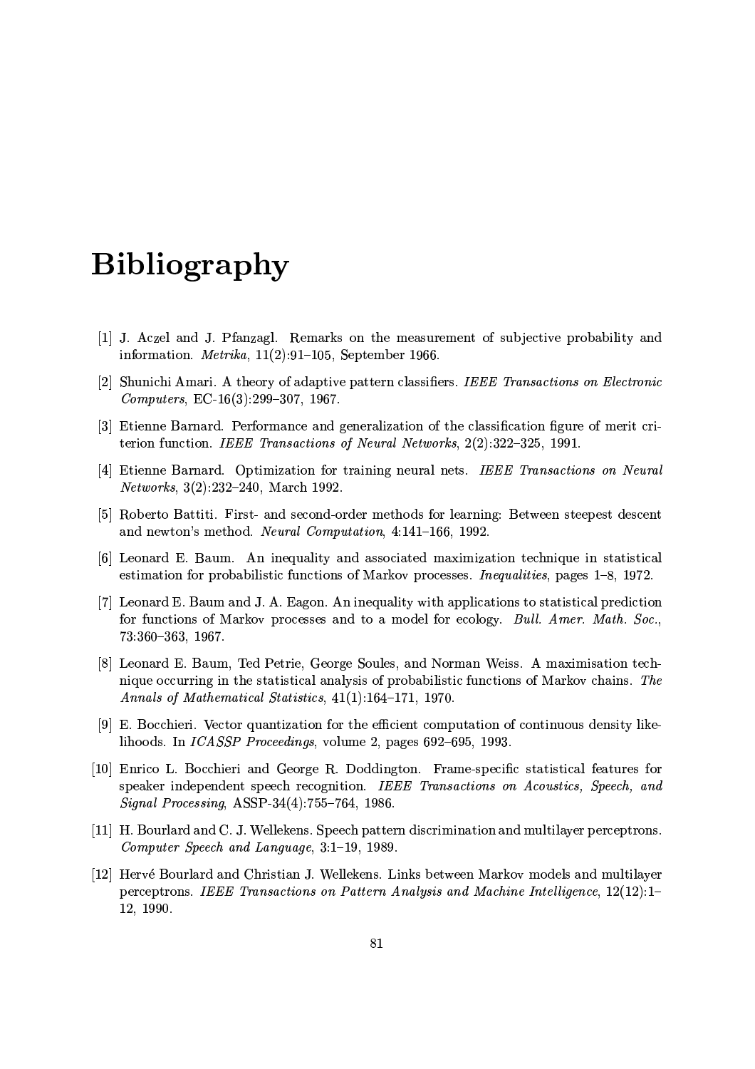# Bibliography

[1] J. Aczel and J. Pfanzagl. Remarks on the measurement of subjective probability and information. *Metrika*, 11(2):91–105, September 1966.

[2] Shunichi Amari. A theory of adaptive pattern classifiers. *IEEE Transactions on Electronic Computers*, EC-16(3):299–307, 1967.

[3] Etienne Barnard. Performance and generalization of the classification figure of merit criterion function. *IEEE Transactions of Neural Networks*, 2(2):322–325, 1991.

[4] Etienne Barnard. Optimization for training neural nets. *IEEE Transactions on Neural Networks*, 3(2):232–240, March 1992.

[5] Roberto Battiti. First- and second-order methods for learning: Between steepest descent and newton's method. *Neural Computation*, 4:141–166, 1992.

[6] Leonard E. Baum. An inequality and associated maximization technique in statistical estimation for probabilistic functions of Markov processes. *Inequalities*, pages 1–8, 1972.

[7] Leonard E. Baum and J. A. Eagon. An inequality with applications to statistical prediction for functions of Markov processes and to a model for ecology. *Bull. Amer. Math. Soc.*, 73:360–363, 1967.

[8] Leonard E. Baum, Ted Petrie, George Soules, and Norman Weiss. A maximisation technique occurring in the statistical analysis of probabilistic functions of Markov chains. *The Annals of Mathematical Statistics*, 41(1):164–171, 1970.

[9] E. Bocchieri. Vector quantization for the efficient computation of continuous density likelihoods. In *ICASSP Proceedings*, volume 2, pages 692–695, 1993.

[10] Enrico L. Bocchieri and George R. Doddington. Frame-specific statistical features for speaker independent speech recognition. *IEEE Transactions on Acoustics, Speech, and Signal Processing*, ASSP-34(4):755–764, 1986.

[11] H. Bourlard and C. J. Wellekens. Speech pattern discrimination and multilayer perceptrons. *Computer Speech and Language*, 3:1–19, 1989.

[12] Hervé Bourlard and Christian J. Wellekens. Links between Markov models and multilayer perceptrons. *IEEE Transactions on Pattern Analysis and Machine Intelligence*, 12(12):1–12, 1990.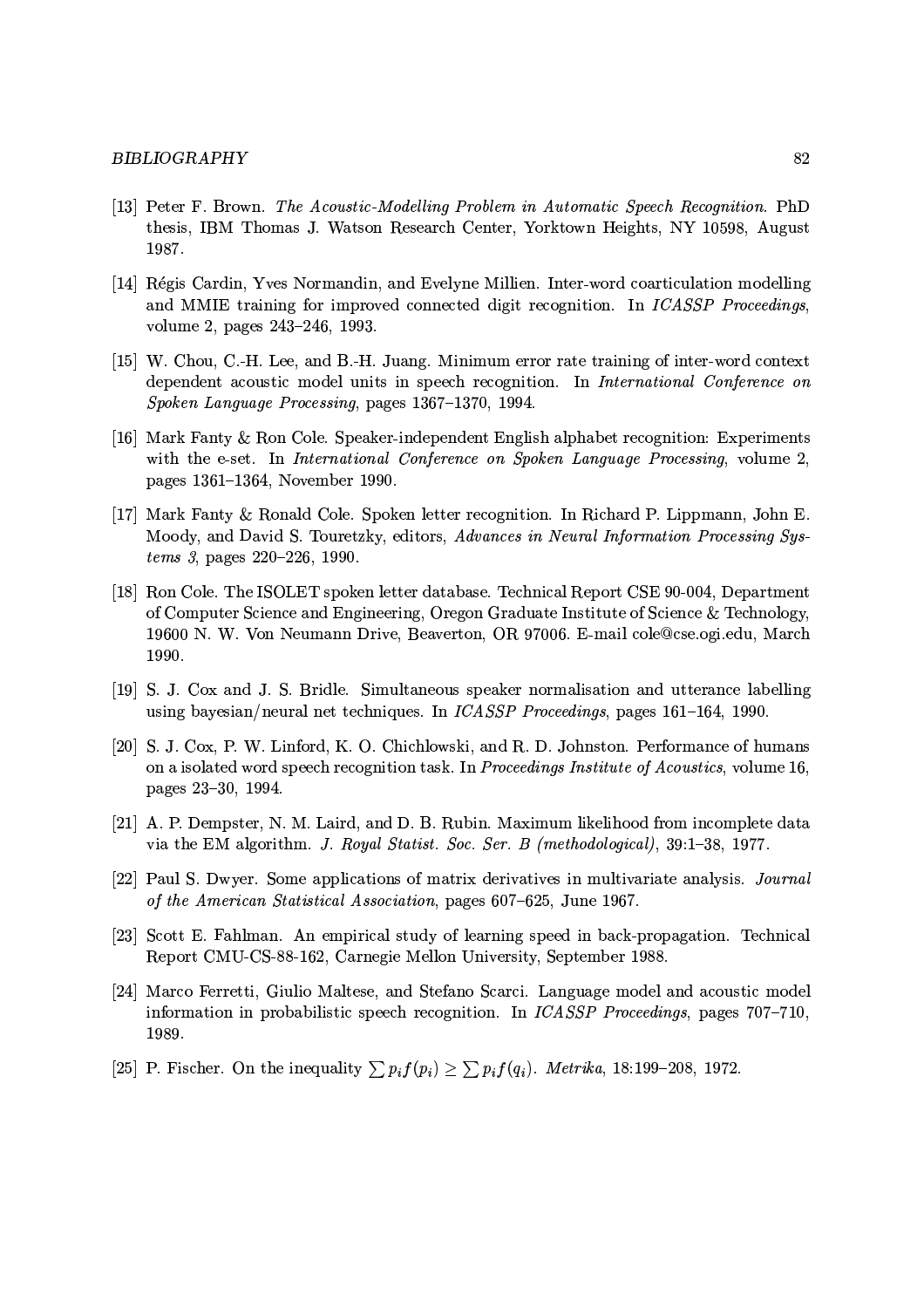[13] Peter F. Brown. *The Acoustic-Modelling Problem in Automatic Speech Recognition.* PhD thesis, IBM Thomas J. Watson Research Center, Yorktown Heights, NY 10598, August 1987.

[14] Régis Cardin, Yves Normandin, and Evelyne Millien. Inter-word coarticulation modelling and MMIE training for improved connected digit recognition. In *ICASSP Proceedings*, volume 2, pages 243–246, 1993.

[15] W. Chou, C.-H. Lee, and B.-H. Juang. Minimum error rate training of inter-word context dependent acoustic model units in speech recognition. In *International Conference on Spoken Language Processing*, pages 1367–1370, 1994.

[16] Mark Fanty & Ron Cole. Speaker-independent English alphabet recognition: Experiments with the e-set. In *International Conference on Spoken Language Processing*, volume 2, pages 1361–1364, November 1990.

[17] Mark Fanty & Ronald Cole. Spoken letter recognition. In Richard P. Lippmann, John E. Moody, and David S. Touretzky, editors, *Advances in Neural Information Processing Systems 3*, pages 220–226, 1990.

[18] Ron Cole. The ISOLET spoken letter database. Technical Report CSE 90-004, Department of Computer Science and Engineering, Oregon Graduate Institute of Science & Technology, 19600 N. W. Von Neumann Drive, Beaverton, OR 97006. E-mail cole@cse.ogi.edu, March 1990.

[19] S. J. Cox and J. S. Bridle. Simultaneous speaker normalisation and utterance labelling using bayesian/neural net techniques. In *ICASSP Proceedings*, pages 161–164, 1990.

[20] S. J. Cox, P. W. Linford, K. O. Chichlowski, and R. D. Johnston. Performance of humans on a isolated word speech recognition task. In *Proceedings Institute of Acoustics*, volume 16, pages 23–30, 1994.

[21] A. P. Dempster, N. M. Laird, and D. B. Rubin. Maximum likelihood from incomplete data via the EM algorithm. *J. Royal Statist. Soc. Ser. B (methodological)*, 39:1–38, 1977.

[22] Paul S. Dwyer. Some applications of matrix derivatives in multivariate analysis. *Journal of the American Statistical Association*, pages 607–625, June 1967.

[23] Scott E. Fahlman. An empirical study of learning speed in back-propagation. Technical Report CMU-CS-88-162, Carnegie Mellon University, September 1988.

[24] Marco Ferretti, Giulio Maltese, and Stefano Scarci. Language model and acoustic model information in probabilistic speech recognition. In *ICASSP Proceedings*, pages 707–710, 1989.

[25] P. Fischer. On the inequality $\sum p_i f(p_i) \geq \sum p_i f(q_i)$. *Metrika*, 18:199–208, 1972.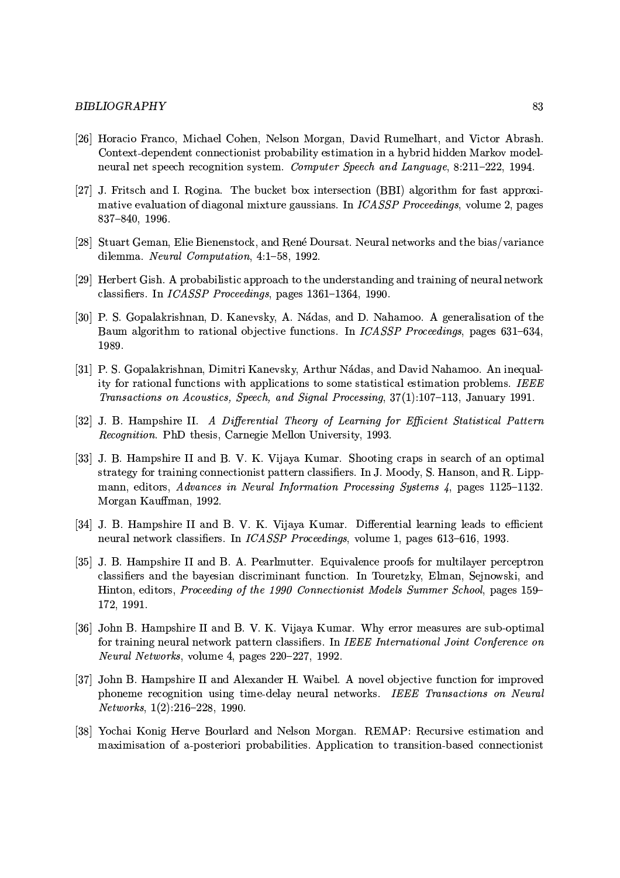[26] Horacio Franco, Michael Cohen, Nelson Morgan, David Rumelhart, and Victor Abrash. Context-dependent connectionist probability estimation in a hybrid hidden Markov model-neural net speech recognition system. *Computer Speech and Language*, 8:211–222, 1994.

[27] J. Fritsch and I. Rogina. The bucket box intersection (BBI) algorithm for fast approximative evaluation of diagonal mixture gaussians. In *ICASSP Proceedings*, volume 2, pages 837–840, 1996.

[28] Stuart Geman, Elie Bienenstock, and René Doursat. Neural networks and the bias/variance dilemma. *Neural Computation*, 4:1–58, 1992.

[29] Herbert Gish. A probabilistic approach to the understanding and training of neural network classifiers. In *ICASSP Proceedings*, pages 1361–1364, 1990.

[30] P. S. Gopalakrishnan, D. Kanevsky, A. Nádas, and D. Nahamoo. A generalisation of the Baum algorithm to rational objective functions. In *ICASSP Proceedings*, pages 631–634, 1989.

[31] P. S. Gopalakrishnan, Dimitri Kanevsky, Arthur Nádas, and David Nahamoo. An inequality for rational functions with applications to some statistical estimation problems. *IEEE Transactions on Acoustics, Speech, and Signal Processing*, 37(1):107–113, January 1991.

[32] J. B. Hampshire II. *A Differential Theory of Learning for Efficient Statistical Pattern Recognition*. PhD thesis, Carnegie Mellon University, 1993.

[33] J. B. Hampshire II and B. V. K. Vijaya Kumar. Shooting craps in search of an optimal strategy for training connectionist pattern classifiers. In J. Moody, S. Hanson, and R. Lippmann, editors, *Advances in Neural Information Processing Systems 4*, pages 1125–1132. Morgan Kauffman, 1992.

[34] J. B. Hampshire II and B. V. K. Vijaya Kumar. Differential learning leads to efficient neural network classifiers. In *ICASSP Proceedings*, volume 1, pages 613–616, 1993.

[35] J. B. Hampshire II and B. A. Pearlmutter. Equivalence proofs for multilayer perceptron classifiers and the bayesian discriminant function. In Touretzky, Elman, Sejnowski, and Hinton, editors, *Proceeding of the 1990 Connectionist Models Summer School*, pages 159–172, 1991.

[36] John B. Hampshire II and B. V. K. Vijaya Kumar. Why error measures are sub-optimal for training neural network pattern classifiers. In *IEEE International Joint Conference on Neural Networks*, volume 4, pages 220–227, 1992.

[37] John B. Hampshire II and Alexander H. Waibel. A novel objective function for improved phoneme recognition using time-delay neural networks. *IEEE Transactions on Neural Networks*, 1(2):216–228, 1990.

[38] Yochai Konig Herve Bourlard and Nelson Morgan. REMAP: Recursive estimation and maximisation of a-posteriori probabilities. Application to transition-based connectionist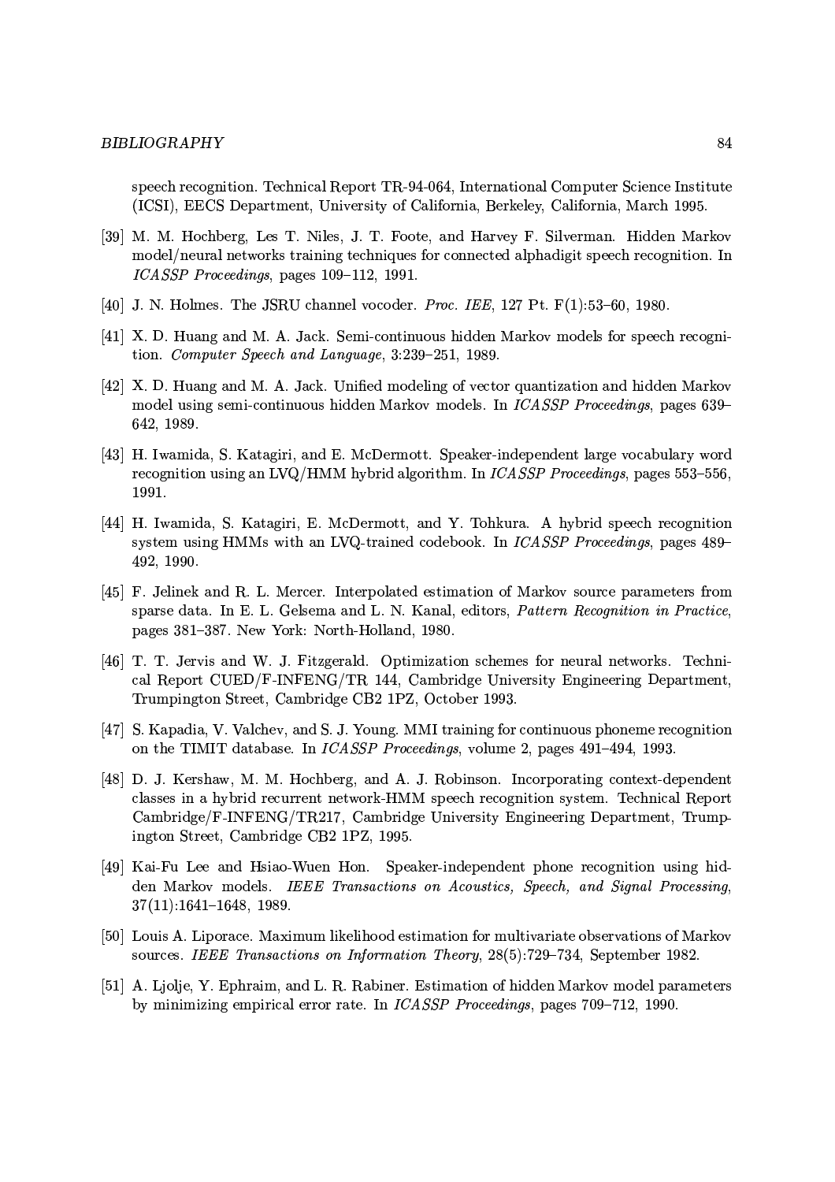speech recognition. Technical Report TR-94-064, International Computer Science Institute (ICSI), EECS Department, University of California, Berkeley, California, March 1995.

[39] M. M. Hochberg, Les T. Niles, J. T. Foote, and Harvey F. Silverman. Hidden Markov model/neural networks training techniques for connected alphadigit speech recognition. In *ICASSP Proceedings*, pages 109–112, 1991.

[40] J. N. Holmes. The JSRU channel vocoder. *Proc. IEE*, 127 Pt. F(1):53–60, 1980.

[41] X. D. Huang and M. A. Jack. Semi-continuous hidden Markov models for speech recognition. *Computer Speech and Language*, 3:239–251, 1989.

[42] X. D. Huang and M. A. Jack. Unified modeling of vector quantization and hidden Markov model using semi-continuous hidden Markov models. In *ICASSP Proceedings*, pages 639–642, 1989.

[43] H. Iwamida, S. Katagiri, and E. McDermott. Speaker-independent large vocabulary word recognition using an LVQ/HMM hybrid algorithm. In *ICASSP Proceedings*, pages 553–556, 1991.

[44] H. Iwamida, S. Katagiri, E. McDermott, and Y. Tohkura. A hybrid speech recognition system using HMMs with an LVQ-trained codebook. In *ICASSP Proceedings*, pages 489–492, 1990.

[45] F. Jelinek and R. L. Mercer. Interpolated estimation of Markov source parameters from sparse data. In E. L. Gelsema and L. N. Kanal, editors, *Pattern Recognition in Practice*, pages 381–387. New York: North-Holland, 1980.

[46] T. T. Jervis and W. J. Fitzgerald. Optimization schemes for neural networks. Technical Report CUED/F-INFENG/TR 144, Cambridge University Engineering Department, Trumpington Street, Cambridge CB2 1PZ, October 1993.

[47] S. Kapadia, V. Valchev, and S. J. Young. MMI training for continuous phoneme recognition on the TIMIT database. In *ICASSP Proceedings*, volume 2, pages 491–494, 1993.

[48] D. J. Kershaw, M. M. Hochberg, and A. J. Robinson. Incorporating context-dependent classes in a hybrid recurrent network-HMM speech recognition system. Technical Report Cambridge/F-INFENG/TR217, Cambridge University Engineering Department, Trumpington Street, Cambridge CB2 1PZ, 1995.

[49] Kai-Fu Lee and Hsiao-Wuen Hon. Speaker-independent phone recognition using hidden Markov models. *IEEE Transactions on Acoustics, Speech, and Signal Processing*, 37(11):1641–1648, 1989.

[50] Louis A. Liporace. Maximum likelihood estimation for multivariate observations of Markov sources. *IEEE Transactions on Information Theory*, 28(5):729–734, September 1982.

[51] A. Ljolje, Y. Ephraim, and L. R. Rabiner. Estimation of hidden Markov model parameters by minimizing empirical error rate. In *ICASSP Proceedings*, pages 709–712, 1990.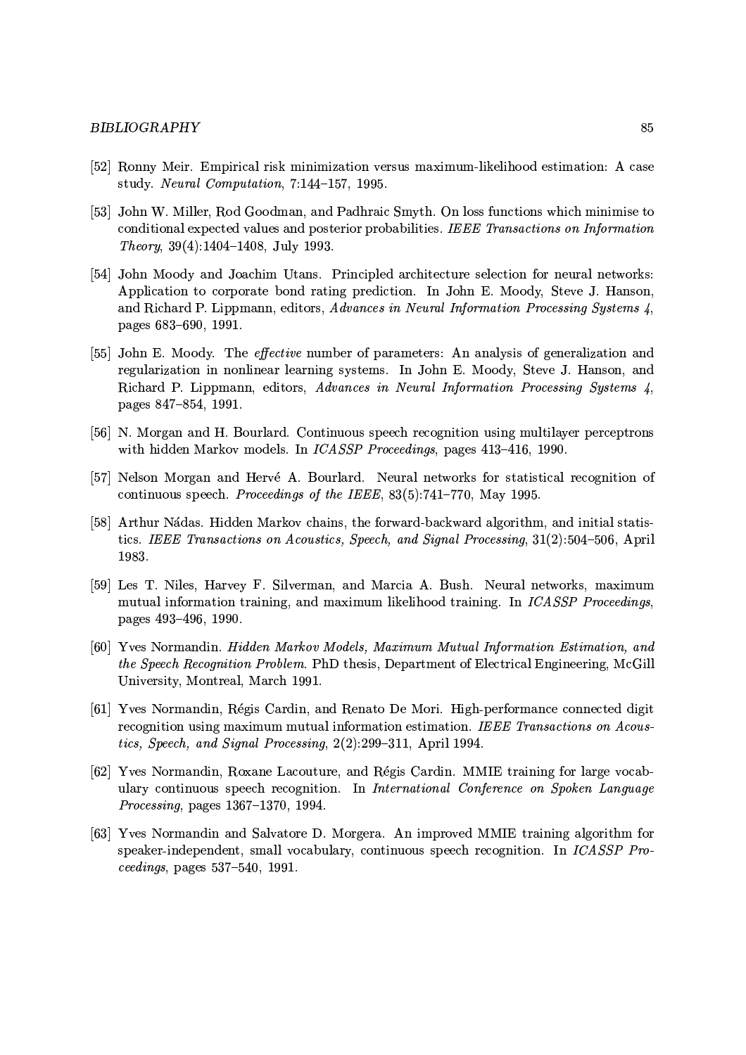[52] Ronny Meir. Empirical risk minimization versus maximum-likelihood estimation: A case study. *Neural Computation*, 7:144–157, 1995.

[53] John W. Miller, Rod Goodman, and Padhraic Smyth. On loss functions which minimise to conditional expected values and posterior probabilities. *IEEE Transactions on Information Theory*, 39(4):1404–1408, July 1993.

[54] John Moody and Joachim Utans. Principled architecture selection for neural networks: Application to corporate bond rating prediction. In John E. Moody, Steve J. Hanson, and Richard P. Lippmann, editors, *Advances in Neural Information Processing Systems 4*, pages 683–690, 1991.

[55] John E. Moody. The *effective* number of parameters: An analysis of generalization and regularization in nonlinear learning systems. In John E. Moody, Steve J. Hanson, and Richard P. Lippmann, editors, *Advances in Neural Information Processing Systems 4*, pages 847–854, 1991.

[56] N. Morgan and H. Bourlard. Continuous speech recognition using multilayer perceptrons with hidden Markov models. In *ICASSP Proceedings*, pages 413–416, 1990.

[57] Nelson Morgan and Hervé A. Bourlard. Neural networks for statistical recognition of continuous speech. *Proceedings of the IEEE*, 83(5):741–770, May 1995.

[58] Arthur Nádas. Hidden Markov chains, the forward-backward algorithm, and initial statistics. *IEEE Transactions on Acoustics, Speech, and Signal Processing*, 31(2):504–506, April 1983.

[59] Les T. Niles, Harvey F. Silverman, and Marcia A. Bush. Neural networks, maximum mutual information training, and maximum likelihood training. In *ICASSP Proceedings*, pages 493–496, 1990.

[60] Yves Normandin. *Hidden Markov Models, Maximum Mutual Information Estimation, and the Speech Recognition Problem*. PhD thesis, Department of Electrical Engineering, McGill University, Montreal, March 1991.

[61] Yves Normandin, Régis Cardin, and Renato De Mori. High-performance connected digit recognition using maximum mutual information estimation. *IEEE Transactions on Acoustics, Speech, and Signal Processing*, 2(2):299–311, April 1994.

[62] Yves Normandin, Roxane Lacouture, and Régis Cardin. MMIE training for large vocabulary continuous speech recognition. In *International Conference on Spoken Language Processing*, pages 1367–1370, 1994.

[63] Yves Normandin and Salvatore D. Morgera. An improved MMIE training algorithm for speaker-independent, small vocabulary, continuous speech recognition. In *ICASSP Proceedings*, pages 537–540, 1991.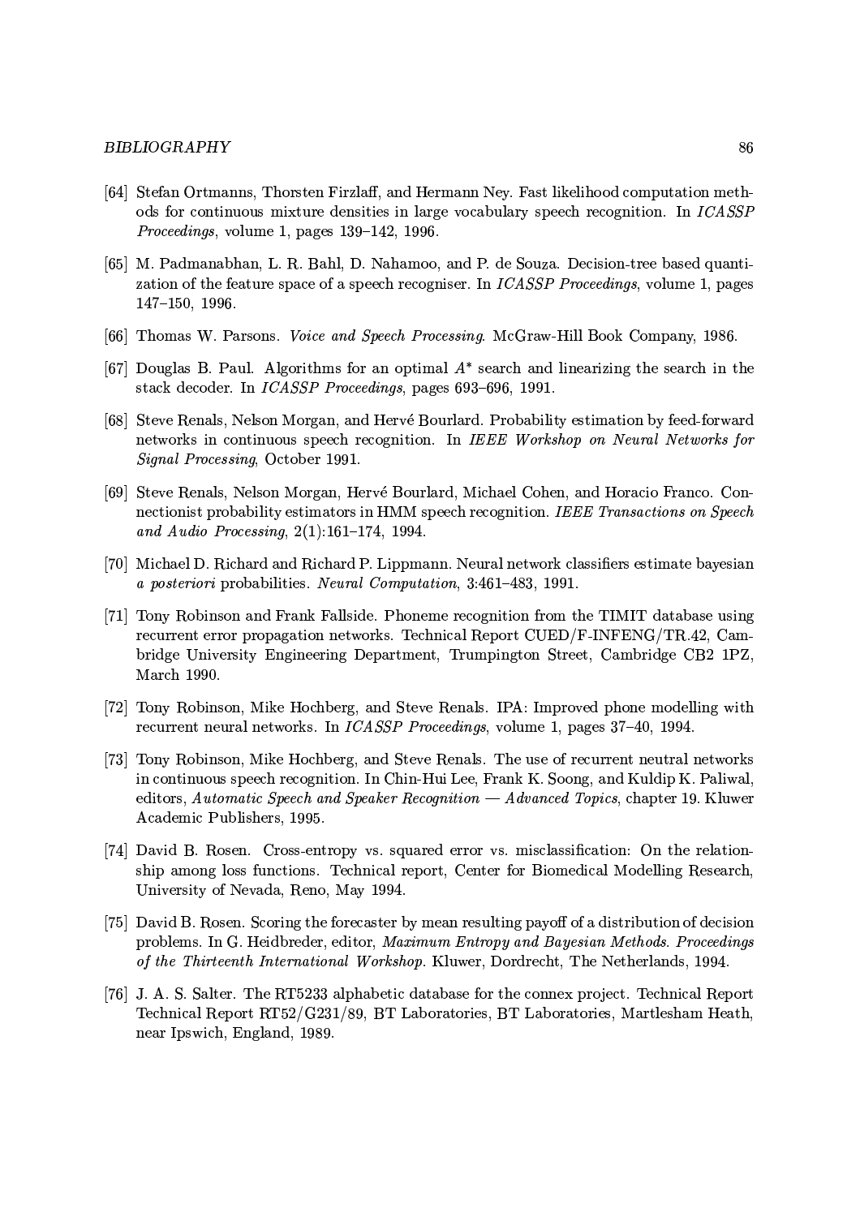[64] Stefan Ortmanns, Thorsten Firzlaff, and Hermann Ney. Fast likelihood computation methods for continuous mixture densities in large vocabulary speech recognition. In *ICASSP Proceedings*, volume 1, pages 139–142, 1996.

[65] M. Padmanabhan, L. R. Bahl, D. Nahamoo, and P. de Souza. Decision-tree based quantization of the feature space of a speech recogniser. In *ICASSP Proceedings*, volume 1, pages 147–150, 1996.

[66] Thomas W. Parsons. *Voice and Speech Processing*. McGraw-Hill Book Company, 1986.

[67] Douglas B. Paul. Algorithms for an optimal $A^*$ search and linearizing the search in the stack decoder. In *ICASSP Proceedings*, pages 693–696, 1991.

[68] Steve Renals, Nelson Morgan, and Hervé Bourlard. Probability estimation by feed-forward networks in continuous speech recognition. In *IEEE Workshop on Neural Networks for Signal Processing*, October 1991.

[69] Steve Renals, Nelson Morgan, Hervé Bourlard, Michael Cohen, and Horacio Franco. Connectionist probability estimators in HMM speech recognition. *IEEE Transactions on Speech and Audio Processing*, 2(1):161–174, 1994.

[70] Michael D. Richard and Richard P. Lippmann. Neural network classifiers estimate bayesian *a posteriori* probabilities. *Neural Computation*, 3:461–483, 1991.

[71] Tony Robinson and Frank Fallside. Phoneme recognition from the TIMIT database using recurrent error propagation networks. Technical Report CUED/F-INFENG/TR.42, Cambridge University Engineering Department, Trumpington Street, Cambridge CB2 1PZ, March 1990.

[72] Tony Robinson, Mike Hochberg, and Steve Renals. IPA: Improved phone modelling with recurrent neural networks. In *ICASSP Proceedings*, volume 1, pages 37–40, 1994.

[73] Tony Robinson, Mike Hochberg, and Steve Renals. The use of recurrent neutral networks in continuous speech recognition. In Chin-Hui Lee, Frank K. Soong, and Kuldip K. Paliwal, editors, *Automatic Speech and Speaker Recognition — Advanced Topics*, chapter 19. Kluwer Academic Publishers, 1995.

[74] David B. Rosen. Cross-entropy vs. squared error vs. misclassification: On the relationship among loss functions. Technical report, Center for Biomedical Modelling Research, University of Nevada, Reno, May 1994.

[75] David B. Rosen. Scoring the forecaster by mean resulting payoff of a distribution of decision problems. In G. Heidbreder, editor, *Maximum Entropy and Bayesian Methods. Proceedings of the Thirteenth International Workshop*. Kluwer, Dordrecht, The Netherlands, 1994.

[76] J. A. S. Salter. The RT5233 alphabetic database for the connex project. Technical Report Technical Report RT52/G231/89, BT Laboratories, BT Laboratories, Martlesham Heath, near Ipswich, England, 1989.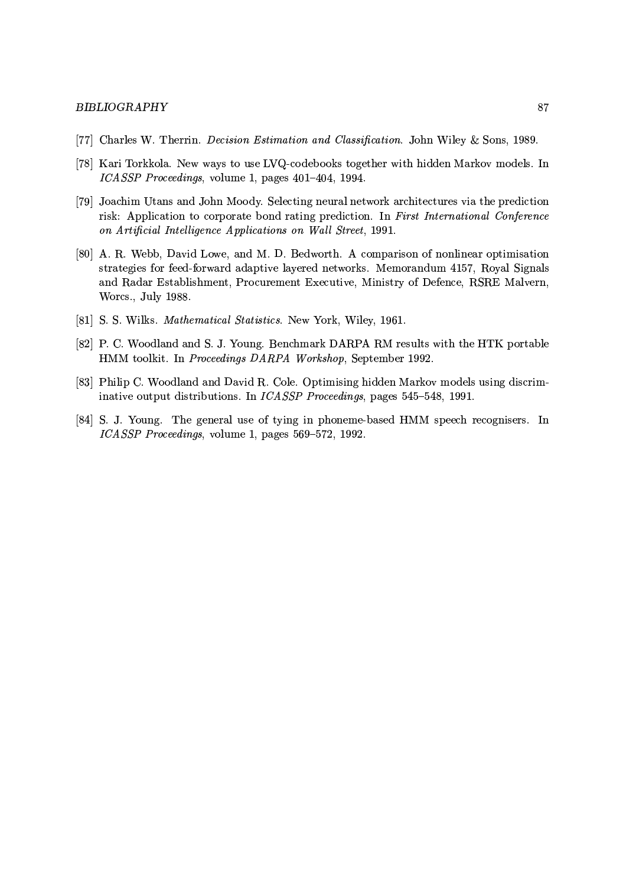[77] Charles W. Therrin. *Decision Estimation and Classification*. John Wiley & Sons, 1989.

[78] Kari Torkkola. New ways to use LVQ-codebooks together with hidden Markov models. In *ICASSP Proceedings*, volume 1, pages 401–404, 1994.

[79] Joachim Utans and John Moody. Selecting neural network architectures via the prediction risk: Application to corporate bond rating prediction. In *First International Conference on Artificial Intelligence Applications on Wall Street*, 1991.

[80] A. R. Webb, David Lowe, and M. D. Bedworth. A comparison of nonlinear optimisation strategies for feed-forward adaptive layered networks. Memorandum 4157, Royal Signals and Radar Establishment, Procurement Executive, Ministry of Defence, RSRE Malvern, Worcs., July 1988.

[81] S. S. Wilks. *Mathematical Statistics*. New York, Wiley, 1961.

[82] P. C. Woodland and S. J. Young. Benchmark DARPA RM results with the HTK portable HMM toolkit. In *Proceedings DARPA Workshop*, September 1992.

[83] Philip C. Woodland and David R. Cole. Optimising hidden Markov models using discriminative output distributions. In *ICASSP Proceedings*, pages 545–548, 1991.

[84] S. J. Young. The general use of tying in phoneme-based HMM speech recognisers. In *ICASSP Proceedings*, volume 1, pages 569–572, 1992.